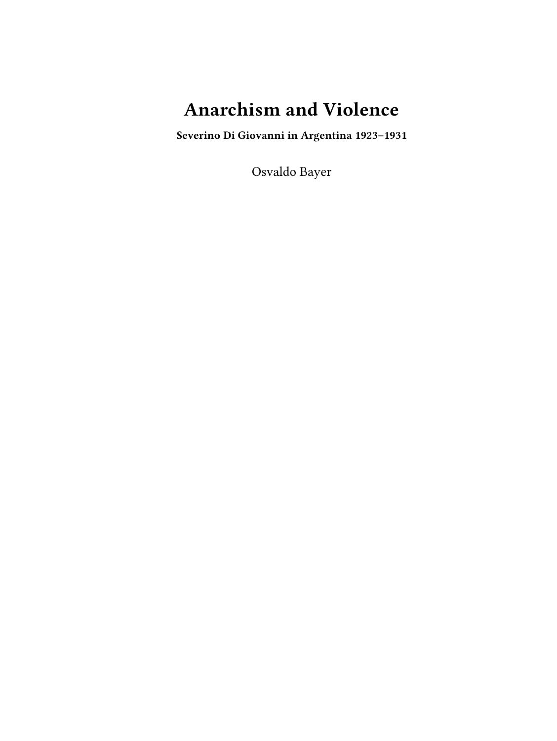# Anarchism and Violence

**Severino Di Giovanni in Argentina 1923–1931**

Osvaldo Bayer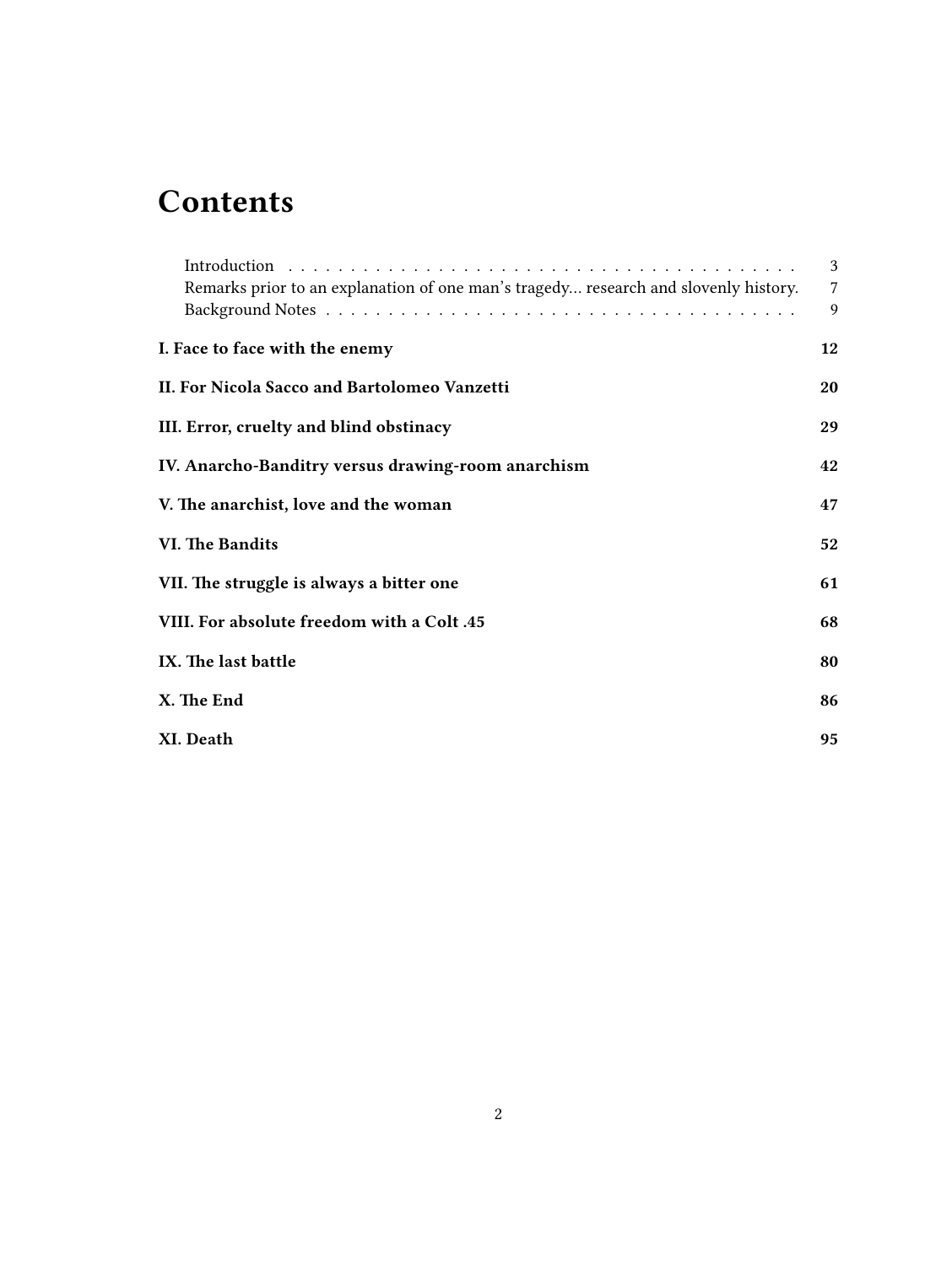# Contents

- Introduction . . . . . 3
- Remarks prior to an explanation of one man's tragedy… research and slovenly history. 7
- Background Notes . . . . . 9

**I. Face to face with the enemy** **12**

**II. For Nicola Sacco and Bartolomeo Vanzetti** **20**

**III. Error, cruelty and blind obstinacy** **29**

**IV. Anarcho-Banditry versus drawing-room anarchism** **42**

**V. The anarchist, love and the woman** **47**

**VI. The Bandits** **52**

**VII. The struggle is always a bitter one** **61**

**VIII. For absolute freedom with a Colt .45** **68**

**IX. The last battle** **80**

**X. The End** **86**

**XI. Death** **95**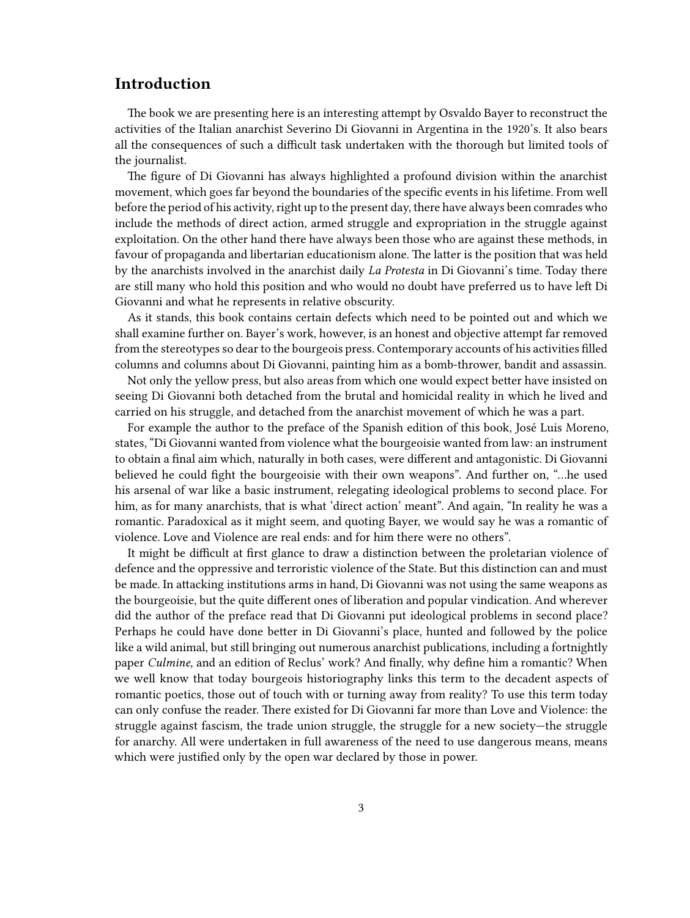## Introduction

The book we are presenting here is an interesting attempt by Osvaldo Bayer to reconstruct the activities of the Italian anarchist Severino Di Giovanni in Argentina in the 1920's. It also bears all the consequences of such a difficult task undertaken with the thorough but limited tools of the journalist.

The figure of Di Giovanni has always highlighted a profound division within the anarchist movement, which goes far beyond the boundaries of the specific events in his lifetime. From well before the period of his activity, right up to the present day, there have always been comrades who include the methods of direct action, armed struggle and expropriation in the struggle against exploitation. On the other hand there have always been those who are against these methods, in favour of propaganda and libertarian educationism alone. The latter is the position that was held by the anarchists involved in the anarchist daily *La Protesta* in Di Giovanni's time. Today there are still many who hold this position and who would no doubt have preferred us to have left Di Giovanni and what he represents in relative obscurity.

As it stands, this book contains certain defects which need to be pointed out and which we shall examine further on. Bayer's work, however, is an honest and objective attempt far removed from the stereotypes so dear to the bourgeois press. Contemporary accounts of his activities filled columns and columns about Di Giovanni, painting him as a bomb-thrower, bandit and assassin.

Not only the yellow press, but also areas from which one would expect better have insisted on seeing Di Giovanni both detached from the brutal and homicidal reality in which he lived and carried on his struggle, and detached from the anarchist movement of which he was a part.

For example the author to the preface of the Spanish edition of this book, José Luis Moreno, states, "Di Giovanni wanted from violence what the bourgeoisie wanted from law: an instrument to obtain a final aim which, naturally in both cases, were different and antagonistic. Di Giovanni believed he could fight the bourgeoisie with their own weapons". And further on, "…he used his arsenal of war like a basic instrument, relegating ideological problems to second place. For him, as for many anarchists, that is what 'direct action' meant". And again, "In reality he was a romantic. Paradoxical as it might seem, and quoting Bayer, we would say he was a romantic of violence. Love and Violence are real ends: and for him there were no others".

It might be difficult at first glance to draw a distinction between the proletarian violence of defence and the oppressive and terroristic violence of the State. But this distinction can and must be made. In attacking institutions arms in hand, Di Giovanni was not using the same weapons as the bourgeoisie, but the quite different ones of liberation and popular vindication. And wherever did the author of the preface read that Di Giovanni put ideological problems in second place? Perhaps he could have done better in Di Giovanni's place, hunted and followed by the police like a wild animal, but still bringing out numerous anarchist publications, including a fortnightly paper *Culmine*, and an edition of Reclus' work? And finally, why define him a romantic? When we well know that today bourgeois historiography links this term to the decadent aspects of romantic poetics, those out of touch with or turning away from reality? To use this term today can only confuse the reader. There existed for Di Giovanni far more than Love and Violence: the struggle against fascism, the trade union struggle, the struggle for a new society—the struggle for anarchy. All were undertaken in full awareness of the need to use dangerous means, means which were justified only by the open war declared by those in power.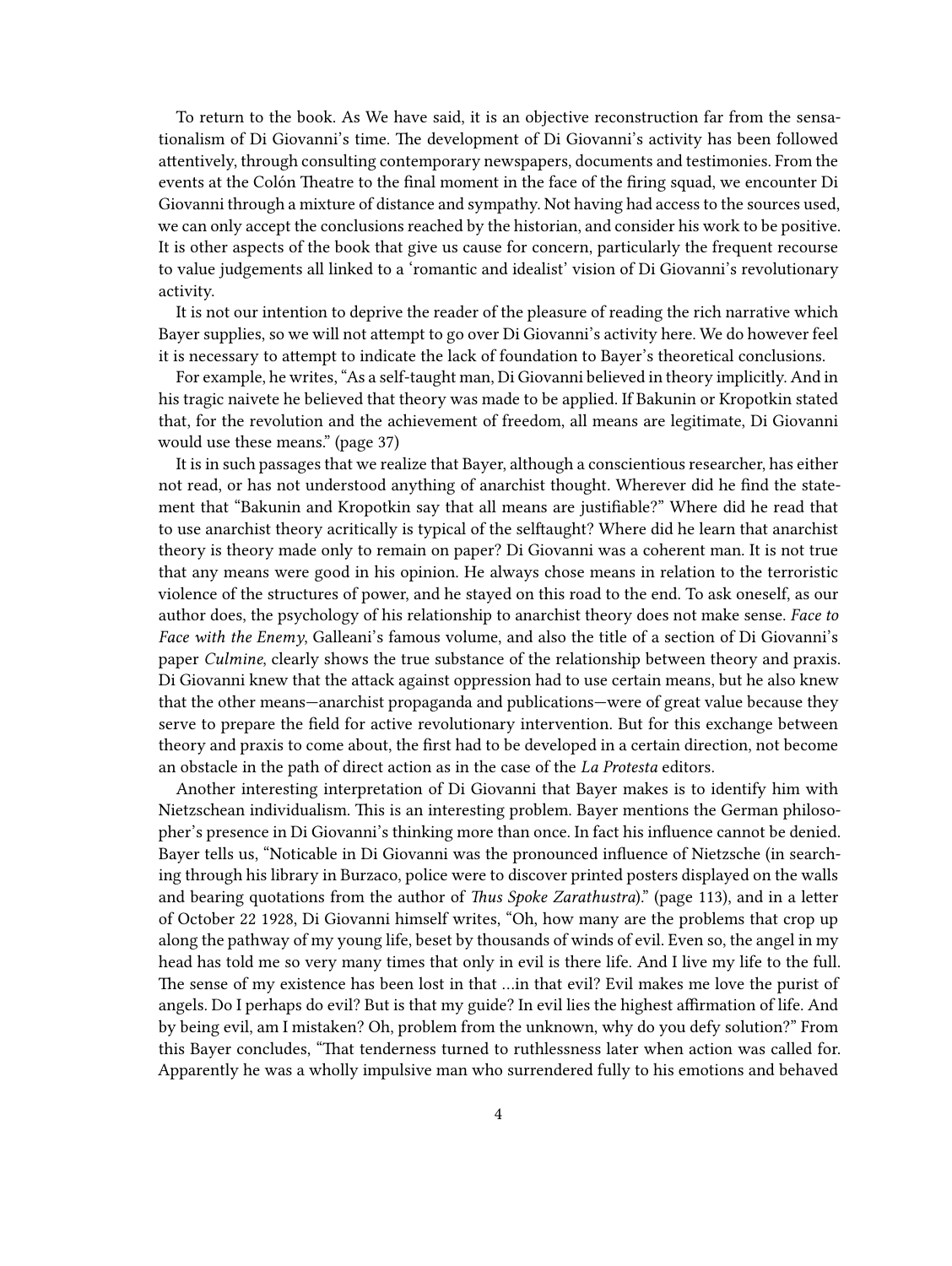To return to the book. As We have said, it is an objective reconstruction far from the sensationalism of Di Giovanni's time. The development of Di Giovanni's activity has been followed attentively, through consulting contemporary newspapers, documents and testimonies. From the events at the Colón Theatre to the final moment in the face of the firing squad, we encounter Di Giovanni through a mixture of distance and sympathy. Not having had access to the sources used, we can only accept the conclusions reached by the historian, and consider his work to be positive. It is other aspects of the book that give us cause for concern, particularly the frequent recourse to value judgements all linked to a 'romantic and idealist' vision of Di Giovanni's revolutionary activity.

It is not our intention to deprive the reader of the pleasure of reading the rich narrative which Bayer supplies, so we will not attempt to go over Di Giovanni's activity here. We do however feel it is necessary to attempt to indicate the lack of foundation to Bayer's theoretical conclusions.

For example, he writes, "As a self-taught man, Di Giovanni believed in theory implicitly. And in his tragic naivete he believed that theory was made to be applied. If Bakunin or Kropotkin stated that, for the revolution and the achievement of freedom, all means are legitimate, Di Giovanni would use these means." (page 37)

It is in such passages that we realize that Bayer, although a conscientious researcher, has either not read, or has not understood anything of anarchist thought. Wherever did he find the statement that "Bakunin and Kropotkin say that all means are justifiable?" Where did he read that to use anarchist theory acritically is typical of the selftaught? Where did he learn that anarchist theory is theory made only to remain on paper? Di Giovanni was a coherent man. It is not true that any means were good in his opinion. He always chose means in relation to the terroristic violence of the structures of power, and he stayed on this road to the end. To ask oneself, as our author does, the psychology of his relationship to anarchist theory does not make sense. *Face to Face with the Enemy*, Galleani's famous volume, and also the title of a section of Di Giovanni's paper *Culmine*, clearly shows the true substance of the relationship between theory and praxis. Di Giovanni knew that the attack against oppression had to use certain means, but he also knew that the other means—anarchist propaganda and publications—were of great value because they serve to prepare the field for active revolutionary intervention. But for this exchange between theory and praxis to come about, the first had to be developed in a certain direction, not become an obstacle in the path of direct action as in the case of the *La Protesta* editors.

Another interesting interpretation of Di Giovanni that Bayer makes is to identify him with Nietzschean individualism. This is an interesting problem. Bayer mentions the German philosopher's presence in Di Giovanni's thinking more than once. In fact his influence cannot be denied. Bayer tells us, "Noticable in Di Giovanni was the pronounced influence of Nietzsche (in searching through his library in Burzaco, police were to discover printed posters displayed on the walls and bearing quotations from the author of *Thus Spoke Zarathustra*)." (page 113), and in a letter of October 22 1928, Di Giovanni himself writes, "Oh, how many are the problems that crop up along the pathway of my young life, beset by thousands of winds of evil. Even so, the angel in my head has told me so very many times that only in evil is there life. And I live my life to the full. The sense of my existence has been lost in that …in that evil? Evil makes me love the purist of angels. Do I perhaps do evil? But is that my guide? In evil lies the highest affirmation of life. And by being evil, am I mistaken? Oh, problem from the unknown, why do you defy solution?" From this Bayer concludes, "That tenderness turned to ruthlessness later when action was called for. Apparently he was a wholly impulsive man who surrendered fully to his emotions and behaved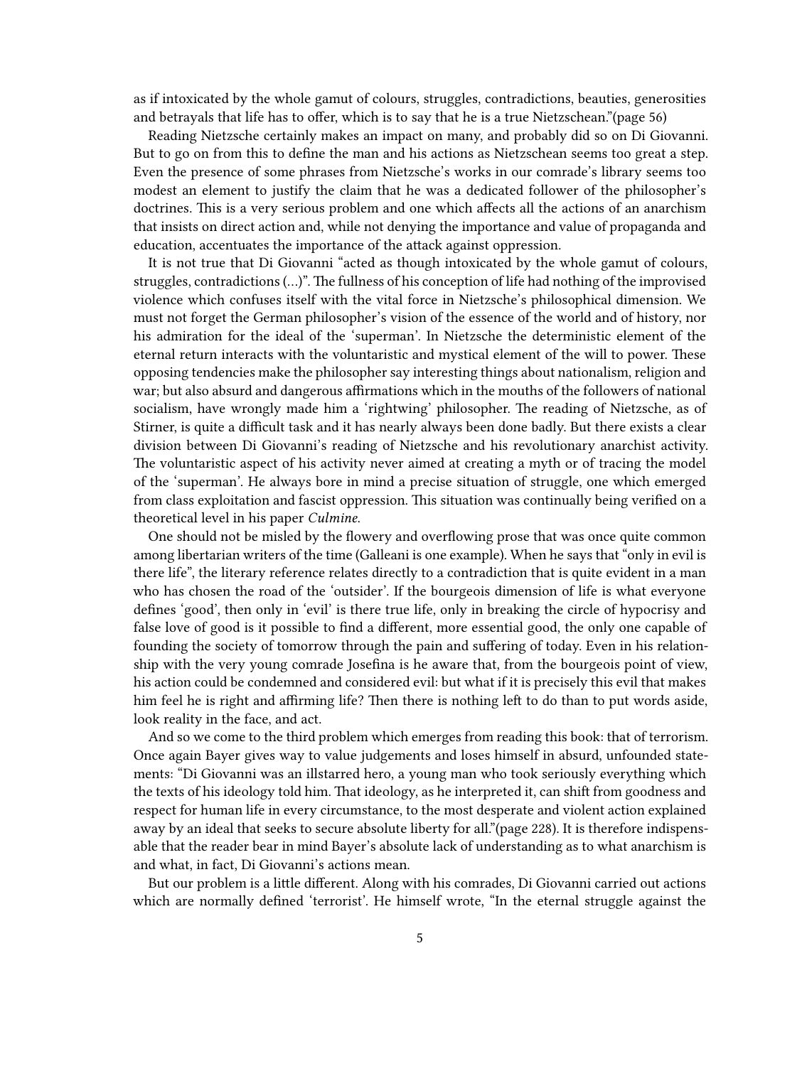as if intoxicated by the whole gamut of colours, struggles, contradictions, beauties, generosities and betrayals that life has to offer, which is to say that he is a true Nietzschean."(page 56)

Reading Nietzsche certainly makes an impact on many, and probably did so on Di Giovanni. But to go on from this to define the man and his actions as Nietzschean seems too great a step. Even the presence of some phrases from Nietzsche's works in our comrade's library seems too modest an element to justify the claim that he was a dedicated follower of the philosopher's doctrines. This is a very serious problem and one which affects all the actions of an anarchism that insists on direct action and, while not denying the importance and value of propaganda and education, accentuates the importance of the attack against oppression.

It is not true that Di Giovanni "acted as though intoxicated by the whole gamut of colours, struggles, contradictions (…)". The fullness of his conception of life had nothing of the improvised violence which confuses itself with the vital force in Nietzsche's philosophical dimension. We must not forget the German philosopher's vision of the essence of the world and of history, nor his admiration for the ideal of the 'superman'. In Nietzsche the deterministic element of the eternal return interacts with the voluntaristic and mystical element of the will to power. These opposing tendencies make the philosopher say interesting things about nationalism, religion and war; but also absurd and dangerous affirmations which in the mouths of the followers of national socialism, have wrongly made him a 'rightwing' philosopher. The reading of Nietzsche, as of Stirner, is quite a difficult task and it has nearly always been done badly. But there exists a clear division between Di Giovanni's reading of Nietzsche and his revolutionary anarchist activity. The voluntaristic aspect of his activity never aimed at creating a myth or of tracing the model of the 'superman'. He always bore in mind a precise situation of struggle, one which emerged from class exploitation and fascist oppression. This situation was continually being verified on a theoretical level in his paper *Culmine*.

One should not be misled by the flowery and overflowing prose that was once quite common among libertarian writers of the time (Galleani is one example). When he says that "only in evil is there life", the literary reference relates directly to a contradiction that is quite evident in a man who has chosen the road of the 'outsider'. If the bourgeois dimension of life is what everyone defines 'good', then only in 'evil' is there true life, only in breaking the circle of hypocrisy and false love of good is it possible to find a different, more essential good, the only one capable of founding the society of tomorrow through the pain and suffering of today. Even in his relationship with the very young comrade Josefina is he aware that, from the bourgeois point of view, his action could be condemned and considered evil: but what if it is precisely this evil that makes him feel he is right and affirming life? Then there is nothing left to do than to put words aside, look reality in the face, and act.

And so we come to the third problem which emerges from reading this book: that of terrorism. Once again Bayer gives way to value judgements and loses himself in absurd, unfounded statements: "Di Giovanni was an illstarred hero, a young man who took seriously everything which the texts of his ideology told him. That ideology, as he interpreted it, can shift from goodness and respect for human life in every circumstance, to the most desperate and violent action explained away by an ideal that seeks to secure absolute liberty for all."(page 228). It is therefore indispensable that the reader bear in mind Bayer's absolute lack of understanding as to what anarchism is and what, in fact, Di Giovanni's actions mean.

But our problem is a little different. Along with his comrades, Di Giovanni carried out actions which are normally defined 'terrorist'. He himself wrote, "In the eternal struggle against the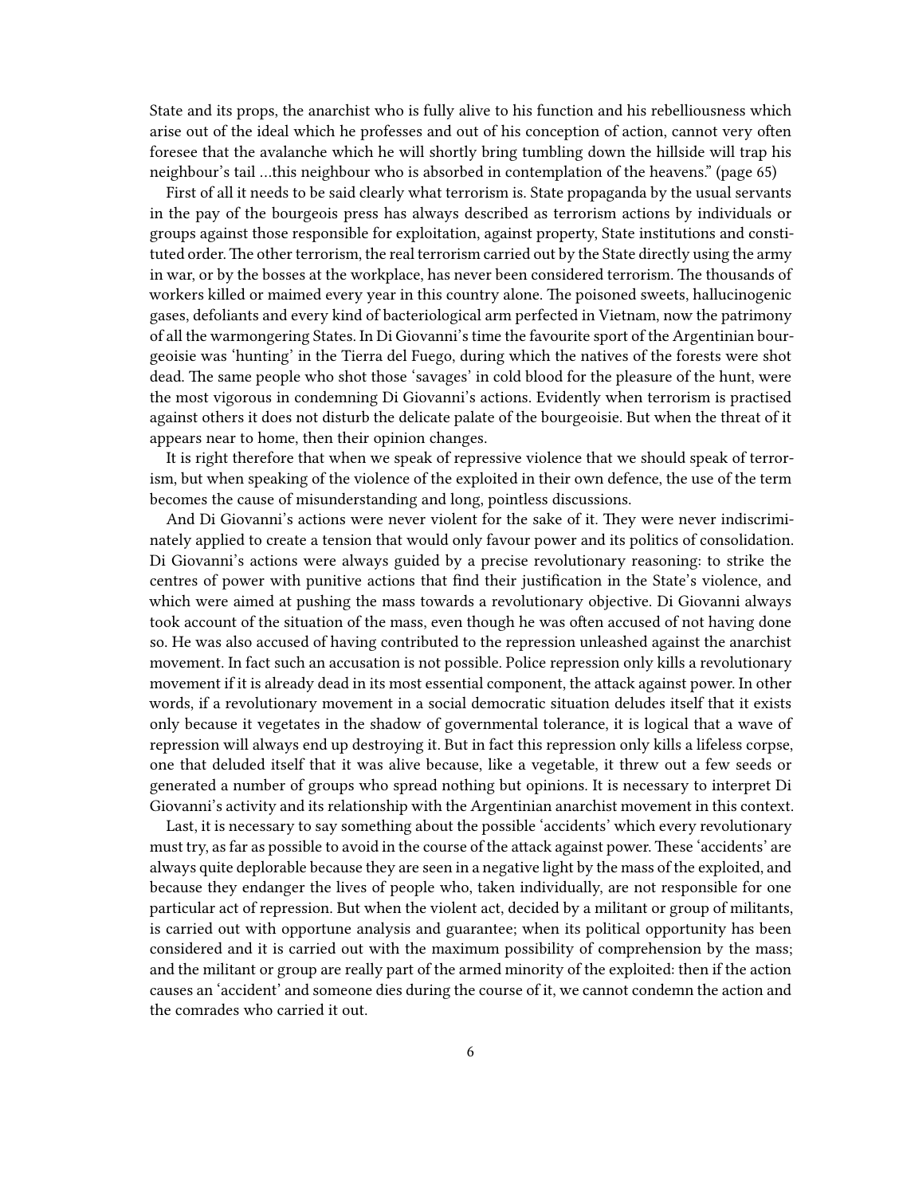State and its props, the anarchist who is fully alive to his function and his rebelliousness which arise out of the ideal which he professes and out of his conception of action, cannot very often foresee that the avalanche which he will shortly bring tumbling down the hillside will trap his neighbour's tail …this neighbour who is absorbed in contemplation of the heavens." (page 65)

First of all it needs to be said clearly what terrorism is. State propaganda by the usual servants in the pay of the bourgeois press has always described as terrorism actions by individuals or groups against those responsible for exploitation, against property, State institutions and constituted order. The other terrorism, the real terrorism carried out by the State directly using the army in war, or by the bosses at the workplace, has never been considered terrorism. The thousands of workers killed or maimed every year in this country alone. The poisoned sweets, hallucinogenic gases, defoliants and every kind of bacteriological arm perfected in Vietnam, now the patrimony of all the warmongering States. In Di Giovanni's time the favourite sport of the Argentinian bourgeoisie was 'hunting' in the Tierra del Fuego, during which the natives of the forests were shot dead. The same people who shot those 'savages' in cold blood for the pleasure of the hunt, were the most vigorous in condemning Di Giovanni's actions. Evidently when terrorism is practised against others it does not disturb the delicate palate of the bourgeoisie. But when the threat of it appears near to home, then their opinion changes.

It is right therefore that when we speak of repressive violence that we should speak of terrorism, but when speaking of the violence of the exploited in their own defence, the use of the term becomes the cause of misunderstanding and long, pointless discussions.

And Di Giovanni's actions were never violent for the sake of it. They were never indiscriminately applied to create a tension that would only favour power and its politics of consolidation. Di Giovanni's actions were always guided by a precise revolutionary reasoning: to strike the centres of power with punitive actions that find their justification in the State's violence, and which were aimed at pushing the mass towards a revolutionary objective. Di Giovanni always took account of the situation of the mass, even though he was often accused of not having done so. He was also accused of having contributed to the repression unleashed against the anarchist movement. In fact such an accusation is not possible. Police repression only kills a revolutionary movement if it is already dead in its most essential component, the attack against power. In other words, if a revolutionary movement in a social democratic situation deludes itself that it exists only because it vegetates in the shadow of governmental tolerance, it is logical that a wave of repression will always end up destroying it. But in fact this repression only kills a lifeless corpse, one that deluded itself that it was alive because, like a vegetable, it threw out a few seeds or generated a number of groups who spread nothing but opinions. It is necessary to interpret Di Giovanni's activity and its relationship with the Argentinian anarchist movement in this context.

Last, it is necessary to say something about the possible 'accidents' which every revolutionary must try, as far as possible to avoid in the course of the attack against power. These 'accidents' are always quite deplorable because they are seen in a negative light by the mass of the exploited, and because they endanger the lives of people who, taken individually, are not responsible for one particular act of repression. But when the violent act, decided by a militant or group of militants, is carried out with opportune analysis and guarantee; when its political opportunity has been considered and it is carried out with the maximum possibility of comprehension by the mass; and the militant or group are really part of the armed minority of the exploited: then if the action causes an 'accident' and someone dies during the course of it, we cannot condemn the action and the comrades who carried it out.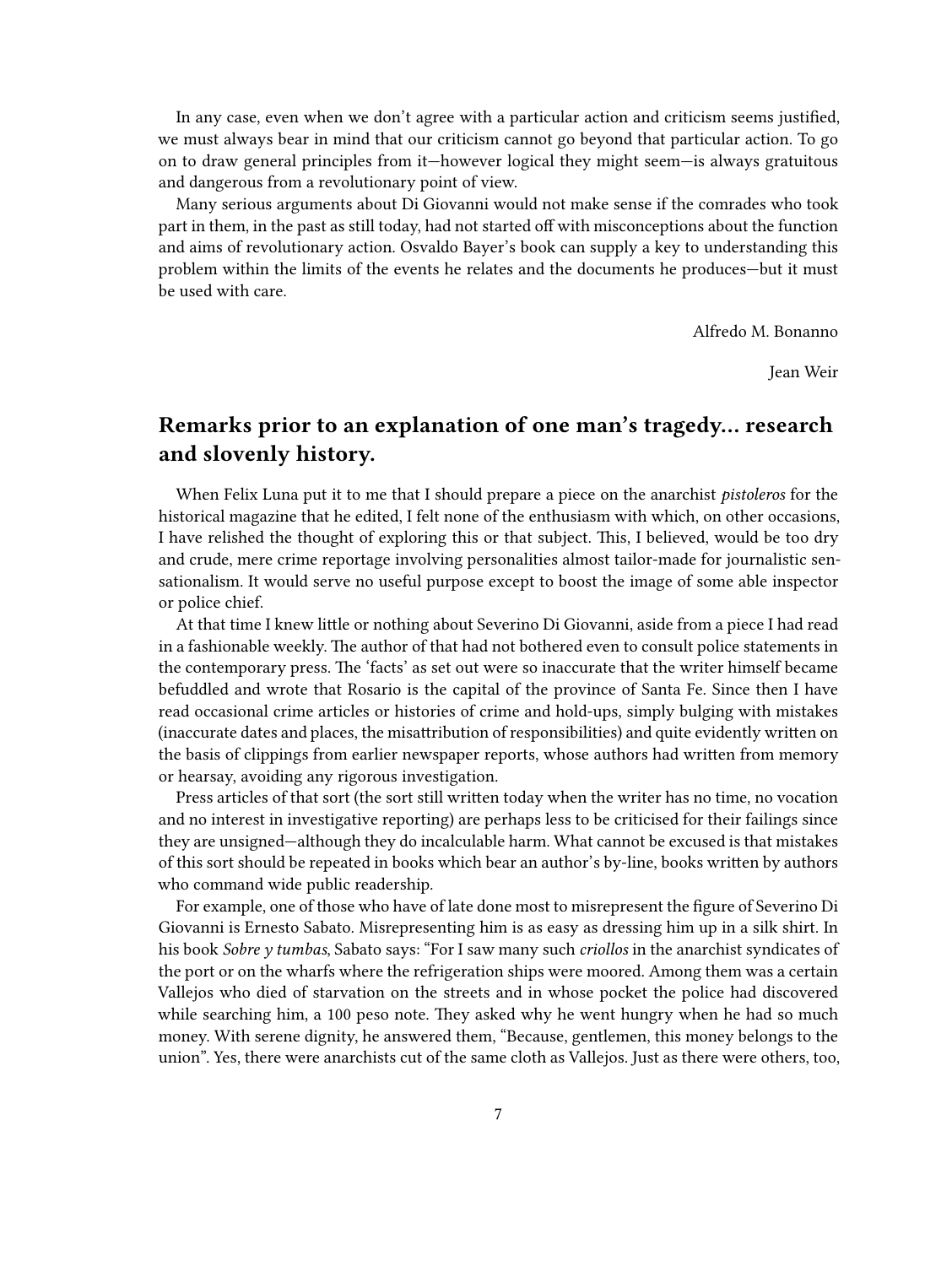In any case, even when we don't agree with a particular action and criticism seems justified, we must always bear in mind that our criticism cannot go beyond that particular action. To go on to draw general principles from it—however logical they might seem—is always gratuitous and dangerous from a revolutionary point of view.

Many serious arguments about Di Giovanni would not make sense if the comrades who took part in them, in the past as still today, had not started off with misconceptions about the function and aims of revolutionary action. Osvaldo Bayer's book can supply a key to understanding this problem within the limits of the events he relates and the documents he produces—but it must be used with care.

Alfredo M. Bonanno

Jean Weir

## Remarks prior to an explanation of one man's tragedy... research and slovenly history.

When Felix Luna put it to me that I should prepare a piece on the anarchist *pistoleros* for the historical magazine that he edited, I felt none of the enthusiasm with which, on other occasions, I have relished the thought of exploring this or that subject. This, I believed, would be too dry and crude, mere crime reportage involving personalities almost tailor-made for journalistic sensationalism. It would serve no useful purpose except to boost the image of some able inspector or police chief.

At that time I knew little or nothing about Severino Di Giovanni, aside from a piece I had read in a fashionable weekly. The author of that had not bothered even to consult police statements in the contemporary press. The 'facts' as set out were so inaccurate that the writer himself became befuddled and wrote that Rosario is the capital of the province of Santa Fe. Since then I have read occasional crime articles or histories of crime and hold-ups, simply bulging with mistakes (inaccurate dates and places, the misattribution of responsibilities) and quite evidently written on the basis of clippings from earlier newspaper reports, whose authors had written from memory or hearsay, avoiding any rigorous investigation.

Press articles of that sort (the sort still written today when the writer has no time, no vocation and no interest in investigative reporting) are perhaps less to be criticised for their failings since they are unsigned—although they do incalculable harm. What cannot be excused is that mistakes of this sort should be repeated in books which bear an author's by-line, books written by authors who command wide public readership.

For example, one of those who have of late done most to misrepresent the figure of Severino Di Giovanni is Ernesto Sabato. Misrepresenting him is as easy as dressing him up in a silk shirt. In his book *Sobre y tumbas*, Sabato says: "For I saw many such *criollos* in the anarchist syndicates of the port or on the wharfs where the refrigeration ships were moored. Among them was a certain Vallejos who died of starvation on the streets and in whose pocket the police had discovered while searching him, a 100 peso note. They asked why he went hungry when he had so much money. With serene dignity, he answered them, "Because, gentlemen, this money belongs to the union". Yes, there were anarchists cut of the same cloth as Vallejos. Just as there were others, too,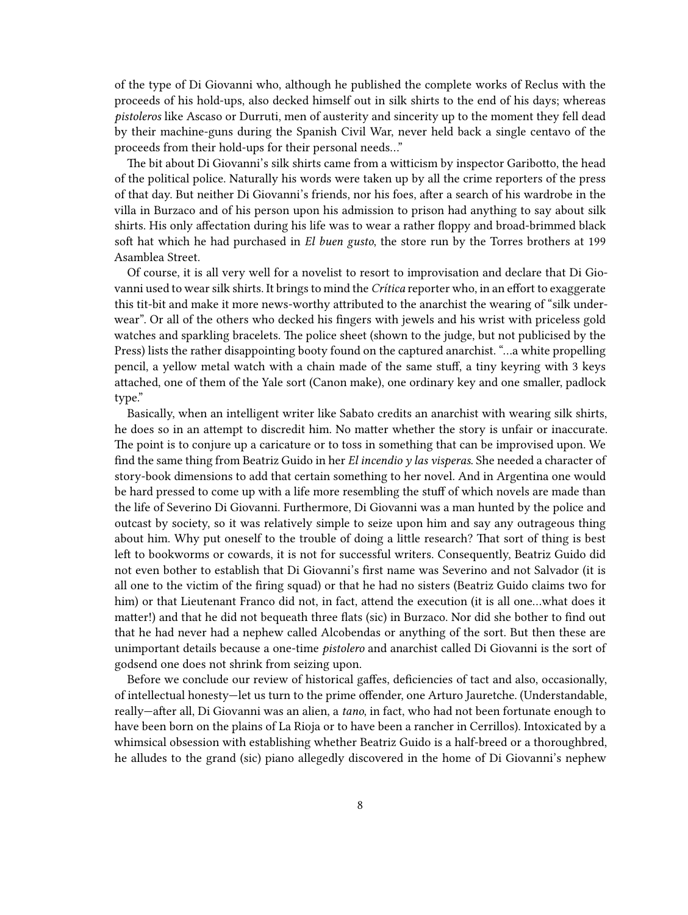of the type of Di Giovanni who, although he published the complete works of Reclus with the proceeds of his hold-ups, also decked himself out in silk shirts to the end of his days; whereas *pistoleros* like Ascaso or Durruti, men of austerity and sincerity up to the moment they fell dead by their machine-guns during the Spanish Civil War, never held back a single centavo of the proceeds from their hold-ups for their personal needs…"

The bit about Di Giovanni's silk shirts came from a witticism by inspector Garibotto, the head of the political police. Naturally his words were taken up by all the crime reporters of the press of that day. But neither Di Giovanni's friends, nor his foes, after a search of his wardrobe in the villa in Burzaco and of his person upon his admission to prison had anything to say about silk shirts. His only affectation during his life was to wear a rather floppy and broad-brimmed black soft hat which he had purchased in *El buen gusto*, the store run by the Torres brothers at 199 Asamblea Street.

Of course, it is all very well for a novelist to resort to improvisation and declare that Di Giovanni used to wear silk shirts. It brings to mind the *Crítica* reporter who, in an effort to exaggerate this tit-bit and make it more news-worthy attributed to the anarchist the wearing of "silk underwear". Or all of the others who decked his fingers with jewels and his wrist with priceless gold watches and sparkling bracelets. The police sheet (shown to the judge, but not publicised by the Press) lists the rather disappointing booty found on the captured anarchist. "…a white propelling pencil, a yellow metal watch with a chain made of the same stuff, a tiny keyring with 3 keys attached, one of them of the Yale sort (Canon make), one ordinary key and one smaller, padlock type."

Basically, when an intelligent writer like Sabato credits an anarchist with wearing silk shirts, he does so in an attempt to discredit him. No matter whether the story is unfair or inaccurate. The point is to conjure up a caricature or to toss in something that can be improvised upon. We find the same thing from Beatriz Guido in her *El incendio y las visperas*. She needed a character of story-book dimensions to add that certain something to her novel. And in Argentina one would be hard pressed to come up with a life more resembling the stuff of which novels are made than the life of Severino Di Giovanni. Furthermore, Di Giovanni was a man hunted by the police and outcast by society, so it was relatively simple to seize upon him and say any outrageous thing about him. Why put oneself to the trouble of doing a little research? That sort of thing is best left to bookworms or cowards, it is not for successful writers. Consequently, Beatriz Guido did not even bother to establish that Di Giovanni's first name was Severino and not Salvador (it is all one to the victim of the firing squad) or that he had no sisters (Beatriz Guido claims two for him) or that Lieutenant Franco did not, in fact, attend the execution (it is all one…what does it matter!) and that he did not bequeath three flats (sic) in Burzaco. Nor did she bother to find out that he had never had a nephew called Alcobendas or anything of the sort. But then these are unimportant details because a one-time *pistolero* and anarchist called Di Giovanni is the sort of godsend one does not shrink from seizing upon.

Before we conclude our review of historical gaffes, deficiencies of tact and also, occasionally, of intellectual honesty—let us turn to the prime offender, one Arturo Jauretche. (Understandable, really—after all, Di Giovanni was an alien, a *tano*, in fact, who had not been fortunate enough to have been born on the plains of La Rioja or to have been a rancher in Cerrillos). Intoxicated by a whimsical obsession with establishing whether Beatriz Guido is a half-breed or a thoroughbred, he alludes to the grand (sic) piano allegedly discovered in the home of Di Giovanni's nephew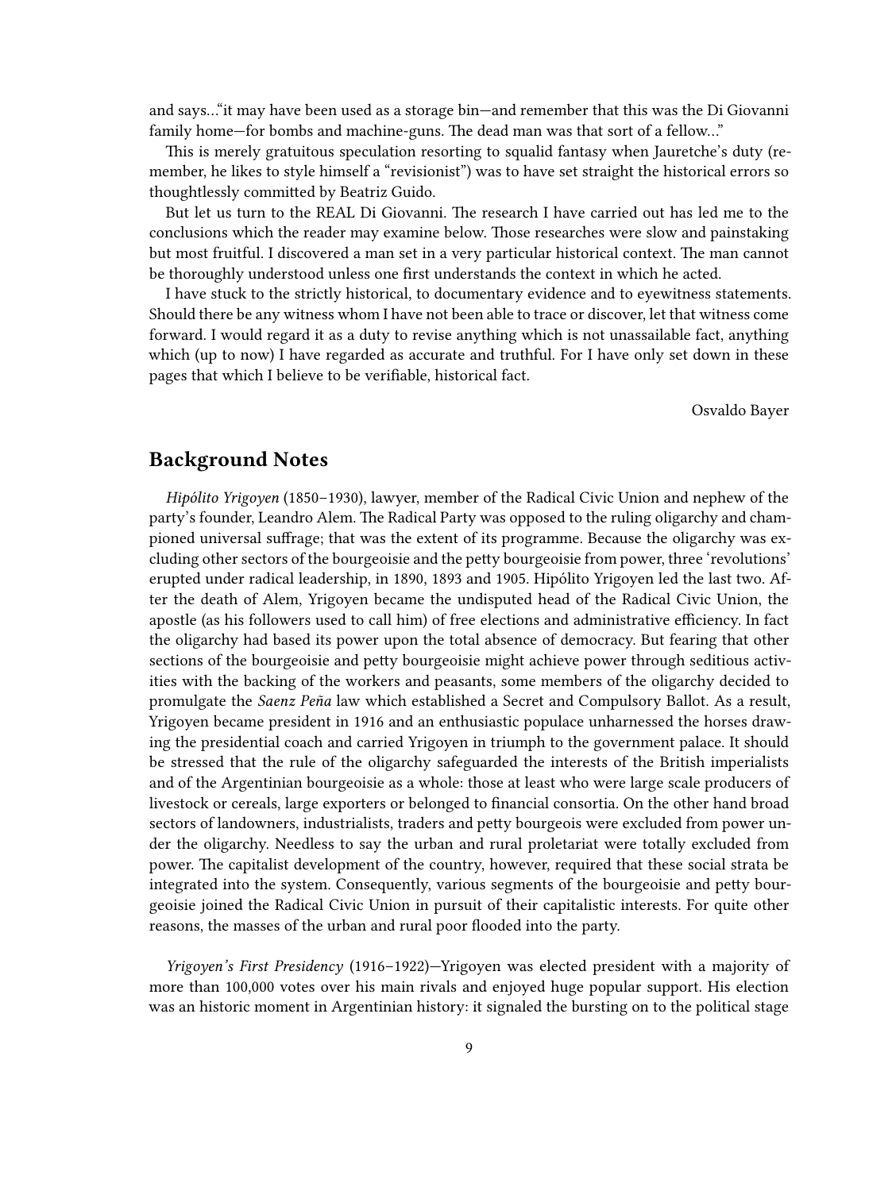and says…"it may have been used as a storage bin—and remember that this was the Di Giovanni family home—for bombs and machine-guns. The dead man was that sort of a fellow…"

This is merely gratuitous speculation resorting to squalid fantasy when Jauretche's duty (remember, he likes to style himself a "revisionist") was to have set straight the historical errors so thoughtlessly committed by Beatriz Guido.

But let us turn to the REAL Di Giovanni. The research I have carried out has led me to the conclusions which the reader may examine below. Those researches were slow and painstaking but most fruitful. I discovered a man set in a very particular historical context. The man cannot be thoroughly understood unless one first understands the context in which he acted.

I have stuck to the strictly historical, to documentary evidence and to eyewitness statements. Should there be any witness whom I have not been able to trace or discover, let that witness come forward. I would regard it as a duty to revise anything which is not unassailable fact, anything which (up to now) I have regarded as accurate and truthful. For I have only set down in these pages that which I believe to be verifiable, historical fact.

Osvaldo Bayer

## Background Notes

*Hipólito Yrigoyen* (1850–1930), lawyer, member of the Radical Civic Union and nephew of the party's founder, Leandro Alem. The Radical Party was opposed to the ruling oligarchy and championed universal suffrage; that was the extent of its programme. Because the oligarchy was excluding other sectors of the bourgeoisie and the petty bourgeoisie from power, three 'revolutions' erupted under radical leadership, in 1890, 1893 and 1905. Hipólito Yrigoyen led the last two. After the death of Alem, Yrigoyen became the undisputed head of the Radical Civic Union, the apostle (as his followers used to call him) of free elections and administrative efficiency. In fact the oligarchy had based its power upon the total absence of democracy. But fearing that other sections of the bourgeoisie and petty bourgeoisie might achieve power through seditious activities with the backing of the workers and peasants, some members of the oligarchy decided to promulgate the *Saenz Peña* law which established a Secret and Compulsory Ballot. As a result, Yrigoyen became president in 1916 and an enthusiastic populace unharnessed the horses drawing the presidential coach and carried Yrigoyen in triumph to the government palace. It should be stressed that the rule of the oligarchy safeguarded the interests of the British imperialists and of the Argentinian bourgeoisie as a whole: those at least who were large scale producers of livestock or cereals, large exporters or belonged to financial consortia. On the other hand broad sectors of landowners, industrialists, traders and petty bourgeois were excluded from power under the oligarchy. Needless to say the urban and rural proletariat were totally excluded from power. The capitalist development of the country, however, required that these social strata be integrated into the system. Consequently, various segments of the bourgeoisie and petty bourgeoisie joined the Radical Civic Union in pursuit of their capitalistic interests. For quite other reasons, the masses of the urban and rural poor flooded into the party.

*Yrigoyen's First Presidency* (1916–1922)—Yrigoyen was elected president with a majority of more than 100,000 votes over his main rivals and enjoyed huge popular support. His election was an historic moment in Argentinian history: it signaled the bursting on to the political stage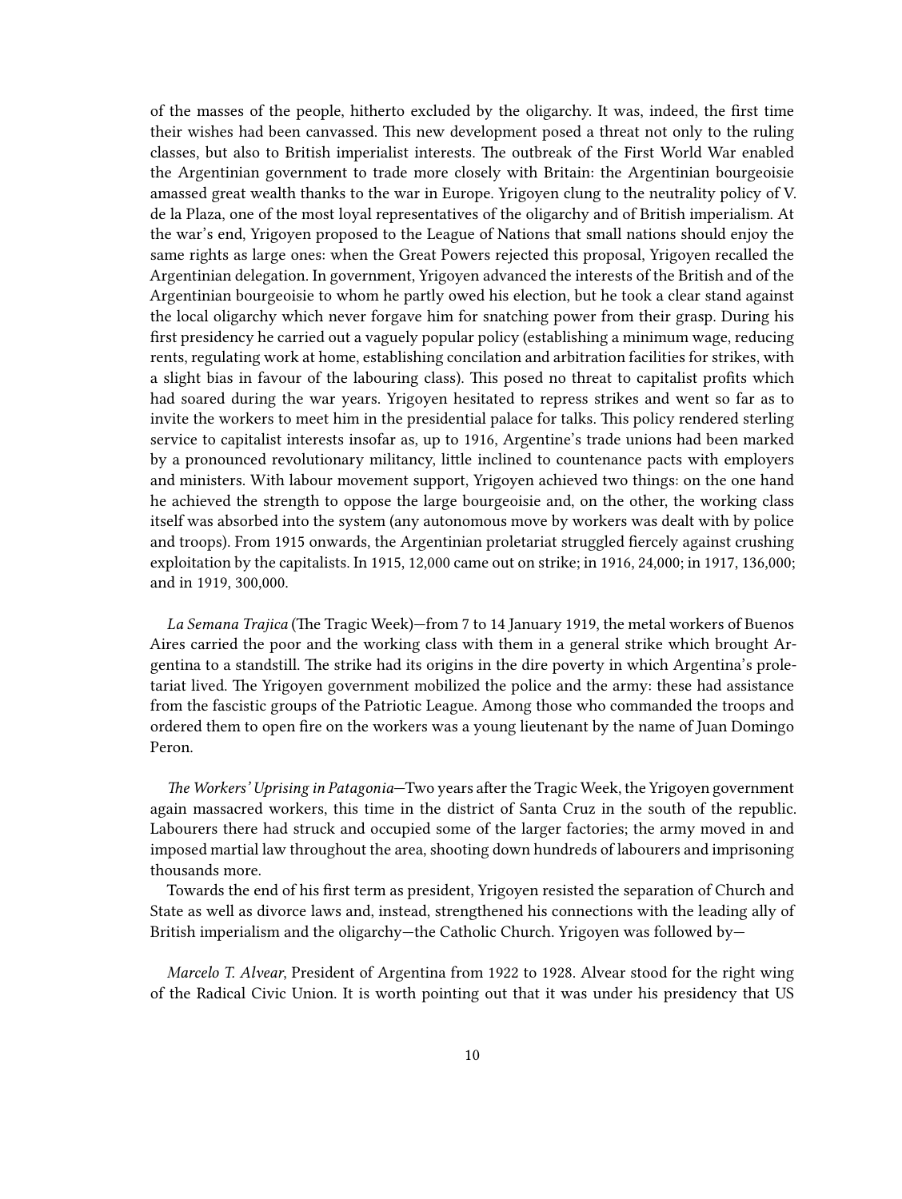of the masses of the people, hitherto excluded by the oligarchy. It was, indeed, the first time their wishes had been canvassed. This new development posed a threat not only to the ruling classes, but also to British imperialist interests. The outbreak of the First World War enabled the Argentinian government to trade more closely with Britain: the Argentinian bourgeoisie amassed great wealth thanks to the war in Europe. Yrigoyen clung to the neutrality policy of V. de la Plaza, one of the most loyal representatives of the oligarchy and of British imperialism. At the war's end, Yrigoyen proposed to the League of Nations that small nations should enjoy the same rights as large ones: when the Great Powers rejected this proposal, Yrigoyen recalled the Argentinian delegation. In government, Yrigoyen advanced the interests of the British and of the Argentinian bourgeoisie to whom he partly owed his election, but he took a clear stand against the local oligarchy which never forgave him for snatching power from their grasp. During his first presidency he carried out a vaguely popular policy (establishing a minimum wage, reducing rents, regulating work at home, establishing concilation and arbitration facilities for strikes, with a slight bias in favour of the labouring class). This posed no threat to capitalist profits which had soared during the war years. Yrigoyen hesitated to repress strikes and went so far as to invite the workers to meet him in the presidential palace for talks. This policy rendered sterling service to capitalist interests insofar as, up to 1916, Argentine's trade unions had been marked by a pronounced revolutionary militancy, little inclined to countenance pacts with employers and ministers. With labour movement support, Yrigoyen achieved two things: on the one hand he achieved the strength to oppose the large bourgeoisie and, on the other, the working class itself was absorbed into the system (any autonomous move by workers was dealt with by police and troops). From 1915 onwards, the Argentinian proletariat struggled fiercely against crushing exploitation by the capitalists. In 1915, 12,000 came out on strike; in 1916, 24,000; in 1917, 136,000; and in 1919, 300,000.

*La Semana Trajica* (The Tragic Week)—from 7 to 14 January 1919, the metal workers of Buenos Aires carried the poor and the working class with them in a general strike which brought Argentina to a standstill. The strike had its origins in the dire poverty in which Argentina's proletariat lived. The Yrigoyen government mobilized the police and the army: these had assistance from the fascistic groups of the Patriotic League. Among those who commanded the troops and ordered them to open fire on the workers was a young lieutenant by the name of Juan Domingo Peron.

*The Workers' Uprising in Patagonia*—Two years after the Tragic Week, the Yrigoyen government again massacred workers, this time in the district of Santa Cruz in the south of the republic. Labourers there had struck and occupied some of the larger factories; the army moved in and imposed martial law throughout the area, shooting down hundreds of labourers and imprisoning thousands more.

Towards the end of his first term as president, Yrigoyen resisted the separation of Church and State as well as divorce laws and, instead, strengthened his connections with the leading ally of British imperialism and the oligarchy—the Catholic Church. Yrigoyen was followed by—

*Marcelo T. Alvear*, President of Argentina from 1922 to 1928. Alvear stood for the right wing of the Radical Civic Union. It is worth pointing out that it was under his presidency that US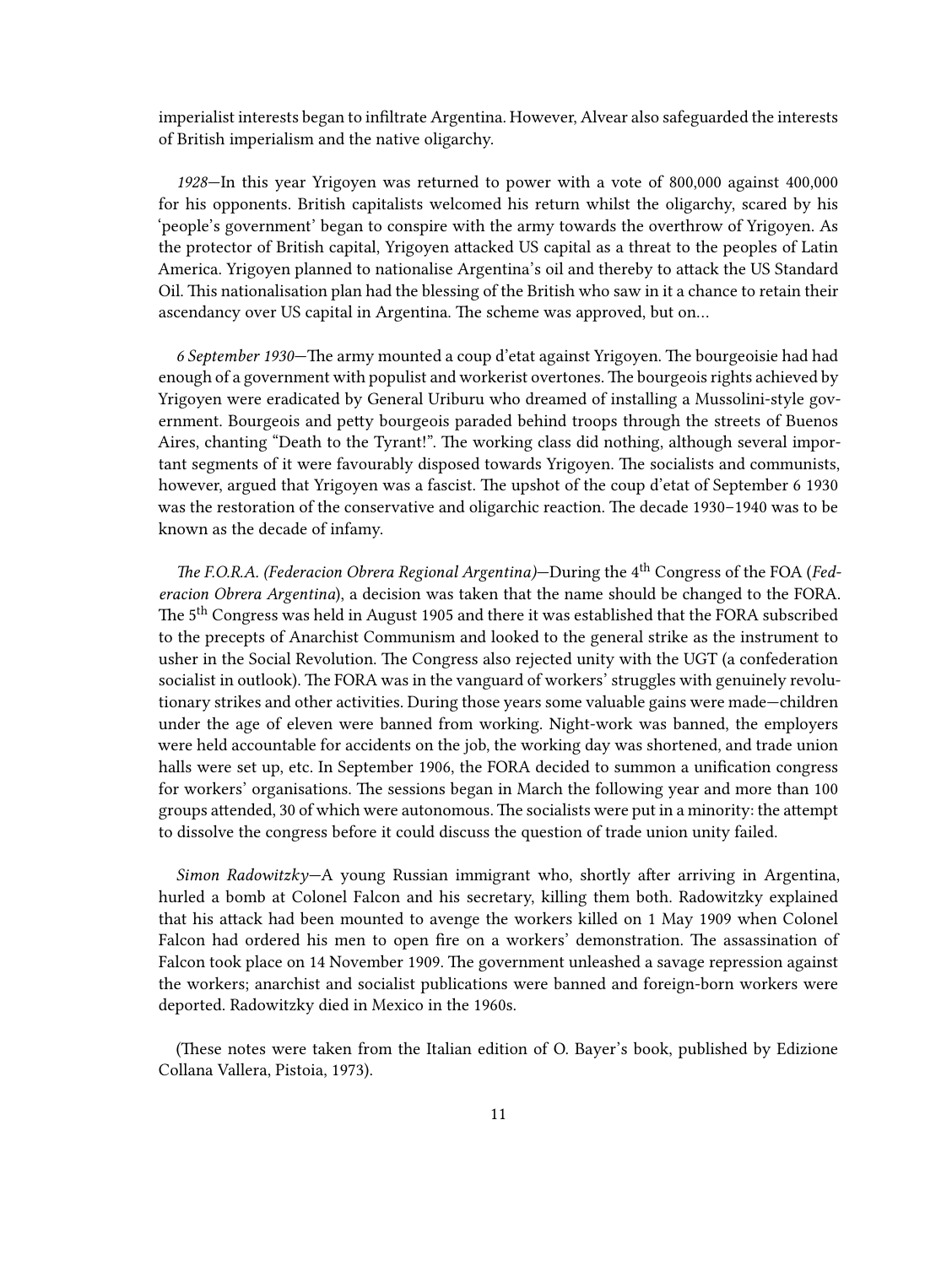imperialist interests began to infiltrate Argentina. However, Alvear also safeguarded the interests of British imperialism and the native oligarchy.

*1928*—In this year Yrigoyen was returned to power with a vote of 800,000 against 400,000 for his opponents. British capitalists welcomed his return whilst the oligarchy, scared by his 'people's government' began to conspire with the army towards the overthrow of Yrigoyen. As the protector of British capital, Yrigoyen attacked US capital as a threat to the peoples of Latin America. Yrigoyen planned to nationalise Argentina's oil and thereby to attack the US Standard Oil. This nationalisation plan had the blessing of the British who saw in it a chance to retain their ascendancy over US capital in Argentina. The scheme was approved, but on…

*6 September 1930*—The army mounted a coup d'etat against Yrigoyen. The bourgeoisie had had enough of a government with populist and workerist overtones. The bourgeois rights achieved by Yrigoyen were eradicated by General Uriburu who dreamed of installing a Mussolini-style government. Bourgeois and petty bourgeois paraded behind troops through the streets of Buenos Aires, chanting "Death to the Tyrant!". The working class did nothing, although several important segments of it were favourably disposed towards Yrigoyen. The socialists and communists, however, argued that Yrigoyen was a fascist. The upshot of the coup d'etat of September 6 1930 was the restoration of the conservative and oligarchic reaction. The decade 1930–1940 was to be known as the decade of infamy.

*The F.O.R.A. (Federacion Obrera Regional Argentina)*—During the 4th Congress of the FOA (*Federacion Obrera Argentina*), a decision was taken that the name should be changed to the FORA. The 5th Congress was held in August 1905 and there it was established that the FORA subscribed to the precepts of Anarchist Communism and looked to the general strike as the instrument to usher in the Social Revolution. The Congress also rejected unity with the UGT (a confederation socialist in outlook). The FORA was in the vanguard of workers' struggles with genuinely revolutionary strikes and other activities. During those years some valuable gains were made—children under the age of eleven were banned from working. Night-work was banned, the employers were held accountable for accidents on the job, the working day was shortened, and trade union halls were set up, etc. In September 1906, the FORA decided to summon a unification congress for workers' organisations. The sessions began in March the following year and more than 100 groups attended, 30 of which were autonomous. The socialists were put in a minority: the attempt to dissolve the congress before it could discuss the question of trade union unity failed.

*Simon Radowitzky*—A young Russian immigrant who, shortly after arriving in Argentina, hurled a bomb at Colonel Falcon and his secretary, killing them both. Radowitzky explained that his attack had been mounted to avenge the workers killed on 1 May 1909 when Colonel Falcon had ordered his men to open fire on a workers' demonstration. The assassination of Falcon took place on 14 November 1909. The government unleashed a savage repression against the workers; anarchist and socialist publications were banned and foreign-born workers were deported. Radowitzky died in Mexico in the 1960s.

(These notes were taken from the Italian edition of O. Bayer's book, published by Edizione Collana Vallera, Pistoia, 1973).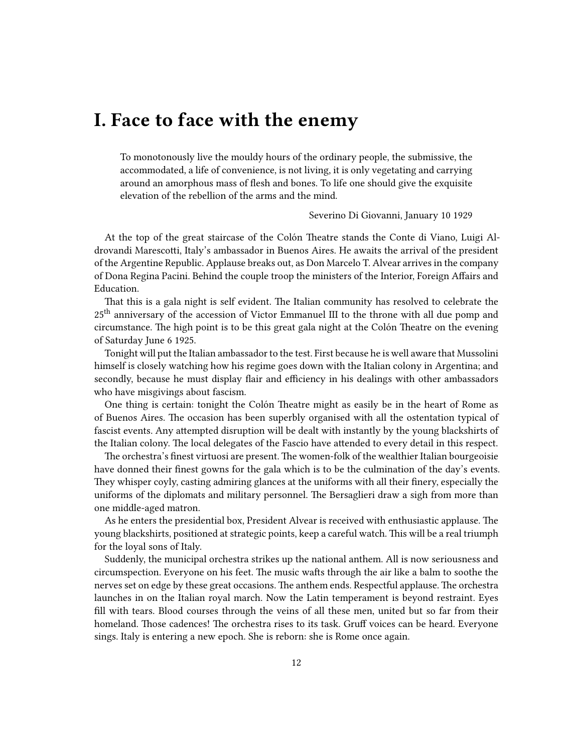# I. Face to face with the enemy

> To monotonously live the mouldy hours of the ordinary people, the submissive, the accommodated, a life of convenience, is not living, it is only vegetating and carrying around an amorphous mass of flesh and bones. To life one should give the exquisite elevation of the rebellion of the arms and the mind.
>
> Severino Di Giovanni, January 10 1929

At the top of the great staircase of the Colón Theatre stands the Conte di Viano, Luigi Aldrovandi Marescotti, Italy's ambassador in Buenos Aires. He awaits the arrival of the president of the Argentine Republic. Applause breaks out, as Don Marcelo T. Alvear arrives in the company of Dona Regina Pacini. Behind the couple troop the ministers of the Interior, Foreign Affairs and Education.

That this is a gala night is self evident. The Italian community has resolved to celebrate the 25th anniversary of the accession of Victor Emmanuel III to the throne with all due pomp and circumstance. The high point is to be this great gala night at the Colón Theatre on the evening of Saturday June 6 1925.

Tonight will put the Italian ambassador to the test. First because he is well aware that Mussolini himself is closely watching how his regime goes down with the Italian colony in Argentina; and secondly, because he must display flair and efficiency in his dealings with other ambassadors who have misgivings about fascism.

One thing is certain: tonight the Colón Theatre might as easily be in the heart of Rome as of Buenos Aires. The occasion has been superbly organised with all the ostentation typical of fascist events. Any attempted disruption will be dealt with instantly by the young blackshirts of the Italian colony. The local delegates of the Fascio have attended to every detail in this respect.

The orchestra's finest virtuosi are present. The women-folk of the wealthier Italian bourgeoisie have donned their finest gowns for the gala which is to be the culmination of the day's events. They whisper coyly, casting admiring glances at the uniforms with all their finery, especially the uniforms of the diplomats and military personnel. The Bersaglieri draw a sigh from more than one middle-aged matron.

As he enters the presidential box, President Alvear is received with enthusiastic applause. The young blackshirts, positioned at strategic points, keep a careful watch. This will be a real triumph for the loyal sons of Italy.

Suddenly, the municipal orchestra strikes up the national anthem. All is now seriousness and circumspection. Everyone on his feet. The music wafts through the air like a balm to soothe the nerves set on edge by these great occasions. The anthem ends. Respectful applause. The orchestra launches in on the Italian royal march. Now the Latin temperament is beyond restraint. Eyes fill with tears. Blood courses through the veins of all these men, united but so far from their homeland. Those cadences! The orchestra rises to its task. Gruff voices can be heard. Everyone sings. Italy is entering a new epoch. She is reborn: she is Rome once again.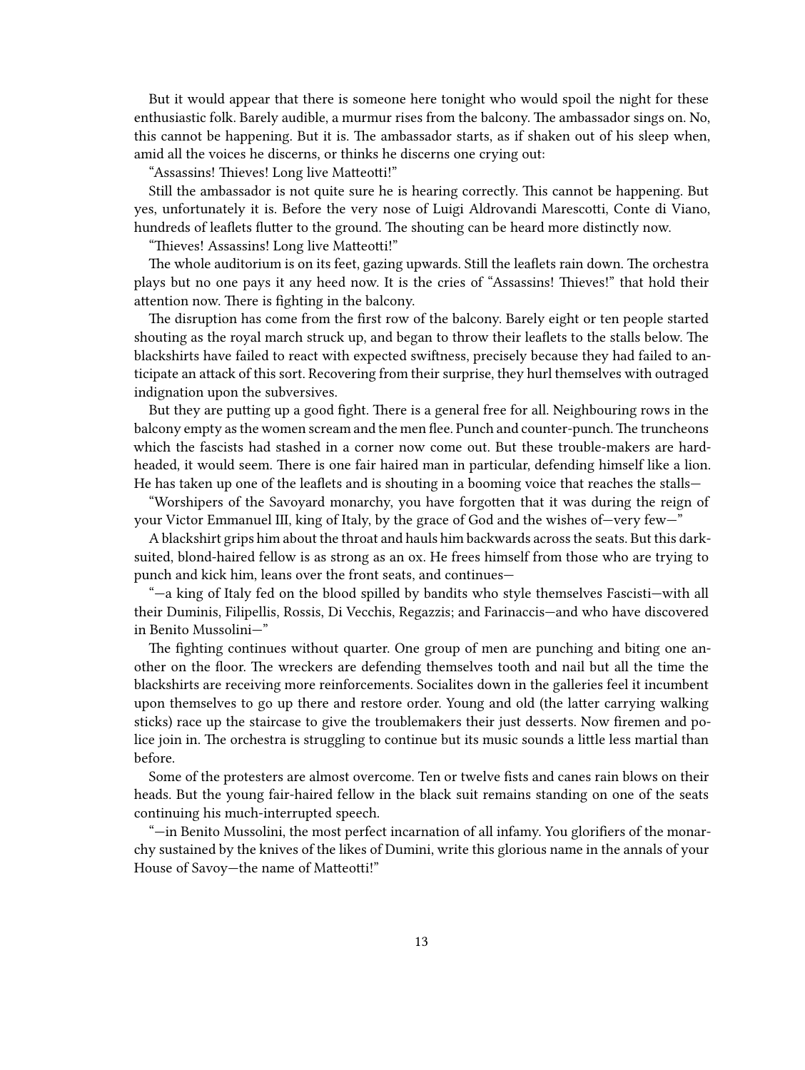But it would appear that there is someone here tonight who would spoil the night for these enthusiastic folk. Barely audible, a murmur rises from the balcony. The ambassador sings on. No, this cannot be happening. But it is. The ambassador starts, as if shaken out of his sleep when, amid all the voices he discerns, or thinks he discerns one crying out:

"Assassins! Thieves! Long live Matteotti!"

Still the ambassador is not quite sure he is hearing correctly. This cannot be happening. But yes, unfortunately it is. Before the very nose of Luigi Aldrovandi Marescotti, Conte di Viano, hundreds of leaflets flutter to the ground. The shouting can be heard more distinctly now.

"Thieves! Assassins! Long live Matteotti!"

The whole auditorium is on its feet, gazing upwards. Still the leaflets rain down. The orchestra plays but no one pays it any heed now. It is the cries of "Assassins! Thieves!" that hold their attention now. There is fighting in the balcony.

The disruption has come from the first row of the balcony. Barely eight or ten people started shouting as the royal march struck up, and began to throw their leaflets to the stalls below. The blackshirts have failed to react with expected swiftness, precisely because they had failed to anticipate an attack of this sort. Recovering from their surprise, they hurl themselves with outraged indignation upon the subversives.

But they are putting up a good fight. There is a general free for all. Neighbouring rows in the balcony empty as the women scream and the men flee. Punch and counter-punch. The truncheons which the fascists had stashed in a corner now come out. But these trouble-makers are hard-headed, it would seem. There is one fair haired man in particular, defending himself like a lion. He has taken up one of the leaflets and is shouting in a booming voice that reaches the stalls—

"Worshipers of the Savoyard monarchy, you have forgotten that it was during the reign of your Victor Emmanuel III, king of Italy, by the grace of God and the wishes of—very few—"

A blackshirt grips him about the throat and hauls him backwards across the seats. But this dark-suited, blond-haired fellow is as strong as an ox. He frees himself from those who are trying to punch and kick him, leans over the front seats, and continues—

"—a king of Italy fed on the blood spilled by bandits who style themselves Fascisti—with all their Duminis, Filipellis, Rossis, Di Vecchis, Regazzis; and Farinaccis—and who have discovered in Benito Mussolini—"

The fighting continues without quarter. One group of men are punching and biting one another on the floor. The wreckers are defending themselves tooth and nail but all the time the blackshirts are receiving more reinforcements. Socialites down in the galleries feel it incumbent upon themselves to go up there and restore order. Young and old (the latter carrying walking sticks) race up the staircase to give the troublemakers their just desserts. Now firemen and police join in. The orchestra is struggling to continue but its music sounds a little less martial than before.

Some of the protesters are almost overcome. Ten or twelve fists and canes rain blows on their heads. But the young fair-haired fellow in the black suit remains standing on one of the seats continuing his much-interrupted speech.

"—in Benito Mussolini, the most perfect incarnation of all infamy. You glorifiers of the monarchy sustained by the knives of the likes of Dumini, write this glorious name in the annals of your House of Savoy—the name of Matteotti!"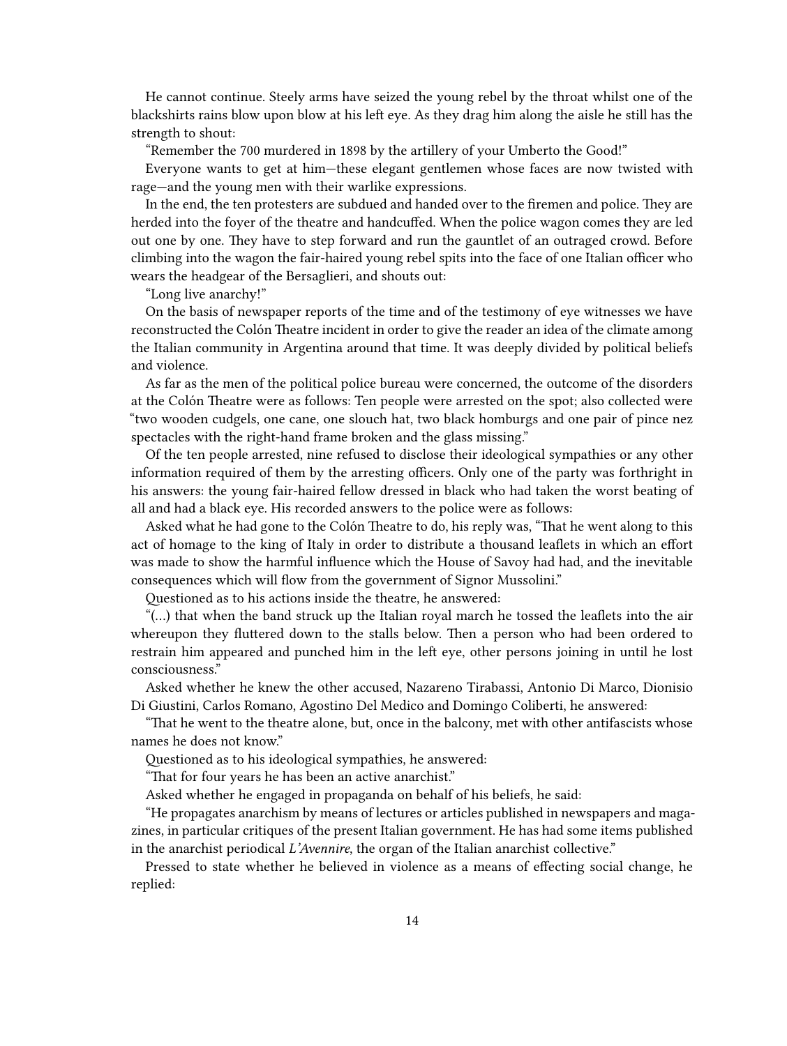He cannot continue. Steely arms have seized the young rebel by the throat whilst one of the blackshirts rains blow upon blow at his left eye. As they drag him along the aisle he still has the strength to shout:

"Remember the 700 murdered in 1898 by the artillery of your Umberto the Good!"

Everyone wants to get at him—these elegant gentlemen whose faces are now twisted with rage—and the young men with their warlike expressions.

In the end, the ten protesters are subdued and handed over to the firemen and police. They are herded into the foyer of the theatre and handcuffed. When the police wagon comes they are led out one by one. They have to step forward and run the gauntlet of an outraged crowd. Before climbing into the wagon the fair-haired young rebel spits into the face of one Italian officer who wears the headgear of the Bersaglieri, and shouts out:

"Long live anarchy!"

On the basis of newspaper reports of the time and of the testimony of eye witnesses we have reconstructed the Colón Theatre incident in order to give the reader an idea of the climate among the Italian community in Argentina around that time. It was deeply divided by political beliefs and violence.

As far as the men of the political police bureau were concerned, the outcome of the disorders at the Colón Theatre were as follows: Ten people were arrested on the spot; also collected were "two wooden cudgels, one cane, one slouch hat, two black homburgs and one pair of pince nez spectacles with the right-hand frame broken and the glass missing."

Of the ten people arrested, nine refused to disclose their ideological sympathies or any other information required of them by the arresting officers. Only one of the party was forthright in his answers: the young fair-haired fellow dressed in black who had taken the worst beating of all and had a black eye. His recorded answers to the police were as follows:

Asked what he had gone to the Colón Theatre to do, his reply was, "That he went along to this act of homage to the king of Italy in order to distribute a thousand leaflets in which an effort was made to show the harmful influence which the House of Savoy had had, and the inevitable consequences which will flow from the government of Signor Mussolini."

Questioned as to his actions inside the theatre, he answered:

"(…) that when the band struck up the Italian royal march he tossed the leaflets into the air whereupon they fluttered down to the stalls below. Then a person who had been ordered to restrain him appeared and punched him in the left eye, other persons joining in until he lost consciousness."

Asked whether he knew the other accused, Nazareno Tirabassi, Antonio Di Marco, Dionisio Di Giustini, Carlos Romano, Agostino Del Medico and Domingo Coliberti, he answered:

"That he went to the theatre alone, but, once in the balcony, met with other antifascists whose names he does not know."

Questioned as to his ideological sympathies, he answered:

"That for four years he has been an active anarchist."

Asked whether he engaged in propaganda on behalf of his beliefs, he said:

"He propagates anarchism by means of lectures or articles published in newspapers and magazines, in particular critiques of the present Italian government. He has had some items published in the anarchist periodical *L'Avennire*, the organ of the Italian anarchist collective."

Pressed to state whether he believed in violence as a means of effecting social change, he replied: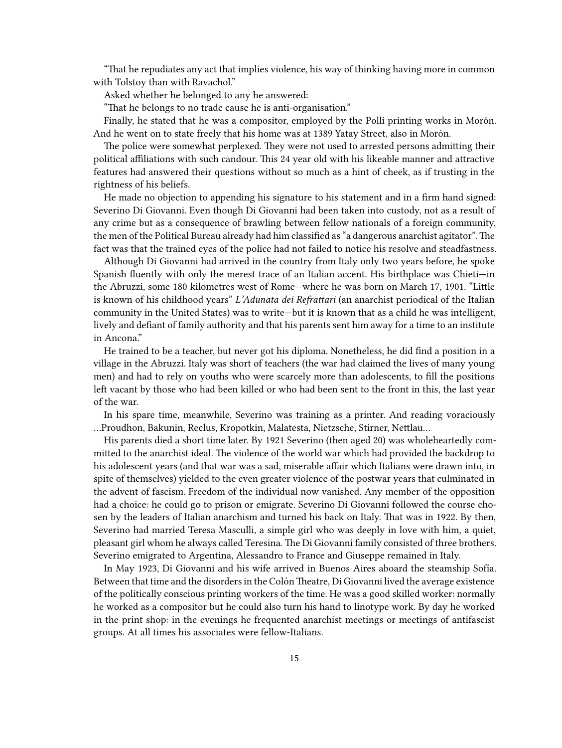"That he repudiates any act that implies violence, his way of thinking having more in common with Tolstoy than with Ravachol."

Asked whether he belonged to any he answered:

"That he belongs to no trade cause he is anti-organisation."

Finally, he stated that he was a compositor, employed by the Polli printing works in Morón. And he went on to state freely that his home was at 1389 Yatay Street, also in Morón.

The police were somewhat perplexed. They were not used to arrested persons admitting their political affiliations with such candour. This 24 year old with his likeable manner and attractive features had answered their questions without so much as a hint of cheek, as if trusting in the rightness of his beliefs.

He made no objection to appending his signature to his statement and in a firm hand signed: Severino Di Giovanni. Even though Di Giovanni had been taken into custody, not as a result of any crime but as a consequence of brawling between fellow nationals of a foreign community, the men of the Political Bureau already had him classified as "a dangerous anarchist agitator". The fact was that the trained eyes of the police had not failed to notice his resolve and steadfastness.

Although Di Giovanni had arrived in the country from Italy only two years before, he spoke Spanish fluently with only the merest trace of an Italian accent. His birthplace was Chieti—in the Abruzzi, some 180 kilometres west of Rome—where he was born on March 17, 1901. "Little is known of his childhood years" *L'Adunata dei Refrattari* (an anarchist periodical of the Italian community in the United States) was to write—but it is known that as a child he was intelligent, lively and defiant of family authority and that his parents sent him away for a time to an institute in Ancona."

He trained to be a teacher, but never got his diploma. Nonetheless, he did find a position in a village in the Abruzzi. Italy was short of teachers (the war had claimed the lives of many young men) and had to rely on youths who were scarcely more than adolescents, to fill the positions left vacant by those who had been killed or who had been sent to the front in this, the last year of the war.

In his spare time, meanwhile, Severino was training as a printer. And reading voraciously …Proudhon, Bakunin, Reclus, Kropotkin, Malatesta, Nietzsche, Stirner, Nettlau…

His parents died a short time later. By 1921 Severino (then aged 20) was wholeheartedly committed to the anarchist ideal. The violence of the world war which had provided the backdrop to his adolescent years (and that war was a sad, miserable affair which Italians were drawn into, in spite of themselves) yielded to the even greater violence of the postwar years that culminated in the advent of fascism. Freedom of the individual now vanished. Any member of the opposition had a choice: he could go to prison or emigrate. Severino Di Giovanni followed the course chosen by the leaders of Italian anarchism and turned his back on Italy. That was in 1922. By then, Severino had married Teresa Masculli, a simple girl who was deeply in love with him, a quiet, pleasant girl whom he always called Teresina. The Di Giovanni family consisted of three brothers. Severino emigrated to Argentina, Alessandro to France and Giuseppe remained in Italy.

In May 1923, Di Giovanni and his wife arrived in Buenos Aires aboard the steamship Sofía. Between that time and the disorders in the Colón Theatre, Di Giovanni lived the average existence of the politically conscious printing workers of the time. He was a good skilled worker: normally he worked as a compositor but he could also turn his hand to linotype work. By day he worked in the print shop: in the evenings he frequented anarchist meetings or meetings of antifascist groups. At all times his associates were fellow-Italians.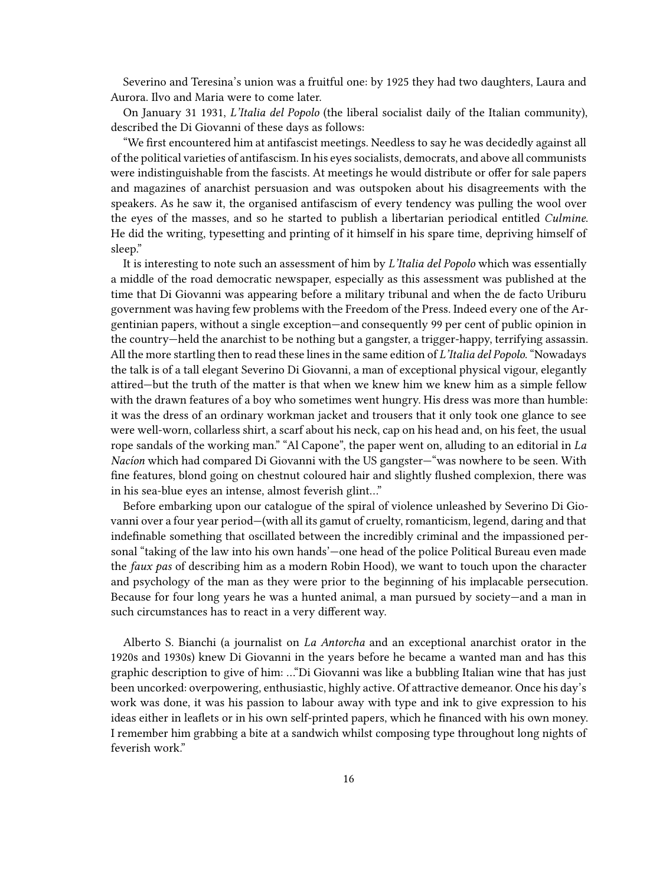Severino and Teresina's union was a fruitful one: by 1925 they had two daughters, Laura and Aurora. Ilvo and Maria were to come later.

On January 31 1931, *L'Italia del Popolo* (the liberal socialist daily of the Italian community), described the Di Giovanni of these days as follows:

"We first encountered him at antifascist meetings. Needless to say he was decidedly against all of the political varieties of antifascism. In his eyes socialists, democrats, and above all communists were indistinguishable from the fascists. At meetings he would distribute or offer for sale papers and magazines of anarchist persuasion and was outspoken about his disagreements with the speakers. As he saw it, the organised antifascism of every tendency was pulling the wool over the eyes of the masses, and so he started to publish a libertarian periodical entitled *Culmine*. He did the writing, typesetting and printing of it himself in his spare time, depriving himself of sleep."

It is interesting to note such an assessment of him by *L'Italia del Popolo* which was essentially a middle of the road democratic newspaper, especially as this assessment was published at the time that Di Giovanni was appearing before a military tribunal and when the de facto Uriburu government was having few problems with the Freedom of the Press. Indeed every one of the Argentinian papers, without a single exception—and consequently 99 per cent of public opinion in the country—held the anarchist to be nothing but a gangster, a trigger-happy, terrifying assassin. All the more startling then to read these lines in the same edition of *L'Italia del Popolo*. "Nowadays the talk is of a tall elegant Severino Di Giovanni, a man of exceptional physical vigour, elegantly attired—but the truth of the matter is that when we knew him we knew him as a simple fellow with the drawn features of a boy who sometimes went hungry. His dress was more than humble: it was the dress of an ordinary workman jacket and trousers that it only took one glance to see were well-worn, collarless shirt, a scarf about his neck, cap on his head and, on his feet, the usual rope sandals of the working man." "Al Capone", the paper went on, alluding to an editorial in *La Nacíon* which had compared Di Giovanni with the US gangster—"was nowhere to be seen. With fine features, blond going on chestnut coloured hair and slightly flushed complexion, there was in his sea-blue eyes an intense, almost feverish glint…"

Before embarking upon our catalogue of the spiral of violence unleashed by Severino Di Giovanni over a four year period—(with all its gamut of cruelty, romanticism, legend, daring and that indefinable something that oscillated between the incredibly criminal and the impassioned personal "taking of the law into his own hands'—one head of the police Political Bureau even made the *faux pas* of describing him as a modern Robin Hood), we want to touch upon the character and psychology of the man as they were prior to the beginning of his implacable persecution. Because for four long years he was a hunted animal, a man pursued by society—and a man in such circumstances has to react in a very different way.

Alberto S. Bianchi (a journalist on *La Antorcha* and an exceptional anarchist orator in the 1920s and 1930s) knew Di Giovanni in the years before he became a wanted man and has this graphic description to give of him: …"Di Giovanni was like a bubbling Italian wine that has just been uncorked: overpowering, enthusiastic, highly active. Of attractive demeanor. Once his day's work was done, it was his passion to labour away with type and ink to give expression to his ideas either in leaflets or in his own self-printed papers, which he financed with his own money. I remember him grabbing a bite at a sandwich whilst composing type throughout long nights of feverish work."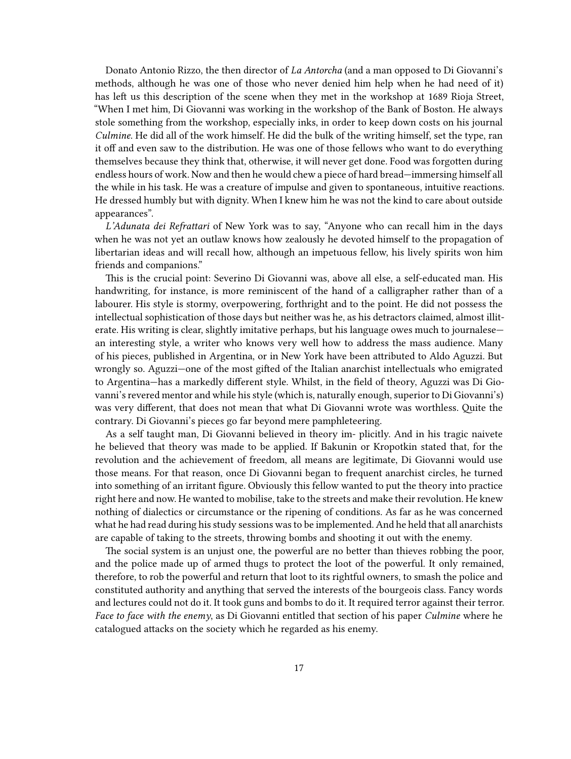Donato Antonio Rizzo, the then director of *La Antorcha* (and a man opposed to Di Giovanni's methods, although he was one of those who never denied him help when he had need of it) has left us this description of the scene when they met in the workshop at 1689 Rioja Street, "When I met him, Di Giovanni was working in the workshop of the Bank of Boston. He always stole something from the workshop, especially inks, in order to keep down costs on his journal *Culmine.* He did all of the work himself. He did the bulk of the writing himself, set the type, ran it off and even saw to the distribution. He was one of those fellows who want to do everything themselves because they think that, otherwise, it will never get done. Food was forgotten during endless hours of work. Now and then he would chew a piece of hard bread—immersing himself all the while in his task. He was a creature of impulse and given to spontaneous, intuitive reactions. He dressed humbly but with dignity. When I knew him he was not the kind to care about outside appearances".

*L'Adunata dei Refrattari* of New York was to say, "Anyone who can recall him in the days when he was not yet an outlaw knows how zealously he devoted himself to the propagation of libertarian ideas and will recall how, although an impetuous fellow, his lively spirits won him friends and companions."

This is the crucial point: Severino Di Giovanni was, above all else, a self-educated man. His handwriting, for instance, is more reminiscent of the hand of a calligrapher rather than of a labourer. His style is stormy, overpowering, forthright and to the point. He did not possess the intellectual sophistication of those days but neither was he, as his detractors claimed, almost illiterate. His writing is clear, slightly imitative perhaps, but his language owes much to journalese—an interesting style, a writer who knows very well how to address the mass audience. Many of his pieces, published in Argentina, or in New York have been attributed to Aldo Aguzzi. But wrongly so. Aguzzi—one of the most gifted of the Italian anarchist intellectuals who emigrated to Argentina—has a markedly different style. Whilst, in the field of theory, Aguzzi was Di Giovanni's revered mentor and while his style (which is, naturally enough, superior to Di Giovanni's) was very different, that does not mean that what Di Giovanni wrote was worthless. Quite the contrary. Di Giovanni's pieces go far beyond mere pamphleteering.

As a self taught man, Di Giovanni believed in theory im- plicitly. And in his tragic naivete he believed that theory was made to be applied. If Bakunin or Kropotkin stated that, for the revolution and the achievement of freedom, all means are legitimate, Di Giovanni would use those means. For that reason, once Di Giovanni began to frequent anarchist circles, he turned into something of an irritant figure. Obviously this fellow wanted to put the theory into practice right here and now. He wanted to mobilise, take to the streets and make their revolution. He knew nothing of dialectics or circumstance or the ripening of conditions. As far as he was concerned what he had read during his study sessions was to be implemented. And he held that all anarchists are capable of taking to the streets, throwing bombs and shooting it out with the enemy.

The social system is an unjust one, the powerful are no better than thieves robbing the poor, and the police made up of armed thugs to protect the loot of the powerful. It only remained, therefore, to rob the powerful and return that loot to its rightful owners, to smash the police and constituted authority and anything that served the interests of the bourgeois class. Fancy words and lectures could not do it. It took guns and bombs to do it. It required terror against their terror. *Face to face with the enemy*, as Di Giovanni entitled that section of his paper *Culmine* where he catalogued attacks on the society which he regarded as his enemy.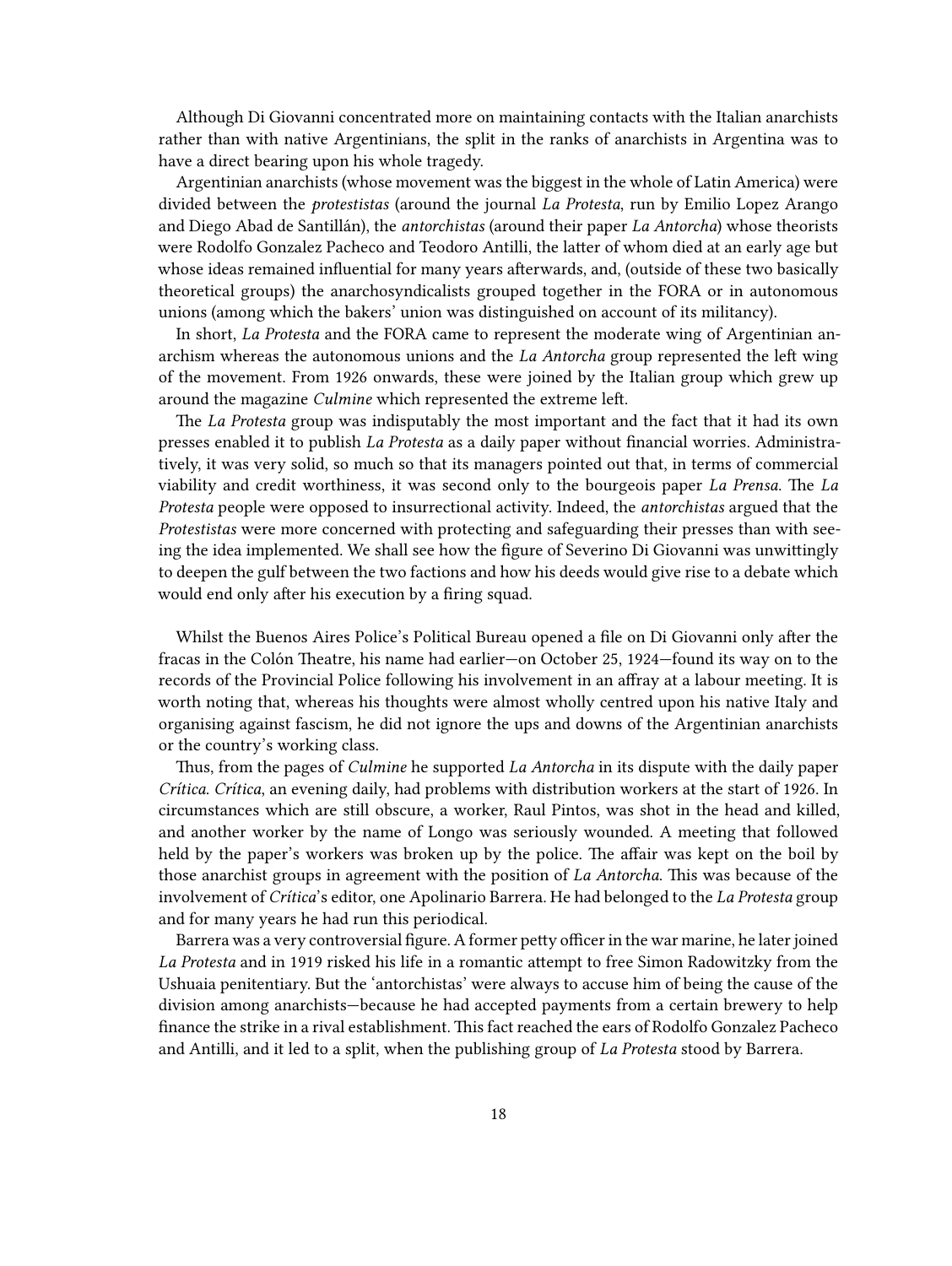Although Di Giovanni concentrated more on maintaining contacts with the Italian anarchists rather than with native Argentinians, the split in the ranks of anarchists in Argentina was to have a direct bearing upon his whole tragedy.

Argentinian anarchists (whose movement was the biggest in the whole of Latin America) were divided between the *protestistas* (around the journal *La Protesta*, run by Emilio Lopez Arango and Diego Abad de Santillán), the *antorchistas* (around their paper *La Antorcha*) whose theorists were Rodolfo Gonzalez Pacheco and Teodoro Antilli, the latter of whom died at an early age but whose ideas remained influential for many years afterwards, and, (outside of these two basically theoretical groups) the anarchosyndicalists grouped together in the FORA or in autonomous unions (among which the bakers' union was distinguished on account of its militancy).

In short, *La Protesta* and the FORA came to represent the moderate wing of Argentinian anarchism whereas the autonomous unions and the *La Antorcha* group represented the left wing of the movement. From 1926 onwards, these were joined by the Italian group which grew up around the magazine *Culmine* which represented the extreme left.

The *La Protesta* group was indisputably the most important and the fact that it had its own presses enabled it to publish *La Protesta* as a daily paper without financial worries. Administratively, it was very solid, so much so that its managers pointed out that, in terms of commercial viability and credit worthiness, it was second only to the bourgeois paper *La Prensa*. The *La Protesta* people were opposed to insurrectional activity. Indeed, the *antorchistas* argued that the *Protestistas* were more concerned with protecting and safeguarding their presses than with seeing the idea implemented. We shall see how the figure of Severino Di Giovanni was unwittingly to deepen the gulf between the two factions and how his deeds would give rise to a debate which would end only after his execution by a firing squad.

Whilst the Buenos Aires Police's Political Bureau opened a file on Di Giovanni only after the fracas in the Colón Theatre, his name had earlier—on October 25, 1924—found its way on to the records of the Provincial Police following his involvement in an affray at a labour meeting. It is worth noting that, whereas his thoughts were almost wholly centred upon his native Italy and organising against fascism, he did not ignore the ups and downs of the Argentinian anarchists or the country's working class.

Thus, from the pages of *Culmine* he supported *La Antorcha* in its dispute with the daily paper *Crítica*. *Crítica*, an evening daily, had problems with distribution workers at the start of 1926. In circumstances which are still obscure, a worker, Raul Pintos, was shot in the head and killed, and another worker by the name of Longo was seriously wounded. A meeting that followed held by the paper's workers was broken up by the police. The affair was kept on the boil by those anarchist groups in agreement with the position of *La Antorcha*. This was because of the involvement of *Crítica*'s editor, one Apolinario Barrera. He had belonged to the *La Protesta* group and for many years he had run this periodical.

Barrera was a very controversial figure. A former petty officer in the war marine, he later joined *La Protesta* and in 1919 risked his life in a romantic attempt to free Simon Radowitzky from the Ushuaia penitentiary. But the 'antorchistas' were always to accuse him of being the cause of the division among anarchists—because he had accepted payments from a certain brewery to help finance the strike in a rival establishment. This fact reached the ears of Rodolfo Gonzalez Pacheco and Antilli, and it led to a split, when the publishing group of *La Protesta* stood by Barrera.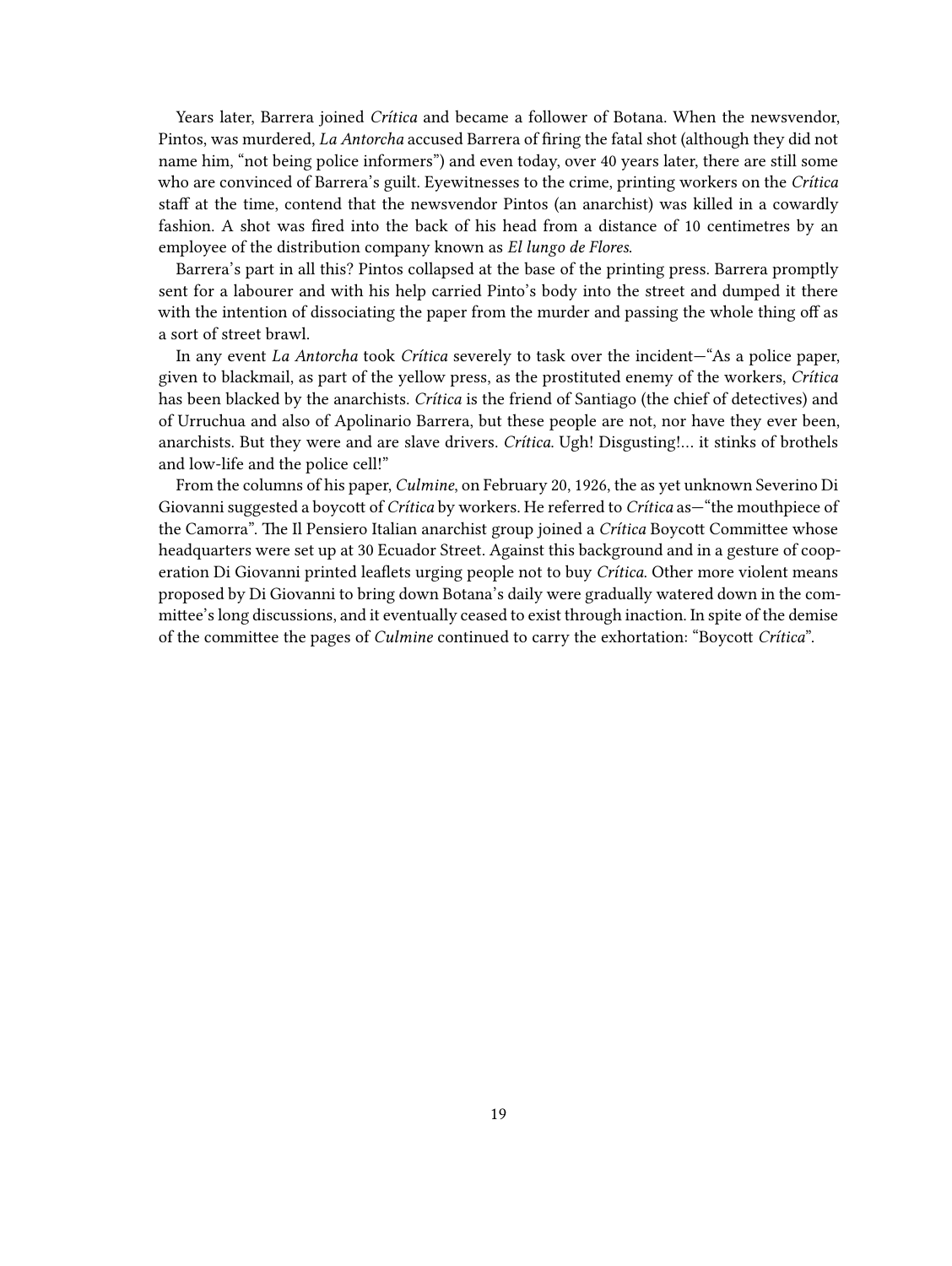Years later, Barrera joined *Crítica* and became a follower of Botana. When the newsvendor, Pintos, was murdered, *La Antorcha* accused Barrera of firing the fatal shot (although they did not name him, "not being police informers") and even today, over 40 years later, there are still some who are convinced of Barrera's guilt. Eyewitnesses to the crime, printing workers on the *Crítica* staff at the time, contend that the newsvendor Pintos (an anarchist) was killed in a cowardly fashion. A shot was fired into the back of his head from a distance of 10 centimetres by an employee of the distribution company known as *El lungo de Flores*.

Barrera's part in all this? Pintos collapsed at the base of the printing press. Barrera promptly sent for a labourer and with his help carried Pinto's body into the street and dumped it there with the intention of dissociating the paper from the murder and passing the whole thing off as a sort of street brawl.

In any event *La Antorcha* took *Crítica* severely to task over the incident—"As a police paper, given to blackmail, as part of the yellow press, as the prostituted enemy of the workers, *Crítica* has been blacked by the anarchists. *Crítica* is the friend of Santiago (the chief of detectives) and of Urruchua and also of Apolinario Barrera, but these people are not, nor have they ever been, anarchists. But they were and are slave drivers. *Crítica*. Ugh! Disgusting!… it stinks of brothels and low-life and the police cell!"

From the columns of his paper, *Culmine*, on February 20, 1926, the as yet unknown Severino Di Giovanni suggested a boycott of *Crítica* by workers. He referred to *Crítica* as—"the mouthpiece of the Camorra". The Il Pensiero Italian anarchist group joined a *Crítica* Boycott Committee whose headquarters were set up at 30 Ecuador Street. Against this background and in a gesture of cooperation Di Giovanni printed leaflets urging people not to buy *Crítica*. Other more violent means proposed by Di Giovanni to bring down Botana's daily were gradually watered down in the committee's long discussions, and it eventually ceased to exist through inaction. In spite of the demise of the committee the pages of *Culmine* continued to carry the exhortation: "Boycott *Crítica*".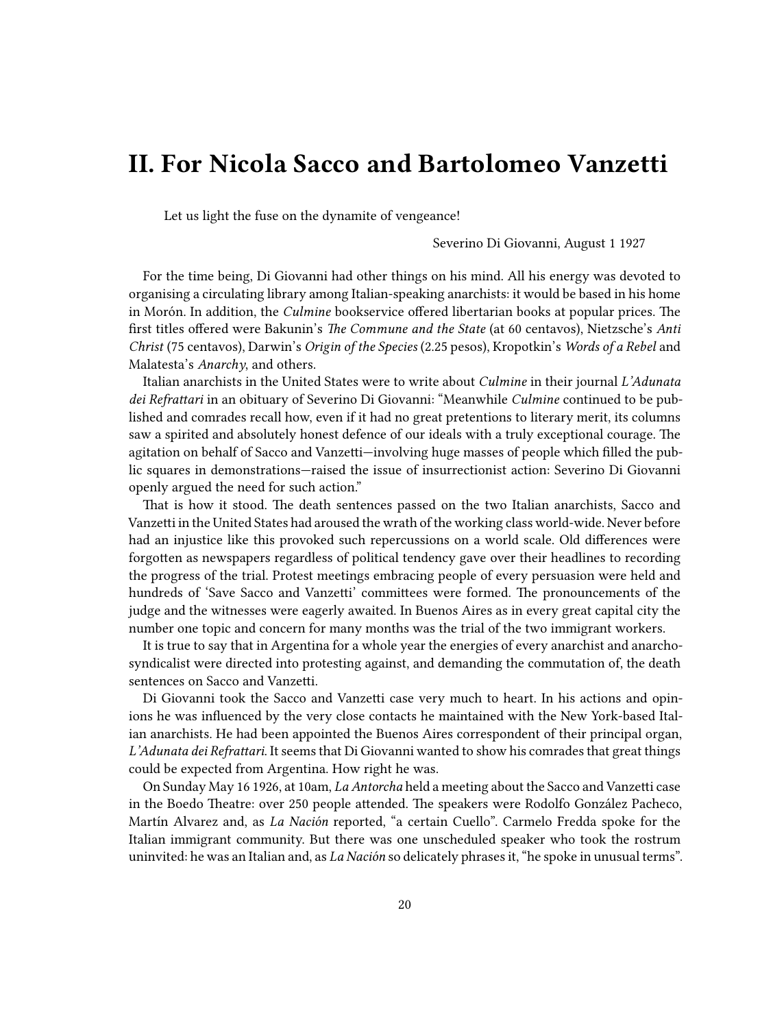## II. For Nicola Sacco and Bartolomeo Vanzetti

> Let us light the fuse on the dynamite of vengeance!
>
> Severino Di Giovanni, August 1 1927

For the time being, Di Giovanni had other things on his mind. All his energy was devoted to organising a circulating library among Italian-speaking anarchists: it would be based in his home in Morón. In addition, the *Culmine* bookservice offered libertarian books at popular prices. The first titles offered were Bakunin's *The Commune and the State* (at 60 centavos), Nietzsche's *Anti Christ* (75 centavos), Darwin's *Origin of the Species* (2.25 pesos), Kropotkin's *Words of a Rebel* and Malatesta's *Anarchy*, and others.

Italian anarchists in the United States were to write about *Culmine* in their journal *L'Adunata dei Refrattari* in an obituary of Severino Di Giovanni: "Meanwhile *Culmine* continued to be published and comrades recall how, even if it had no great pretentions to literary merit, its columns saw a spirited and absolutely honest defence of our ideals with a truly exceptional courage. The agitation on behalf of Sacco and Vanzetti—involving huge masses of people which filled the public squares in demonstrations—raised the issue of insurrectionist action: Severino Di Giovanni openly argued the need for such action."

That is how it stood. The death sentences passed on the two Italian anarchists, Sacco and Vanzetti in the United States had aroused the wrath of the working class world-wide. Never before had an injustice like this provoked such repercussions on a world scale. Old differences were forgotten as newspapers regardless of political tendency gave over their headlines to recording the progress of the trial. Protest meetings embracing people of every persuasion were held and hundreds of 'Save Sacco and Vanzetti' committees were formed. The pronouncements of the judge and the witnesses were eagerly awaited. In Buenos Aires as in every great capital city the number one topic and concern for many months was the trial of the two immigrant workers.

It is true to say that in Argentina for a whole year the energies of every anarchist and anarcho-syndicalist were directed into protesting against, and demanding the commutation of, the death sentences on Sacco and Vanzetti.

Di Giovanni took the Sacco and Vanzetti case very much to heart. In his actions and opinions he was influenced by the very close contacts he maintained with the New York-based Italian anarchists. He had been appointed the Buenos Aires correspondent of their principal organ, *L'Adunata dei Refrattari*. It seems that Di Giovanni wanted to show his comrades that great things could be expected from Argentina. How right he was.

On Sunday May 16 1926, at 10am, *La Antorcha* held a meeting about the Sacco and Vanzetti case in the Boedo Theatre: over 250 people attended. The speakers were Rodolfo González Pacheco, Martín Alvarez and, as *La Nación* reported, "a certain Cuello". Carmelo Fredda spoke for the Italian immigrant community. But there was one unscheduled speaker who took the rostrum uninvited: he was an Italian and, as *La Nación* so delicately phrases it, "he spoke in unusual terms".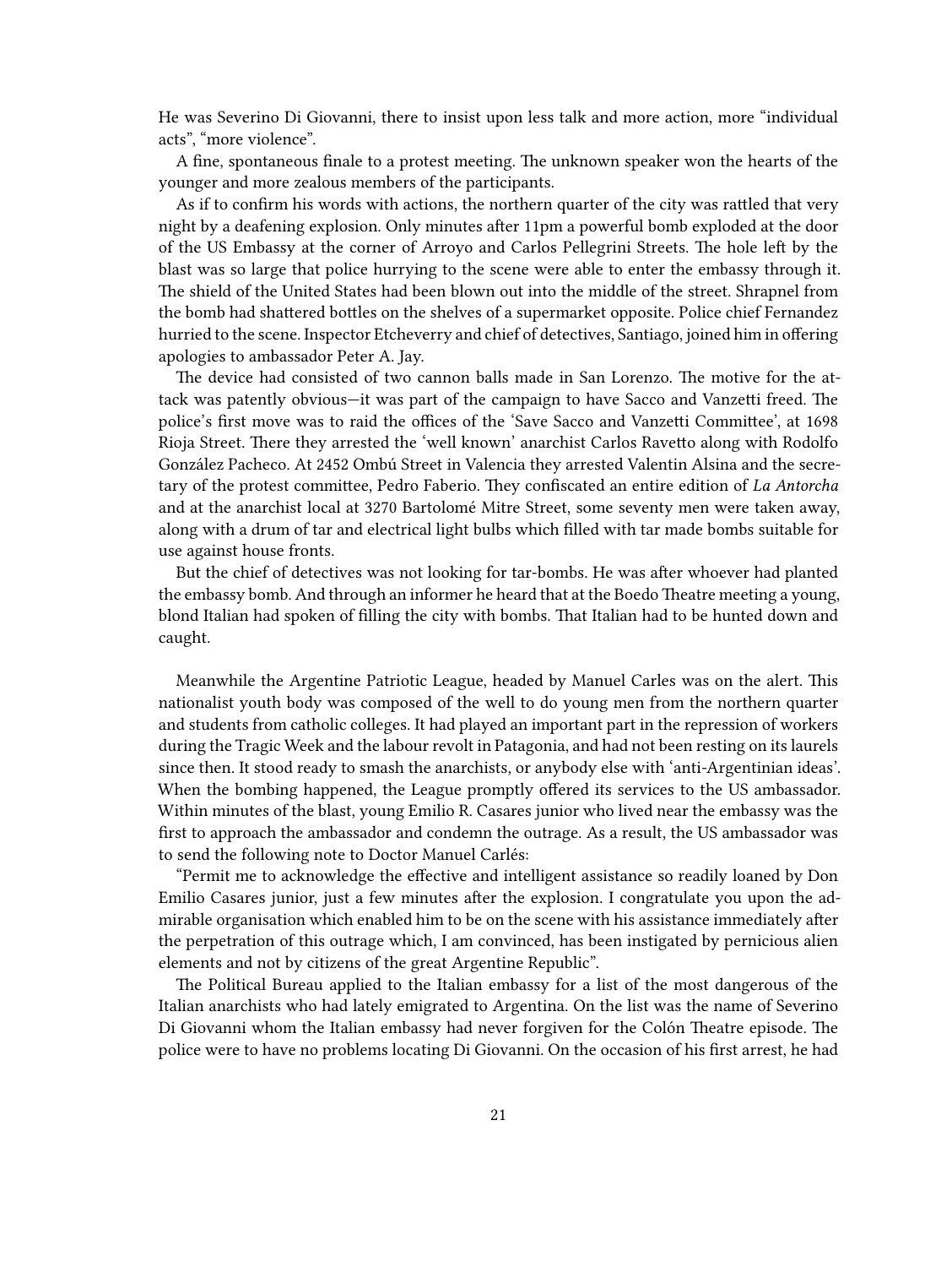He was Severino Di Giovanni, there to insist upon less talk and more action, more "individual acts", "more violence".

A fine, spontaneous finale to a protest meeting. The unknown speaker won the hearts of the younger and more zealous members of the participants.

As if to confirm his words with actions, the northern quarter of the city was rattled that very night by a deafening explosion. Only minutes after 11pm a powerful bomb exploded at the door of the US Embassy at the corner of Arroyo and Carlos Pellegrini Streets. The hole left by the blast was so large that police hurrying to the scene were able to enter the embassy through it. The shield of the United States had been blown out into the middle of the street. Shrapnel from the bomb had shattered bottles on the shelves of a supermarket opposite. Police chief Fernandez hurried to the scene. Inspector Etcheverry and chief of detectives, Santiago, joined him in offering apologies to ambassador Peter A. Jay.

The device had consisted of two cannon balls made in San Lorenzo. The motive for the attack was patently obvious—it was part of the campaign to have Sacco and Vanzetti freed. The police's first move was to raid the offices of the 'Save Sacco and Vanzetti Committee', at 1698 Rioja Street. There they arrested the 'well known' anarchist Carlos Ravetto along with Rodolfo González Pacheco. At 2452 Ombú Street in Valencia they arrested Valentin Alsina and the secretary of the protest committee, Pedro Faberio. They confiscated an entire edition of *La Antorcha* and at the anarchist local at 3270 Bartolomé Mitre Street, some seventy men were taken away, along with a drum of tar and electrical light bulbs which filled with tar made bombs suitable for use against house fronts.

But the chief of detectives was not looking for tar-bombs. He was after whoever had planted the embassy bomb. And through an informer he heard that at the Boedo Theatre meeting a young, blond Italian had spoken of filling the city with bombs. That Italian had to be hunted down and caught.

Meanwhile the Argentine Patriotic League, headed by Manuel Carles was on the alert. This nationalist youth body was composed of the well to do young men from the northern quarter and students from catholic colleges. It had played an important part in the repression of workers during the Tragic Week and the labour revolt in Patagonia, and had not been resting on its laurels since then. It stood ready to smash the anarchists, or anybody else with 'anti-Argentinian ideas'. When the bombing happened, the League promptly offered its services to the US ambassador. Within minutes of the blast, young Emilio R. Casares junior who lived near the embassy was the first to approach the ambassador and condemn the outrage. As a result, the US ambassador was to send the following note to Doctor Manuel Carlés:

"Permit me to acknowledge the effective and intelligent assistance so readily loaned by Don Emilio Casares junior, just a few minutes after the explosion. I congratulate you upon the admirable organisation which enabled him to be on the scene with his assistance immediately after the perpetration of this outrage which, I am convinced, has been instigated by pernicious alien elements and not by citizens of the great Argentine Republic".

The Political Bureau applied to the Italian embassy for a list of the most dangerous of the Italian anarchists who had lately emigrated to Argentina. On the list was the name of Severino Di Giovanni whom the Italian embassy had never forgiven for the Colón Theatre episode. The police were to have no problems locating Di Giovanni. On the occasion of his first arrest, he had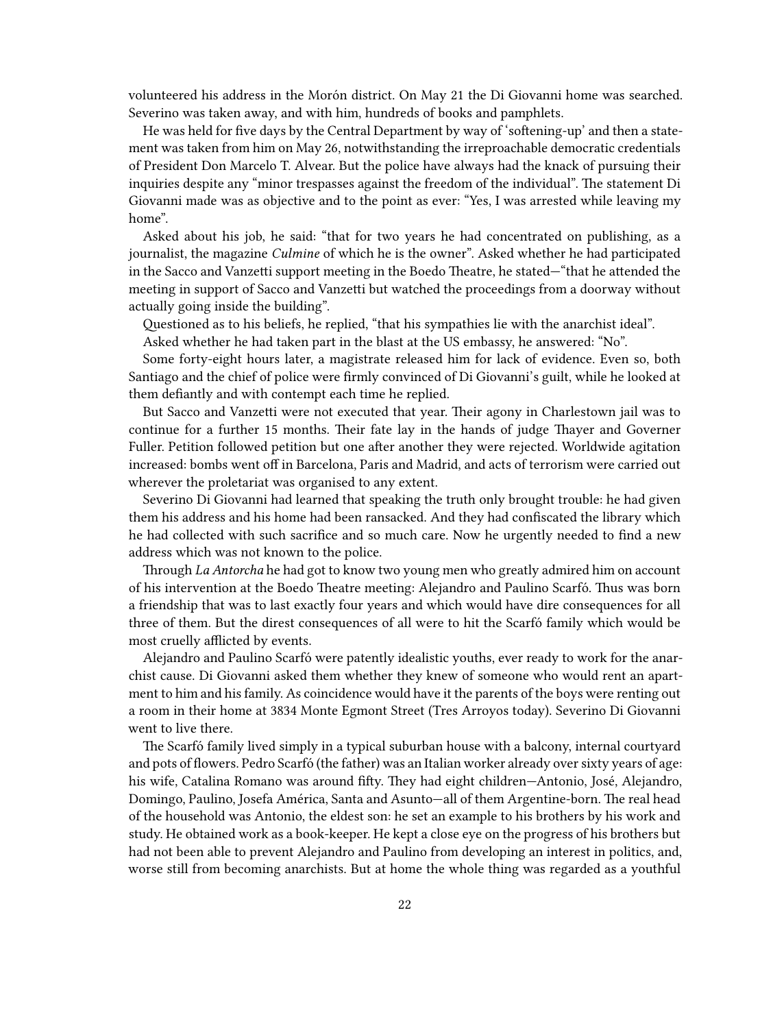volunteered his address in the Morón district. On May 21 the Di Giovanni home was searched. Severino was taken away, and with him, hundreds of books and pamphlets.

He was held for five days by the Central Department by way of 'softening-up' and then a statement was taken from him on May 26, notwithstanding the irreproachable democratic credentials of President Don Marcelo T. Alvear. But the police have always had the knack of pursuing their inquiries despite any "minor trespasses against the freedom of the individual". The statement Di Giovanni made was as objective and to the point as ever: "Yes, I was arrested while leaving my home".

Asked about his job, he said: "that for two years he had concentrated on publishing, as a journalist, the magazine *Culmine* of which he is the owner". Asked whether he had participated in the Sacco and Vanzetti support meeting in the Boedo Theatre, he stated—"that he attended the meeting in support of Sacco and Vanzetti but watched the proceedings from a doorway without actually going inside the building".

Questioned as to his beliefs, he replied, "that his sympathies lie with the anarchist ideal".

Asked whether he had taken part in the blast at the US embassy, he answered: "No".

Some forty-eight hours later, a magistrate released him for lack of evidence. Even so, both Santiago and the chief of police were firmly convinced of Di Giovanni's guilt, while he looked at them defiantly and with contempt each time he replied.

But Sacco and Vanzetti were not executed that year. Their agony in Charlestown jail was to continue for a further 15 months. Their fate lay in the hands of judge Thayer and Governer Fuller. Petition followed petition but one after another they were rejected. Worldwide agitation increased: bombs went off in Barcelona, Paris and Madrid, and acts of terrorism were carried out wherever the proletariat was organised to any extent.

Severino Di Giovanni had learned that speaking the truth only brought trouble: he had given them his address and his home had been ransacked. And they had confiscated the library which he had collected with such sacrifice and so much care. Now he urgently needed to find a new address which was not known to the police.

Through *La Antorcha* he had got to know two young men who greatly admired him on account of his intervention at the Boedo Theatre meeting: Alejandro and Paulino Scarfó. Thus was born a friendship that was to last exactly four years and which would have dire consequences for all three of them. But the direst consequences of all were to hit the Scarfó family which would be most cruelly afflicted by events.

Alejandro and Paulino Scarfó were patently idealistic youths, ever ready to work for the anarchist cause. Di Giovanni asked them whether they knew of someone who would rent an apartment to him and his family. As coincidence would have it the parents of the boys were renting out a room in their home at 3834 Monte Egmont Street (Tres Arroyos today). Severino Di Giovanni went to live there.

The Scarfó family lived simply in a typical suburban house with a balcony, internal courtyard and pots of flowers. Pedro Scarfó (the father) was an Italian worker already over sixty years of age: his wife, Catalina Romano was around fifty. They had eight children—Antonio, José, Alejandro, Domingo, Paulino, Josefa América, Santa and Asunto—all of them Argentine-born. The real head of the household was Antonio, the eldest son: he set an example to his brothers by his work and study. He obtained work as a book-keeper. He kept a close eye on the progress of his brothers but had not been able to prevent Alejandro and Paulino from developing an interest in politics, and, worse still from becoming anarchists. But at home the whole thing was regarded as a youthful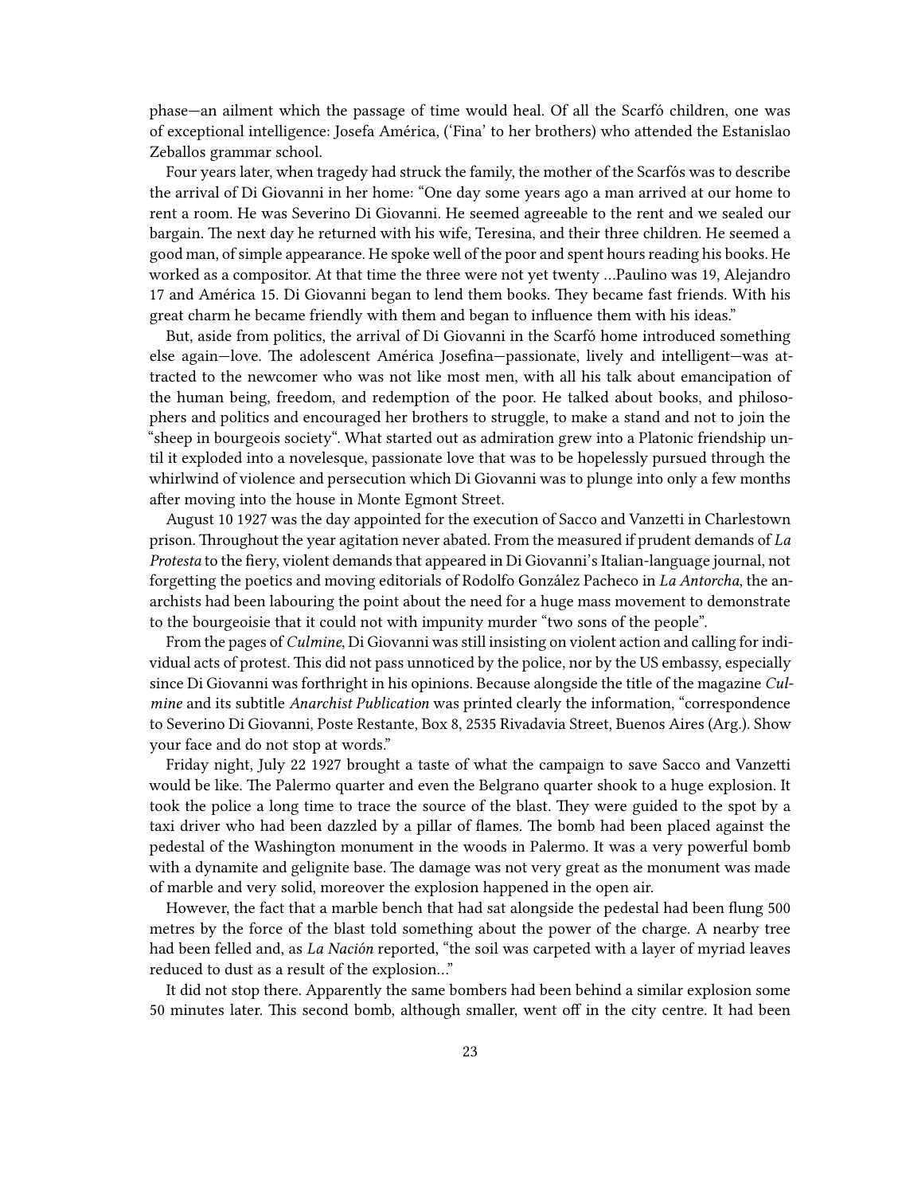phase—an ailment which the passage of time would heal. Of all the Scarfó children, one was of exceptional intelligence: Josefa América, ('Fina' to her brothers) who attended the Estanislao Zeballos grammar school.

Four years later, when tragedy had struck the family, the mother of the Scarfós was to describe the arrival of Di Giovanni in her home: "One day some years ago a man arrived at our home to rent a room. He was Severino Di Giovanni. He seemed agreeable to the rent and we sealed our bargain. The next day he returned with his wife, Teresina, and their three children. He seemed a good man, of simple appearance. He spoke well of the poor and spent hours reading his books. He worked as a compositor. At that time the three were not yet twenty …Paulino was 19, Alejandro 17 and América 15. Di Giovanni began to lend them books. They became fast friends. With his great charm he became friendly with them and began to influence them with his ideas."

But, aside from politics, the arrival of Di Giovanni in the Scarfó home introduced something else again—love. The adolescent América Josefina—passionate, lively and intelligent—was attracted to the newcomer who was not like most men, with all his talk about emancipation of the human being, freedom, and redemption of the poor. He talked about books, and philosophers and politics and encouraged her brothers to struggle, to make a stand and not to join the "sheep in bourgeois society". What started out as admiration grew into a Platonic friendship until it exploded into a novelesque, passionate love that was to be hopelessly pursued through the whirlwind of violence and persecution which Di Giovanni was to plunge into only a few months after moving into the house in Monte Egmont Street.

August 10 1927 was the day appointed for the execution of Sacco and Vanzetti in Charlestown prison. Throughout the year agitation never abated. From the measured if prudent demands of *La Protesta* to the fiery, violent demands that appeared in Di Giovanni's Italian-language journal, not forgetting the poetics and moving editorials of Rodolfo González Pacheco in *La Antorcha*, the anarchists had been labouring the point about the need for a huge mass movement to demonstrate to the bourgeoisie that it could not with impunity murder "two sons of the people".

From the pages of *Culmine*, Di Giovanni was still insisting on violent action and calling for individual acts of protest. This did not pass unnoticed by the police, nor by the US embassy, especially since Di Giovanni was forthright in his opinions. Because alongside the title of the magazine *Culmine* and its subtitle *Anarchist Publication* was printed clearly the information, "correspondence to Severino Di Giovanni, Poste Restante, Box 8, 2535 Rivadavia Street, Buenos Aires (Arg.). Show your face and do not stop at words."

Friday night, July 22 1927 brought a taste of what the campaign to save Sacco and Vanzetti would be like. The Palermo quarter and even the Belgrano quarter shook to a huge explosion. It took the police a long time to trace the source of the blast. They were guided to the spot by a taxi driver who had been dazzled by a pillar of flames. The bomb had been placed against the pedestal of the Washington monument in the woods in Palermo. It was a very powerful bomb with a dynamite and gelignite base. The damage was not very great as the monument was made of marble and very solid, moreover the explosion happened in the open air.

However, the fact that a marble bench that had sat alongside the pedestal had been flung 500 metres by the force of the blast told something about the power of the charge. A nearby tree had been felled and, as *La Nación* reported, "the soil was carpeted with a layer of myriad leaves reduced to dust as a result of the explosion…"

It did not stop there. Apparently the same bombers had been behind a similar explosion some 50 minutes later. This second bomb, although smaller, went off in the city centre. It had been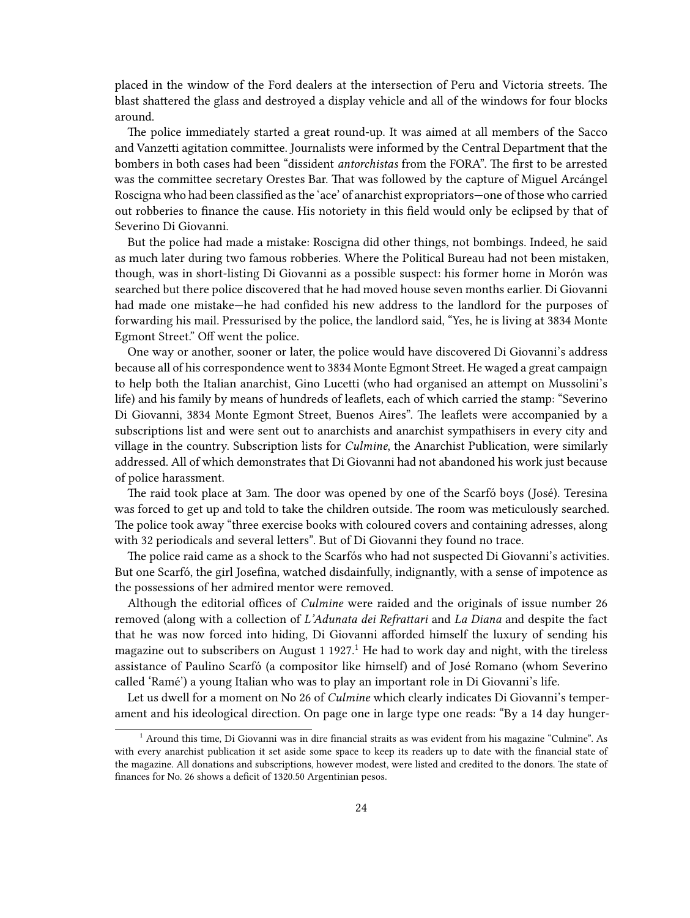placed in the window of the Ford dealers at the intersection of Peru and Victoria streets. The blast shattered the glass and destroyed a display vehicle and all of the windows for four blocks around.

The police immediately started a great round-up. It was aimed at all members of the Sacco and Vanzetti agitation committee. Journalists were informed by the Central Department that the bombers in both cases had been "dissident *antorchistas* from the FORA". The first to be arrested was the committee secretary Orestes Bar. That was followed by the capture of Miguel Arcángel Roscigna who had been classified as the 'ace' of anarchist expropriators—one of those who carried out robberies to finance the cause. His notoriety in this field would only be eclipsed by that of Severino Di Giovanni.

But the police had made a mistake: Roscigna did other things, not bombings. Indeed, he said as much later during two famous robberies. Where the Political Bureau had not been mistaken, though, was in short-listing Di Giovanni as a possible suspect: his former home in Morón was searched but there police discovered that he had moved house seven months earlier. Di Giovanni had made one mistake—he had confided his new address to the landlord for the purposes of forwarding his mail. Pressurised by the police, the landlord said, "Yes, he is living at 3834 Monte Egmont Street." Off went the police.

One way or another, sooner or later, the police would have discovered Di Giovanni's address because all of his correspondence went to 3834 Monte Egmont Street. He waged a great campaign to help both the Italian anarchist, Gino Lucetti (who had organised an attempt on Mussolini's life) and his family by means of hundreds of leaflets, each of which carried the stamp: "Severino Di Giovanni, 3834 Monte Egmont Street, Buenos Aires". The leaflets were accompanied by a subscriptions list and were sent out to anarchists and anarchist sympathisers in every city and village in the country. Subscription lists for *Culmine*, the Anarchist Publication, were similarly addressed. All of which demonstrates that Di Giovanni had not abandoned his work just because of police harassment.

The raid took place at 3am. The door was opened by one of the Scarfó boys (José). Teresina was forced to get up and told to take the children outside. The room was meticulously searched. The police took away "three exercise books with coloured covers and containing adresses, along with 32 periodicals and several letters". But of Di Giovanni they found no trace.

The police raid came as a shock to the Scarfós who had not suspected Di Giovanni's activities. But one Scarfó, the girl Josefina, watched disdainfully, indignantly, with a sense of impotence as the possessions of her admired mentor were removed.

Although the editorial offices of *Culmine* were raided and the originals of issue number 26 removed (along with a collection of *L'Adunata dei Refrattari* and *La Diana* and despite the fact that he was now forced into hiding, Di Giovanni afforded himself the luxury of sending his magazine out to subscribers on August 1 1927.[1] He had to work day and night, with the tireless assistance of Paulino Scarfó (a compositor like himself) and of José Romano (whom Severino called 'Ramé') a young Italian who was to play an important role in Di Giovanni's life.

Let us dwell for a moment on No 26 of *Culmine* which clearly indicates Di Giovanni's temperament and his ideological direction. On page one in large type one reads: "By a 14 day hunger-

[1] Around this time, Di Giovanni was in dire financial straits as was evident from his magazine "Culmine". As with every anarchist publication it set aside some space to keep its readers up to date with the financial state of the magazine. All donations and subscriptions, however modest, were listed and credited to the donors. The state of finances for No. 26 shows a deficit of 1320.50 Argentinian pesos.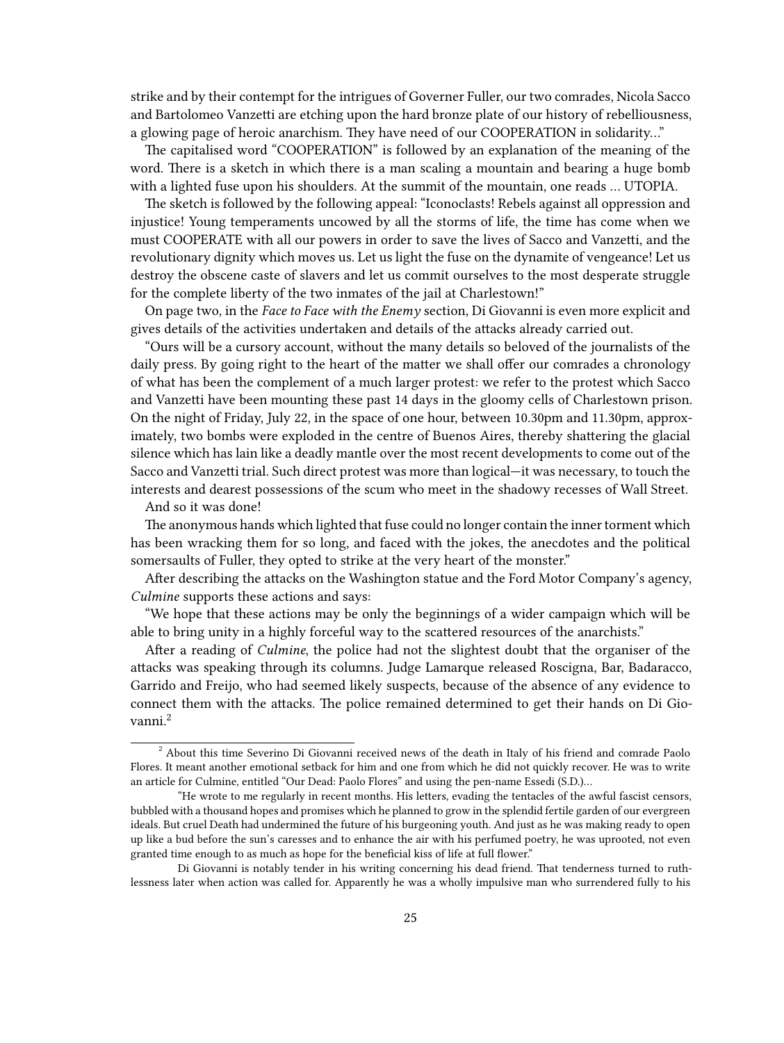strike and by their contempt for the intrigues of Governer Fuller, our two comrades, Nicola Sacco and Bartolomeo Vanzetti are etching upon the hard bronze plate of our history of rebelliousness, a glowing page of heroic anarchism. They have need of our COOPERATION in solidarity…"

The capitalised word "COOPERATION" is followed by an explanation of the meaning of the word. There is a sketch in which there is a man scaling a mountain and bearing a huge bomb with a lighted fuse upon his shoulders. At the summit of the mountain, one reads … UTOPIA.

The sketch is followed by the following appeal: "Iconoclasts! Rebels against all oppression and injustice! Young temperaments uncowed by all the storms of life, the time has come when we must COOPERATE with all our powers in order to save the lives of Sacco and Vanzetti, and the revolutionary dignity which moves us. Let us light the fuse on the dynamite of vengeance! Let us destroy the obscene caste of slavers and let us commit ourselves to the most desperate struggle for the complete liberty of the two inmates of the jail at Charlestown!"

On page two, in the *Face to Face with the Enemy* section, Di Giovanni is even more explicit and gives details of the activities undertaken and details of the attacks already carried out.

"Ours will be a cursory account, without the many details so beloved of the journalists of the daily press. By going right to the heart of the matter we shall offer our comrades a chronology of what has been the complement of a much larger protest: we refer to the protest which Sacco and Vanzetti have been mounting these past 14 days in the gloomy cells of Charlestown prison. On the night of Friday, July 22, in the space of one hour, between 10.30pm and 11.30pm, approximately, two bombs were exploded in the centre of Buenos Aires, thereby shattering the glacial silence which has lain like a deadly mantle over the most recent developments to come out of the Sacco and Vanzetti trial. Such direct protest was more than logical—it was necessary, to touch the interests and dearest possessions of the scum who meet in the shadowy recesses of Wall Street.

And so it was done!

The anonymous hands which lighted that fuse could no longer contain the inner torment which has been wracking them for so long, and faced with the jokes, the anecdotes and the political somersaults of Fuller, they opted to strike at the very heart of the monster."

After describing the attacks on the Washington statue and the Ford Motor Company's agency, *Culmine* supports these actions and says:

"We hope that these actions may be only the beginnings of a wider campaign which will be able to bring unity in a highly forceful way to the scattered resources of the anarchists."

After a reading of *Culmine*, the police had not the slightest doubt that the organiser of the attacks was speaking through its columns. Judge Lamarque released Roscigna, Bar, Badaracco, Garrido and Freijo, who had seemed likely suspects, because of the absence of any evidence to connect them with the attacks. The police remained determined to get their hands on Di Giovanni.[2]

[2] About this time Severino Di Giovanni received news of the death in Italy of his friend and comrade Paolo Flores. It meant another emotional setback for him and one from which he did not quickly recover. He was to write an article for Culmine, entitled "Our Dead: Paolo Flores" and using the pen-name Essedi (S.D.)…

"He wrote to me regularly in recent months. His letters, evading the tentacles of the awful fascist censors, bubbled with a thousand hopes and promises which he planned to grow in the splendid fertile garden of our evergreen ideals. But cruel Death had undermined the future of his burgeoning youth. And just as he was making ready to open up like a bud before the sun's caresses and to enhance the air with his perfumed poetry, he was uprooted, not even granted time enough to as much as hope for the beneficial kiss of life at full flower."

Di Giovanni is notably tender in his writing concerning his dead friend. That tenderness turned to ruthlessness later when action was called for. Apparently he was a wholly impulsive man who surrendered fully to his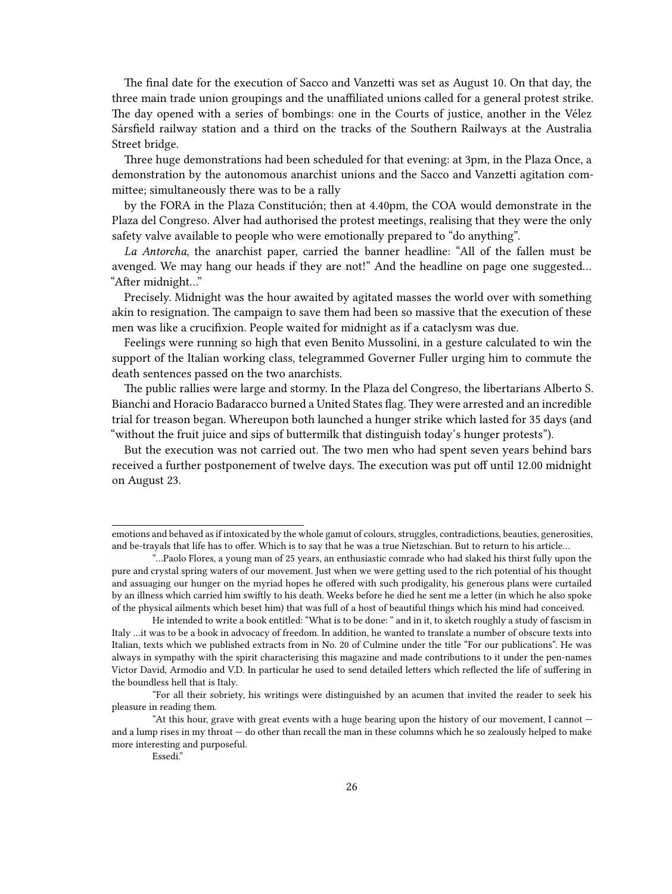The final date for the execution of Sacco and Vanzetti was set as August 10. On that day, the three main trade union groupings and the unaffiliated unions called for a general protest strike. The day opened with a series of bombings: one in the Courts of justice, another in the Vélez Sársfield railway station and a third on the tracks of the Southern Railways at the Australia Street bridge.

Three huge demonstrations had been scheduled for that evening: at 3pm, in the Plaza Once, a demonstration by the autonomous anarchist unions and the Sacco and Vanzetti agitation committee; simultaneously there was to be a rally

by the FORA in the Plaza Constitución; then at 4.40pm, the COA would demonstrate in the Plaza del Congreso. Alver had authorised the protest meetings, realising that they were the only safety valve available to people who were emotionally prepared to "do anything".

*La Antorcha*, the anarchist paper, carried the banner headline: "All of the fallen must be avenged. We may hang our heads if they are not!" And the headline on page one suggested… "After midnight…"

Precisely. Midnight was the hour awaited by agitated masses the world over with something akin to resignation. The campaign to save them had been so massive that the execution of these men was like a crucifixion. People waited for midnight as if a cataclysm was due.

Feelings were running so high that even Benito Mussolini, in a gesture calculated to win the support of the Italian working class, telegrammed Governer Fuller urging him to commute the death sentences passed on the two anarchists.

The public rallies were large and stormy. In the Plaza del Congreso, the libertarians Alberto S. Bianchi and Horacio Badaracco burned a United States flag. They were arrested and an incredible trial for treason began. Whereupon both launched a hunger strike which lasted for 35 days (and "without the fruit juice and sips of buttermilk that distinguish today's hunger protests").

But the execution was not carried out. The two men who had spent seven years behind bars received a further postponement of twelve days. The execution was put off until 12.00 midnight on August 23.

---

emotions and behaved as if intoxicated by the whole gamut of colours, struggles, contradictions, beauties, generosities, and be-trayals that life has to offer. Which is to say that he was a true Nietzschian. But to return to his article…

"…Paolo Flores, a young man of 25 years, an enthusiastic comrade who had slaked his thirst fully upon the pure and crystal spring waters of our movement. Just when we were getting used to the rich potential of his thought and assuaging our hunger on the myriad hopes he offered with such prodigality, his generous plans were curtailed by an illness which carried him swiftly to his death. Weeks before he died he sent me a letter (in which he also spoke of the physical ailments which beset him) that was full of a host of beautiful things which his mind had conceived.

He intended to write a book entitled: "What is to be done: " and in it, to sketch roughly a study of fascism in Italy …it was to be a book in advocacy of freedom. In addition, he wanted to translate a number of obscure texts into Italian, texts which we published extracts from in No. 20 of Culmine under the title "For our publications". He was always in sympathy with the spirit characterising this magazine and made contributions to it under the pen-names Victor David, Armodio and V.D. In particular he used to send detailed letters which reflected the life of suffering in the boundless hell that is Italy.

"For all their sobriety, his writings were distinguished by an acumen that invited the reader to seek his pleasure in reading them.

"At this hour, grave with great events with a huge bearing upon the history of our movement, I cannot — and a lump rises in my throat — do other than recall the man in these columns which he so zealously helped to make more interesting and purposeful.

Essedi."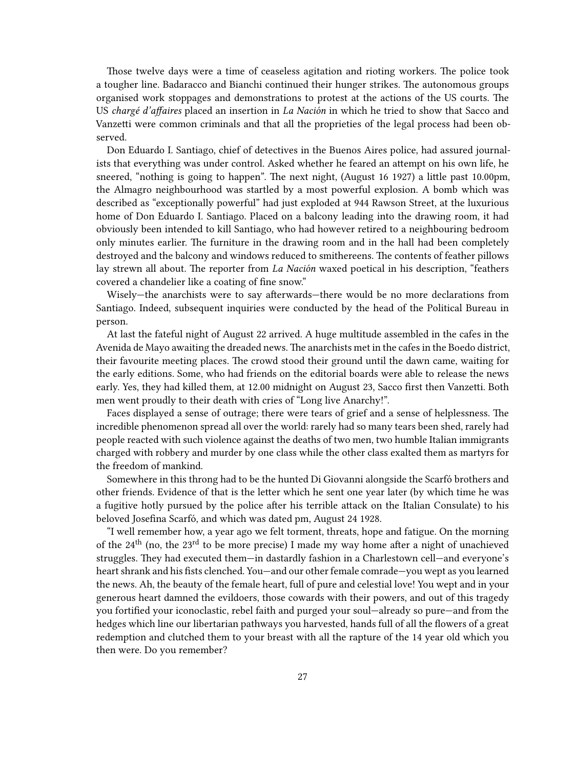Those twelve days were a time of ceaseless agitation and rioting workers. The police took a tougher line. Badaracco and Bianchi continued their hunger strikes. The autonomous groups organised work stoppages and demonstrations to protest at the actions of the US courts. The US *chargé d'affaires* placed an insertion in *La Nación* in which he tried to show that Sacco and Vanzetti were common criminals and that all the proprieties of the legal process had been observed.

Don Eduardo I. Santiago, chief of detectives in the Buenos Aires police, had assured journalists that everything was under control. Asked whether he feared an attempt on his own life, he sneered, "nothing is going to happen". The next night, (August 16 1927) a little past 10.00pm, the Almagro neighbourhood was startled by a most powerful explosion. A bomb which was described as "exceptionally powerful" had just exploded at 944 Rawson Street, at the luxurious home of Don Eduardo I. Santiago. Placed on a balcony leading into the drawing room, it had obviously been intended to kill Santiago, who had however retired to a neighbouring bedroom only minutes earlier. The furniture in the drawing room and in the hall had been completely destroyed and the balcony and windows reduced to smithereens. The contents of feather pillows lay strewn all about. The reporter from *La Nación* waxed poetical in his description, "feathers covered a chandelier like a coating of fine snow."

Wisely—the anarchists were to say afterwards—there would be no more declarations from Santiago. Indeed, subsequent inquiries were conducted by the head of the Political Bureau in person.

At last the fateful night of August 22 arrived. A huge multitude assembled in the cafes in the Avenida de Mayo awaiting the dreaded news. The anarchists met in the cafes in the Boedo district, their favourite meeting places. The crowd stood their ground until the dawn came, waiting for the early editions. Some, who had friends on the editorial boards were able to release the news early. Yes, they had killed them, at 12.00 midnight on August 23, Sacco first then Vanzetti. Both men went proudly to their death with cries of "Long live Anarchy!".

Faces displayed a sense of outrage; there were tears of grief and a sense of helplessness. The incredible phenomenon spread all over the world: rarely had so many tears been shed, rarely had people reacted with such violence against the deaths of two men, two humble Italian immigrants charged with robbery and murder by one class while the other class exalted them as martyrs for the freedom of mankind.

Somewhere in this throng had to be the hunted Di Giovanni alongside the Scarfó brothers and other friends. Evidence of that is the letter which he sent one year later (by which time he was a fugitive hotly pursued by the police after his terrible attack on the Italian Consulate) to his beloved Josefina Scarfó, and which was dated pm, August 24 1928.

"I well remember how, a year ago we felt torment, threats, hope and fatigue. On the morning of the 24th (no, the 23rd to be more precise) I made my way home after a night of unachieved struggles. They had executed them—in dastardly fashion in a Charlestown cell—and everyone's heart shrank and his fists clenched. You—and our other female comrade—you wept as you learned the news. Ah, the beauty of the female heart, full of pure and celestial love! You wept and in your generous heart damned the evildoers, those cowards with their powers, and out of this tragedy you fortified your iconoclastic, rebel faith and purged your soul—already so pure—and from the hedges which line our libertarian pathways you harvested, hands full of all the flowers of a great redemption and clutched them to your breast with all the rapture of the 14 year old which you then were. Do you remember?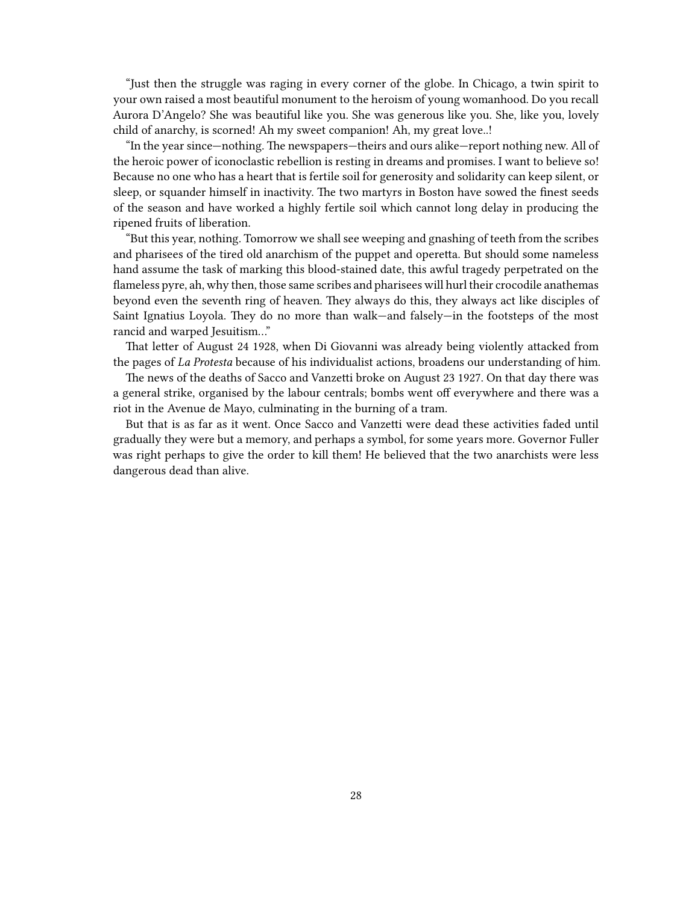"Just then the struggle was raging in every corner of the globe. In Chicago, a twin spirit to your own raised a most beautiful monument to the heroism of young womanhood. Do you recall Aurora D'Angelo? She was beautiful like you. She was generous like you. She, like you, lovely child of anarchy, is scorned! Ah my sweet companion! Ah, my great love..!

"In the year since—nothing. The newspapers—theirs and ours alike—report nothing new. All of the heroic power of iconoclastic rebellion is resting in dreams and promises. I want to believe so! Because no one who has a heart that is fertile soil for generosity and solidarity can keep silent, or sleep, or squander himself in inactivity. The two martyrs in Boston have sowed the finest seeds of the season and have worked a highly fertile soil which cannot long delay in producing the ripened fruits of liberation.

"But this year, nothing. Tomorrow we shall see weeping and gnashing of teeth from the scribes and pharisees of the tired old anarchism of the puppet and operetta. But should some nameless hand assume the task of marking this blood-stained date, this awful tragedy perpetrated on the flameless pyre, ah, why then, those same scribes and pharisees will hurl their crocodile anathemas beyond even the seventh ring of heaven. They always do this, they always act like disciples of Saint Ignatius Loyola. They do no more than walk—and falsely—in the footsteps of the most rancid and warped Jesuitism..."

That letter of August 24 1928, when Di Giovanni was already being violently attacked from the pages of *La Protesta* because of his individualist actions, broadens our understanding of him.

The news of the deaths of Sacco and Vanzetti broke on August 23 1927. On that day there was a general strike, organised by the labour centrals; bombs went off everywhere and there was a riot in the Avenue de Mayo, culminating in the burning of a tram.

But that is as far as it went. Once Sacco and Vanzetti were dead these activities faded until gradually they were but a memory, and perhaps a symbol, for some years more. Governor Fuller was right perhaps to give the order to kill them! He believed that the two anarchists were less dangerous dead than alive.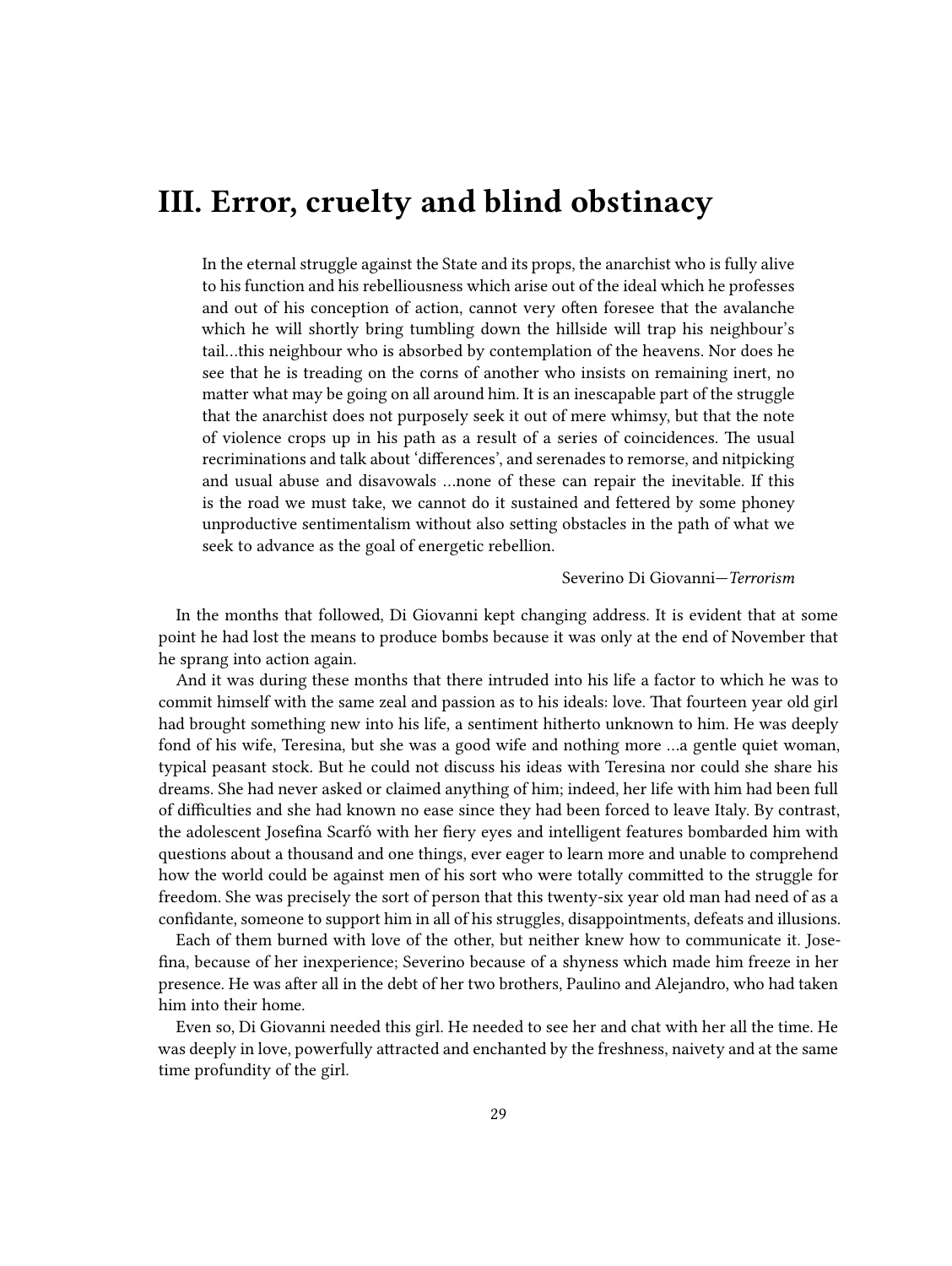# III. Error, cruelty and blind obstinacy

> In the eternal struggle against the State and its props, the anarchist who is fully alive to his function and his rebelliousness which arise out of the ideal which he professes and out of his conception of action, cannot very often foresee that the avalanche which he will shortly bring tumbling down the hillside will trap his neighbour's tail…this neighbour who is absorbed by contemplation of the heavens. Nor does he see that he is treading on the corns of another who insists on remaining inert, no matter what may be going on all around him. It is an inescapable part of the struggle that the anarchist does not purposely seek it out of mere whimsy, but that the note of violence crops up in his path as a result of a series of coincidences. The usual recriminations and talk about 'differences', and serenades to remorse, and nitpicking and usual abuse and disavowals …none of these can repair the inevitable. If this is the road we must take, we cannot do it sustained and fettered by some phoney unproductive sentimentalism without also setting obstacles in the path of what we seek to advance as the goal of energetic rebellion.
>
> Severino Di Giovanni—*Terrorism*

In the months that followed, Di Giovanni kept changing address. It is evident that at some point he had lost the means to produce bombs because it was only at the end of November that he sprang into action again.

And it was during these months that there intruded into his life a factor to which he was to commit himself with the same zeal and passion as to his ideals: love. That fourteen year old girl had brought something new into his life, a sentiment hitherto unknown to him. He was deeply fond of his wife, Teresina, but she was a good wife and nothing more …a gentle quiet woman, typical peasant stock. But he could not discuss his ideas with Teresina nor could she share his dreams. She had never asked or claimed anything of him; indeed, her life with him had been full of difficulties and she had known no ease since they had been forced to leave Italy. By contrast, the adolescent Josefina Scarfó with her fiery eyes and intelligent features bombarded him with questions about a thousand and one things, ever eager to learn more and unable to comprehend how the world could be against men of his sort who were totally committed to the struggle for freedom. She was precisely the sort of person that this twenty-six year old man had need of as a confidante, someone to support him in all of his struggles, disappointments, defeats and illusions.

Each of them burned with love of the other, but neither knew how to communicate it. Josefina, because of her inexperience; Severino because of a shyness which made him freeze in her presence. He was after all in the debt of her two brothers, Paulino and Alejandro, who had taken him into their home.

Even so, Di Giovanni needed this girl. He needed to see her and chat with her all the time. He was deeply in love, powerfully attracted and enchanted by the freshness, naivety and at the same time profundity of the girl.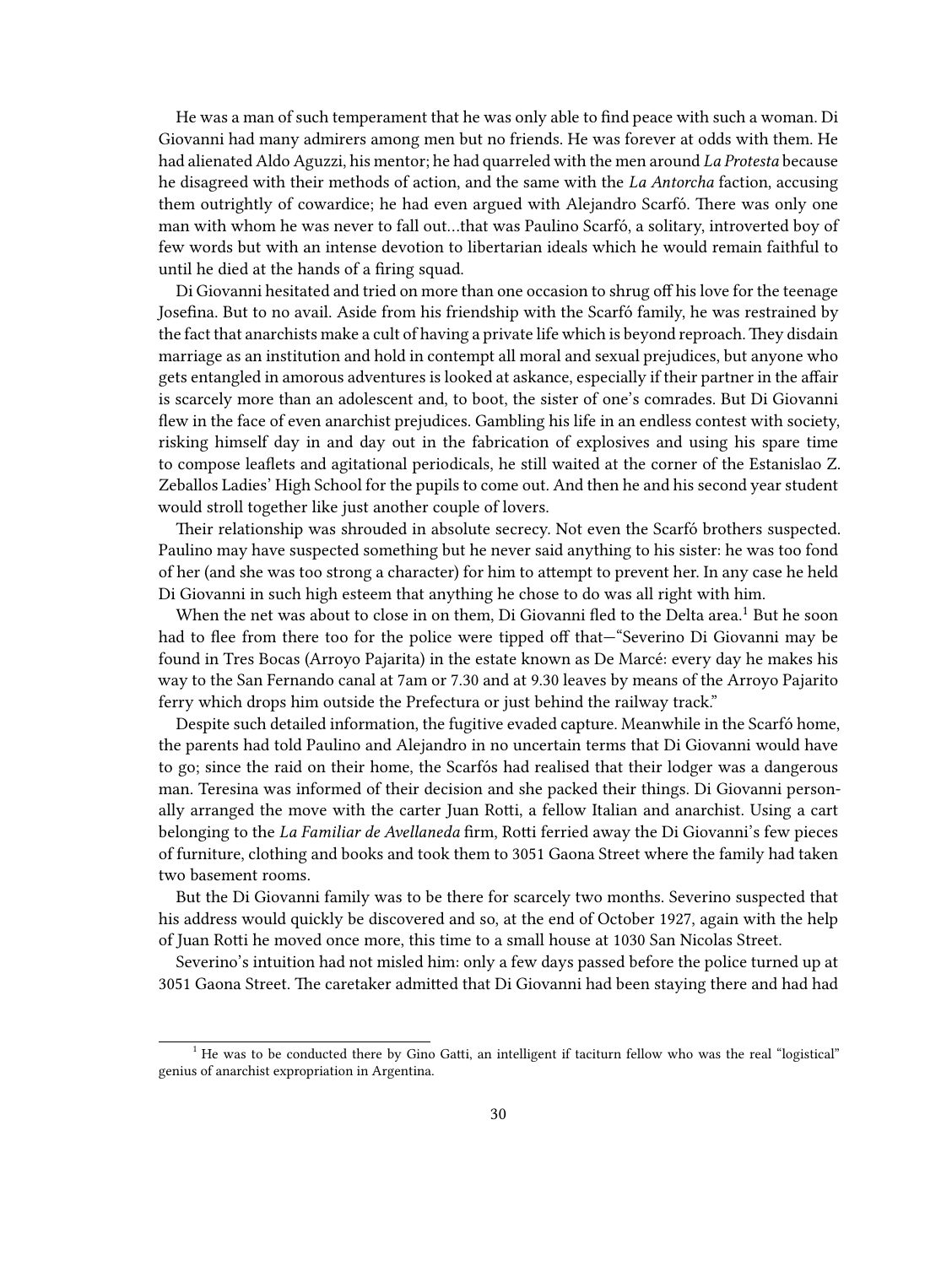He was a man of such temperament that he was only able to find peace with such a woman. Di Giovanni had many admirers among men but no friends. He was forever at odds with them. He had alienated Aldo Aguzzi, his mentor; he had quarreled with the men around *La Protesta* because he disagreed with their methods of action, and the same with the *La Antorcha* faction, accusing them outrightly of cowardice; he had even argued with Alejandro Scarfó. There was only one man with whom he was never to fall out…that was Paulino Scarfó, a solitary, introverted boy of few words but with an intense devotion to libertarian ideals which he would remain faithful to until he died at the hands of a firing squad.

Di Giovanni hesitated and tried on more than one occasion to shrug off his love for the teenage Josefina. But to no avail. Aside from his friendship with the Scarfó family, he was restrained by the fact that anarchists make a cult of having a private life which is beyond reproach. They disdain marriage as an institution and hold in contempt all moral and sexual prejudices, but anyone who gets entangled in amorous adventures is looked at askance, especially if their partner in the affair is scarcely more than an adolescent and, to boot, the sister of one's comrades. But Di Giovanni flew in the face of even anarchist prejudices. Gambling his life in an endless contest with society, risking himself day in and day out in the fabrication of explosives and using his spare time to compose leaflets and agitational periodicals, he still waited at the corner of the Estanislao Z. Zeballos Ladies' High School for the pupils to come out. And then he and his second year student would stroll together like just another couple of lovers.

Their relationship was shrouded in absolute secrecy. Not even the Scarfó brothers suspected. Paulino may have suspected something but he never said anything to his sister: he was too fond of her (and she was too strong a character) for him to attempt to prevent her. In any case he held Di Giovanni in such high esteem that anything he chose to do was all right with him.

When the net was about to close in on them, Di Giovanni fled to the Delta area.[1] But he soon had to flee from there too for the police were tipped off that—"Severino Di Giovanni may be found in Tres Bocas (Arroyo Pajarita) in the estate known as De Marcé: every day he makes his way to the San Fernando canal at 7am or 7.30 and at 9.30 leaves by means of the Arroyo Pajarito ferry which drops him outside the Prefectura or just behind the railway track."

Despite such detailed information, the fugitive evaded capture. Meanwhile in the Scarfó home, the parents had told Paulino and Alejandro in no uncertain terms that Di Giovanni would have to go; since the raid on their home, the Scarfós had realised that their lodger was a dangerous man. Teresina was informed of their decision and she packed their things. Di Giovanni personally arranged the move with the carter Juan Rotti, a fellow Italian and anarchist. Using a cart belonging to the *La Familiar de Avellaneda* firm, Rotti ferried away the Di Giovanni's few pieces of furniture, clothing and books and took them to 3051 Gaona Street where the family had taken two basement rooms.

But the Di Giovanni family was to be there for scarcely two months. Severino suspected that his address would quickly be discovered and so, at the end of October 1927, again with the help of Juan Rotti he moved once more, this time to a small house at 1030 San Nicolas Street.

Severino's intuition had not misled him: only a few days passed before the police turned up at 3051 Gaona Street. The caretaker admitted that Di Giovanni had been staying there and had had

---

[1] He was to be conducted there by Gino Gatti, an intelligent if taciturn fellow who was the real "logistical" genius of anarchist expropriation in Argentina.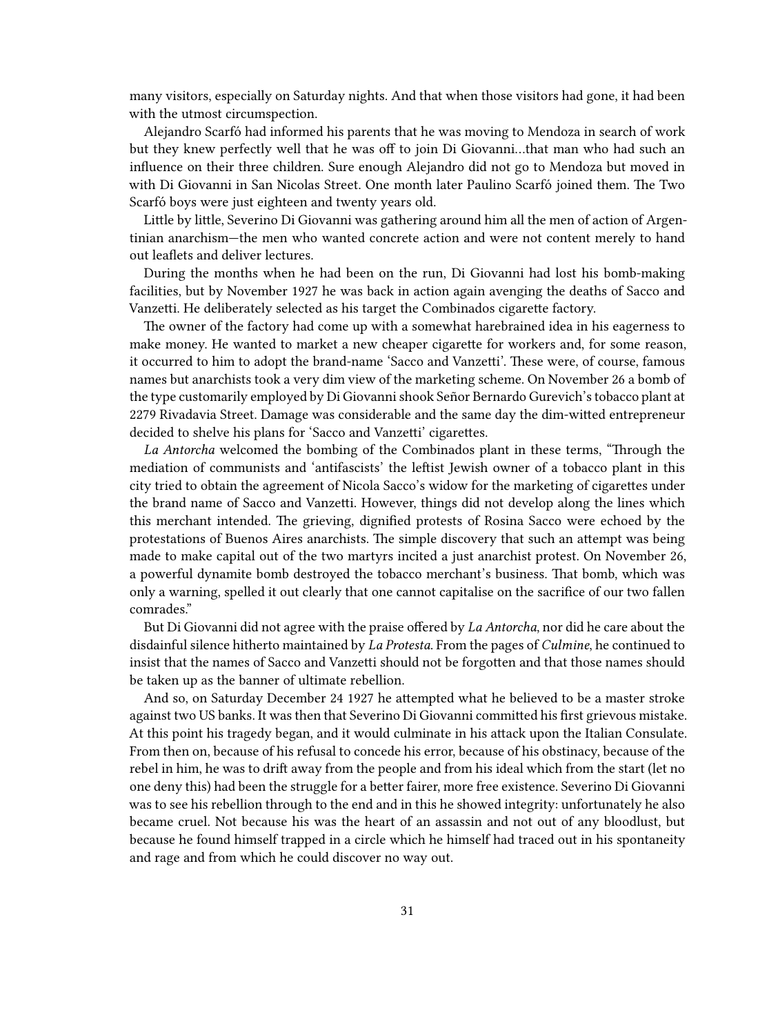many visitors, especially on Saturday nights. And that when those visitors had gone, it had been with the utmost circumspection.

Alejandro Scarfó had informed his parents that he was moving to Mendoza in search of work but they knew perfectly well that he was off to join Di Giovanni…that man who had such an influence on their three children. Sure enough Alejandro did not go to Mendoza but moved in with Di Giovanni in San Nicolas Street. One month later Paulino Scarfó joined them. The Two Scarfó boys were just eighteen and twenty years old.

Little by little, Severino Di Giovanni was gathering around him all the men of action of Argentinian anarchism—the men who wanted concrete action and were not content merely to hand out leaflets and deliver lectures.

During the months when he had been on the run, Di Giovanni had lost his bomb-making facilities, but by November 1927 he was back in action again avenging the deaths of Sacco and Vanzetti. He deliberately selected as his target the Combinados cigarette factory.

The owner of the factory had come up with a somewhat harebrained idea in his eagerness to make money. He wanted to market a new cheaper cigarette for workers and, for some reason, it occurred to him to adopt the brand-name 'Sacco and Vanzetti'. These were, of course, famous names but anarchists took a very dim view of the marketing scheme. On November 26 a bomb of the type customarily employed by Di Giovanni shook Señor Bernardo Gurevich's tobacco plant at 2279 Rivadavia Street. Damage was considerable and the same day the dim-witted entrepreneur decided to shelve his plans for 'Sacco and Vanzetti' cigarettes.

*La Antorcha* welcomed the bombing of the Combinados plant in these terms, "Through the mediation of communists and 'antifascists' the leftist Jewish owner of a tobacco plant in this city tried to obtain the agreement of Nicola Sacco's widow for the marketing of cigarettes under the brand name of Sacco and Vanzetti. However, things did not develop along the lines which this merchant intended. The grieving, dignified protests of Rosina Sacco were echoed by the protestations of Buenos Aires anarchists. The simple discovery that such an attempt was being made to make capital out of the two martyrs incited a just anarchist protest. On November 26, a powerful dynamite bomb destroyed the tobacco merchant's business. That bomb, which was only a warning, spelled it out clearly that one cannot capitalise on the sacrifice of our two fallen comrades."

But Di Giovanni did not agree with the praise offered by *La Antorcha*, nor did he care about the disdainful silence hitherto maintained by *La Protesta.* From the pages of *Culmine*, he continued to insist that the names of Sacco and Vanzetti should not be forgotten and that those names should be taken up as the banner of ultimate rebellion.

And so, on Saturday December 24 1927 he attempted what he believed to be a master stroke against two US banks. It was then that Severino Di Giovanni committed his first grievous mistake. At this point his tragedy began, and it would culminate in his attack upon the Italian Consulate. From then on, because of his refusal to concede his error, because of his obstinacy, because of the rebel in him, he was to drift away from the people and from his ideal which from the start (let no one deny this) had been the struggle for a better fairer, more free existence. Severino Di Giovanni was to see his rebellion through to the end and in this he showed integrity: unfortunately he also became cruel. Not because his was the heart of an assassin and not out of any bloodlust, but because he found himself trapped in a circle which he himself had traced out in his spontaneity and rage and from which he could discover no way out.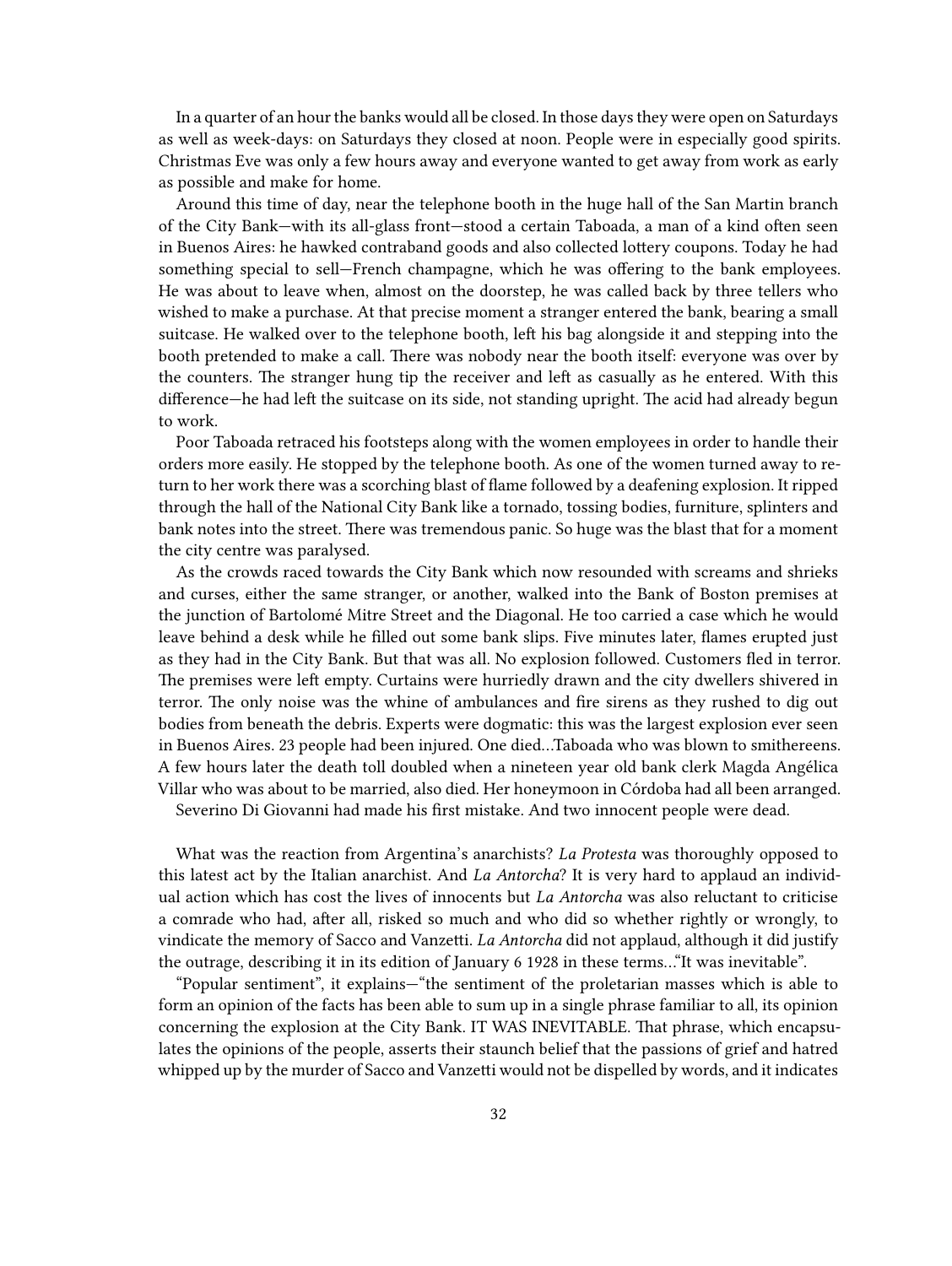In a quarter of an hour the banks would all be closed. In those days they were open on Saturdays as well as week-days: on Saturdays they closed at noon. People were in especially good spirits. Christmas Eve was only a few hours away and everyone wanted to get away from work as early as possible and make for home.

Around this time of day, near the telephone booth in the huge hall of the San Martin branch of the City Bank—with its all-glass front—stood a certain Taboada, a man of a kind often seen in Buenos Aires: he hawked contraband goods and also collected lottery coupons. Today he had something special to sell—French champagne, which he was offering to the bank employees. He was about to leave when, almost on the doorstep, he was called back by three tellers who wished to make a purchase. At that precise moment a stranger entered the bank, bearing a small suitcase. He walked over to the telephone booth, left his bag alongside it and stepping into the booth pretended to make a call. There was nobody near the booth itself: everyone was over by the counters. The stranger hung tip the receiver and left as casually as he entered. With this difference—he had left the suitcase on its side, not standing upright. The acid had already begun to work.

Poor Taboada retraced his footsteps along with the women employees in order to handle their orders more easily. He stopped by the telephone booth. As one of the women turned away to return to her work there was a scorching blast of flame followed by a deafening explosion. It ripped through the hall of the National City Bank like a tornado, tossing bodies, furniture, splinters and bank notes into the street. There was tremendous panic. So huge was the blast that for a moment the city centre was paralysed.

As the crowds raced towards the City Bank which now resounded with screams and shrieks and curses, either the same stranger, or another, walked into the Bank of Boston premises at the junction of Bartolomé Mitre Street and the Diagonal. He too carried a case which he would leave behind a desk while he filled out some bank slips. Five minutes later, flames erupted just as they had in the City Bank. But that was all. No explosion followed. Customers fled in terror. The premises were left empty. Curtains were hurriedly drawn and the city dwellers shivered in terror. The only noise was the whine of ambulances and fire sirens as they rushed to dig out bodies from beneath the debris. Experts were dogmatic: this was the largest explosion ever seen in Buenos Aires. 23 people had been injured. One died…Taboada who was blown to smithereens. A few hours later the death toll doubled when a nineteen year old bank clerk Magda Angélica Villar who was about to be married, also died. Her honeymoon in Córdoba had all been arranged.

Severino Di Giovanni had made his first mistake. And two innocent people were dead.

What was the reaction from Argentina's anarchists? *La Protesta* was thoroughly opposed to this latest act by the Italian anarchist. And *La Antorcha*? It is very hard to applaud an individual action which has cost the lives of innocents but *La Antorcha* was also reluctant to criticise a comrade who had, after all, risked so much and who did so whether rightly or wrongly, to vindicate the memory of Sacco and Vanzetti. *La Antorcha* did not applaud, although it did justify the outrage, describing it in its edition of January 6 1928 in these terms…"It was inevitable".

"Popular sentiment", it explains—"the sentiment of the proletarian masses which is able to form an opinion of the facts has been able to sum up in a single phrase familiar to all, its opinion concerning the explosion at the City Bank. IT WAS INEVITABLE. That phrase, which encapsulates the opinions of the people, asserts their staunch belief that the passions of grief and hatred whipped up by the murder of Sacco and Vanzetti would not be dispelled by words, and it indicates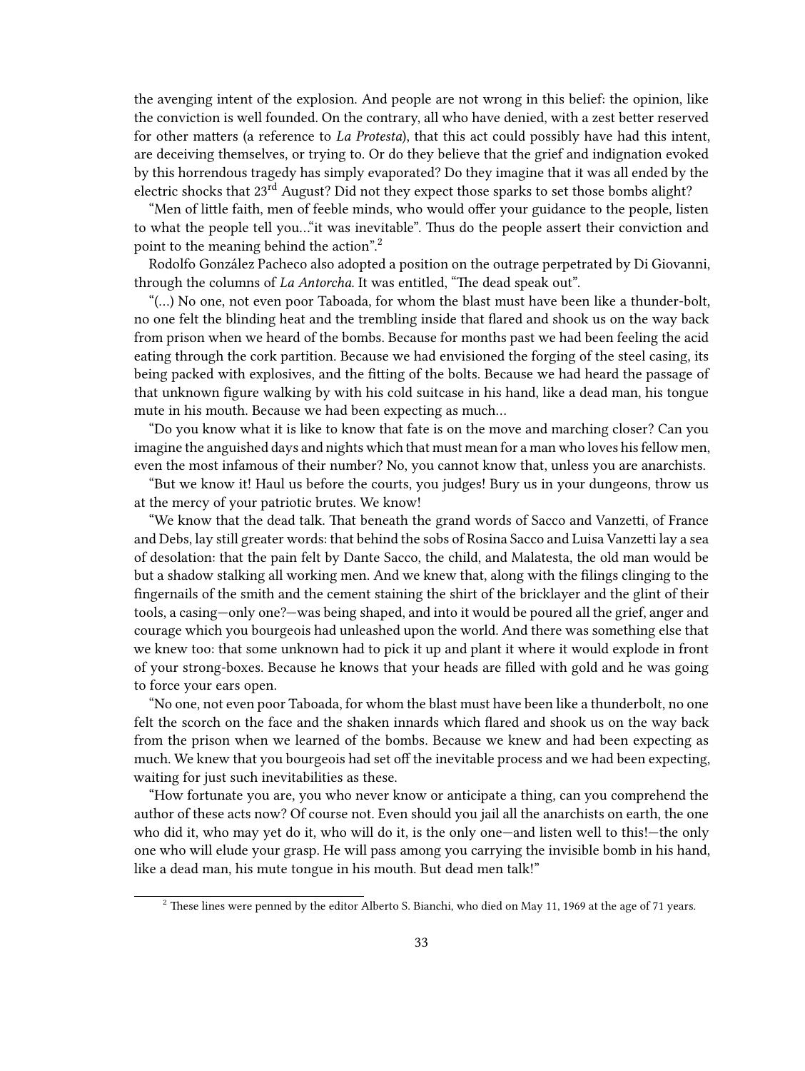the avenging intent of the explosion. And people are not wrong in this belief: the opinion, like the conviction is well founded. On the contrary, all who have denied, with a zest better reserved for other matters (a reference to *La Protesta*), that this act could possibly have had this intent, are deceiving themselves, or trying to. Or do they believe that the grief and indignation evoked by this horrendous tragedy has simply evaporated? Do they imagine that it was all ended by the electric shocks that 23rd August? Did not they expect those sparks to set those bombs alight?

"Men of little faith, men of feeble minds, who would offer your guidance to the people, listen to what the people tell you…"it was inevitable". Thus do the people assert their conviction and point to the meaning behind the action".[2]

Rodolfo González Pacheco also adopted a position on the outrage perpetrated by Di Giovanni, through the columns of *La Antorcha*. It was entitled, "The dead speak out".

"(…) No one, not even poor Taboada, for whom the blast must have been like a thunder-bolt, no one felt the blinding heat and the trembling inside that flared and shook us on the way back from prison when we heard of the bombs. Because for months past we had been feeling the acid eating through the cork partition. Because we had envisioned the forging of the steel casing, its being packed with explosives, and the fitting of the bolts. Because we had heard the passage of that unknown figure walking by with his cold suitcase in his hand, like a dead man, his tongue mute in his mouth. Because we had been expecting as much…

"Do you know what it is like to know that fate is on the move and marching closer? Can you imagine the anguished days and nights which that must mean for a man who loves his fellow men, even the most infamous of their number? No, you cannot know that, unless you are anarchists.

"But we know it! Haul us before the courts, you judges! Bury us in your dungeons, throw us at the mercy of your patriotic brutes. We know!

"We know that the dead talk. That beneath the grand words of Sacco and Vanzetti, of France and Debs, lay still greater words: that behind the sobs of Rosina Sacco and Luisa Vanzetti lay a sea of desolation: that the pain felt by Dante Sacco, the child, and Malatesta, the old man would be but a shadow stalking all working men. And we knew that, along with the filings clinging to the fingernails of the smith and the cement staining the shirt of the bricklayer and the glint of their tools, a casing—only one?—was being shaped, and into it would be poured all the grief, anger and courage which you bourgeois had unleashed upon the world. And there was something else that we knew too: that some unknown had to pick it up and plant it where it would explode in front of your strong-boxes. Because he knows that your heads are filled with gold and he was going to force your ears open.

"No one, not even poor Taboada, for whom the blast must have been like a thunderbolt, no one felt the scorch on the face and the shaken innards which flared and shook us on the way back from the prison when we learned of the bombs. Because we knew and had been expecting as much. We knew that you bourgeois had set off the inevitable process and we had been expecting, waiting for just such inevitabilities as these.

"How fortunate you are, you who never know or anticipate a thing, can you comprehend the author of these acts now? Of course not. Even should you jail all the anarchists on earth, the one who did it, who may yet do it, who will do it, is the only one—and listen well to this!—the only one who will elude your grasp. He will pass among you carrying the invisible bomb in his hand, like a dead man, his mute tongue in his mouth. But dead men talk!"

---

[2] These lines were penned by the editor Alberto S. Bianchi, who died on May 11, 1969 at the age of 71 years.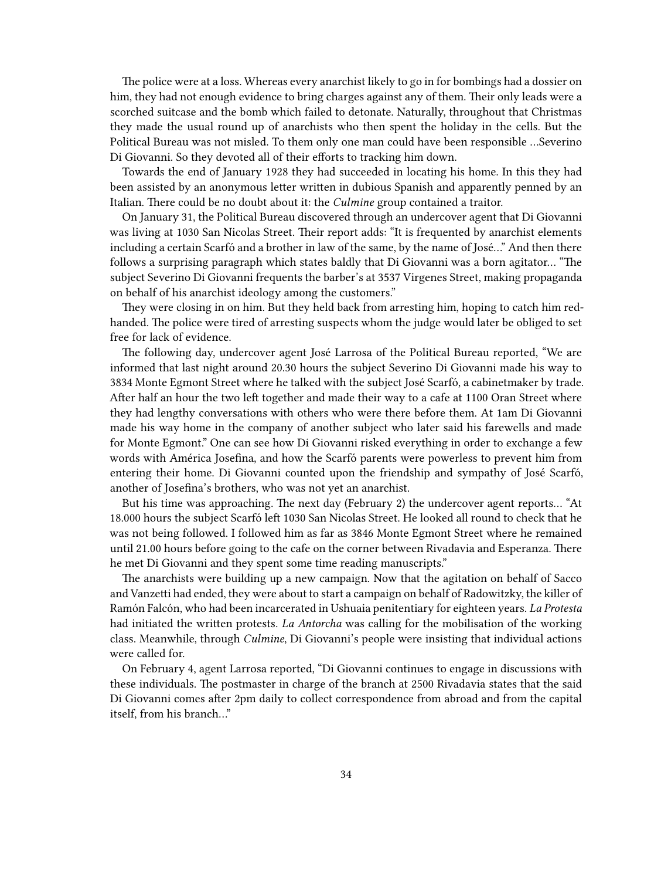The police were at a loss. Whereas every anarchist likely to go in for bombings had a dossier on him, they had not enough evidence to bring charges against any of them. Their only leads were a scorched suitcase and the bomb which failed to detonate. Naturally, throughout that Christmas they made the usual round up of anarchists who then spent the holiday in the cells. But the Political Bureau was not misled. To them only one man could have been responsible …Severino Di Giovanni. So they devoted all of their efforts to tracking him down.

Towards the end of January 1928 they had succeeded in locating his home. In this they had been assisted by an anonymous letter written in dubious Spanish and apparently penned by an Italian. There could be no doubt about it: the *Culmine* group contained a traitor.

On January 31, the Political Bureau discovered through an undercover agent that Di Giovanni was living at 1030 San Nicolas Street. Their report adds: "It is frequented by anarchist elements including a certain Scarfó and a brother in law of the same, by the name of José…" And then there follows a surprising paragraph which states baldly that Di Giovanni was a born agitator… "The subject Severino Di Giovanni frequents the barber's at 3537 Virgenes Street, making propaganda on behalf of his anarchist ideology among the customers."

They were closing in on him. But they held back from arresting him, hoping to catch him red-handed. The police were tired of arresting suspects whom the judge would later be obliged to set free for lack of evidence.

The following day, undercover agent José Larrosa of the Political Bureau reported, "We are informed that last night around 20.30 hours the subject Severino Di Giovanni made his way to 3834 Monte Egmont Street where he talked with the subject José Scarfó, a cabinetmaker by trade. After half an hour the two left together and made their way to a cafe at 1100 Oran Street where they had lengthy conversations with others who were there before them. At 1am Di Giovanni made his way home in the company of another subject who later said his farewells and made for Monte Egmont." One can see how Di Giovanni risked everything in order to exchange a few words with América Josefina, and how the Scarfó parents were powerless to prevent him from entering their home. Di Giovanni counted upon the friendship and sympathy of José Scarfó, another of Josefina's brothers, who was not yet an anarchist.

But his time was approaching. The next day (February 2) the undercover agent reports… "At 18.000 hours the subject Scarfó left 1030 San Nicolas Street. He looked all round to check that he was not being followed. I followed him as far as 3846 Monte Egmont Street where he remained until 21.00 hours before going to the cafe on the corner between Rivadavia and Esperanza. There he met Di Giovanni and they spent some time reading manuscripts."

The anarchists were building up a new campaign. Now that the agitation on behalf of Sacco and Vanzetti had ended, they were about to start a campaign on behalf of Radowitzky, the killer of Ramón Falcón, who had been incarcerated in Ushuaia penitentiary for eighteen years. *La Protesta* had initiated the written protests. *La Antorcha* was calling for the mobilisation of the working class. Meanwhile, through *Culmine*, Di Giovanni's people were insisting that individual actions were called for.

On February 4, agent Larrosa reported, "Di Giovanni continues to engage in discussions with these individuals. The postmaster in charge of the branch at 2500 Rivadavia states that the said Di Giovanni comes after 2pm daily to collect correspondence from abroad and from the capital itself, from his branch…"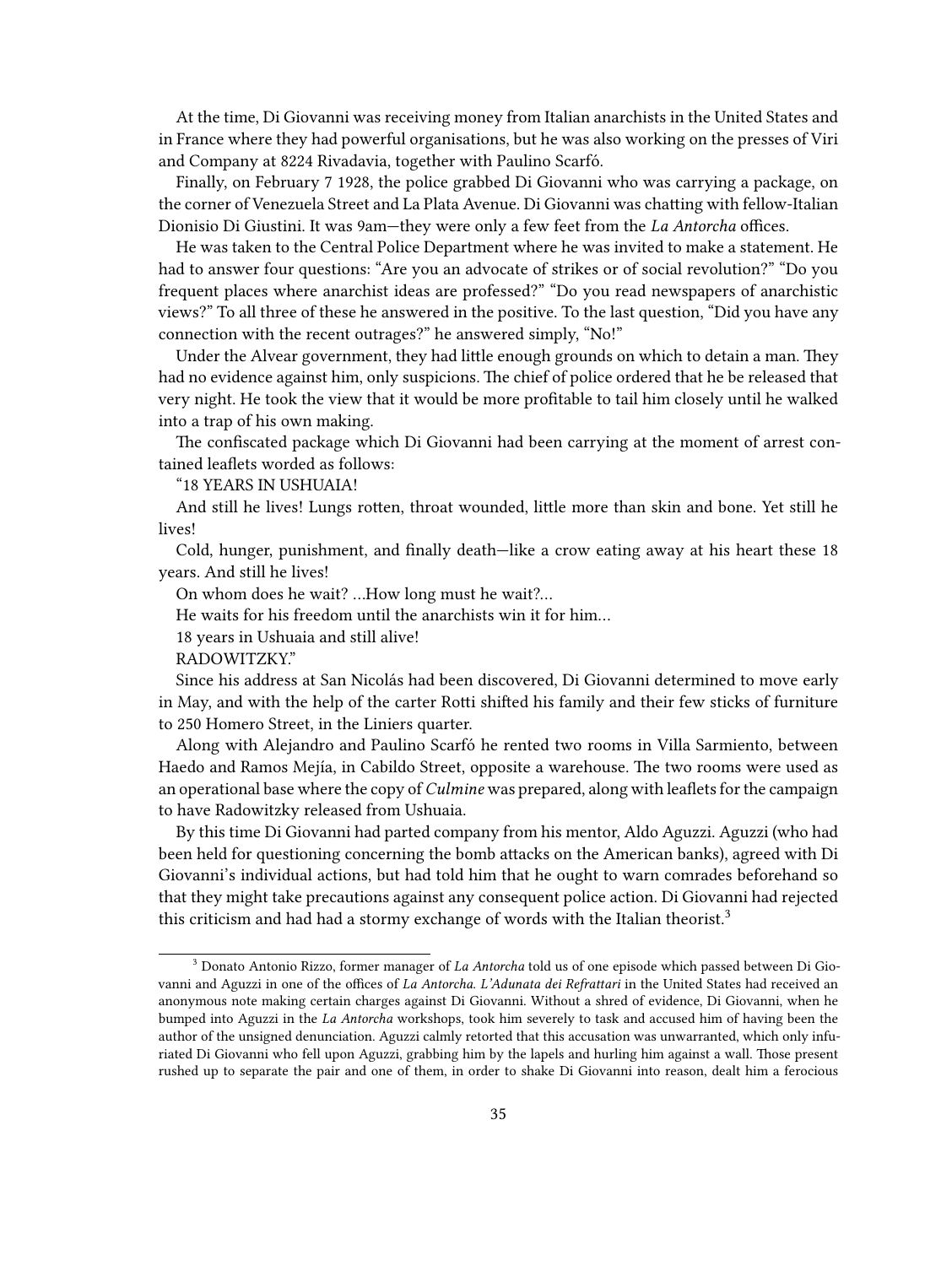At the time, Di Giovanni was receiving money from Italian anarchists in the United States and in France where they had powerful organisations, but he was also working on the presses of Viri and Company at 8224 Rivadavia, together with Paulino Scarfó.

Finally, on February 7 1928, the police grabbed Di Giovanni who was carrying a package, on the corner of Venezuela Street and La Plata Avenue. Di Giovanni was chatting with fellow-Italian Dionisio Di Giustini. It was 9am—they were only a few feet from the *La Antorcha* offices.

He was taken to the Central Police Department where he was invited to make a statement. He had to answer four questions: "Are you an advocate of strikes or of social revolution?" "Do you frequent places where anarchist ideas are professed?" "Do you read newspapers of anarchistic views?" To all three of these he answered in the positive. To the last question, "Did you have any connection with the recent outrages?" he answered simply, "No!"

Under the Alvear government, they had little enough grounds on which to detain a man. They had no evidence against him, only suspicions. The chief of police ordered that he be released that very night. He took the view that it would be more profitable to tail him closely until he walked into a trap of his own making.

The confiscated package which Di Giovanni had been carrying at the moment of arrest contained leaflets worded as follows:

"18 YEARS IN USHUAIA!

And still he lives! Lungs rotten, throat wounded, little more than skin and bone. Yet still he lives!

Cold, hunger, punishment, and finally death—like a crow eating away at his heart these 18 years. And still he lives!

On whom does he wait? …How long must he wait?…

He waits for his freedom until the anarchists win it for him…

18 years in Ushuaia and still alive!

RADOWITZKY."

Since his address at San Nicolás had been discovered, Di Giovanni determined to move early in May, and with the help of the carter Rotti shifted his family and their few sticks of furniture to 250 Homero Street, in the Liniers quarter.

Along with Alejandro and Paulino Scarfó he rented two rooms in Villa Sarmiento, between Haedo and Ramos Mejía, in Cabildo Street, opposite a warehouse. The two rooms were used as an operational base where the copy of *Culmine* was prepared, along with leaflets for the campaign to have Radowitzky released from Ushuaia.

By this time Di Giovanni had parted company from his mentor, Aldo Aguzzi. Aguzzi (who had been held for questioning concerning the bomb attacks on the American banks), agreed with Di Giovanni's individual actions, but had told him that he ought to warn comrades beforehand so that they might take precautions against any consequent police action. Di Giovanni had rejected this criticism and had had a stormy exchange of words with the Italian theorist.[3]

[3] Donato Antonio Rizzo, former manager of *La Antorcha* told us of one episode which passed between Di Giovanni and Aguzzi in one of the offices of *La Antorcha. L'Adunata dei Refrattari* in the United States had received an anonymous note making certain charges against Di Giovanni. Without a shred of evidence, Di Giovanni, when he bumped into Aguzzi in the *La Antorcha* workshops, took him severely to task and accused him of having been the author of the unsigned denunciation. Aguzzi calmly retorted that this accusation was unwarranted, which only infuriated Di Giovanni who fell upon Aguzzi, grabbing him by the lapels and hurling him against a wall. Those present rushed up to separate the pair and one of them, in order to shake Di Giovanni into reason, dealt him a ferocious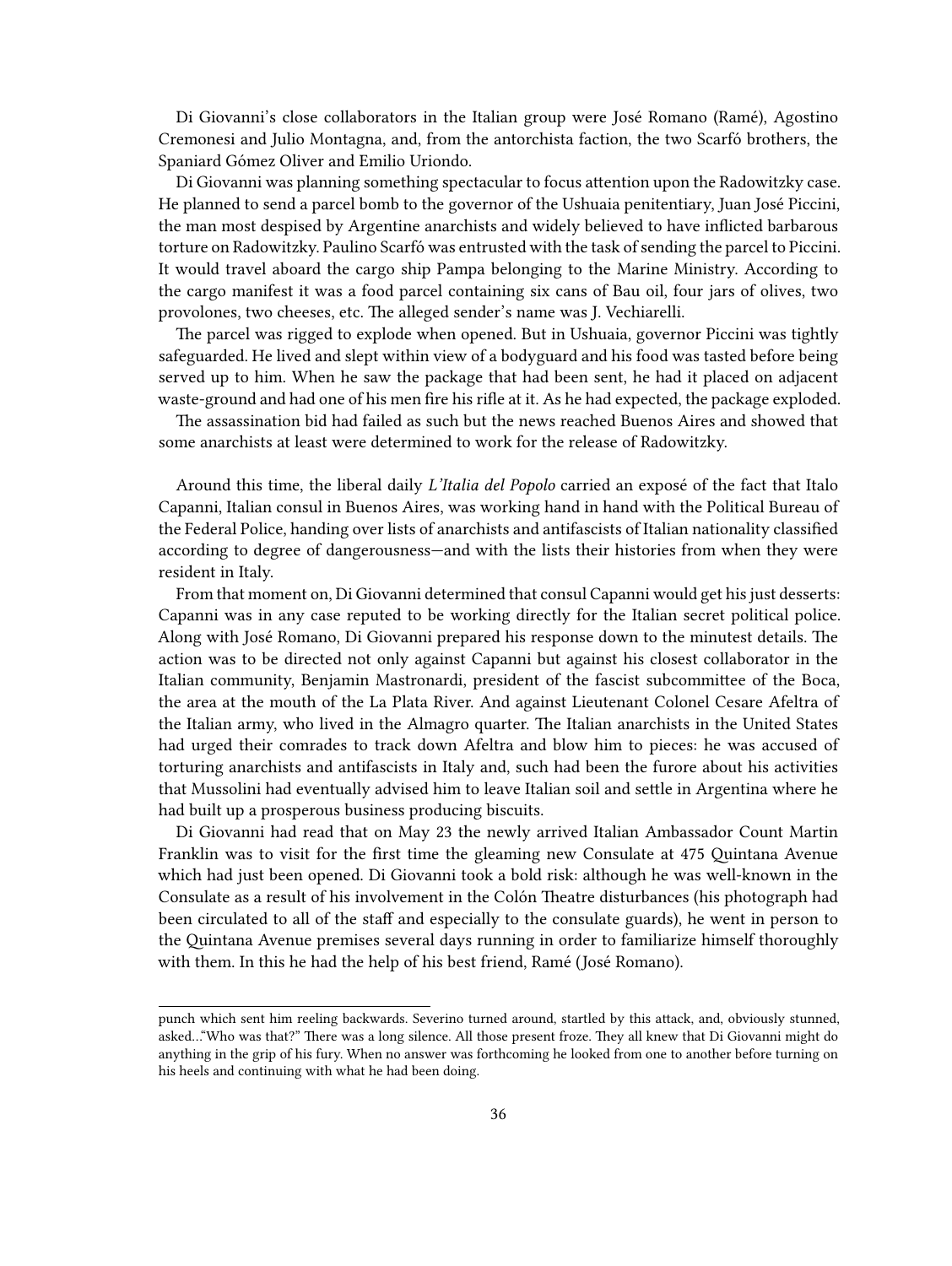Di Giovanni's close collaborators in the Italian group were José Romano (Ramé), Agostino Cremonesi and Julio Montagna, and, from the antorchista faction, the two Scarfó brothers, the Spaniard Gómez Oliver and Emilio Uriondo.

Di Giovanni was planning something spectacular to focus attention upon the Radowitzky case. He planned to send a parcel bomb to the governor of the Ushuaia penitentiary, Juan José Piccini, the man most despised by Argentine anarchists and widely believed to have inflicted barbarous torture on Radowitzky. Paulino Scarfó was entrusted with the task of sending the parcel to Piccini. It would travel aboard the cargo ship Pampa belonging to the Marine Ministry. According to the cargo manifest it was a food parcel containing six cans of Bau oil, four jars of olives, two provolones, two cheeses, etc. The alleged sender's name was J. Vechiarelli.

The parcel was rigged to explode when opened. But in Ushuaia, governor Piccini was tightly safeguarded. He lived and slept within view of a bodyguard and his food was tasted before being served up to him. When he saw the package that had been sent, he had it placed on adjacent waste-ground and had one of his men fire his rifle at it. As he had expected, the package exploded.

The assassination bid had failed as such but the news reached Buenos Aires and showed that some anarchists at least were determined to work for the release of Radowitzky.

Around this time, the liberal daily *L'Italia del Popolo* carried an exposé of the fact that Italo Capanni, Italian consul in Buenos Aires, was working hand in hand with the Political Bureau of the Federal Police, handing over lists of anarchists and antifascists of Italian nationality classified according to degree of dangerousness—and with the lists their histories from when they were resident in Italy.

From that moment on, Di Giovanni determined that consul Capanni would get his just desserts: Capanni was in any case reputed to be working directly for the Italian secret political police. Along with José Romano, Di Giovanni prepared his response down to the minutest details. The action was to be directed not only against Capanni but against his closest collaborator in the Italian community, Benjamin Mastronardi, president of the fascist subcommittee of the Boca, the area at the mouth of the La Plata River. And against Lieutenant Colonel Cesare Afeltra of the Italian army, who lived in the Almagro quarter. The Italian anarchists in the United States had urged their comrades to track down Afeltra and blow him to pieces: he was accused of torturing anarchists and antifascists in Italy and, such had been the furore about his activities that Mussolini had eventually advised him to leave Italian soil and settle in Argentina where he had built up a prosperous business producing biscuits.

Di Giovanni had read that on May 23 the newly arrived Italian Ambassador Count Martin Franklin was to visit for the first time the gleaming new Consulate at 475 Quintana Avenue which had just been opened. Di Giovanni took a bold risk: although he was well-known in the Consulate as a result of his involvement in the Colón Theatre disturbances (his photograph had been circulated to all of the staff and especially to the consulate guards), he went in person to the Quintana Avenue premises several days running in order to familiarize himself thoroughly with them. In this he had the help of his best friend, Ramé (José Romano).

---

punch which sent him reeling backwards. Severino turned around, startled by this attack, and, obviously stunned, asked…"Who was that?" There was a long silence. All those present froze. They all knew that Di Giovanni might do anything in the grip of his fury. When no answer was forthcoming he looked from one to another before turning on his heels and continuing with what he had been doing.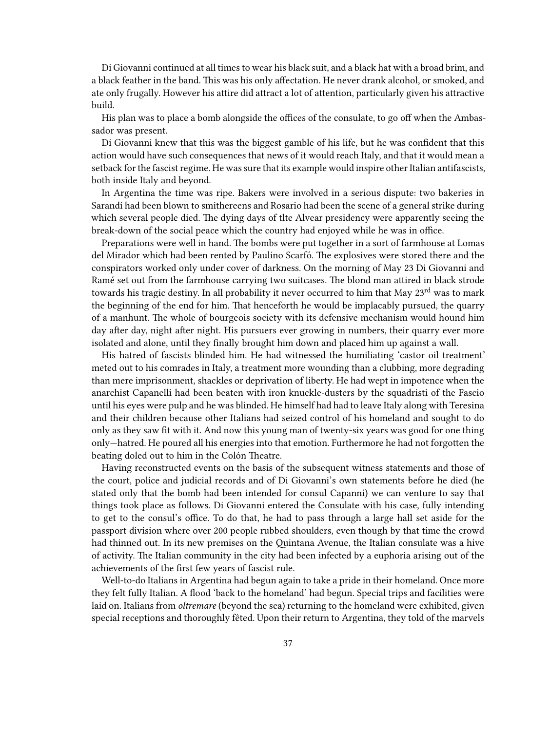Di Giovanni continued at all times to wear his black suit, and a black hat with a broad brim, and a black feather in the band. This was his only affectation. He never drank alcohol, or smoked, and ate only frugally. However his attire did attract a lot of attention, particularly given his attractive build.

His plan was to place a bomb alongside the offices of the consulate, to go off when the Ambassador was present.

Di Giovanni knew that this was the biggest gamble of his life, but he was confident that this action would have such consequences that news of it would reach Italy, and that it would mean a setback for the fascist regime. He was sure that its example would inspire other Italian antifascists, both inside Italy and beyond.

In Argentina the time was ripe. Bakers were involved in a serious dispute: two bakeries in Sarandí had been blown to smithereens and Rosario had been the scene of a general strike during which several people died. The dying days of tlte Alvear presidency were apparently seeing the break-down of the social peace which the country had enjoyed while he was in office.

Preparations were well in hand. The bombs were put together in a sort of farmhouse at Lomas del Mirador which had been rented by Paulino Scarfó. The explosives were stored there and the conspirators worked only under cover of darkness. On the morning of May 23 Di Giovanni and Ramé set out from the farmhouse carrying two suitcases. The blond man attired in black strode towards his tragic destiny. In all probability it never occurred to him that May 23rd was to mark the beginning of the end for him. That henceforth he would be implacably pursued, the quarry of a manhunt. The whole of bourgeois society with its defensive mechanism would hound him day after day, night after night. His pursuers ever growing in numbers, their quarry ever more isolated and alone, until they finally brought him down and placed him up against a wall.

His hatred of fascists blinded him. He had witnessed the humiliating 'castor oil treatment' meted out to his comrades in Italy, a treatment more wounding than a clubbing, more degrading than mere imprisonment, shackles or deprivation of liberty. He had wept in impotence when the anarchist Capanelli had been beaten with iron knuckle-dusters by the squadristi of the Fascio until his eyes were pulp and he was blinded. He himself had had to leave Italy along with Teresina and their children because other Italians had seized control of his homeland and sought to do only as they saw fit with it. And now this young man of twenty-six years was good for one thing only—hatred. He poured all his energies into that emotion. Furthermore he had not forgotten the beating doled out to him in the Colón Theatre.

Having reconstructed events on the basis of the subsequent witness statements and those of the court, police and judicial records and of Di Giovanni's own statements before he died (he stated only that the bomb had been intended for consul Capanni) we can venture to say that things took place as follows. Di Giovanni entered the Consulate with his case, fully intending to get to the consul's office. To do that, he had to pass through a large hall set aside for the passport division where over 200 people rubbed shoulders, even though by that time the crowd had thinned out. In its new premises on the Quintana Avenue, the Italian consulate was a hive of activity. The Italian community in the city had been infected by a euphoria arising out of the achievements of the first few years of fascist rule.

Well-to-do Italians in Argentina had begun again to take a pride in their homeland. Once more they felt fully Italian. A flood 'back to the homeland' had begun. Special trips and facilities were laid on. Italians from *oltremare* (beyond the sea) returning to the homeland were exhibited, given special receptions and thoroughly fêted. Upon their return to Argentina, they told of the marvels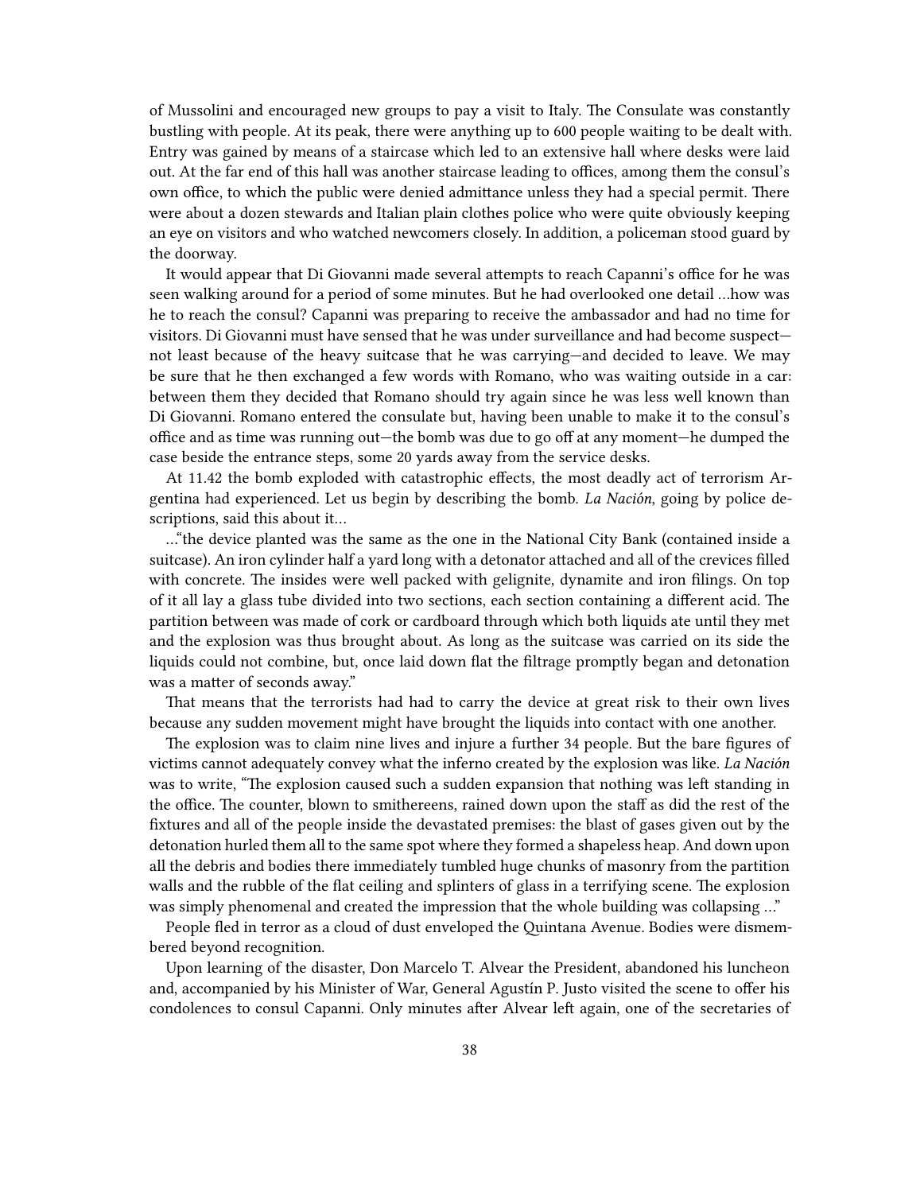of Mussolini and encouraged new groups to pay a visit to Italy. The Consulate was constantly bustling with people. At its peak, there were anything up to 600 people waiting to be dealt with. Entry was gained by means of a staircase which led to an extensive hall where desks were laid out. At the far end of this hall was another staircase leading to offices, among them the consul's own office, to which the public were denied admittance unless they had a special permit. There were about a dozen stewards and Italian plain clothes police who were quite obviously keeping an eye on visitors and who watched newcomers closely. In addition, a policeman stood guard by the doorway.

It would appear that Di Giovanni made several attempts to reach Capanni's office for he was seen walking around for a period of some minutes. But he had overlooked one detail …how was he to reach the consul? Capanni was preparing to receive the ambassador and had no time for visitors. Di Giovanni must have sensed that he was under surveillance and had become suspect—not least because of the heavy suitcase that he was carrying—and decided to leave. We may be sure that he then exchanged a few words with Romano, who was waiting outside in a car: between them they decided that Romano should try again since he was less well known than Di Giovanni. Romano entered the consulate but, having been unable to make it to the consul's office and as time was running out—the bomb was due to go off at any moment—he dumped the case beside the entrance steps, some 20 yards away from the service desks.

At 11.42 the bomb exploded with catastrophic effects, the most deadly act of terrorism Argentina had experienced. Let us begin by describing the bomb. *La Nación*, going by police descriptions, said this about it…

…"the device planted was the same as the one in the National City Bank (contained inside a suitcase). An iron cylinder half a yard long with a detonator attached and all of the crevices filled with concrete. The insides were well packed with gelignite, dynamite and iron filings. On top of it all lay a glass tube divided into two sections, each section containing a different acid. The partition between was made of cork or cardboard through which both liquids ate until they met and the explosion was thus brought about. As long as the suitcase was carried on its side the liquids could not combine, but, once laid down flat the filtrage promptly began and detonation was a matter of seconds away."

That means that the terrorists had had to carry the device at great risk to their own lives because any sudden movement might have brought the liquids into contact with one another.

The explosion was to claim nine lives and injure a further 34 people. But the bare figures of victims cannot adequately convey what the inferno created by the explosion was like. *La Nación* was to write, "The explosion caused such a sudden expansion that nothing was left standing in the office. The counter, blown to smithereens, rained down upon the staff as did the rest of the fixtures and all of the people inside the devastated premises: the blast of gases given out by the detonation hurled them all to the same spot where they formed a shapeless heap. And down upon all the debris and bodies there immediately tumbled huge chunks of masonry from the partition walls and the rubble of the flat ceiling and splinters of glass in a terrifying scene. The explosion was simply phenomenal and created the impression that the whole building was collapsing …"

People fled in terror as a cloud of dust enveloped the Quintana Avenue. Bodies were dismembered beyond recognition.

Upon learning of the disaster, Don Marcelo T. Alvear the President, abandoned his luncheon and, accompanied by his Minister of War, General Agustín P. Justo visited the scene to offer his condolences to consul Capanni. Only minutes after Alvear left again, one of the secretaries of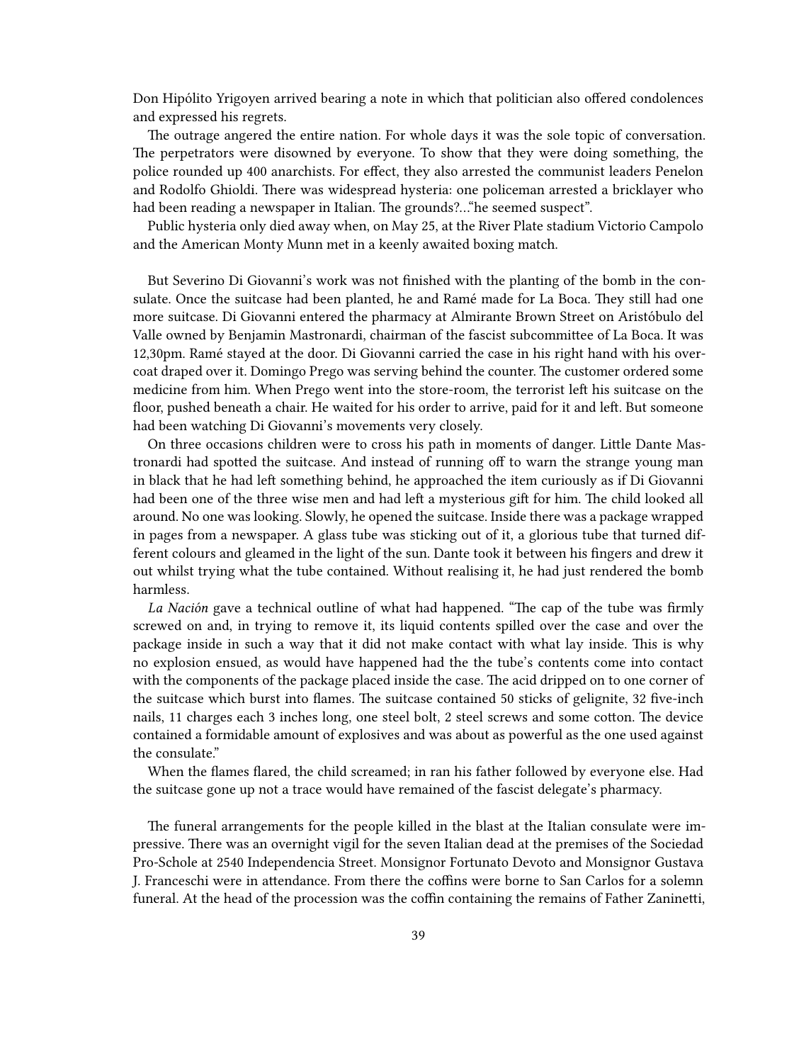Don Hipólito Yrigoyen arrived bearing a note in which that politician also offered condolences and expressed his regrets.

The outrage angered the entire nation. For whole days it was the sole topic of conversation. The perpetrators were disowned by everyone. To show that they were doing something, the police rounded up 400 anarchists. For effect, they also arrested the communist leaders Penelon and Rodolfo Ghioldi. There was widespread hysteria: one policeman arrested a bricklayer who had been reading a newspaper in Italian. The grounds?…"he seemed suspect".

Public hysteria only died away when, on May 25, at the River Plate stadium Victorio Campolo and the American Monty Munn met in a keenly awaited boxing match.

But Severino Di Giovanni's work was not finished with the planting of the bomb in the consulate. Once the suitcase had been planted, he and Ramé made for La Boca. They still had one more suitcase. Di Giovanni entered the pharmacy at Almirante Brown Street on Aristóbulo del Valle owned by Benjamin Mastronardi, chairman of the fascist subcommittee of La Boca. It was 12,30pm. Ramé stayed at the door. Di Giovanni carried the case in his right hand with his overcoat draped over it. Domingo Prego was serving behind the counter. The customer ordered some medicine from him. When Prego went into the store-room, the terrorist left his suitcase on the floor, pushed beneath a chair. He waited for his order to arrive, paid for it and left. But someone had been watching Di Giovanni's movements very closely.

On three occasions children were to cross his path in moments of danger. Little Dante Mastronardi had spotted the suitcase. And instead of running off to warn the strange young man in black that he had left something behind, he approached the item curiously as if Di Giovanni had been one of the three wise men and had left a mysterious gift for him. The child looked all around. No one was looking. Slowly, he opened the suitcase. Inside there was a package wrapped in pages from a newspaper. A glass tube was sticking out of it, a glorious tube that turned different colours and gleamed in the light of the sun. Dante took it between his fingers and drew it out whilst trying what the tube contained. Without realising it, he had just rendered the bomb harmless.

*La Nación* gave a technical outline of what had happened. "The cap of the tube was firmly screwed on and, in trying to remove it, its liquid contents spilled over the case and over the package inside in such a way that it did not make contact with what lay inside. This is why no explosion ensued, as would have happened had the the tube's contents come into contact with the components of the package placed inside the case. The acid dripped on to one corner of the suitcase which burst into flames. The suitcase contained 50 sticks of gelignite, 32 five-inch nails, 11 charges each 3 inches long, one steel bolt, 2 steel screws and some cotton. The device contained a formidable amount of explosives and was about as powerful as the one used against the consulate."

When the flames flared, the child screamed; in ran his father followed by everyone else. Had the suitcase gone up not a trace would have remained of the fascist delegate's pharmacy.

The funeral arrangements for the people killed in the blast at the Italian consulate were impressive. There was an overnight vigil for the seven Italian dead at the premises of the Sociedad Pro-Schole at 2540 Independencia Street. Monsignor Fortunato Devoto and Monsignor Gustava J. Franceschi were in attendance. From there the coffins were borne to San Carlos for a solemn funeral. At the head of the procession was the coffin containing the remains of Father Zaninetti,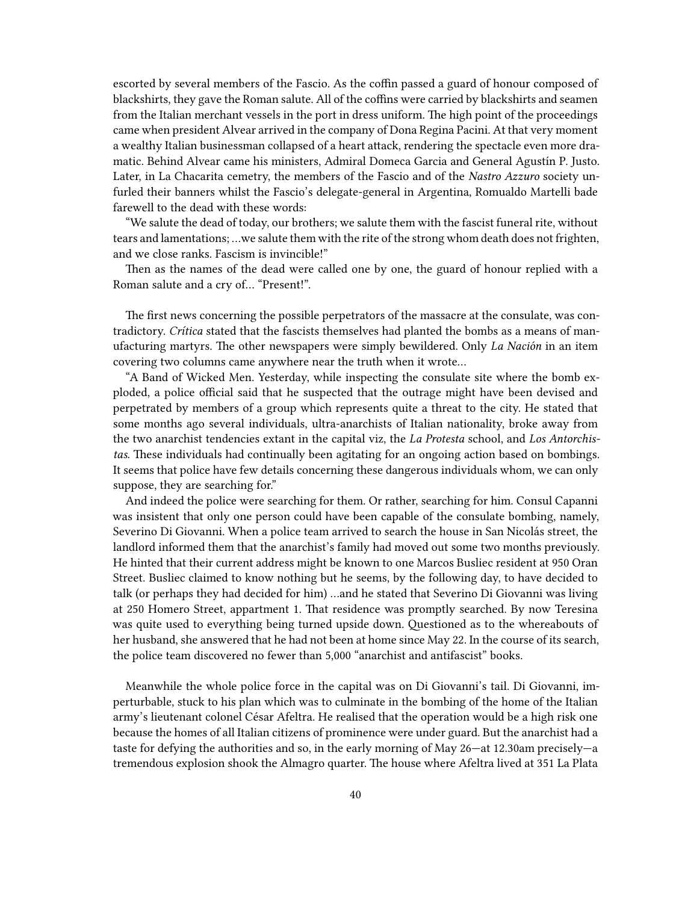escorted by several members of the Fascio. As the coffin passed a guard of honour composed of blackshirts, they gave the Roman salute. All of the coffins were carried by blackshirts and seamen from the Italian merchant vessels in the port in dress uniform. The high point of the proceedings came when president Alvear arrived in the company of Dona Regina Pacini. At that very moment a wealthy Italian businessman collapsed of a heart attack, rendering the spectacle even more dramatic. Behind Alvear came his ministers, Admiral Domeca Garcia and General Agustín P. Justo. Later, in La Chacarita cemetery, the members of the Fascio and of the *Nastro Azzuro* society unfurled their banners whilst the Fascio's delegate-general in Argentina, Romualdo Martelli bade farewell to the dead with these words:

"We salute the dead of today, our brothers; we salute them with the fascist funeral rite, without tears and lamentations; …we salute them with the rite of the strong whom death does not frighten, and we close ranks. Fascism is invincible!"

Then as the names of the dead were called one by one, the guard of honour replied with a Roman salute and a cry of… "Present!".

The first news concerning the possible perpetrators of the massacre at the consulate, was contradictory. *Crítica* stated that the fascists themselves had planted the bombs as a means of manufacturing martyrs. The other newspapers were simply bewildered. Only *La Nación* in an item covering two columns came anywhere near the truth when it wrote…

"A Band of Wicked Men. Yesterday, while inspecting the consulate site where the bomb exploded, a police official said that he suspected that the outrage might have been devised and perpetrated by members of a group which represents quite a threat to the city. He stated that some months ago several individuals, ultra-anarchists of Italian nationality, broke away from the two anarchist tendencies extant in the capital viz, the *La Protesta* school, and *Los Antorchistas*. These individuals had continually been agitating for an ongoing action based on bombings. It seems that police have few details concerning these dangerous individuals whom, we can only suppose, they are searching for."

And indeed the police were searching for them. Or rather, searching for him. Consul Capanni was insistent that only one person could have been capable of the consulate bombing, namely, Severino Di Giovanni. When a police team arrived to search the house in San Nicolás street, the landlord informed them that the anarchist's family had moved out some two months previously. He hinted that their current address might be known to one Marcos Busliec resident at 950 Oran Street. Busliec claimed to know nothing but he seems, by the following day, to have decided to talk (or perhaps they had decided for him) …and he stated that Severino Di Giovanni was living at 250 Homero Street, appartment 1. That residence was promptly searched. By now Teresina was quite used to everything being turned upside down. Questioned as to the whereabouts of her husband, she answered that he had not been at home since May 22. In the course of its search, the police team discovered no fewer than 5,000 "anarchist and antifascist" books.

Meanwhile the whole police force in the capital was on Di Giovanni's tail. Di Giovanni, imperturbable, stuck to his plan which was to culminate in the bombing of the home of the Italian army's lieutenant colonel César Afeltra. He realised that the operation would be a high risk one because the homes of all Italian citizens of prominence were under guard. But the anarchist had a taste for defying the authorities and so, in the early morning of May 26—at 12.30am precisely—a tremendous explosion shook the Almagro quarter. The house where Afeltra lived at 351 La Plata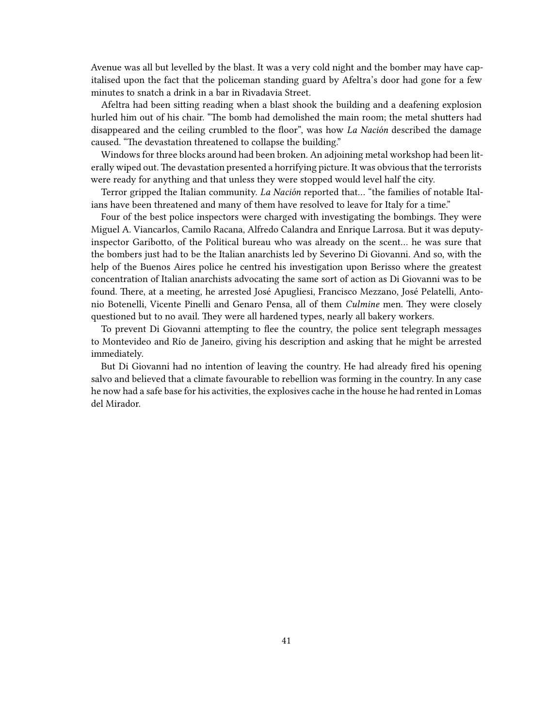Avenue was all but levelled by the blast. It was a very cold night and the bomber may have capitalised upon the fact that the policeman standing guard by Afeltra's door had gone for a few minutes to snatch a drink in a bar in Rivadavia Street.

Afeltra had been sitting reading when a blast shook the building and a deafening explosion hurled him out of his chair. "The bomb had demolished the main room; the metal shutters had disappeared and the ceiling crumbled to the floor", was how *La Nación* described the damage caused. "The devastation threatened to collapse the building."

Windows for three blocks around had been broken. An adjoining metal workshop had been literally wiped out. The devastation presented a horrifying picture. It was obvious that the terrorists were ready for anything and that unless they were stopped would level half the city.

Terror gripped the Italian community. *La Nación* reported that… "the families of notable Italians have been threatened and many of them have resolved to leave for Italy for a time."

Four of the best police inspectors were charged with investigating the bombings. They were Miguel A. Viancarlos, Camilo Racana, Alfredo Calandra and Enrique Larrosa. But it was deputy-inspector Garibotto, of the Political bureau who was already on the scent… he was sure that the bombers just had to be the Italian anarchists led by Severino Di Giovanni. And so, with the help of the Buenos Aires police he centred his investigation upon Berisso where the greatest concentration of Italian anarchists advocating the same sort of action as Di Giovanni was to be found. There, at a meeting, he arrested José Apugliesi, Francisco Mezzano, José Pelatelli, Antonio Botenelli, Vicente Pinelli and Genaro Pensa, all of them *Culmine* men. They were closely questioned but to no avail. They were all hardened types, nearly all bakery workers.

To prevent Di Giovanni attempting to flee the country, the police sent telegraph messages to Montevideo and Río de Janeiro, giving his description and asking that he might be arrested immediately.

But Di Giovanni had no intention of leaving the country. He had already fired his opening salvo and believed that a climate favourable to rebellion was forming in the country. In any case he now had a safe base for his activities, the explosives cache in the house he had rented in Lomas del Mirador.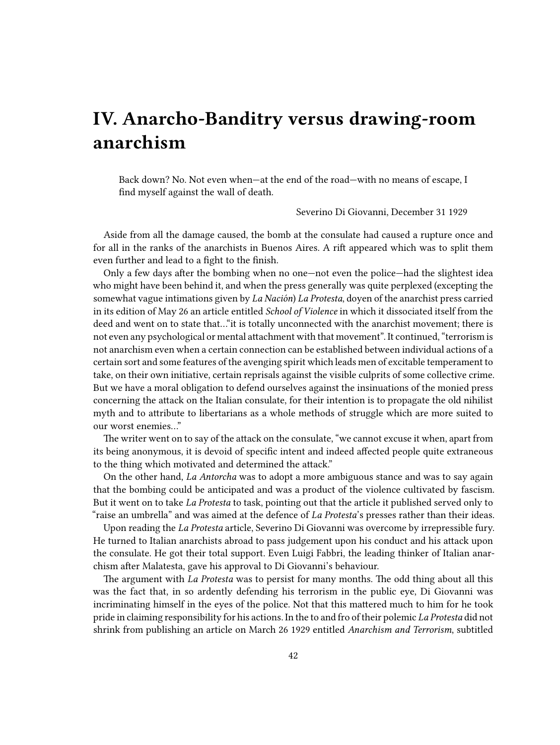# IV. Anarcho-Banditry versus drawing-room anarchism

> Back down? No. Not even when—at the end of the road—with no means of escape, I find myself against the wall of death.
>
> Severino Di Giovanni, December 31 1929

Aside from all the damage caused, the bomb at the consulate had caused a rupture once and for all in the ranks of the anarchists in Buenos Aires. A rift appeared which was to split them even further and lead to a fight to the finish.

Only a few days after the bombing when no one—not even the police—had the slightest idea who might have been behind it, and when the press generally was quite perplexed (excepting the somewhat vague intimations given by *La Nación*) *La Protesta*, doyen of the anarchist press carried in its edition of May 26 an article entitled *School of Violence* in which it dissociated itself from the deed and went on to state that…"it is totally unconnected with the anarchist movement; there is not even any psychological or mental attachment with that movement". It continued, "terrorism is not anarchism even when a certain connection can be established between individual actions of a certain sort and some features of the avenging spirit which leads men of excitable temperament to take, on their own initiative, certain reprisals against the visible culprits of some collective crime. But we have a moral obligation to defend ourselves against the insinuations of the monied press concerning the attack on the Italian consulate, for their intention is to propagate the old nihilist myth and to attribute to libertarians as a whole methods of struggle which are more suited to our worst enemies…"

The writer went on to say of the attack on the consulate, "we cannot excuse it when, apart from its being anonymous, it is devoid of specific intent and indeed affected people quite extraneous to the thing which motivated and determined the attack."

On the other hand, *La Antorcha* was to adopt a more ambiguous stance and was to say again that the bombing could be anticipated and was a product of the violence cultivated by fascism. But it went on to take *La Protesta* to task, pointing out that the article it published served only to "raise an umbrella" and was aimed at the defence of *La Protesta*'s presses rather than their ideas.

Upon reading the *La Protesta* article, Severino Di Giovanni was overcome by irrepressible fury. He turned to Italian anarchists abroad to pass judgement upon his conduct and his attack upon the consulate. He got their total support. Even Luigi Fabbri, the leading thinker of Italian anarchism after Malatesta, gave his approval to Di Giovanni's behaviour.

The argument with *La Protesta* was to persist for many months. The odd thing about all this was the fact that, in so ardently defending his terrorism in the public eye, Di Giovanni was incriminating himself in the eyes of the police. Not that this mattered much to him for he took pride in claiming responsibility for his actions. In the to and fro of their polemic *La Protesta* did not shrink from publishing an article on March 26 1929 entitled *Anarchism and Terrorism*, subtitled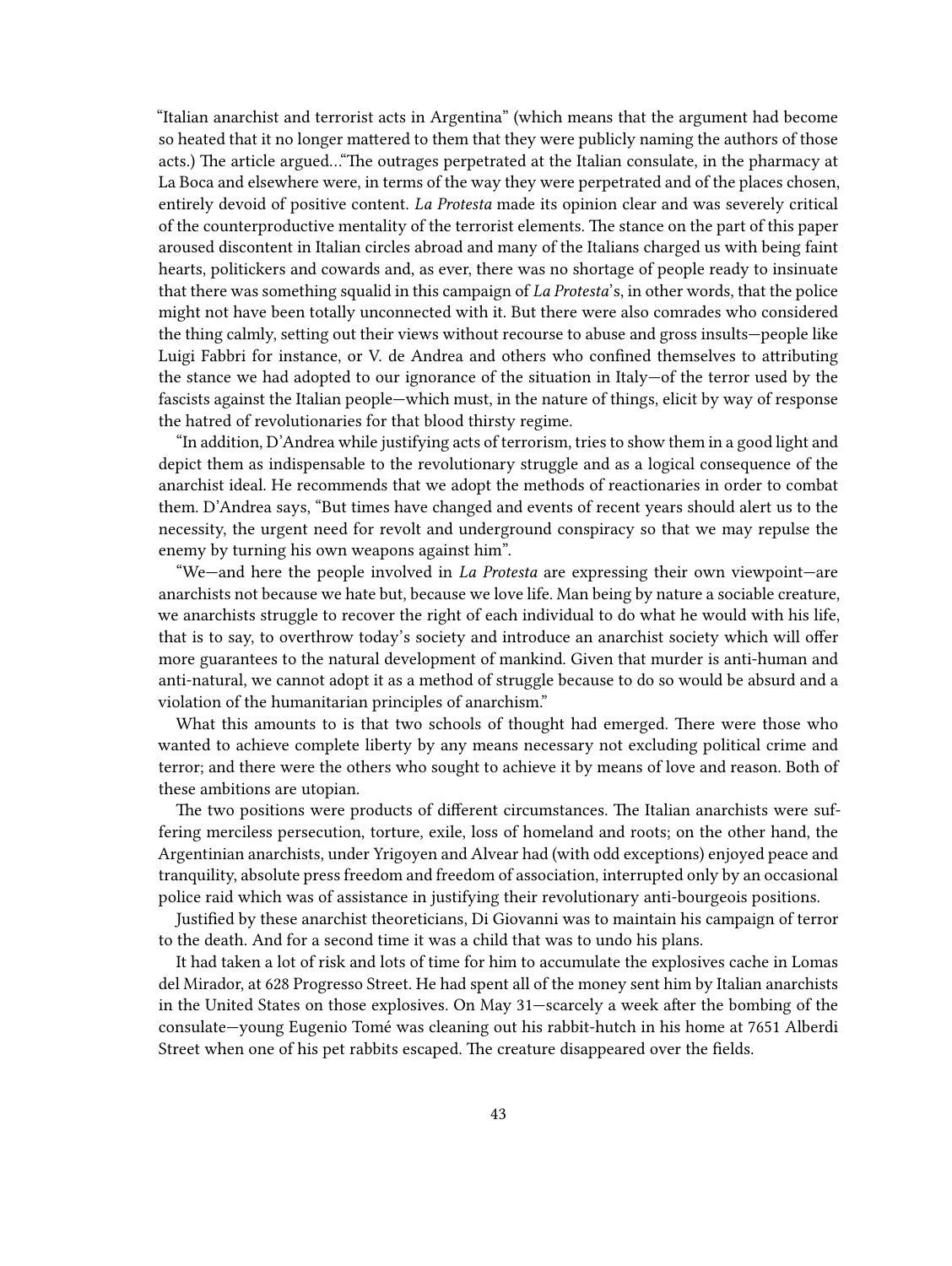"Italian anarchist and terrorist acts in Argentina" (which means that the argument had become so heated that it no longer mattered to them that they were publicly naming the authors of those acts.) The article argued…"The outrages perpetrated at the Italian consulate, in the pharmacy at La Boca and elsewhere were, in terms of the way they were perpetrated and of the places chosen, entirely devoid of positive content. *La Protesta* made its opinion clear and was severely critical of the counterproductive mentality of the terrorist elements. The stance on the part of this paper aroused discontent in Italian circles abroad and many of the Italians charged us with being faint hearts, politickers and cowards and, as ever, there was no shortage of people ready to insinuate that there was something squalid in this campaign of *La Protesta*'s, in other words, that the police might not have been totally unconnected with it. But there were also comrades who considered the thing calmly, setting out their views without recourse to abuse and gross insults—people like Luigi Fabbri for instance, or V. de Andrea and others who confined themselves to attributing the stance we had adopted to our ignorance of the situation in Italy—of the terror used by the fascists against the Italian people—which must, in the nature of things, elicit by way of response the hatred of revolutionaries for that blood thirsty regime.

"In addition, D'Andrea while justifying acts of terrorism, tries to show them in a good light and depict them as indispensable to the revolutionary struggle and as a logical consequence of the anarchist ideal. He recommends that we adopt the methods of reactionaries in order to combat them. D'Andrea says, "But times have changed and events of recent years should alert us to the necessity, the urgent need for revolt and underground conspiracy so that we may repulse the enemy by turning his own weapons against him".

"We—and here the people involved in *La Protesta* are expressing their own viewpoint—are anarchists not because we hate but, because we love life. Man being by nature a sociable creature, we anarchists struggle to recover the right of each individual to do what he would with his life, that is to say, to overthrow today's society and introduce an anarchist society which will offer more guarantees to the natural development of mankind. Given that murder is anti-human and anti-natural, we cannot adopt it as a method of struggle because to do so would be absurd and a violation of the humanitarian principles of anarchism."

What this amounts to is that two schools of thought had emerged. There were those who wanted to achieve complete liberty by any means necessary not excluding political crime and terror; and there were the others who sought to achieve it by means of love and reason. Both of these ambitions are utopian.

The two positions were products of different circumstances. The Italian anarchists were suffering merciless persecution, torture, exile, loss of homeland and roots; on the other hand, the Argentinian anarchists, under Yrigoyen and Alvear had (with odd exceptions) enjoyed peace and tranquility, absolute press freedom and freedom of association, interrupted only by an occasional police raid which was of assistance in justifying their revolutionary anti-bourgeois positions.

Justified by these anarchist theoreticians, Di Giovanni was to maintain his campaign of terror to the death. And for a second time it was a child that was to undo his plans.

It had taken a lot of risk and lots of time for him to accumulate the explosives cache in Lomas del Mirador, at 628 Progresso Street. He had spent all of the money sent him by Italian anarchists in the United States on those explosives. On May 31—scarcely a week after the bombing of the consulate—young Eugenio Tomé was cleaning out his rabbit-hutch in his home at 7651 Alberdi Street when one of his pet rabbits escaped. The creature disappeared over the fields.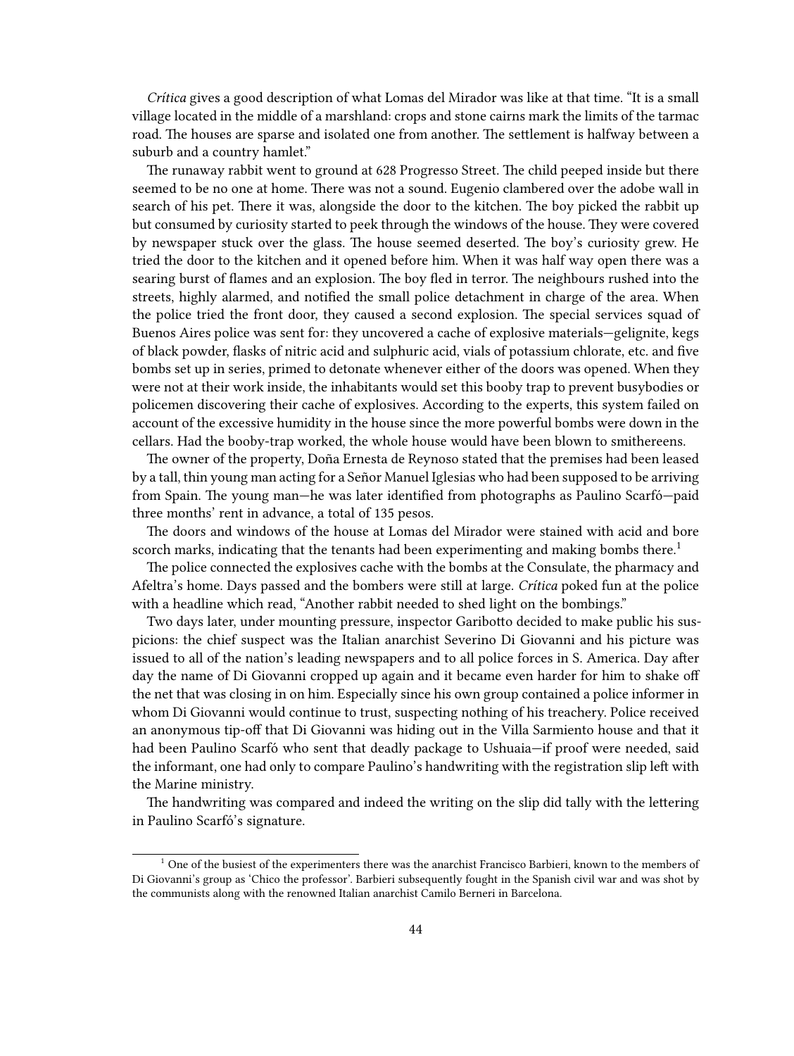*Crítica* gives a good description of what Lomas del Mirador was like at that time. "It is a small village located in the middle of a marshland: crops and stone cairns mark the limits of the tarmac road. The houses are sparse and isolated one from another. The settlement is halfway between a suburb and a country hamlet."

The runaway rabbit went to ground at 628 Progresso Street. The child peeped inside but there seemed to be no one at home. There was not a sound. Eugenio clambered over the adobe wall in search of his pet. There it was, alongside the door to the kitchen. The boy picked the rabbit up but consumed by curiosity started to peek through the windows of the house. They were covered by newspaper stuck over the glass. The house seemed deserted. The boy's curiosity grew. He tried the door to the kitchen and it opened before him. When it was half way open there was a searing burst of flames and an explosion. The boy fled in terror. The neighbours rushed into the streets, highly alarmed, and notified the small police detachment in charge of the area. When the police tried the front door, they caused a second explosion. The special services squad of Buenos Aires police was sent for: they uncovered a cache of explosive materials—gelignite, kegs of black powder, flasks of nitric acid and sulphuric acid, vials of potassium chlorate, etc. and five bombs set up in series, primed to detonate whenever either of the doors was opened. When they were not at their work inside, the inhabitants would set this booby trap to prevent busybodies or policemen discovering their cache of explosives. According to the experts, this system failed on account of the excessive humidity in the house since the more powerful bombs were down in the cellars. Had the booby-trap worked, the whole house would have been blown to smithereens.

The owner of the property, Doña Ernesta de Reynoso stated that the premises had been leased by a tall, thin young man acting for a Señor Manuel Iglesias who had been supposed to be arriving from Spain. The young man—he was later identified from photographs as Paulino Scarfó—paid three months' rent in advance, a total of 135 pesos.

The doors and windows of the house at Lomas del Mirador were stained with acid and bore scorch marks, indicating that the tenants had been experimenting and making bombs there.[1]

The police connected the explosives cache with the bombs at the Consulate, the pharmacy and Afeltra's home. Days passed and the bombers were still at large. *Crítica* poked fun at the police with a headline which read, "Another rabbit needed to shed light on the bombings."

Two days later, under mounting pressure, inspector Garibotto decided to make public his suspicions: the chief suspect was the Italian anarchist Severino Di Giovanni and his picture was issued to all of the nation's leading newspapers and to all police forces in S. America. Day after day the name of Di Giovanni cropped up again and it became even harder for him to shake off the net that was closing in on him. Especially since his own group contained a police informer in whom Di Giovanni would continue to trust, suspecting nothing of his treachery. Police received an anonymous tip-off that Di Giovanni was hiding out in the Villa Sarmiento house and that it had been Paulino Scarfó who sent that deadly package to Ushuaia—if proof were needed, said the informant, one had only to compare Paulino's handwriting with the registration slip left with the Marine ministry.

The handwriting was compared and indeed the writing on the slip did tally with the lettering in Paulino Scarfó's signature.

---

[1] One of the busiest of the experimenters there was the anarchist Francisco Barbieri, known to the members of Di Giovanni's group as 'Chico the professor'. Barbieri subsequently fought in the Spanish civil war and was shot by the communists along with the renowned Italian anarchist Camilo Berneri in Barcelona.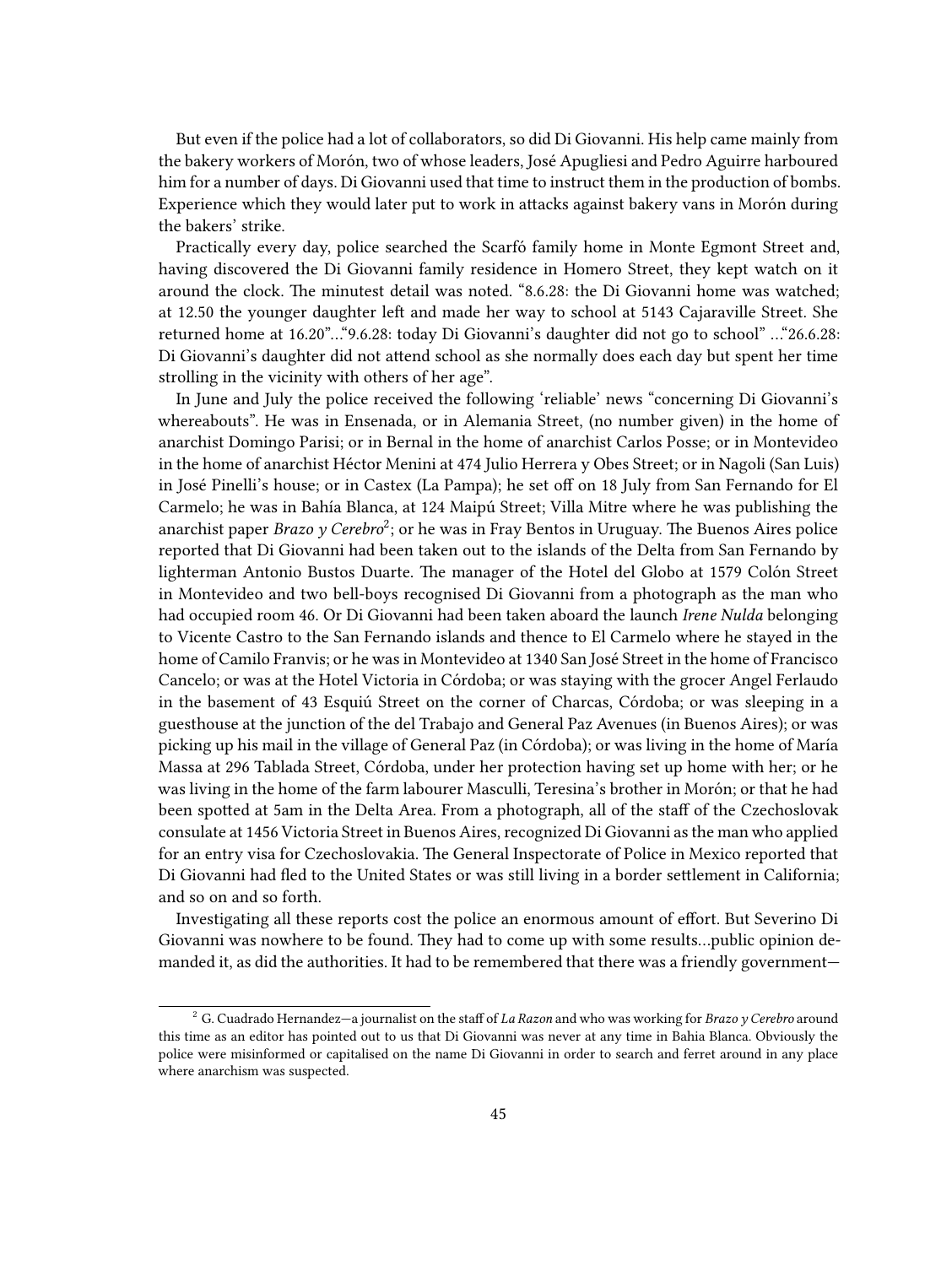But even if the police had a lot of collaborators, so did Di Giovanni. His help came mainly from the bakery workers of Morón, two of whose leaders, José Apugliesi and Pedro Aguirre harboured him for a number of days. Di Giovanni used that time to instruct them in the production of bombs. Experience which they would later put to work in attacks against bakery vans in Morón during the bakers' strike.

Practically every day, police searched the Scarfó family home in Monte Egmont Street and, having discovered the Di Giovanni family residence in Homero Street, they kept watch on it around the clock. The minutest detail was noted. "8.6.28: the Di Giovanni home was watched; at 12.50 the younger daughter left and made her way to school at 5143 Cajaraville Street. She returned home at 16.20"…"9.6.28: today Di Giovanni's daughter did not go to school" …"26.6.28: Di Giovanni's daughter did not attend school as she normally does each day but spent her time strolling in the vicinity with others of her age".

In June and July the police received the following 'reliable' news "concerning Di Giovanni's whereabouts". He was in Ensenada, or in Alemania Street, (no number given) in the home of anarchist Domingo Parisi; or in Bernal in the home of anarchist Carlos Posse; or in Montevideo in the home of anarchist Héctor Menini at 474 Julio Herrera y Obes Street; or in Nagoli (San Luis) in José Pinelli's house; or in Castex (La Pampa); he set off on 18 July from San Fernando for El Carmelo; he was in Bahía Blanca, at 124 Maipú Street; Villa Mitre where he was publishing the anarchist paper *Brazo y Cerebro*[2]; or he was in Fray Bentos in Uruguay. The Buenos Aires police reported that Di Giovanni had been taken out to the islands of the Delta from San Fernando by lighterman Antonio Bustos Duarte. The manager of the Hotel del Globo at 1579 Colón Street in Montevideo and two bell-boys recognised Di Giovanni from a photograph as the man who had occupied room 46. Or Di Giovanni had been taken aboard the launch *Irene Nulda* belonging to Vicente Castro to the San Fernando islands and thence to El Carmelo where he stayed in the home of Camilo Franvis; or he was in Montevideo at 1340 San José Street in the home of Francisco Cancelo; or was at the Hotel Victoria in Córdoba; or was staying with the grocer Angel Ferlaudo in the basement of 43 Esquiú Street on the corner of Charcas, Córdoba; or was sleeping in a guesthouse at the junction of the del Trabajo and General Paz Avenues (in Buenos Aires); or was picking up his mail in the village of General Paz (in Córdoba); or was living in the home of María Massa at 296 Tablada Street, Córdoba, under her protection having set up home with her; or he was living in the home of the farm labourer Masculli, Teresina's brother in Morón; or that he had been spotted at 5am in the Delta Area. From a photograph, all of the staff of the Czechoslovak consulate at 1456 Victoria Street in Buenos Aires, recognized Di Giovanni as the man who applied for an entry visa for Czechoslovakia. The General Inspectorate of Police in Mexico reported that Di Giovanni had fled to the United States or was still living in a border settlement in California; and so on and so forth.

Investigating all these reports cost the police an enormous amount of effort. But Severino Di Giovanni was nowhere to be found. They had to come up with some results…public opinion demanded it, as did the authorities. It had to be remembered that there was a friendly government—

[2] G. Cuadrado Hernandez—a journalist on the staff of *La Razon* and who was working for *Brazo y Cerebro* around this time as an editor has pointed out to us that Di Giovanni was never at any time in Bahia Blanca. Obviously the police were misinformed or capitalised on the name Di Giovanni in order to search and ferret around in any place where anarchism was suspected.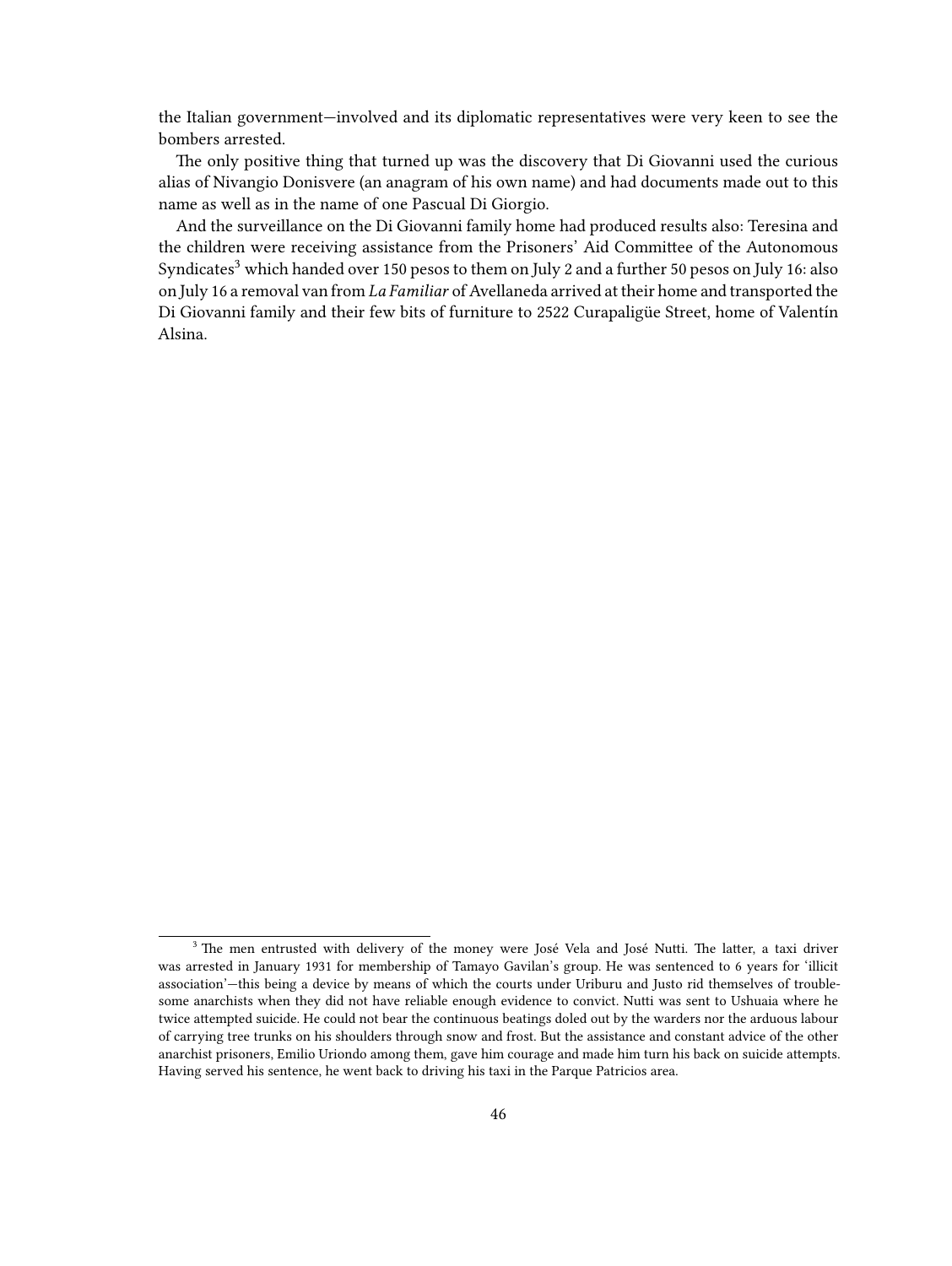the Italian government—involved and its diplomatic representatives were very keen to see the bombers arrested.

The only positive thing that turned up was the discovery that Di Giovanni used the curious alias of Nivangio Donisvere (an anagram of his own name) and had documents made out to this name as well as in the name of one Pascual Di Giorgio.

And the surveillance on the Di Giovanni family home had produced results also: Teresina and the children were receiving assistance from the Prisoners' Aid Committee of the Autonomous Syndicates[3] which handed over 150 pesos to them on July 2 and a further 50 pesos on July 16: also on July 16 a removal van from *La Familiar* of Avellaneda arrived at their home and transported the Di Giovanni family and their few bits of furniture to 2522 Curapaligüe Street, home of Valentín Alsina.

---

[3] The men entrusted with delivery of the money were José Vela and José Nutti. The latter, a taxi driver was arrested in January 1931 for membership of Tamayo Gavilan's group. He was sentenced to 6 years for 'illicit association'—this being a device by means of which the courts under Uriburu and Justo rid themselves of troublesome anarchists when they did not have reliable enough evidence to convict. Nutti was sent to Ushuaia where he twice attempted suicide. He could not bear the continuous beatings doled out by the warders nor the arduous labour of carrying tree trunks on his shoulders through snow and frost. But the assistance and constant advice of the other anarchist prisoners, Emilio Uriondo among them, gave him courage and made him turn his back on suicide attempts. Having served his sentence, he went back to driving his taxi in the Parque Patricios area.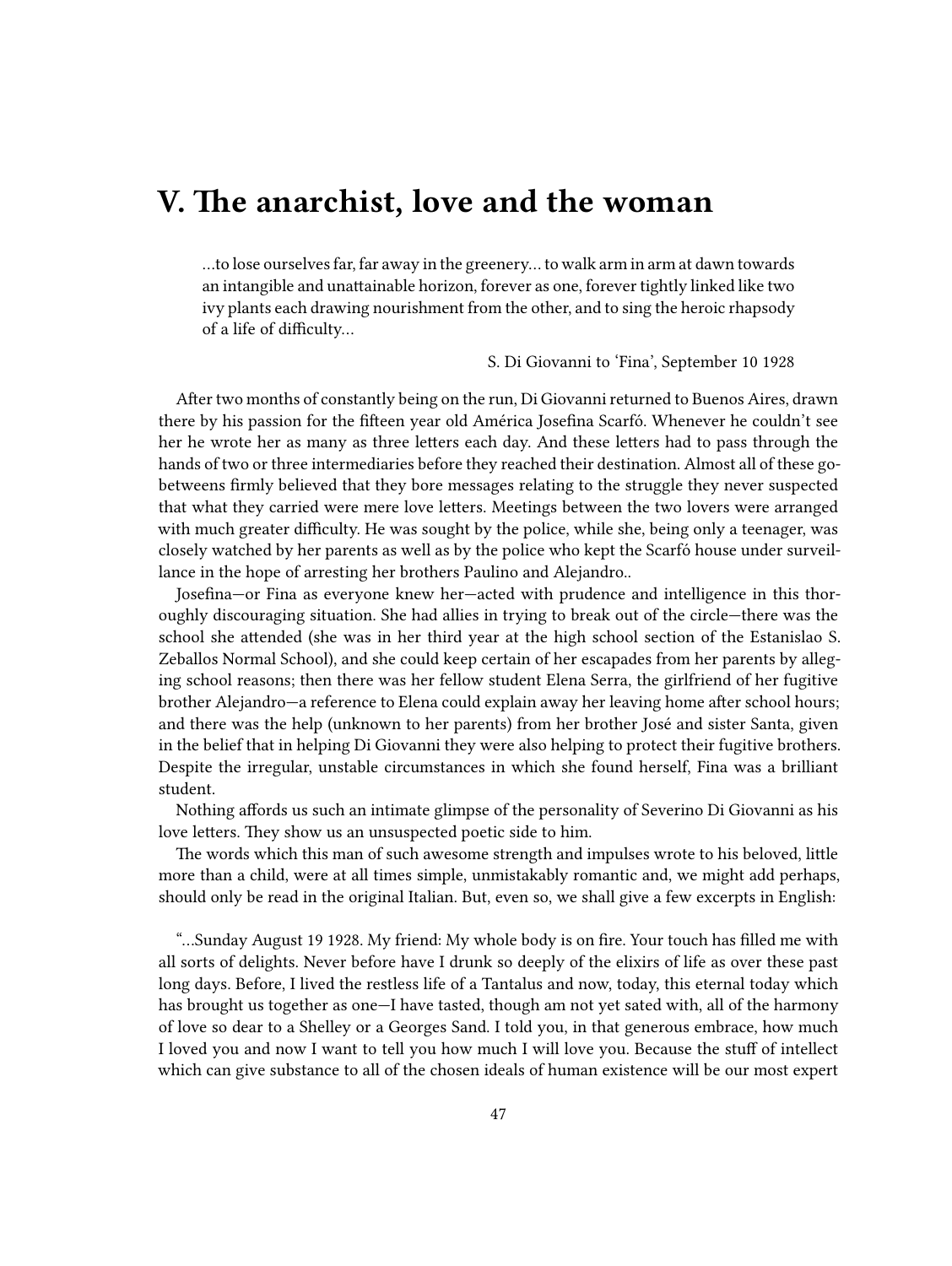# V. The anarchist, love and the woman

> …to lose ourselves far, far away in the greenery… to walk arm in arm at dawn towards an intangible and unattainable horizon, forever as one, forever tightly linked like two ivy plants each drawing nourishment from the other, and to sing the heroic rhapsody of a life of difficulty…
>
> S. Di Giovanni to 'Fina', September 10 1928

After two months of constantly being on the run, Di Giovanni returned to Buenos Aires, drawn there by his passion for the fifteen year old América Josefina Scarfó. Whenever he couldn't see her he wrote her as many as three letters each day. And these letters had to pass through the hands of two or three intermediaries before they reached their destination. Almost all of these go-betweens firmly believed that they bore messages relating to the struggle they never suspected that what they carried were mere love letters. Meetings between the two lovers were arranged with much greater difficulty. He was sought by the police, while she, being only a teenager, was closely watched by her parents as well as by the police who kept the Scarfó house under surveillance in the hope of arresting her brothers Paulino and Alejandro..

Josefina—or Fina as everyone knew her—acted with prudence and intelligence in this thoroughly discouraging situation. She had allies in trying to break out of the circle—there was the school she attended (she was in her third year at the high school section of the Estanislao S. Zeballos Normal School), and she could keep certain of her escapades from her parents by alleging school reasons; then there was her fellow student Elena Serra, the girlfriend of her fugitive brother Alejandro—a reference to Elena could explain away her leaving home after school hours; and there was the help (unknown to her parents) from her brother José and sister Santa, given in the belief that in helping Di Giovanni they were also helping to protect their fugitive brothers. Despite the irregular, unstable circumstances in which she found herself, Fina was a brilliant student.

Nothing affords us such an intimate glimpse of the personality of Severino Di Giovanni as his love letters. They show us an unsuspected poetic side to him.

The words which this man of such awesome strength and impulses wrote to his beloved, little more than a child, were at all times simple, unmistakably romantic and, we might add perhaps, should only be read in the original Italian. But, even so, we shall give a few excerpts in English:

"…Sunday August 19 1928. My friend: My whole body is on fire. Your touch has filled me with all sorts of delights. Never before have I drunk so deeply of the elixirs of life as over these past long days. Before, I lived the restless life of a Tantalus and now, today, this eternal today which has brought us together as one—I have tasted, though am not yet sated with, all of the harmony of love so dear to a Shelley or a Georges Sand. I told you, in that generous embrace, how much I loved you and now I want to tell you how much I will love you. Because the stuff of intellect which can give substance to all of the chosen ideals of human existence will be our most expert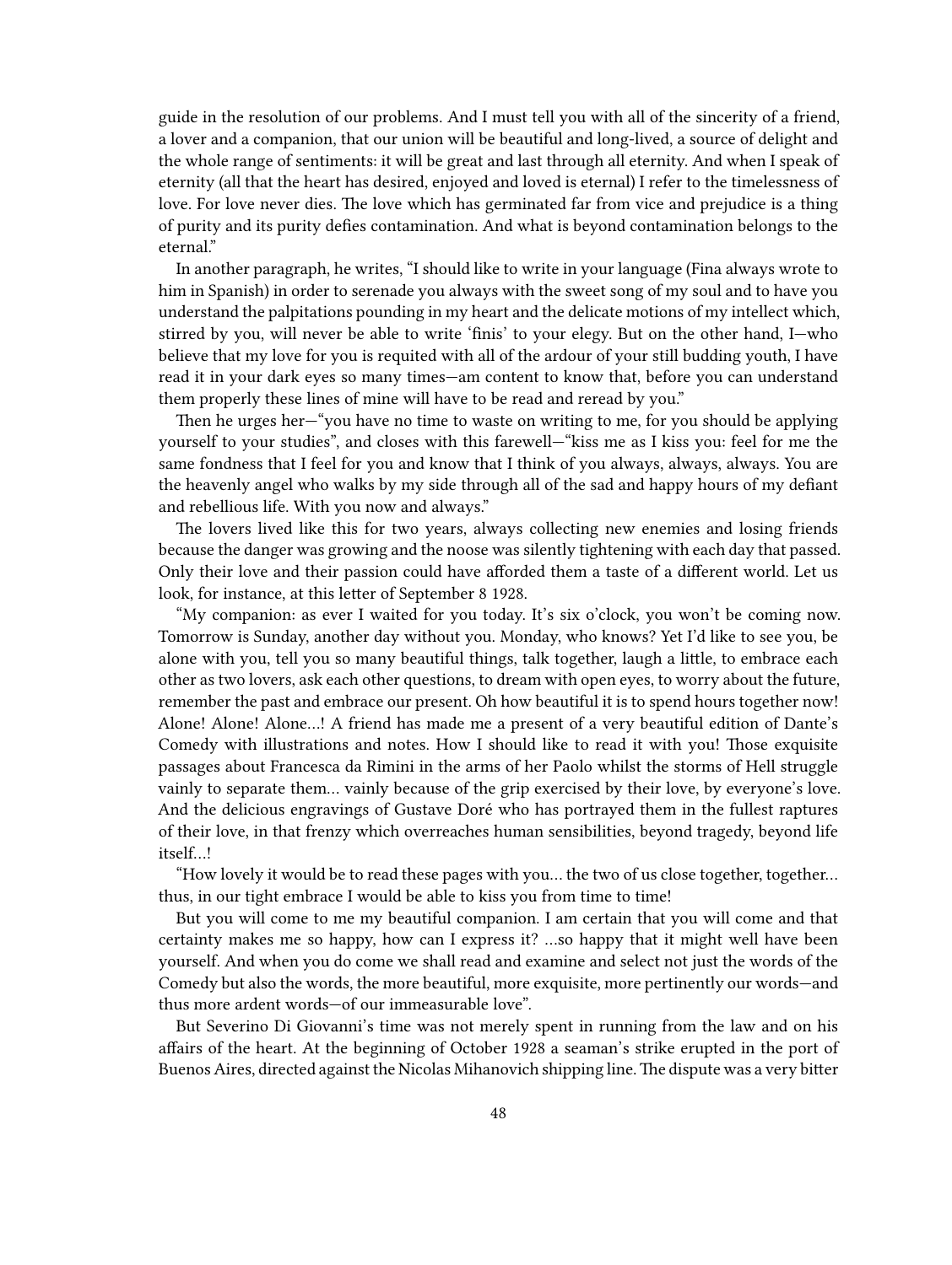guide in the resolution of our problems. And I must tell you with all of the sincerity of a friend, a lover and a companion, that our union will be beautiful and long-lived, a source of delight and the whole range of sentiments: it will be great and last through all eternity. And when I speak of eternity (all that the heart has desired, enjoyed and loved is eternal) I refer to the timelessness of love. For love never dies. The love which has germinated far from vice and prejudice is a thing of purity and its purity defies contamination. And what is beyond contamination belongs to the eternal."

In another paragraph, he writes, "I should like to write in your language (Fina always wrote to him in Spanish) in order to serenade you always with the sweet song of my soul and to have you understand the palpitations pounding in my heart and the delicate motions of my intellect which, stirred by you, will never be able to write 'finis' to your elegy. But on the other hand, I—who believe that my love for you is requited with all of the ardour of your still budding youth, I have read it in your dark eyes so many times—am content to know that, before you can understand them properly these lines of mine will have to be read and reread by you."

Then he urges her—"you have no time to waste on writing to me, for you should be applying yourself to your studies", and closes with this farewell—"kiss me as I kiss you: feel for me the same fondness that I feel for you and know that I think of you always, always, always. You are the heavenly angel who walks by my side through all of the sad and happy hours of my defiant and rebellious life. With you now and always."

The lovers lived like this for two years, always collecting new enemies and losing friends because the danger was growing and the noose was silently tightening with each day that passed. Only their love and their passion could have afforded them a taste of a different world. Let us look, for instance, at this letter of September 8 1928.

"My companion: as ever I waited for you today. It's six o'clock, you won't be coming now. Tomorrow is Sunday, another day without you. Monday, who knows? Yet I'd like to see you, be alone with you, tell you so many beautiful things, talk together, laugh a little, to embrace each other as two lovers, ask each other questions, to dream with open eyes, to worry about the future, remember the past and embrace our present. Oh how beautiful it is to spend hours together now! Alone! Alone! Alone…! A friend has made me a present of a very beautiful edition of Dante's Comedy with illustrations and notes. How I should like to read it with you! Those exquisite passages about Francesca da Rimini in the arms of her Paolo whilst the storms of Hell struggle vainly to separate them… vainly because of the grip exercised by their love, by everyone's love. And the delicious engravings of Gustave Doré who has portrayed them in the fullest raptures of their love, in that frenzy which overreaches human sensibilities, beyond tragedy, beyond life itself…!

"How lovely it would be to read these pages with you… the two of us close together, together… thus, in our tight embrace I would be able to kiss you from time to time!

But you will come to me my beautiful companion. I am certain that you will come and that certainty makes me so happy, how can I express it? …so happy that it might well have been yourself. And when you do come we shall read and examine and select not just the words of the Comedy but also the words, the more beautiful, more exquisite, more pertinently our words—and thus more ardent words—of our immeasurable love".

But Severino Di Giovanni's time was not merely spent in running from the law and on his affairs of the heart. At the beginning of October 1928 a seaman's strike erupted in the port of Buenos Aires, directed against the Nicolas Mihanovich shipping line. The dispute was a very bitter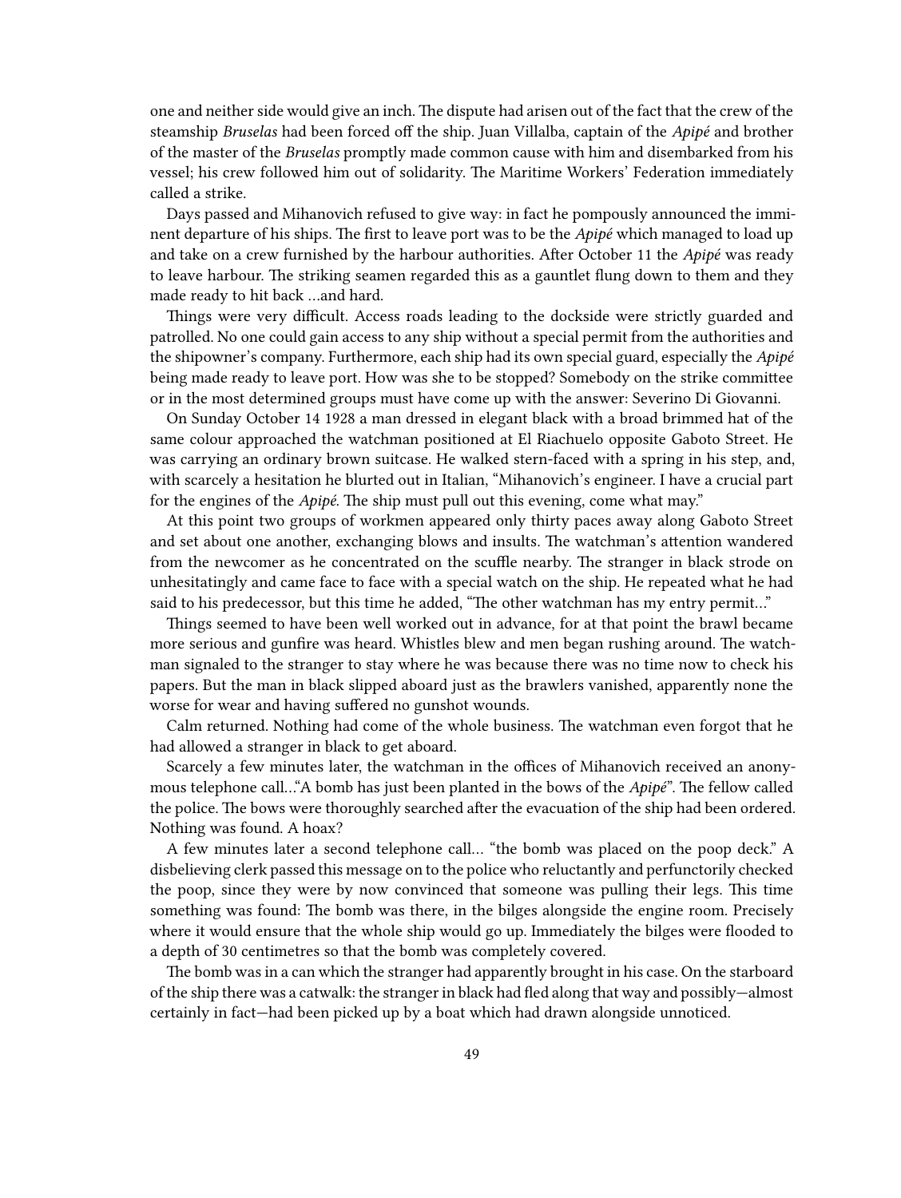one and neither side would give an inch. The dispute had arisen out of the fact that the crew of the steamship *Bruselas* had been forced off the ship. Juan Villalba, captain of the *Apipé* and brother of the master of the *Bruselas* promptly made common cause with him and disembarked from his vessel; his crew followed him out of solidarity. The Maritime Workers' Federation immediately called a strike.

Days passed and Mihanovich refused to give way: in fact he pompously announced the imminent departure of his ships. The first to leave port was to be the *Apipé* which managed to load up and take on a crew furnished by the harbour authorities. After October 11 the *Apipé* was ready to leave harbour. The striking seamen regarded this as a gauntlet flung down to them and they made ready to hit back …and hard.

Things were very difficult. Access roads leading to the dockside were strictly guarded and patrolled. No one could gain access to any ship without a special permit from the authorities and the shipowner's company. Furthermore, each ship had its own special guard, especially the *Apipé* being made ready to leave port. How was she to be stopped? Somebody on the strike committee or in the most determined groups must have come up with the answer: Severino Di Giovanni.

On Sunday October 14 1928 a man dressed in elegant black with a broad brimmed hat of the same colour approached the watchman positioned at El Riachuelo opposite Gaboto Street. He was carrying an ordinary brown suitcase. He walked stern-faced with a spring in his step, and, with scarcely a hesitation he blurted out in Italian, "Mihanovich's engineer. I have a crucial part for the engines of the *Apipé*. The ship must pull out this evening, come what may."

At this point two groups of workmen appeared only thirty paces away along Gaboto Street and set about one another, exchanging blows and insults. The watchman's attention wandered from the newcomer as he concentrated on the scuffle nearby. The stranger in black strode on unhesitatingly and came face to face with a special watch on the ship. He repeated what he had said to his predecessor, but this time he added, "The other watchman has my entry permit…"

Things seemed to have been well worked out in advance, for at that point the brawl became more serious and gunfire was heard. Whistles blew and men began rushing around. The watchman signaled to the stranger to stay where he was because there was no time now to check his papers. But the man in black slipped aboard just as the brawlers vanished, apparently none the worse for wear and having suffered no gunshot wounds.

Calm returned. Nothing had come of the whole business. The watchman even forgot that he had allowed a stranger in black to get aboard.

Scarcely a few minutes later, the watchman in the offices of Mihanovich received an anonymous telephone call…"A bomb has just been planted in the bows of the *Apipé*". The fellow called the police. The bows were thoroughly searched after the evacuation of the ship had been ordered. Nothing was found. A hoax?

A few minutes later a second telephone call… "the bomb was placed on the poop deck." A disbelieving clerk passed this message on to the police who reluctantly and perfunctorily checked the poop, since they were by now convinced that someone was pulling their legs. This time something was found: The bomb was there, in the bilges alongside the engine room. Precisely where it would ensure that the whole ship would go up. Immediately the bilges were flooded to a depth of 30 centimetres so that the bomb was completely covered.

The bomb was in a can which the stranger had apparently brought in his case. On the starboard of the ship there was a catwalk: the stranger in black had fled along that way and possibly—almost certainly in fact—had been picked up by a boat which had drawn alongside unnoticed.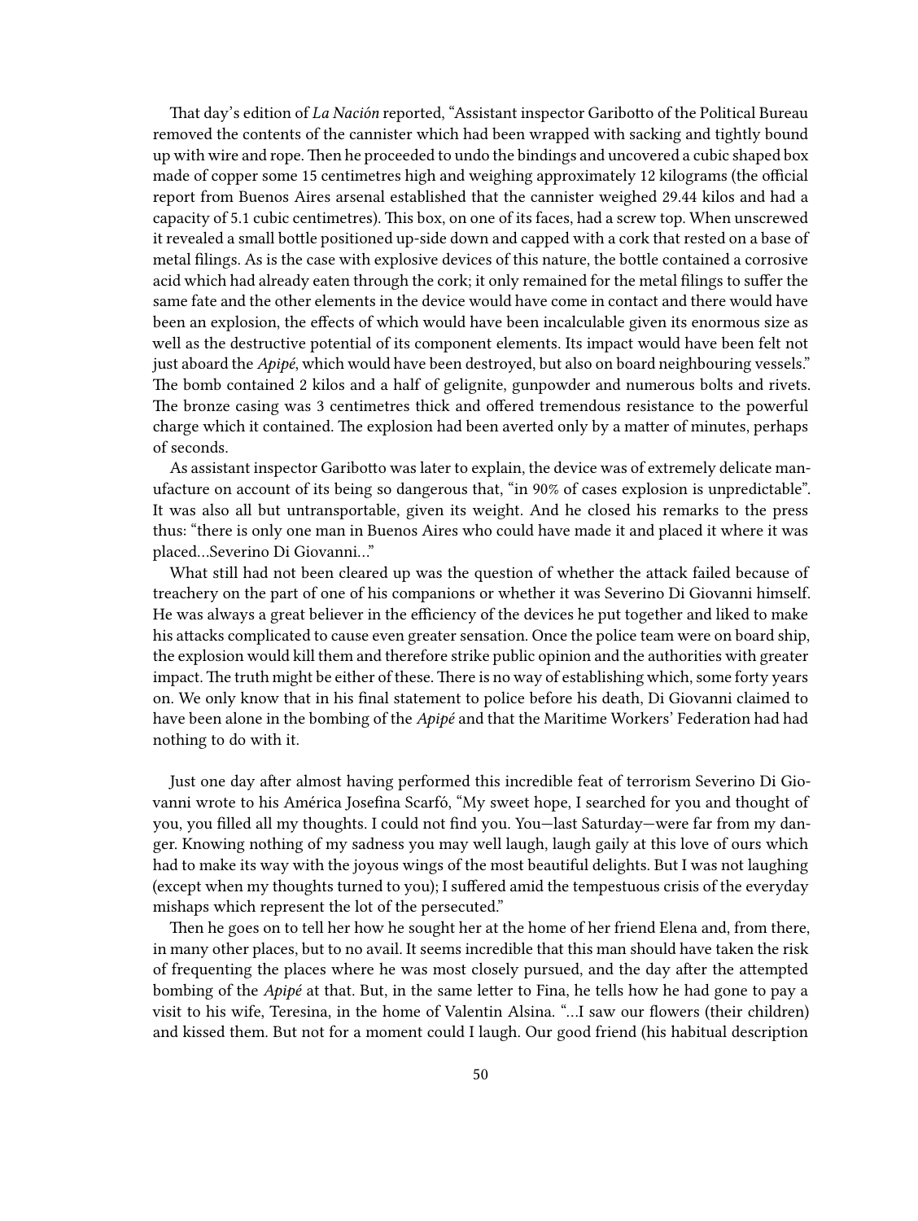That day's edition of *La Nación* reported, "Assistant inspector Garibotto of the Political Bureau removed the contents of the cannister which had been wrapped with sacking and tightly bound up with wire and rope. Then he proceeded to undo the bindings and uncovered a cubic shaped box made of copper some 15 centimetres high and weighing approximately 12 kilograms (the official report from Buenos Aires arsenal established that the cannister weighed 29.44 kilos and had a capacity of 5.1 cubic centimetres). This box, on one of its faces, had a screw top. When unscrewed it revealed a small bottle positioned up-side down and capped with a cork that rested on a base of metal filings. As is the case with explosive devices of this nature, the bottle contained a corrosive acid which had already eaten through the cork; it only remained for the metal filings to suffer the same fate and the other elements in the device would have come in contact and there would have been an explosion, the effects of which would have been incalculable given its enormous size as well as the destructive potential of its component elements. Its impact would have been felt not just aboard the *Apipé*, which would have been destroyed, but also on board neighbouring vessels." The bomb contained 2 kilos and a half of gelignite, gunpowder and numerous bolts and rivets. The bronze casing was 3 centimetres thick and offered tremendous resistance to the powerful charge which it contained. The explosion had been averted only by a matter of minutes, perhaps of seconds.

As assistant inspector Garibotto was later to explain, the device was of extremely delicate manufacture on account of its being so dangerous that, "in 90% of cases explosion is unpredictable". It was also all but untransportable, given its weight. And he closed his remarks to the press thus: "there is only one man in Buenos Aires who could have made it and placed it where it was placed…Severino Di Giovanni…"

What still had not been cleared up was the question of whether the attack failed because of treachery on the part of one of his companions or whether it was Severino Di Giovanni himself. He was always a great believer in the efficiency of the devices he put together and liked to make his attacks complicated to cause even greater sensation. Once the police team were on board ship, the explosion would kill them and therefore strike public opinion and the authorities with greater impact. The truth might be either of these. There is no way of establishing which, some forty years on. We only know that in his final statement to police before his death, Di Giovanni claimed to have been alone in the bombing of the *Apipé* and that the Maritime Workers' Federation had had nothing to do with it.

Just one day after almost having performed this incredible feat of terrorism Severino Di Giovanni wrote to his América Josefina Scarfó, "My sweet hope, I searched for you and thought of you, you filled all my thoughts. I could not find you. You—last Saturday—were far from my danger. Knowing nothing of my sadness you may well laugh, laugh gaily at this love of ours which had to make its way with the joyous wings of the most beautiful delights. But I was not laughing (except when my thoughts turned to you); I suffered amid the tempestuous crisis of the everyday mishaps which represent the lot of the persecuted."

Then he goes on to tell her how he sought her at the home of her friend Elena and, from there, in many other places, but to no avail. It seems incredible that this man should have taken the risk of frequenting the places where he was most closely pursued, and the day after the attempted bombing of the *Apipé* at that. But, in the same letter to Fina, he tells how he had gone to pay a visit to his wife, Teresina, in the home of Valentin Alsina. "…I saw our flowers (their children) and kissed them. But not for a moment could I laugh. Our good friend (his habitual description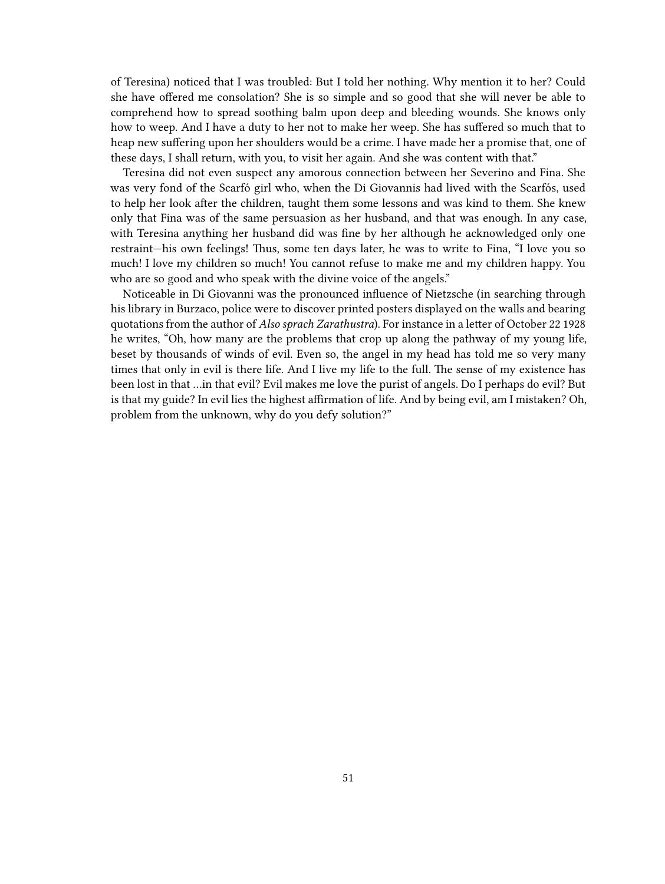of Teresina) noticed that I was troubled: But I told her nothing. Why mention it to her? Could she have offered me consolation? She is so simple and so good that she will never be able to comprehend how to spread soothing balm upon deep and bleeding wounds. She knows only how to weep. And I have a duty to her not to make her weep. She has suffered so much that to heap new suffering upon her shoulders would be a crime. I have made her a promise that, one of these days, I shall return, with you, to visit her again. And she was content with that."

Teresina did not even suspect any amorous connection between her Severino and Fina. She was very fond of the Scarfó girl who, when the Di Giovannis had lived with the Scarfós, used to help her look after the children, taught them some lessons and was kind to them. She knew only that Fina was of the same persuasion as her husband, and that was enough. In any case, with Teresina anything her husband did was fine by her although he acknowledged only one restraint—his own feelings! Thus, some ten days later, he was to write to Fina, "I love you so much! I love my children so much! You cannot refuse to make me and my children happy. You who are so good and who speak with the divine voice of the angels."

Noticeable in Di Giovanni was the pronounced influence of Nietzsche (in searching through his library in Burzaco, police were to discover printed posters displayed on the walls and bearing quotations from the author of *Also sprach Zarathustra*). For instance in a letter of October 22 1928 he writes, "Oh, how many are the problems that crop up along the pathway of my young life, beset by thousands of winds of evil. Even so, the angel in my head has told me so very many times that only in evil is there life. And I live my life to the full. The sense of my existence has been lost in that …in that evil? Evil makes me love the purist of angels. Do I perhaps do evil? But is that my guide? In evil lies the highest affirmation of life. And by being evil, am I mistaken? Oh, problem from the unknown, why do you defy solution?"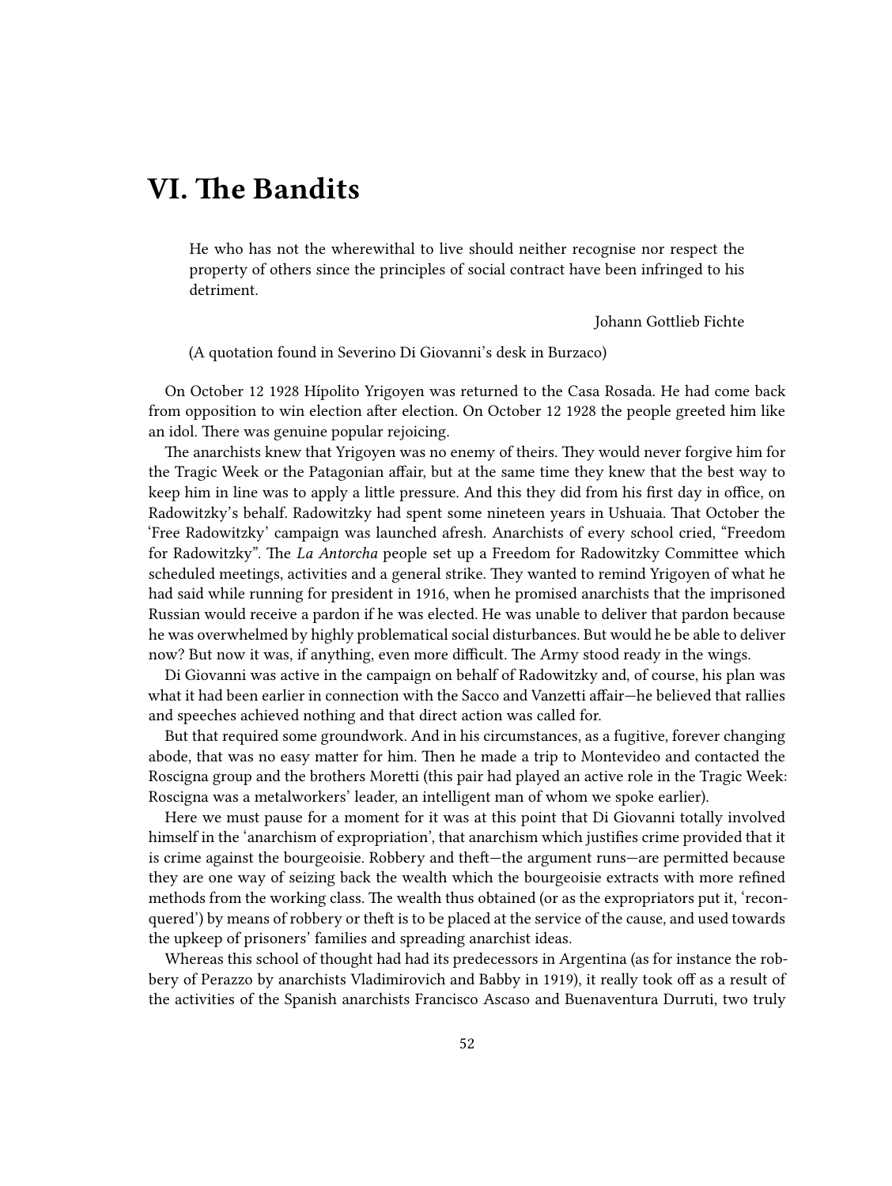# VI. The Bandits

> He who has not the wherewithal to live should neither recognise nor respect the property of others since the principles of social contract have been infringed to his detriment.
>
> Johann Gottlieb Fichte
>
> (A quotation found in Severino Di Giovanni's desk in Burzaco)

On October 12 1928 Hípolito Yrigoyen was returned to the Casa Rosada. He had come back from opposition to win election after election. On October 12 1928 the people greeted him like an idol. There was genuine popular rejoicing.

The anarchists knew that Yrigoyen was no enemy of theirs. They would never forgive him for the Tragic Week or the Patagonian affair, but at the same time they knew that the best way to keep him in line was to apply a little pressure. And this they did from his first day in office, on Radowitzky's behalf. Radowitzky had spent some nineteen years in Ushuaia. That October the 'Free Radowitzky' campaign was launched afresh. Anarchists of every school cried, "Freedom for Radowitzky". The *La Antorcha* people set up a Freedom for Radowitzky Committee which scheduled meetings, activities and a general strike. They wanted to remind Yrigoyen of what he had said while running for president in 1916, when he promised anarchists that the imprisoned Russian would receive a pardon if he was elected. He was unable to deliver that pardon because he was overwhelmed by highly problematical social disturbances. But would he be able to deliver now? But now it was, if anything, even more difficult. The Army stood ready in the wings.

Di Giovanni was active in the campaign on behalf of Radowitzky and, of course, his plan was what it had been earlier in connection with the Sacco and Vanzetti affair—he believed that rallies and speeches achieved nothing and that direct action was called for.

But that required some groundwork. And in his circumstances, as a fugitive, forever changing abode, that was no easy matter for him. Then he made a trip to Montevideo and contacted the Roscigna group and the brothers Moretti (this pair had played an active role in the Tragic Week: Roscigna was a metalworkers' leader, an intelligent man of whom we spoke earlier).

Here we must pause for a moment for it was at this point that Di Giovanni totally involved himself in the 'anarchism of expropriation', that anarchism which justifies crime provided that it is crime against the bourgeoisie. Robbery and theft—the argument runs—are permitted because they are one way of seizing back the wealth which the bourgeoisie extracts with more refined methods from the working class. The wealth thus obtained (or as the expropriators put it, 'reconquered') by means of robbery or theft is to be placed at the service of the cause, and used towards the upkeep of prisoners' families and spreading anarchist ideas.

Whereas this school of thought had had its predecessors in Argentina (as for instance the robbery of Perazzo by anarchists Vladimirovich and Babby in 1919), it really took off as a result of the activities of the Spanish anarchists Francisco Ascaso and Buenaventura Durruti, two truly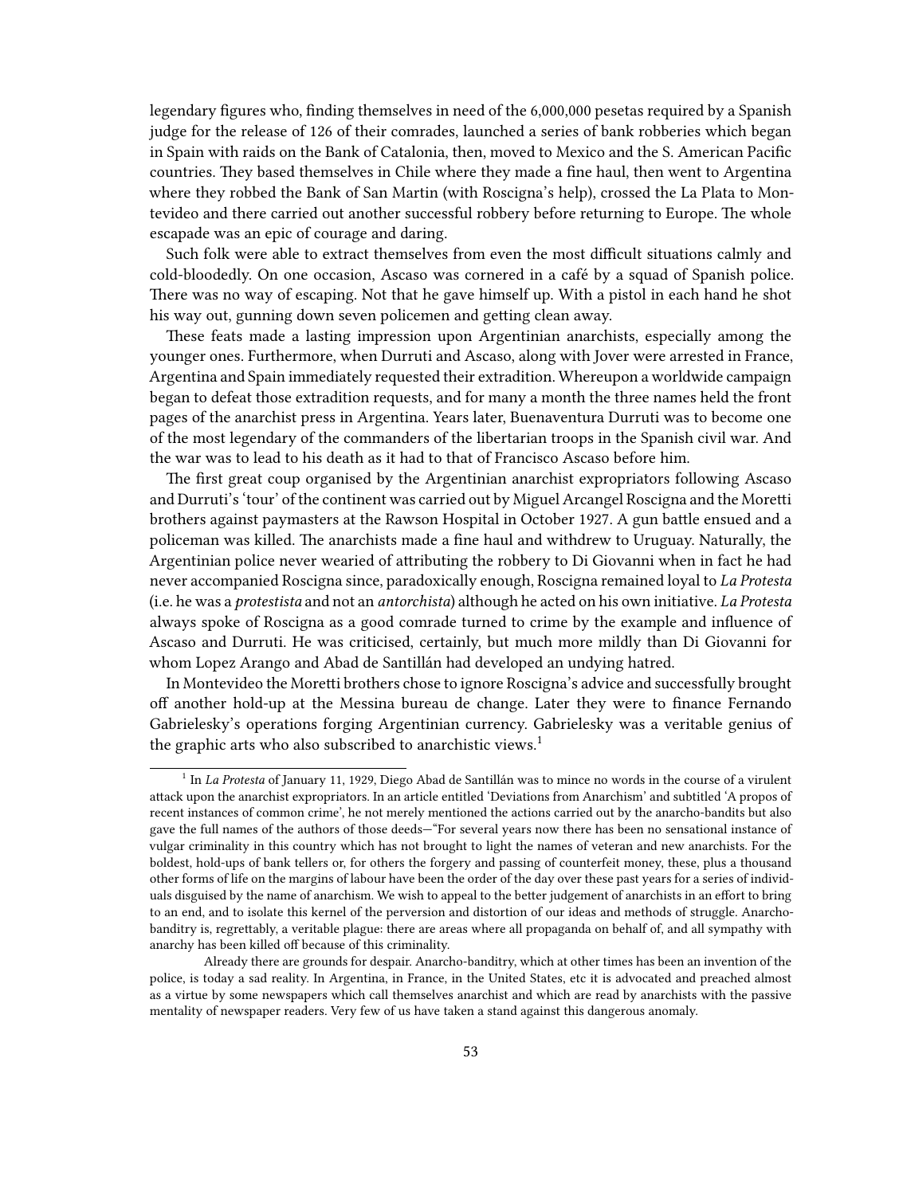legendary figures who, finding themselves in need of the 6,000,000 pesetas required by a Spanish judge for the release of 126 of their comrades, launched a series of bank robberies which began in Spain with raids on the Bank of Catalonia, then, moved to Mexico and the S. American Pacific countries. They based themselves in Chile where they made a fine haul, then went to Argentina where they robbed the Bank of San Martin (with Roscigna's help), crossed the La Plata to Montevideo and there carried out another successful robbery before returning to Europe. The whole escapade was an epic of courage and daring.

Such folk were able to extract themselves from even the most difficult situations calmly and cold-bloodedly. On one occasion, Ascaso was cornered in a café by a squad of Spanish police. There was no way of escaping. Not that he gave himself up. With a pistol in each hand he shot his way out, gunning down seven policemen and getting clean away.

These feats made a lasting impression upon Argentinian anarchists, especially among the younger ones. Furthermore, when Durruti and Ascaso, along with Jover were arrested in France, Argentina and Spain immediately requested their extradition. Whereupon a worldwide campaign began to defeat those extradition requests, and for many a month the three names held the front pages of the anarchist press in Argentina. Years later, Buenaventura Durruti was to become one of the most legendary of the commanders of the libertarian troops in the Spanish civil war. And the war was to lead to his death as it had to that of Francisco Ascaso before him.

The first great coup organised by the Argentinian anarchist expropriators following Ascaso and Durruti's 'tour' of the continent was carried out by Miguel Arcangel Roscigna and the Moretti brothers against paymasters at the Rawson Hospital in October 1927. A gun battle ensued and a policeman was killed. The anarchists made a fine haul and withdrew to Uruguay. Naturally, the Argentinian police never wearied of attributing the robbery to Di Giovanni when in fact he had never accompanied Roscigna since, paradoxically enough, Roscigna remained loyal to *La Protesta* (i.e. he was a *protestista* and not an *antorchista*) although he acted on his own initiative. *La Protesta* always spoke of Roscigna as a good comrade turned to crime by the example and influence of Ascaso and Durruti. He was criticised, certainly, but much more mildly than Di Giovanni for whom Lopez Arango and Abad de Santillán had developed an undying hatred.

In Montevideo the Moretti brothers chose to ignore Roscigna's advice and successfully brought off another hold-up at the Messina bureau de change. Later they were to finance Fernando Gabrielesky's operations forging Argentinian currency. Gabrielesky was a veritable genius of the graphic arts who also subscribed to anarchistic views.[1]

[1] In *La Protesta* of January 11, 1929, Diego Abad de Santillán was to mince no words in the course of a virulent attack upon the anarchist expropriators. In an article entitled 'Deviations from Anarchism' and subtitled 'A propos of recent instances of common crime', he not merely mentioned the actions carried out by the anarcho-bandits but also gave the full names of the authors of those deeds—"For several years now there has been no sensational instance of vulgar criminality in this country which has not brought to light the names of veteran and new anarchists. For the boldest, hold-ups of bank tellers or, for others the forgery and passing of counterfeit money, these, plus a thousand other forms of life on the margins of labour have been the order of the day over these past years for a series of individuals disguised by the name of anarchism. We wish to appeal to the better judgement of anarchists in an effort to bring to an end, and to isolate this kernel of the perversion and distortion of our ideas and methods of struggle. Anarcho-banditry is, regrettably, a veritable plague: there are areas where all propaganda on behalf of, and all sympathy with anarchy has been killed off because of this criminality.

Already there are grounds for despair. Anarcho-banditry, which at other times has been an invention of the police, is today a sad reality. In Argentina, in France, in the United States, etc it is advocated and preached almost as a virtue by some newspapers which call themselves anarchist and which are read by anarchists with the passive mentality of newspaper readers. Very few of us have taken a stand against this dangerous anomaly.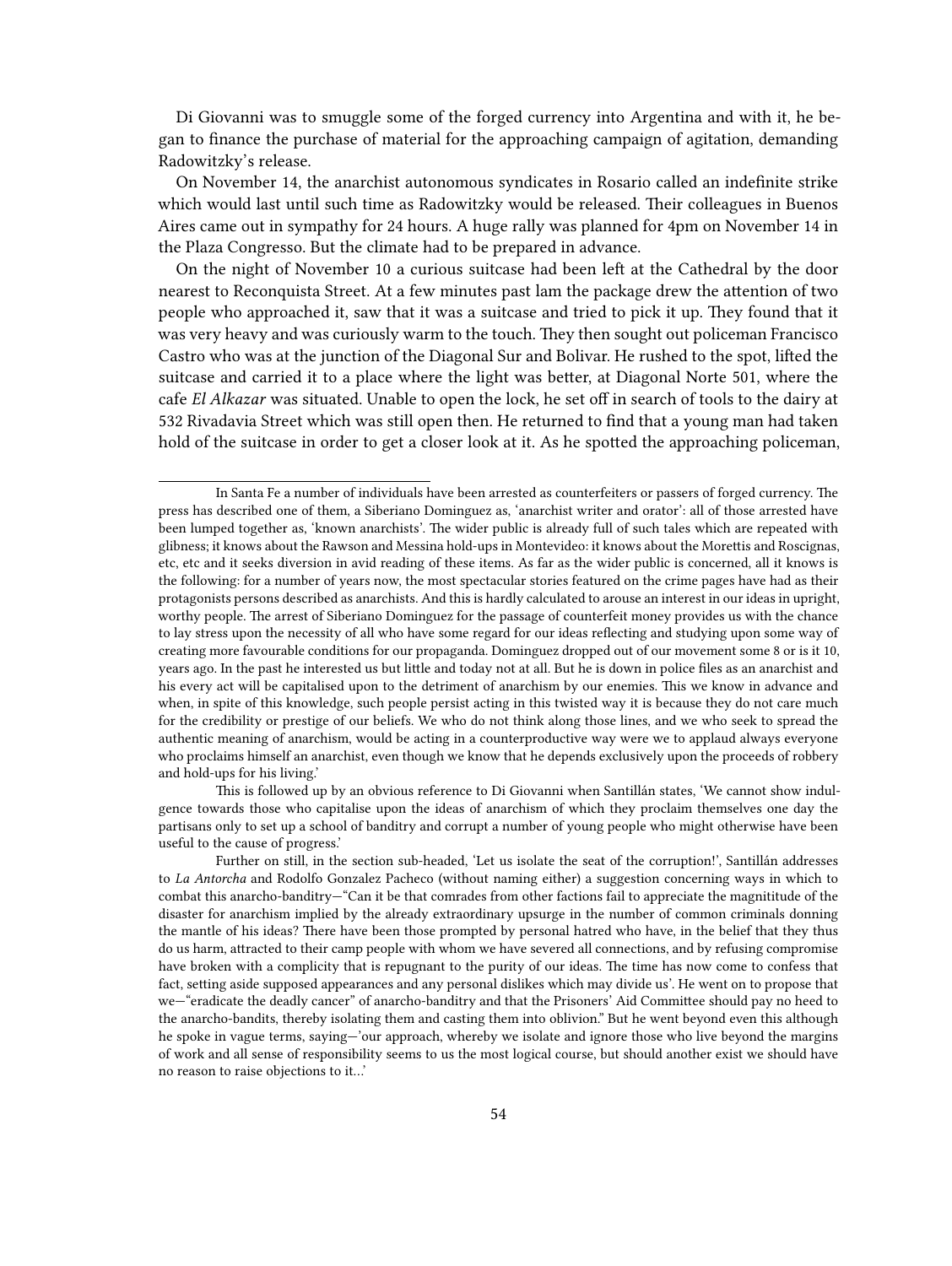Di Giovanni was to smuggle some of the forged currency into Argentina and with it, he began to finance the purchase of material for the approaching campaign of agitation, demanding Radowitzky's release.

On November 14, the anarchist autonomous syndicates in Rosario called an indefinite strike which would last until such time as Radowitzky would be released. Their colleagues in Buenos Aires came out in sympathy for 24 hours. A huge rally was planned for 4pm on November 14 in the Plaza Congresso. But the climate had to be prepared in advance.

On the night of November 10 a curious suitcase had been left at the Cathedral by the door nearest to Reconquista Street. At a few minutes past lam the package drew the attention of two people who approached it, saw that it was a suitcase and tried to pick it up. They found that it was very heavy and was curiously warm to the touch. They then sought out policeman Francisco Castro who was at the junction of the Diagonal Sur and Bolivar. He rushed to the spot, lifted the suitcase and carried it to a place where the light was better, at Diagonal Norte 501, where the cafe *El Alkazar* was situated. Unable to open the lock, he set off in search of tools to the dairy at 532 Rivadavia Street which was still open then. He returned to find that a young man had taken hold of the suitcase in order to get a closer look at it. As he spotted the approaching policeman,

---

In Santa Fe a number of individuals have been arrested as counterfeiters or passers of forged currency. The press has described one of them, a Siberiano Dominguez as, 'anarchist writer and orator': all of those arrested have been lumped together as, 'known anarchists'. The wider public is already full of such tales which are repeated with glibness; it knows about the Rawson and Messina hold-ups in Montevideo: it knows about the Morettis and Roscignas, etc, etc and it seeks diversion in avid reading of these items. As far as the wider public is concerned, all it knows is the following: for a number of years now, the most spectacular stories featured on the crime pages have had as their protagonists persons described as anarchists. And this is hardly calculated to arouse an interest in our ideas in upright, worthy people. The arrest of Siberiano Dominguez for the passage of counterfeit money provides us with the chance to lay stress upon the necessity of all who have some regard for our ideas reflecting and studying upon some way of creating more favourable conditions for our propaganda. Dominguez dropped out of our movement some 8 or is it 10, years ago. In the past he interested us but little and today not at all. But he is down in police files as an anarchist and his every act will be capitalised upon to the detriment of anarchism by our enemies. This we know in advance and when, in spite of this knowledge, such people persist acting in this twisted way it is because they do not care much for the credibility or prestige of our beliefs. We who do not think along those lines, and we who seek to spread the authentic meaning of anarchism, would be acting in a counterproductive way were we to applaud always everyone who proclaims himself an anarchist, even though we know that he depends exclusively upon the proceeds of robbery and hold-ups for his living.'

This is followed up by an obvious reference to Di Giovanni when Santillán states, 'We cannot show indulgence towards those who capitalise upon the ideas of anarchism of which they proclaim themselves one day the partisans only to set up a school of banditry and corrupt a number of young people who might otherwise have been useful to the cause of progress.'

Further on still, in the section sub-headed, 'Let us isolate the seat of the corruption!', Santillán addresses to *La Antorcha* and Rodolfo Gonzalez Pacheco (without naming either) a suggestion concerning ways in which to combat this anarcho-banditry—"Can it be that comrades from other factions fail to appreciate the magnititude of the disaster for anarchism implied by the already extraordinary upsurge in the number of common criminals donning the mantle of his ideas? There have been those prompted by personal hatred who have, in the belief that they thus do us harm, attracted to their camp people with whom we have severed all connections, and by refusing compromise have broken with a complicity that is repugnant to the purity of our ideas. The time has now come to confess that fact, setting aside supposed appearances and any personal dislikes which may divide us'. He went on to propose that we—"eradicate the deadly cancer" of anarcho-banditry and that the Prisoners' Aid Committee should pay no heed to the anarcho-bandits, thereby isolating them and casting them into oblivion." But he went beyond even this although he spoke in vague terms, saying—'our approach, whereby we isolate and ignore those who live beyond the margins of work and all sense of responsibility seems to us the most logical course, but should another exist we should have no reason to raise objections to it…'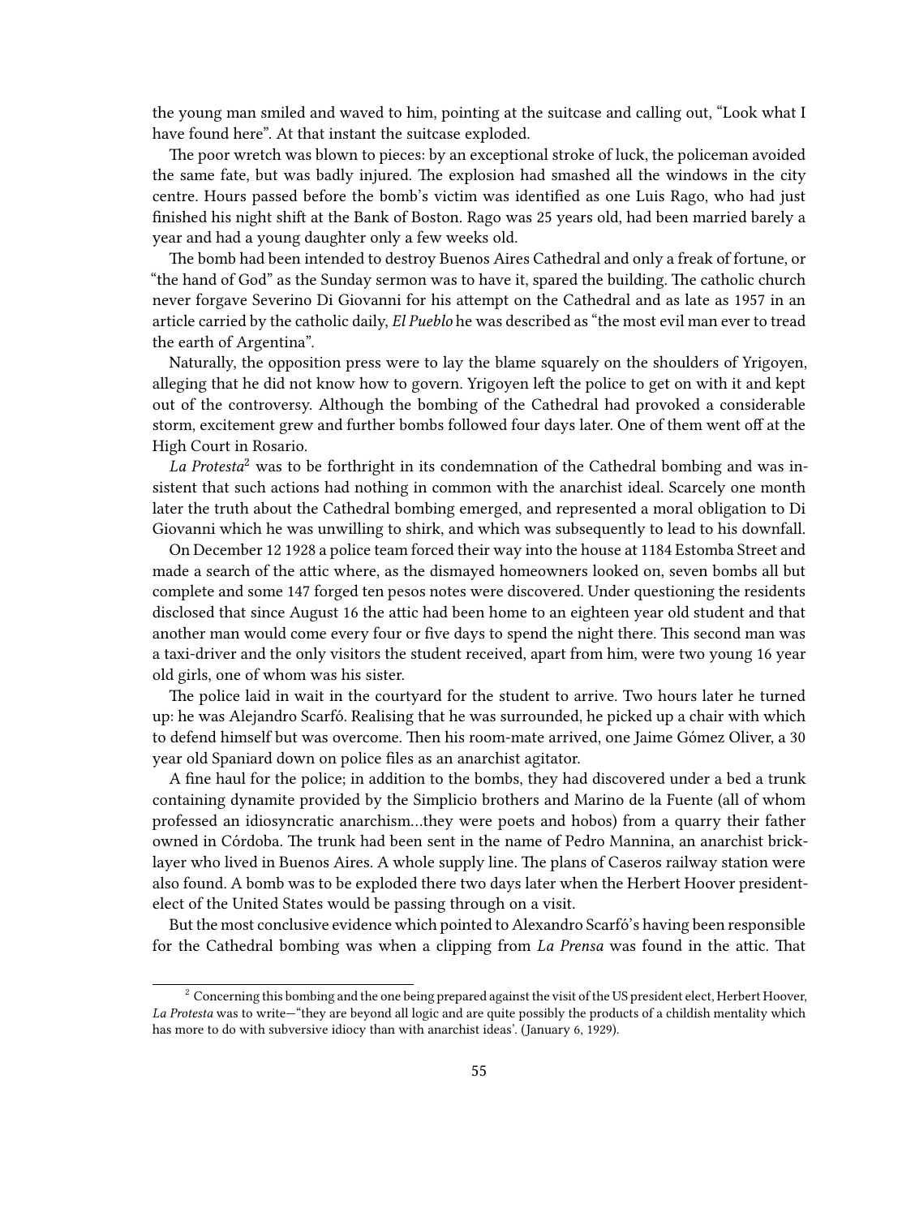the young man smiled and waved to him, pointing at the suitcase and calling out, "Look what I have found here". At that instant the suitcase exploded.

The poor wretch was blown to pieces: by an exceptional stroke of luck, the policeman avoided the same fate, but was badly injured. The explosion had smashed all the windows in the city centre. Hours passed before the bomb's victim was identified as one Luis Rago, who had just finished his night shift at the Bank of Boston. Rago was 25 years old, had been married barely a year and had a young daughter only a few weeks old.

The bomb had been intended to destroy Buenos Aires Cathedral and only a freak of fortune, or "the hand of God" as the Sunday sermon was to have it, spared the building. The catholic church never forgave Severino Di Giovanni for his attempt on the Cathedral and as late as 1957 in an article carried by the catholic daily, *El Pueblo* he was described as "the most evil man ever to tread the earth of Argentina".

Naturally, the opposition press were to lay the blame squarely on the shoulders of Yrigoyen, alleging that he did not know how to govern. Yrigoyen left the police to get on with it and kept out of the controversy. Although the bombing of the Cathedral had provoked a considerable storm, excitement grew and further bombs followed four days later. One of them went off at the High Court in Rosario.

*La Protesta*[2] was to be forthright in its condemnation of the Cathedral bombing and was insistent that such actions had nothing in common with the anarchist ideal. Scarcely one month later the truth about the Cathedral bombing emerged, and represented a moral obligation to Di Giovanni which he was unwilling to shirk, and which was subsequently to lead to his downfall.

On December 12 1928 a police team forced their way into the house at 1184 Estomba Street and made a search of the attic where, as the dismayed homeowners looked on, seven bombs all but complete and some 147 forged ten pesos notes were discovered. Under questioning the residents disclosed that since August 16 the attic had been home to an eighteen year old student and that another man would come every four or five days to spend the night there. This second man was a taxi-driver and the only visitors the student received, apart from him, were two young 16 year old girls, one of whom was his sister.

The police laid in wait in the courtyard for the student to arrive. Two hours later he turned up: he was Alejandro Scarfó. Realising that he was surrounded, he picked up a chair with which to defend himself but was overcome. Then his room-mate arrived, one Jaime Gómez Oliver, a 30 year old Spaniard down on police files as an anarchist agitator.

A fine haul for the police; in addition to the bombs, they had discovered under a bed a trunk containing dynamite provided by the Simplicio brothers and Marino de la Fuente (all of whom professed an idiosyncratic anarchism…they were poets and hobos) from a quarry their father owned in Córdoba. The trunk had been sent in the name of Pedro Mannina, an anarchist bricklayer who lived in Buenos Aires. A whole supply line. The plans of Caseros railway station were also found. A bomb was to be exploded there two days later when the Herbert Hoover president-elect of the United States would be passing through on a visit.

But the most conclusive evidence which pointed to Alexandro Scarfó's having been responsible for the Cathedral bombing was when a clipping from *La Prensa* was found in the attic. That

[2] Concerning this bombing and the one being prepared against the visit of the US president elect, Herbert Hoover, *La Protesta* was to write—"they are beyond all logic and are quite possibly the products of a childish mentality which has more to do with subversive idiocy than with anarchist ideas'. (January 6, 1929).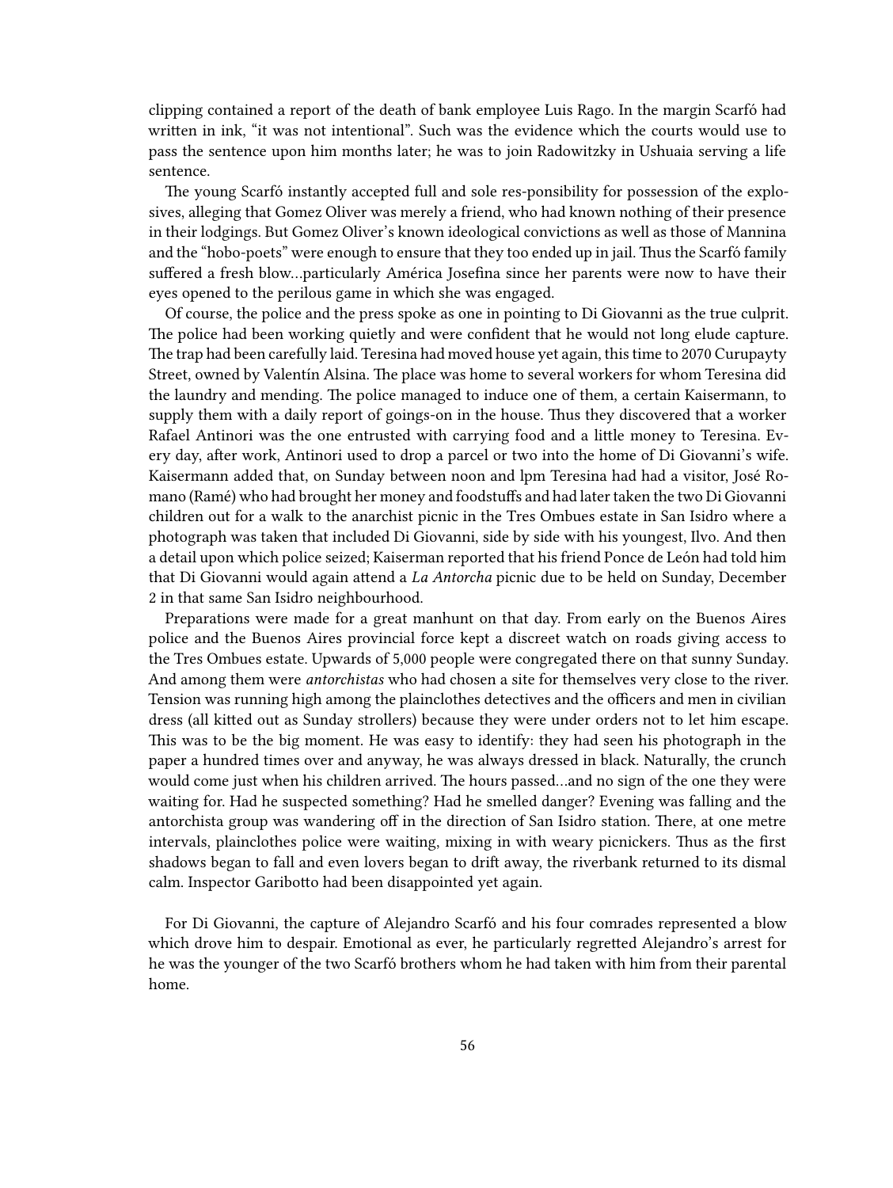clipping contained a report of the death of bank employee Luis Rago. In the margin Scarfó had written in ink, "it was not intentional". Such was the evidence which the courts would use to pass the sentence upon him months later; he was to join Radowitzky in Ushuaia serving a life sentence.

The young Scarfó instantly accepted full and sole res-ponsibility for possession of the explosives, alleging that Gomez Oliver was merely a friend, who had known nothing of their presence in their lodgings. But Gomez Oliver's known ideological convictions as well as those of Mannina and the "hobo-poets" were enough to ensure that they too ended up in jail. Thus the Scarfó family suffered a fresh blow…particularly América Josefina since her parents were now to have their eyes opened to the perilous game in which she was engaged.

Of course, the police and the press spoke as one in pointing to Di Giovanni as the true culprit. The police had been working quietly and were confident that he would not long elude capture. The trap had been carefully laid. Teresina had moved house yet again, this time to 2070 Curupayty Street, owned by Valentín Alsina. The place was home to several workers for whom Teresina did the laundry and mending. The police managed to induce one of them, a certain Kaisermann, to supply them with a daily report of goings-on in the house. Thus they discovered that a worker Rafael Antinori was the one entrusted with carrying food and a little money to Teresina. Every day, after work, Antinori used to drop a parcel or two into the home of Di Giovanni's wife. Kaisermann added that, on Sunday between noon and lpm Teresina had had a visitor, José Romano (Ramé) who had brought her money and foodstuffs and had later taken the two Di Giovanni children out for a walk to the anarchist picnic in the Tres Ombues estate in San Isidro where a photograph was taken that included Di Giovanni, side by side with his youngest, Ilvo. And then a detail upon which police seized; Kaiserman reported that his friend Ponce de León had told him that Di Giovanni would again attend a *La Antorcha* picnic due to be held on Sunday, December 2 in that same San Isidro neighbourhood.

Preparations were made for a great manhunt on that day. From early on the Buenos Aires police and the Buenos Aires provincial force kept a discreet watch on roads giving access to the Tres Ombues estate. Upwards of 5,000 people were congregated there on that sunny Sunday. And among them were *antorchistas* who had chosen a site for themselves very close to the river. Tension was running high among the plainclothes detectives and the officers and men in civilian dress (all kitted out as Sunday strollers) because they were under orders not to let him escape. This was to be the big moment. He was easy to identify: they had seen his photograph in the paper a hundred times over and anyway, he was always dressed in black. Naturally, the crunch would come just when his children arrived. The hours passed…and no sign of the one they were waiting for. Had he suspected something? Had he smelled danger? Evening was falling and the antorchista group was wandering off in the direction of San Isidro station. There, at one metre intervals, plainclothes police were waiting, mixing in with weary picnickers. Thus as the first shadows began to fall and even lovers began to drift away, the riverbank returned to its dismal calm. Inspector Garibotto had been disappointed yet again.

For Di Giovanni, the capture of Alejandro Scarfó and his four comrades represented a blow which drove him to despair. Emotional as ever, he particularly regretted Alejandro's arrest for he was the younger of the two Scarfó brothers whom he had taken with him from their parental home.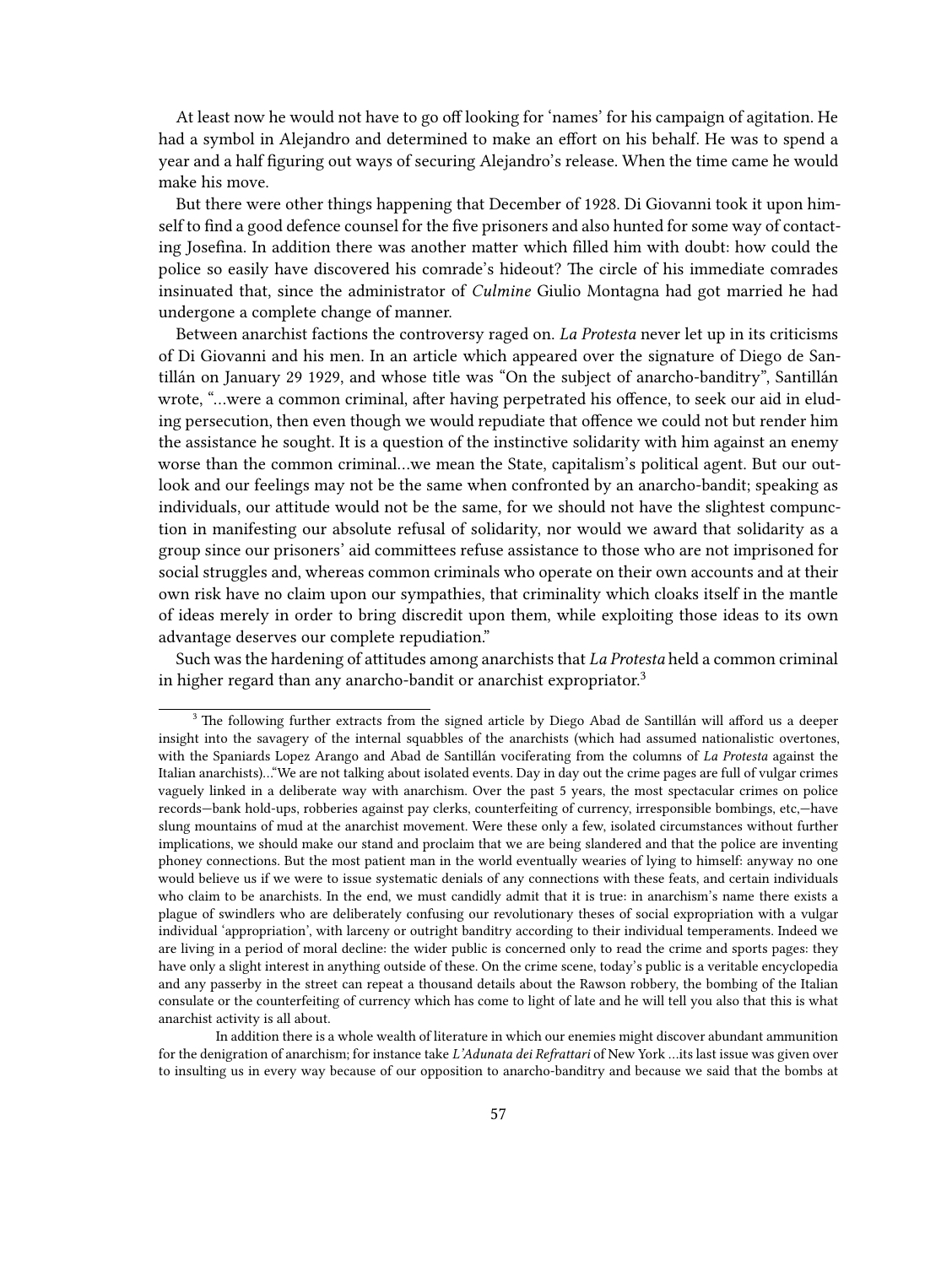At least now he would not have to go off looking for 'names' for his campaign of agitation. He had a symbol in Alejandro and determined to make an effort on his behalf. He was to spend a year and a half figuring out ways of securing Alejandro's release. When the time came he would make his move.

But there were other things happening that December of 1928. Di Giovanni took it upon himself to find a good defence counsel for the five prisoners and also hunted for some way of contacting Josefina. In addition there was another matter which filled him with doubt: how could the police so easily have discovered his comrade's hideout? The circle of his immediate comrades insinuated that, since the administrator of *Culmine* Giulio Montagna had got married he had undergone a complete change of manner.

Between anarchist factions the controversy raged on. *La Protesta* never let up in its criticisms of Di Giovanni and his men. In an article which appeared over the signature of Diego de Santillán on January 29 1929, and whose title was "On the subject of anarcho-banditry", Santillán wrote, "…were a common criminal, after having perpetrated his offence, to seek our aid in eluding persecution, then even though we would repudiate that offence we could not but render him the assistance he sought. It is a question of the instinctive solidarity with him against an enemy worse than the common criminal…we mean the State, capitalism's political agent. But our outlook and our feelings may not be the same when confronted by an anarcho-bandit; speaking as individuals, our attitude would not be the same, for we should not have the slightest compunction in manifesting our absolute refusal of solidarity, nor would we award that solidarity as a group since our prisoners' aid committees refuse assistance to those who are not imprisoned for social struggles and, whereas common criminals who operate on their own accounts and at their own risk have no claim upon our sympathies, that criminality which cloaks itself in the mantle of ideas merely in order to bring discredit upon them, while exploiting those ideas to its own advantage deserves our complete repudiation."

Such was the hardening of attitudes among anarchists that *La Protesta* held a common criminal in higher regard than any anarcho-bandit or anarchist expropriator.[3]

---

[3] The following further extracts from the signed article by Diego Abad de Santillán will afford us a deeper insight into the savagery of the internal squabbles of the anarchists (which had assumed nationalistic overtones, with the Spaniards Lopez Arango and Abad de Santillán vociferating from the columns of *La Protesta* against the Italian anarchists)…"We are not talking about isolated events. Day in day out the crime pages are full of vulgar crimes vaguely linked in a deliberate way with anarchism. Over the past 5 years, the most spectacular crimes on police records—bank hold-ups, robberies against pay clerks, counterfeiting of currency, irresponsible bombings, etc,—have slung mountains of mud at the anarchist movement. Were these only a few, isolated circumstances without further implications, we should make our stand and proclaim that we are being slandered and that the police are inventing phoney connections. But the most patient man in the world eventually wearies of lying to himself: anyway no one would believe us if we were to issue systematic denials of any connections with these feats, and certain individuals who claim to be anarchists. In the end, we must candidly admit that it is true: in anarchism's name there exists a plague of swindlers who are deliberately confusing our revolutionary theses of social expropriation with a vulgar individual 'appropriation', with larceny or outright banditry according to their individual temperaments. Indeed we are living in a period of moral decline: the wider public is concerned only to read the crime and sports pages: they have only a slight interest in anything outside of these. On the crime scene, today's public is a veritable encyclopedia and any passerby in the street can repeat a thousand details about the Rawson robbery, the bombing of the Italian consulate or the counterfeiting of currency which has come to light of late and he will tell you also that this is what anarchist activity is all about.

In addition there is a whole wealth of literature in which our enemies might discover abundant ammunition for the denigration of anarchism; for instance take *L'Adunata dei Refrattari* of New York …its last issue was given over to insulting us in every way because of our opposition to anarcho-banditry and because we said that the bombs at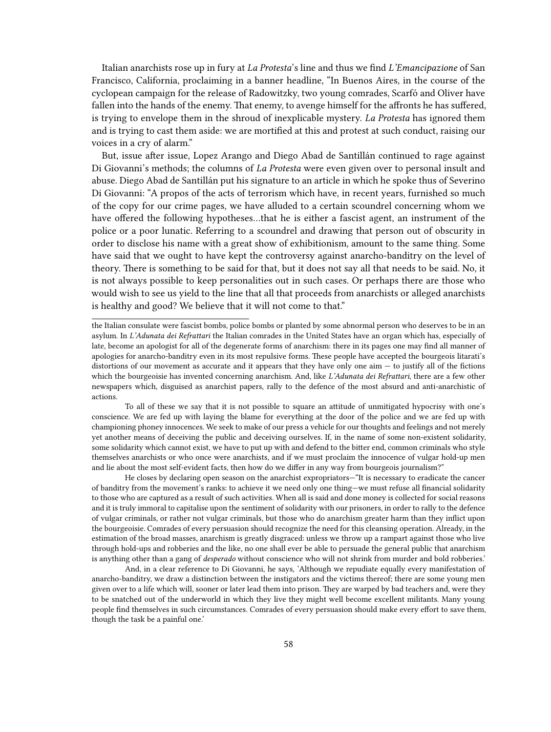Italian anarchists rose up in fury at *La Protesta*'s line and thus we find *L'Emancipazione* of San Francisco, California, proclaiming in a banner headline, "In Buenos Aires, in the course of the cyclopean campaign for the release of Radowitzky, two young comrades, Scarfó and Oliver have fallen into the hands of the enemy. That enemy, to avenge himself for the affronts he has suffered, is trying to envelope them in the shroud of inexplicable mystery. *La Protesta* has ignored them and is trying to cast them aside: we are mortified at this and protest at such conduct, raising our voices in a cry of alarm."

But, issue after issue, Lopez Arango and Diego Abad de Santillán continued to rage against Di Giovanni's methods; the columns of *La Protesta* were even given over to personal insult and abuse. Diego Abad de Santillán put his signature to an article in which he spoke thus of Severino Di Giovanni: "A propos of the acts of terrorism which have, in recent years, furnished so much of the copy for our crime pages, we have alluded to a certain scoundrel concerning whom we have offered the following hypotheses…that he is either a fascist agent, an instrument of the police or a poor lunatic. Referring to a scoundrel and drawing that person out of obscurity in order to disclose his name with a great show of exhibitionism, amount to the same thing. Some have said that we ought to have kept the controversy against anarcho-banditry on the level of theory. There is something to be said for that, but it does not say all that needs to be said. No, it is not always possible to keep personalities out in such cases. Or perhaps there are those who would wish to see us yield to the line that all that proceeds from anarchists or alleged anarchists is healthy and good? We believe that it will not come to that."

---

the Italian consulate were fascist bombs, police bombs or planted by some abnormal person who deserves to be in an asylum. In *L'Adunata dei Refrattari* the Italian comrades in the United States have an organ which has, especially of late, become an apologist for all of the degenerate forms of anarchism: there in its pages one may find all manner of apologies for anarcho-banditry even in its most repulsive forms. These people have accepted the bourgeois litarati's distortions of our movement as accurate and it appears that they have only one aim — to justify all of the fictions which the bourgeoisie has invented concerning anarchism. And, like *L'Adunata dei Refrattari*, there are a few other newspapers which, disguised as anarchist papers, rally to the defence of the most absurd and anti-anarchistic of actions.

To all of these we say that it is not possible to square an attitude of unmitigated hypocrisy with one's conscience. We are fed up with laying the blame for everything at the door of the police and we are fed up with championing phoney innocences. We seek to make of our press a vehicle for our thoughts and feelings and not merely yet another means of deceiving the public and deceiving ourselves. If, in the name of some non-existent solidarity, some solidarity which cannot exist, we have to put up with and defend to the bitter end, common criminals who style themselves anarchists or who once were anarchists, and if we must proclaim the innocence of vulgar hold-up men and lie about the most self-evident facts, then how do we differ in any way from bourgeois journalism?"

He closes by declaring open season on the anarchist expropriators—"It is necessary to eradicate the cancer of banditry from the movement's ranks: to achieve it we need only one thing—we must refuse all financial solidarity to those who are captured as a result of such activities. When all is said and done money is collected for social reasons and it is truly immoral to capitalise upon the sentiment of solidarity with our prisoners, in order to rally to the defence of vulgar criminals, or rather not vulgar criminals, but those who do anarchism greater harm than they inflict upon the bourgeoisie. Comrades of every persuasion should recognize the need for this cleansing operation. Already, in the estimation of the broad masses, anarchism is greatly disgraced: unless we throw up a rampart against those who live through hold-ups and robberies and the like, no one shall ever be able to persuade the general public that anarchism is anything other than a gang of *desperado* without conscience who will not shrink from murder and bold robberies.'

And, in a clear reference to Di Giovanni, he says, 'Although we repudiate equally every manifestation of anarcho-banditry, we draw a distinction between the instigators and the victims thereof; there are some young men given over to a life which will, sooner or later lead them into prison. They are warped by bad teachers and, were they to be snatched out of the underworld in which they live they might well become excellent militants. Many young people find themselves in such circumstances. Comrades of every persuasion should make every effort to save them, though the task be a painful one.'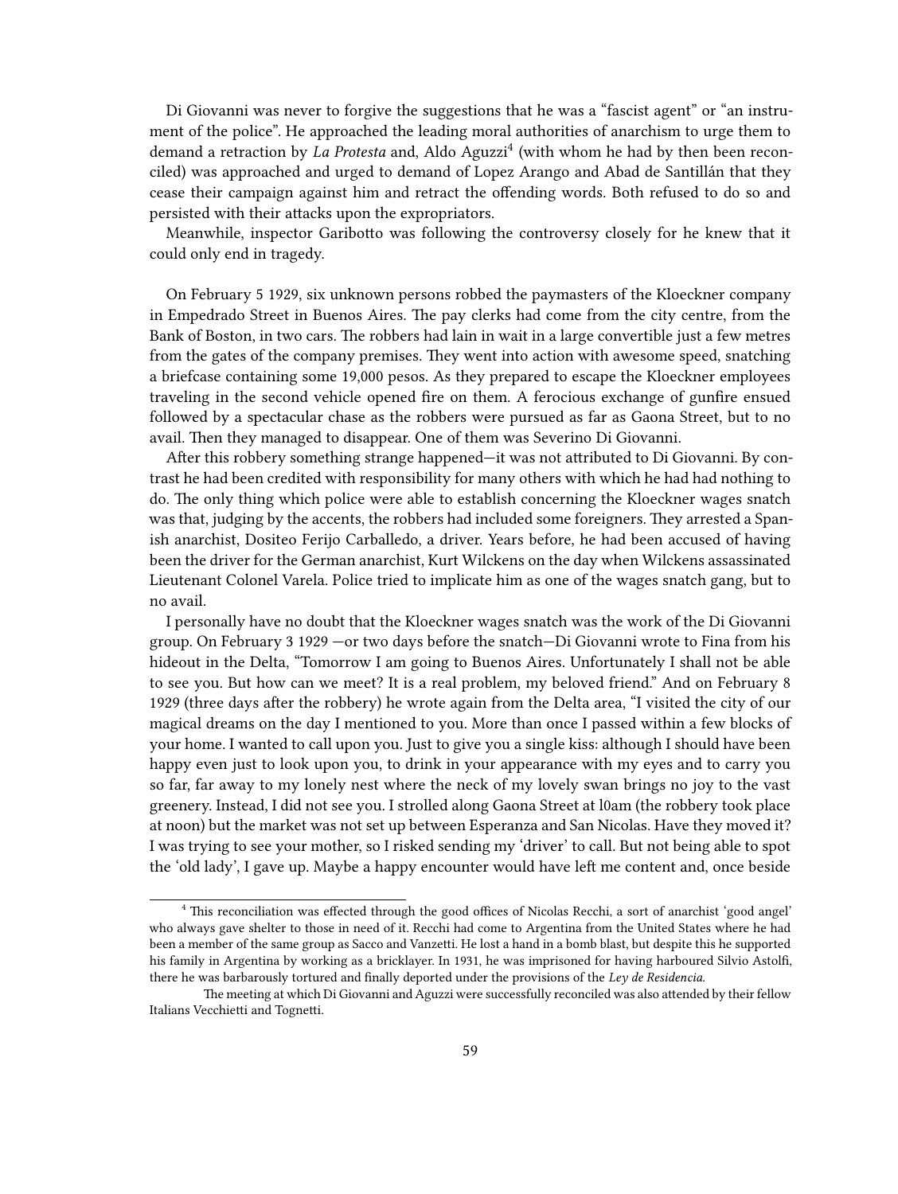Di Giovanni was never to forgive the suggestions that he was a “fascist agent” or “an instrument of the police”. He approached the leading moral authorities of anarchism to urge them to demand a retraction by *La Protesta* and, Aldo Aguzzi[4] (with whom he had by then been reconciled) was approached and urged to demand of Lopez Arango and Abad de Santillán that they cease their campaign against him and retract the offending words. Both refused to do so and persisted with their attacks upon the expropriators.

Meanwhile, inspector Garibotto was following the controversy closely for he knew that it could only end in tragedy.

On February 5 1929, six unknown persons robbed the paymasters of the Kloeckner company in Empedrado Street in Buenos Aires. The pay clerks had come from the city centre, from the Bank of Boston, in two cars. The robbers had lain in wait in a large convertible just a few metres from the gates of the company premises. They went into action with awesome speed, snatching a briefcase containing some 19,000 pesos. As they prepared to escape the Kloeckner employees traveling in the second vehicle opened fire on them. A ferocious exchange of gunfire ensued followed by a spectacular chase as the robbers were pursued as far as Gaona Street, but to no avail. Then they managed to disappear. One of them was Severino Di Giovanni.

After this robbery something strange happened—it was not attributed to Di Giovanni. By contrast he had been credited with responsibility for many others with which he had had nothing to do. The only thing which police were able to establish concerning the Kloeckner wages snatch was that, judging by the accents, the robbers had included some foreigners. They arrested a Spanish anarchist, Dositeo Ferijo Carballedo, a driver. Years before, he had been accused of having been the driver for the German anarchist, Kurt Wilckens on the day when Wilckens assassinated Lieutenant Colonel Varela. Police tried to implicate him as one of the wages snatch gang, but to no avail.

I personally have no doubt that the Kloeckner wages snatch was the work of the Di Giovanni group. On February 3 1929 —or two days before the snatch—Di Giovanni wrote to Fina from his hideout in the Delta, “Tomorrow I am going to Buenos Aires. Unfortunately I shall not be able to see you. But how can we meet? It is a real problem, my beloved friend.” And on February 8 1929 (three days after the robbery) he wrote again from the Delta area, “I visited the city of our magical dreams on the day I mentioned to you. More than once I passed within a few blocks of your home. I wanted to call upon you. Just to give you a single kiss: although I should have been happy even just to look upon you, to drink in your appearance with my eyes and to carry you so far, far away to my lonely nest where the neck of my lovely swan brings no joy to the vast greenery. Instead, I did not see you. I strolled along Gaona Street at l0am (the robbery took place at noon) but the market was not set up between Esperanza and San Nicolas. Have they moved it? I was trying to see your mother, so I risked sending my ‘driver’ to call. But not being able to spot the ‘old lady’, I gave up. Maybe a happy encounter would have left me content and, once beside

[4] This reconciliation was effected through the good offices of Nicolas Recchi, a sort of anarchist ‘good angel’ who always gave shelter to those in need of it. Recchi had come to Argentina from the United States where he had been a member of the same group as Sacco and Vanzetti. He lost a hand in a bomb blast, but despite this he supported his family in Argentina by working as a bricklayer. In 1931, he was imprisoned for having harboured Silvio Astolfi, there he was barbarously tortured and finally deported under the provisions of the *Ley de Residencia*.

The meeting at which Di Giovanni and Aguzzi were successfully reconciled was also attended by their fellow Italians Vecchietti and Tognetti.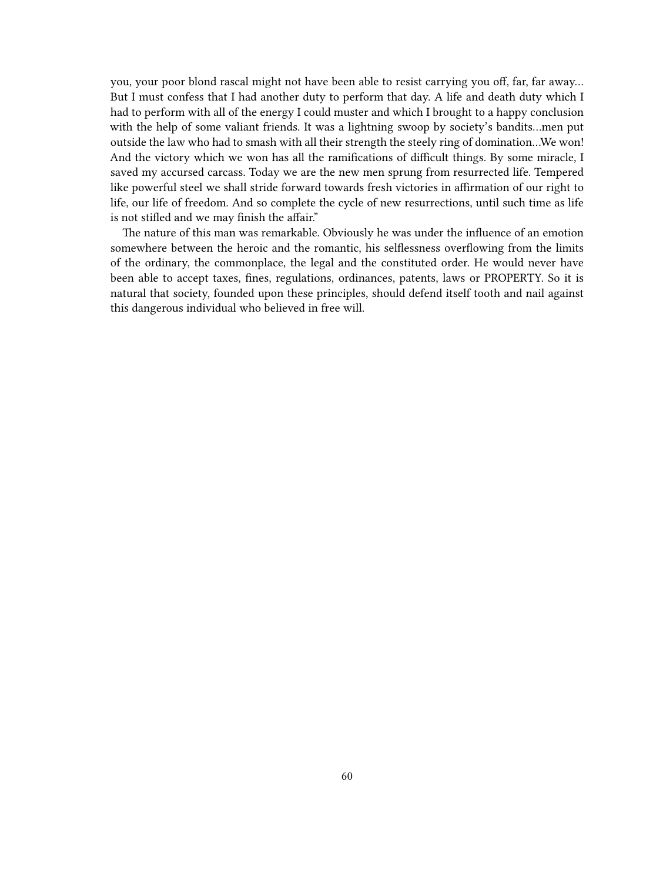you, your poor blond rascal might not have been able to resist carrying you off, far, far away… But I must confess that I had another duty to perform that day. A life and death duty which I had to perform with all of the energy I could muster and which I brought to a happy conclusion with the help of some valiant friends. It was a lightning swoop by society's bandits…men put outside the law who had to smash with all their strength the steely ring of domination…We won! And the victory which we won has all the ramifications of difficult things. By some miracle, I saved my accursed carcass. Today we are the new men sprung from resurrected life. Tempered like powerful steel we shall stride forward towards fresh victories in affirmation of our right to life, our life of freedom. And so complete the cycle of new resurrections, until such time as life is not stifled and we may finish the affair."

The nature of this man was remarkable. Obviously he was under the influence of an emotion somewhere between the heroic and the romantic, his selflessness overflowing from the limits of the ordinary, the commonplace, the legal and the constituted order. He would never have been able to accept taxes, fines, regulations, ordinances, patents, laws or PROPERTY. So it is natural that society, founded upon these principles, should defend itself tooth and nail against this dangerous individual who believed in free will.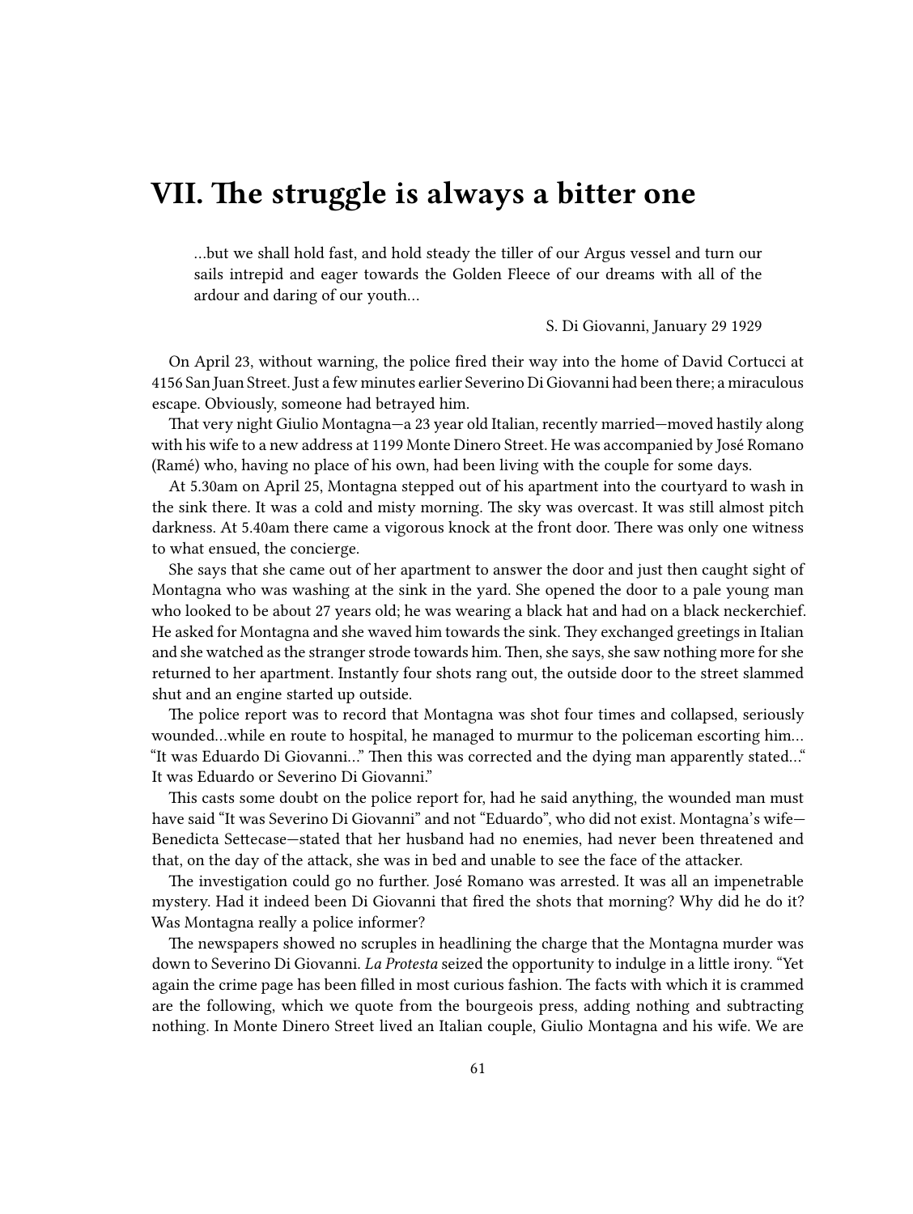# VII. The struggle is always a bitter one

> …but we shall hold fast, and hold steady the tiller of our Argus vessel and turn our sails intrepid and eager towards the Golden Fleece of our dreams with all of the ardour and daring of our youth…
>
> S. Di Giovanni, January 29 1929

On April 23, without warning, the police fired their way into the home of David Cortucci at 4156 San Juan Street. Just a few minutes earlier Severino Di Giovanni had been there; a miraculous escape. Obviously, someone had betrayed him.

That very night Giulio Montagna—a 23 year old Italian, recently married—moved hastily along with his wife to a new address at 1199 Monte Dinero Street. He was accompanied by José Romano (Ramé) who, having no place of his own, had been living with the couple for some days.

At 5.30am on April 25, Montagna stepped out of his apartment into the courtyard to wash in the sink there. It was a cold and misty morning. The sky was overcast. It was still almost pitch darkness. At 5.40am there came a vigorous knock at the front door. There was only one witness to what ensued, the concierge.

She says that she came out of her apartment to answer the door and just then caught sight of Montagna who was washing at the sink in the yard. She opened the door to a pale young man who looked to be about 27 years old; he was wearing a black hat and had on a black neckerchief. He asked for Montagna and she waved him towards the sink. They exchanged greetings in Italian and she watched as the stranger strode towards him. Then, she says, she saw nothing more for she returned to her apartment. Instantly four shots rang out, the outside door to the street slammed shut and an engine started up outside.

The police report was to record that Montagna was shot four times and collapsed, seriously wounded…while en route to hospital, he managed to murmur to the policeman escorting him… "It was Eduardo Di Giovanni…" Then this was corrected and the dying man apparently stated…" It was Eduardo or Severino Di Giovanni."

This casts some doubt on the police report for, had he said anything, the wounded man must have said "It was Severino Di Giovanni" and not "Eduardo", who did not exist. Montagna's wife—Benedicta Settecase—stated that her husband had no enemies, had never been threatened and that, on the day of the attack, she was in bed and unable to see the face of the attacker.

The investigation could go no further. José Romano was arrested. It was all an impenetrable mystery. Had it indeed been Di Giovanni that fired the shots that morning? Why did he do it? Was Montagna really a police informer?

The newspapers showed no scruples in headlining the charge that the Montagna murder was down to Severino Di Giovanni. *La Protesta* seized the opportunity to indulge in a little irony. "Yet again the crime page has been filled in most curious fashion. The facts with which it is crammed are the following, which we quote from the bourgeois press, adding nothing and subtracting nothing. In Monte Dinero Street lived an Italian couple, Giulio Montagna and his wife. We are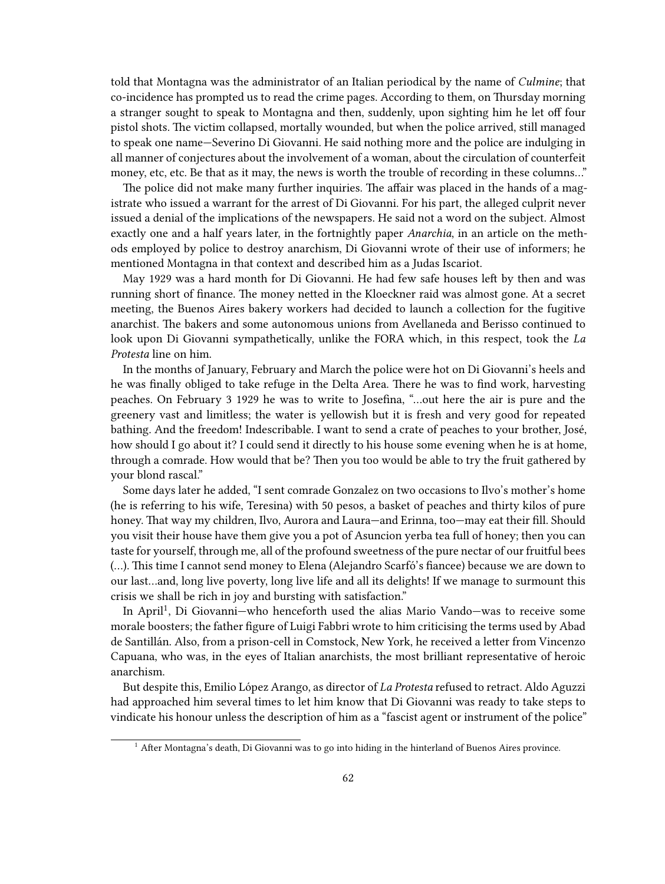told that Montagna was the administrator of an Italian periodical by the name of *Culmine*; that co-incidence has prompted us to read the crime pages. According to them, on Thursday morning a stranger sought to speak to Montagna and then, suddenly, upon sighting him he let off four pistol shots. The victim collapsed, mortally wounded, but when the police arrived, still managed to speak one name—Severino Di Giovanni. He said nothing more and the police are indulging in all manner of conjectures about the involvement of a woman, about the circulation of counterfeit money, etc, etc. Be that as it may, the news is worth the trouble of recording in these columns…"

The police did not make many further inquiries. The affair was placed in the hands of a magistrate who issued a warrant for the arrest of Di Giovanni. For his part, the alleged culprit never issued a denial of the implications of the newspapers. He said not a word on the subject. Almost exactly one and a half years later, in the fortnightly paper *Anarchia*, in an article on the methods employed by police to destroy anarchism, Di Giovanni wrote of their use of informers; he mentioned Montagna in that context and described him as a Judas Iscariot.

May 1929 was a hard month for Di Giovanni. He had few safe houses left by then and was running short of finance. The money netted in the Kloeckner raid was almost gone. At a secret meeting, the Buenos Aires bakery workers had decided to launch a collection for the fugitive anarchist. The bakers and some autonomous unions from Avellaneda and Berisso continued to look upon Di Giovanni sympathetically, unlike the FORA which, in this respect, took the *La Protesta* line on him.

In the months of January, February and March the police were hot on Di Giovanni's heels and he was finally obliged to take refuge in the Delta Area. There he was to find work, harvesting peaches. On February 3 1929 he was to write to Josefina, "…out here the air is pure and the greenery vast and limitless; the water is yellowish but it is fresh and very good for repeated bathing. And the freedom! Indescribable. I want to send a crate of peaches to your brother, José, how should I go about it? I could send it directly to his house some evening when he is at home, through a comrade. How would that be? Then you too would be able to try the fruit gathered by your blond rascal."

Some days later he added, "I sent comrade Gonzalez on two occasions to Ilvo's mother's home (he is referring to his wife, Teresina) with 50 pesos, a basket of peaches and thirty kilos of pure honey. That way my children, Ilvo, Aurora and Laura—and Erinna, too—may eat their fill. Should you visit their house have them give you a pot of Asuncion yerba tea full of honey; then you can taste for yourself, through me, all of the profound sweetness of the pure nectar of our fruitful bees (…). This time I cannot send money to Elena (Alejandro Scarfó's fiancee) because we are down to our last…and, long live poverty, long live life and all its delights! If we manage to surmount this crisis we shall be rich in joy and bursting with satisfaction."

In April[1], Di Giovanni—who henceforth used the alias Mario Vando—was to receive some morale boosters; the father figure of Luigi Fabbri wrote to him criticising the terms used by Abad de Santillán. Also, from a prison-cell in Comstock, New York, he received a letter from Vincenzo Capuana, who was, in the eyes of Italian anarchists, the most brilliant representative of heroic anarchism.

But despite this, Emilio López Arango, as director of *La Protesta* refused to retract. Aldo Aguzzi had approached him several times to let him know that Di Giovanni was ready to take steps to vindicate his honour unless the description of him as a "fascist agent or instrument of the police"

[1] After Montagna's death, Di Giovanni was to go into hiding in the hinterland of Buenos Aires province.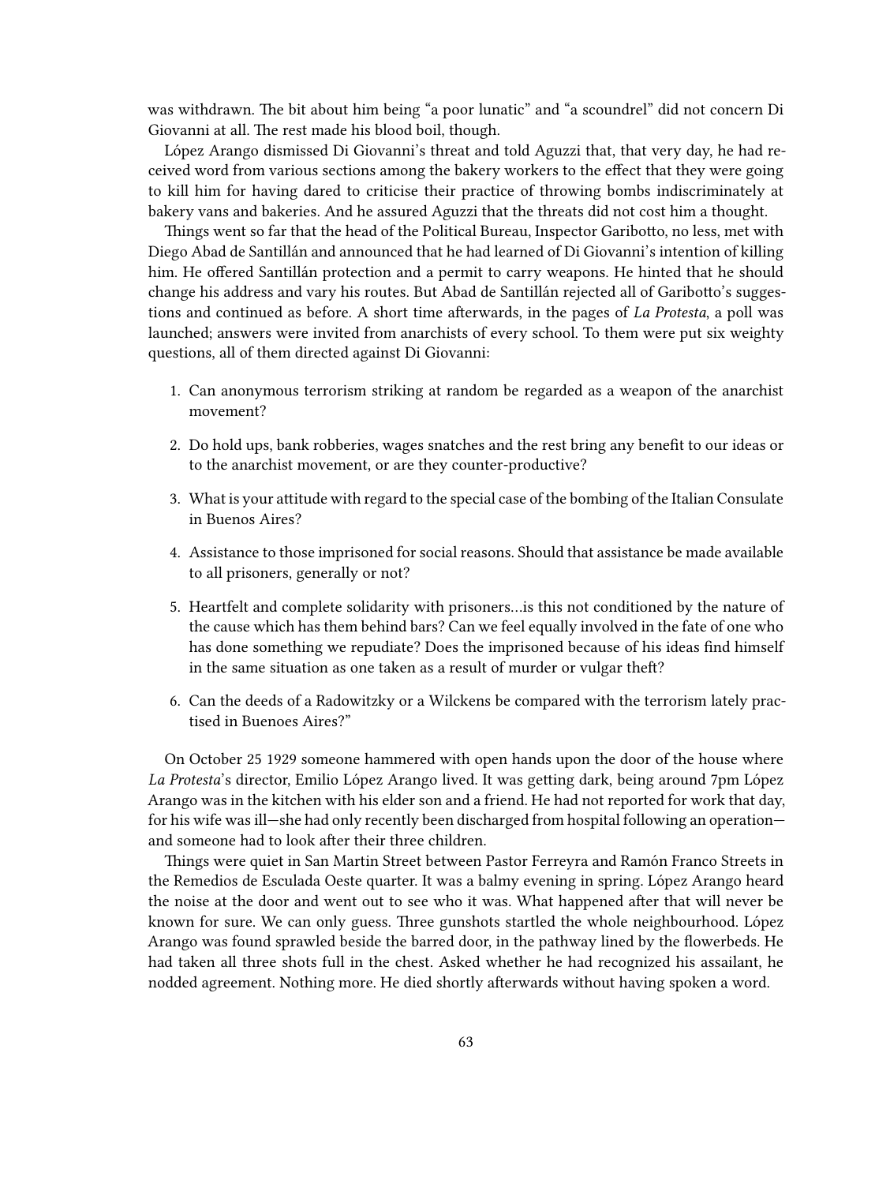was withdrawn. The bit about him being "a poor lunatic" and "a scoundrel" did not concern Di Giovanni at all. The rest made his blood boil, though.

López Arango dismissed Di Giovanni's threat and told Aguzzi that, that very day, he had received word from various sections among the bakery workers to the effect that they were going to kill him for having dared to criticise their practice of throwing bombs indiscriminately at bakery vans and bakeries. And he assured Aguzzi that the threats did not cost him a thought.

Things went so far that the head of the Political Bureau, Inspector Garibotto, no less, met with Diego Abad de Santillán and announced that he had learned of Di Giovanni's intention of killing him. He offered Santillán protection and a permit to carry weapons. He hinted that he should change his address and vary his routes. But Abad de Santillán rejected all of Garibotto's suggestions and continued as before. A short time afterwards, in the pages of *La Protesta*, a poll was launched; answers were invited from anarchists of every school. To them were put six weighty questions, all of them directed against Di Giovanni:

1. Can anonymous terrorism striking at random be regarded as a weapon of the anarchist movement?
2. Do hold ups, bank robberies, wages snatches and the rest bring any benefit to our ideas or to the anarchist movement, or are they counter-productive?
3. What is your attitude with regard to the special case of the bombing of the Italian Consulate in Buenos Aires?
4. Assistance to those imprisoned for social reasons. Should that assistance be made available to all prisoners, generally or not?
5. Heartfelt and complete solidarity with prisoners…is this not conditioned by the nature of the cause which has them behind bars? Can we feel equally involved in the fate of one who has done something we repudiate? Does the imprisoned because of his ideas find himself in the same situation as one taken as a result of murder or vulgar theft?
6. Can the deeds of a Radowitzky or a Wilckens be compared with the terrorism lately practised in Buenoes Aires?"

On October 25 1929 someone hammered with open hands upon the door of the house where *La Protesta*'s director, Emilio López Arango lived. It was getting dark, being around 7pm López Arango was in the kitchen with his elder son and a friend. He had not reported for work that day, for his wife was ill—she had only recently been discharged from hospital following an operation—and someone had to look after their three children.

Things were quiet in San Martin Street between Pastor Ferreyra and Ramón Franco Streets in the Remedios de Esculada Oeste quarter. It was a balmy evening in spring. López Arango heard the noise at the door and went out to see who it was. What happened after that will never be known for sure. We can only guess. Three gunshots startled the whole neighbourhood. López Arango was found sprawled beside the barred door, in the pathway lined by the flowerbeds. He had taken all three shots full in the chest. Asked whether he had recognized his assailant, he nodded agreement. Nothing more. He died shortly afterwards without having spoken a word.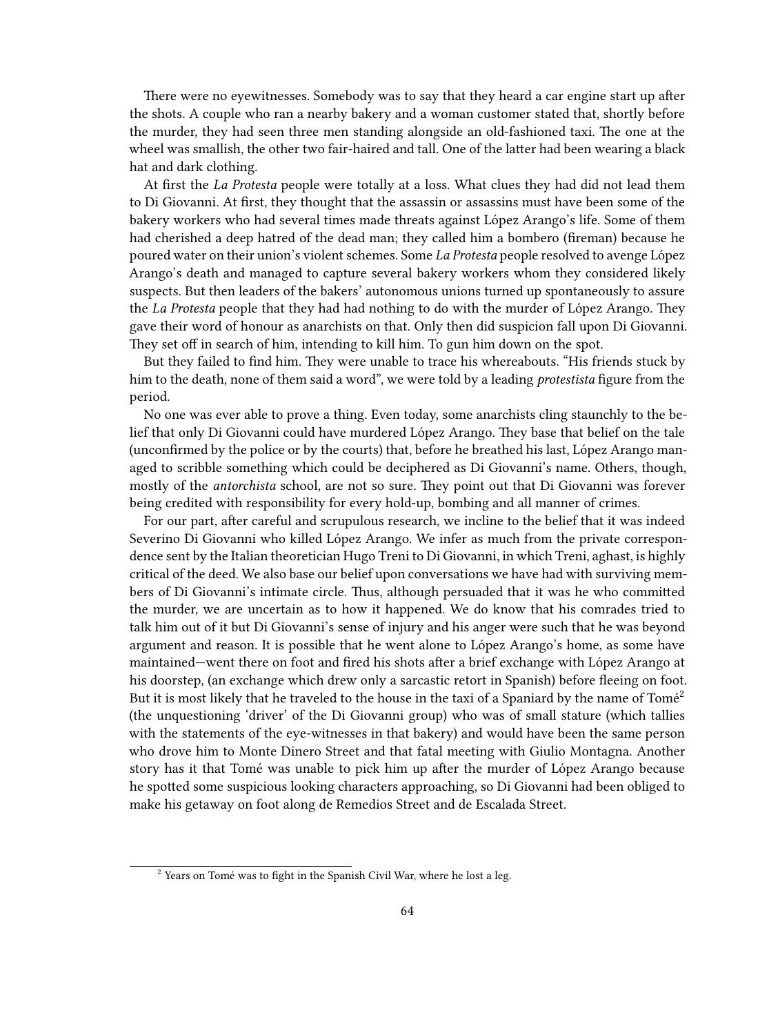There were no eyewitnesses. Somebody was to say that they heard a car engine start up after the shots. A couple who ran a nearby bakery and a woman customer stated that, shortly before the murder, they had seen three men standing alongside an old-fashioned taxi. The one at the wheel was smallish, the other two fair-haired and tall. One of the latter had been wearing a black hat and dark clothing.

At first the *La Protesta* people were totally at a loss. What clues they had did not lead them to Di Giovanni. At first, they thought that the assassin or assassins must have been some of the bakery workers who had several times made threats against López Arango's life. Some of them had cherished a deep hatred of the dead man; they called him a bombero (fireman) because he poured water on their union's violent schemes. Some *La Protesta* people resolved to avenge López Arango's death and managed to capture several bakery workers whom they considered likely suspects. But then leaders of the bakers' autonomous unions turned up spontaneously to assure the *La Protesta* people that they had had nothing to do with the murder of López Arango. They gave their word of honour as anarchists on that. Only then did suspicion fall upon Di Giovanni. They set off in search of him, intending to kill him. To gun him down on the spot.

But they failed to find him. They were unable to trace his whereabouts. "His friends stuck by him to the death, none of them said a word", we were told by a leading *protestista* figure from the period.

No one was ever able to prove a thing. Even today, some anarchists cling staunchly to the belief that only Di Giovanni could have murdered López Arango. They base that belief on the tale (unconfirmed by the police or by the courts) that, before he breathed his last, López Arango managed to scribble something which could be deciphered as Di Giovanni's name. Others, though, mostly of the *antorchista* school, are not so sure. They point out that Di Giovanni was forever being credited with responsibility for every hold-up, bombing and all manner of crimes.

For our part, after careful and scrupulous research, we incline to the belief that it was indeed Severino Di Giovanni who killed López Arango. We infer as much from the private correspondence sent by the Italian theoretician Hugo Treni to Di Giovanni, in which Treni, aghast, is highly critical of the deed. We also base our belief upon conversations we have had with surviving members of Di Giovanni's intimate circle. Thus, although persuaded that it was he who committed the murder, we are uncertain as to how it happened. We do know that his comrades tried to talk him out of it but Di Giovanni's sense of injury and his anger were such that he was beyond argument and reason. It is possible that he went alone to López Arango's home, as some have maintained—went there on foot and fired his shots after a brief exchange with López Arango at his doorstep, (an exchange which drew only a sarcastic retort in Spanish) before fleeing on foot. But it is most likely that he traveled to the house in the taxi of a Spaniard by the name of Tomé[2] (the unquestioning 'driver' of the Di Giovanni group) who was of small stature (which tallies with the statements of the eye-witnesses in that bakery) and would have been the same person who drove him to Monte Dinero Street and that fatal meeting with Giulio Montagna. Another story has it that Tomé was unable to pick him up after the murder of López Arango because he spotted some suspicious looking characters approaching, so Di Giovanni had been obliged to make his getaway on foot along de Remedios Street and de Escalada Street.

[2] Years on Tomé was to fight in the Spanish Civil War, where he lost a leg.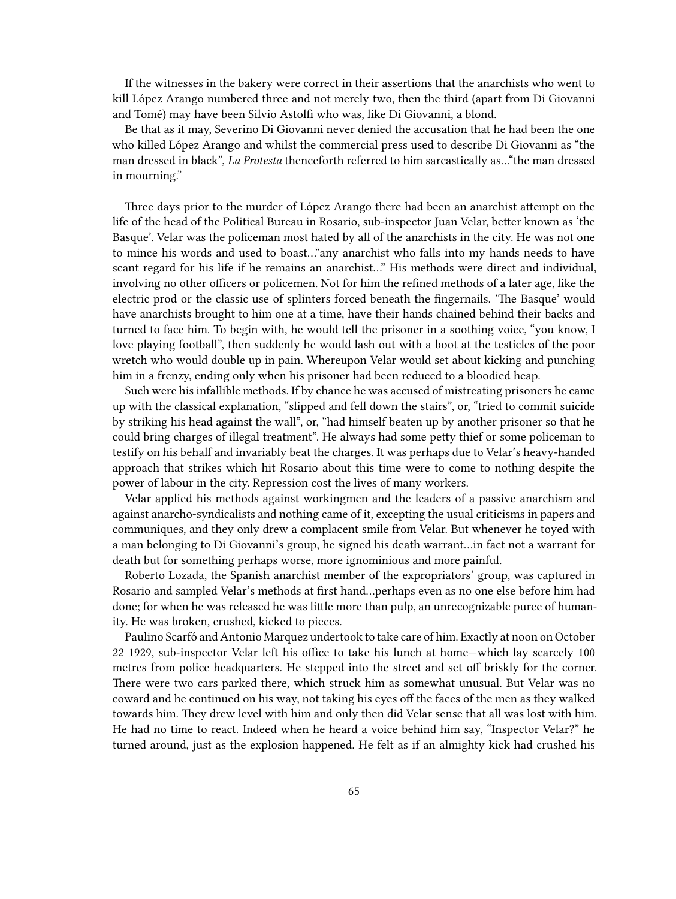If the witnesses in the bakery were correct in their assertions that the anarchists who went to kill López Arango numbered three and not merely two, then the third (apart from Di Giovanni and Tomé) may have been Silvio Astolfi who was, like Di Giovanni, a blond.

Be that as it may, Severino Di Giovanni never denied the accusation that he had been the one who killed López Arango and whilst the commercial press used to describe Di Giovanni as "the man dressed in black", *La Protesta* thenceforth referred to him sarcastically as…"the man dressed in mourning."

Three days prior to the murder of López Arango there had been an anarchist attempt on the life of the head of the Political Bureau in Rosario, sub-inspector Juan Velar, better known as 'the Basque'. Velar was the policeman most hated by all of the anarchists in the city. He was not one to mince his words and used to boast…"any anarchist who falls into my hands needs to have scant regard for his life if he remains an anarchist…" His methods were direct and individual, involving no other officers or policemen. Not for him the refined methods of a later age, like the electric prod or the classic use of splinters forced beneath the fingernails. 'The Basque' would have anarchists brought to him one at a time, have their hands chained behind their backs and turned to face him. To begin with, he would tell the prisoner in a soothing voice, "you know, I love playing football", then suddenly he would lash out with a boot at the testicles of the poor wretch who would double up in pain. Whereupon Velar would set about kicking and punching him in a frenzy, ending only when his prisoner had been reduced to a bloodied heap.

Such were his infallible methods. If by chance he was accused of mistreating prisoners he came up with the classical explanation, "slipped and fell down the stairs", or, "tried to commit suicide by striking his head against the wall", or, "had himself beaten up by another prisoner so that he could bring charges of illegal treatment". He always had some petty thief or some policeman to testify on his behalf and invariably beat the charges. It was perhaps due to Velar's heavy-handed approach that strikes which hit Rosario about this time were to come to nothing despite the power of labour in the city. Repression cost the lives of many workers.

Velar applied his methods against workingmen and the leaders of a passive anarchism and against anarcho-syndicalists and nothing came of it, excepting the usual criticisms in papers and communiques, and they only drew a complacent smile from Velar. But whenever he toyed with a man belonging to Di Giovanni's group, he signed his death warrant…in fact not a warrant for death but for something perhaps worse, more ignominious and more painful.

Roberto Lozada, the Spanish anarchist member of the expropriators' group, was captured in Rosario and sampled Velar's methods at first hand…perhaps even as no one else before him had done; for when he was released he was little more than pulp, an unrecognizable puree of humanity. He was broken, crushed, kicked to pieces.

Paulino Scarfó and Antonio Marquez undertook to take care of him. Exactly at noon on October 22 1929, sub-inspector Velar left his office to take his lunch at home—which lay scarcely 100 metres from police headquarters. He stepped into the street and set off briskly for the corner. There were two cars parked there, which struck him as somewhat unusual. But Velar was no coward and he continued on his way, not taking his eyes off the faces of the men as they walked towards him. They drew level with him and only then did Velar sense that all was lost with him. He had no time to react. Indeed when he heard a voice behind him say, "Inspector Velar?" he turned around, just as the explosion happened. He felt as if an almighty kick had crushed his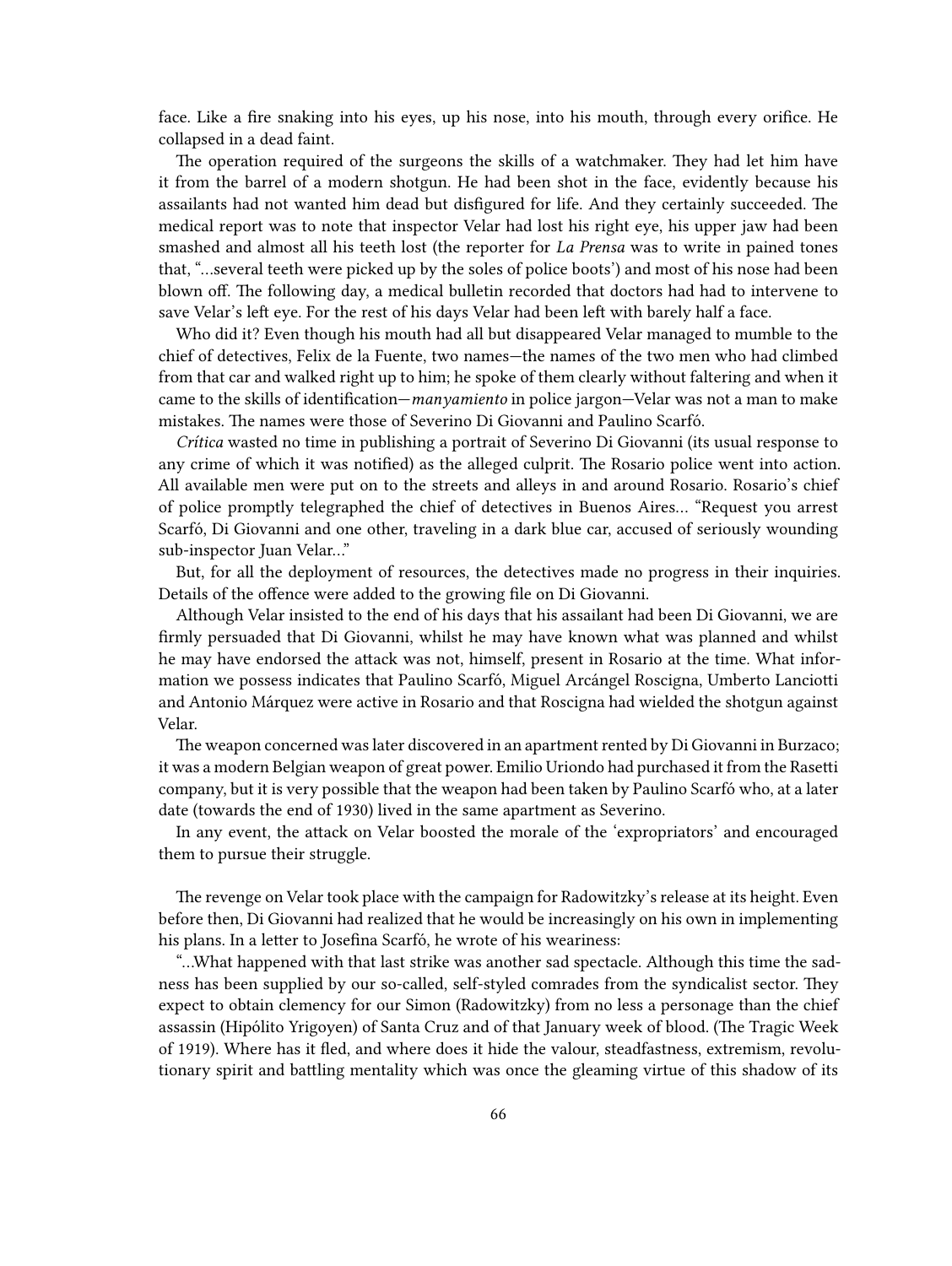face. Like a fire snaking into his eyes, up his nose, into his mouth, through every orifice. He collapsed in a dead faint.

The operation required of the surgeons the skills of a watchmaker. They had let him have it from the barrel of a modern shotgun. He had been shot in the face, evidently because his assailants had not wanted him dead but disfigured for life. And they certainly succeeded. The medical report was to note that inspector Velar had lost his right eye, his upper jaw had been smashed and almost all his teeth lost (the reporter for *La Prensa* was to write in pained tones that, "…several teeth were picked up by the soles of police boots') and most of his nose had been blown off. The following day, a medical bulletin recorded that doctors had had to intervene to save Velar's left eye. For the rest of his days Velar had been left with barely half a face.

Who did it? Even though his mouth had all but disappeared Velar managed to mumble to the chief of detectives, Felix de la Fuente, two names—the names of the two men who had climbed from that car and walked right up to him; he spoke of them clearly without faltering and when it came to the skills of identification—*manyamiento* in police jargon—Velar was not a man to make mistakes. The names were those of Severino Di Giovanni and Paulino Scarfó.

*Crítica* wasted no time in publishing a portrait of Severino Di Giovanni (its usual response to any crime of which it was notified) as the alleged culprit. The Rosario police went into action. All available men were put on to the streets and alleys in and around Rosario. Rosario's chief of police promptly telegraphed the chief of detectives in Buenos Aires… "Request you arrest Scarfó, Di Giovanni and one other, traveling in a dark blue car, accused of seriously wounding sub-inspector Juan Velar…"

But, for all the deployment of resources, the detectives made no progress in their inquiries. Details of the offence were added to the growing file on Di Giovanni.

Although Velar insisted to the end of his days that his assailant had been Di Giovanni, we are firmly persuaded that Di Giovanni, whilst he may have known what was planned and whilst he may have endorsed the attack was not, himself, present in Rosario at the time. What information we possess indicates that Paulino Scarfó, Miguel Arcángel Roscigna, Umberto Lanciotti and Antonio Márquez were active in Rosario and that Roscigna had wielded the shotgun against Velar.

The weapon concerned was later discovered in an apartment rented by Di Giovanni in Burzaco; it was a modern Belgian weapon of great power. Emilio Uriondo had purchased it from the Rasetti company, but it is very possible that the weapon had been taken by Paulino Scarfó who, at a later date (towards the end of 1930) lived in the same apartment as Severino.

In any event, the attack on Velar boosted the morale of the 'expropriators' and encouraged them to pursue their struggle.

The revenge on Velar took place with the campaign for Radowitzky's release at its height. Even before then, Di Giovanni had realized that he would be increasingly on his own in implementing his plans. In a letter to Josefina Scarfó, he wrote of his weariness:

"…What happened with that last strike was another sad spectacle. Although this time the sadness has been supplied by our so-called, self-styled comrades from the syndicalist sector. They expect to obtain clemency for our Simon (Radowitzky) from no less a personage than the chief assassin (Hipólito Yrigoyen) of Santa Cruz and of that January week of blood. (The Tragic Week of 1919). Where has it fled, and where does it hide the valour, steadfastness, extremism, revolutionary spirit and battling mentality which was once the gleaming virtue of this shadow of its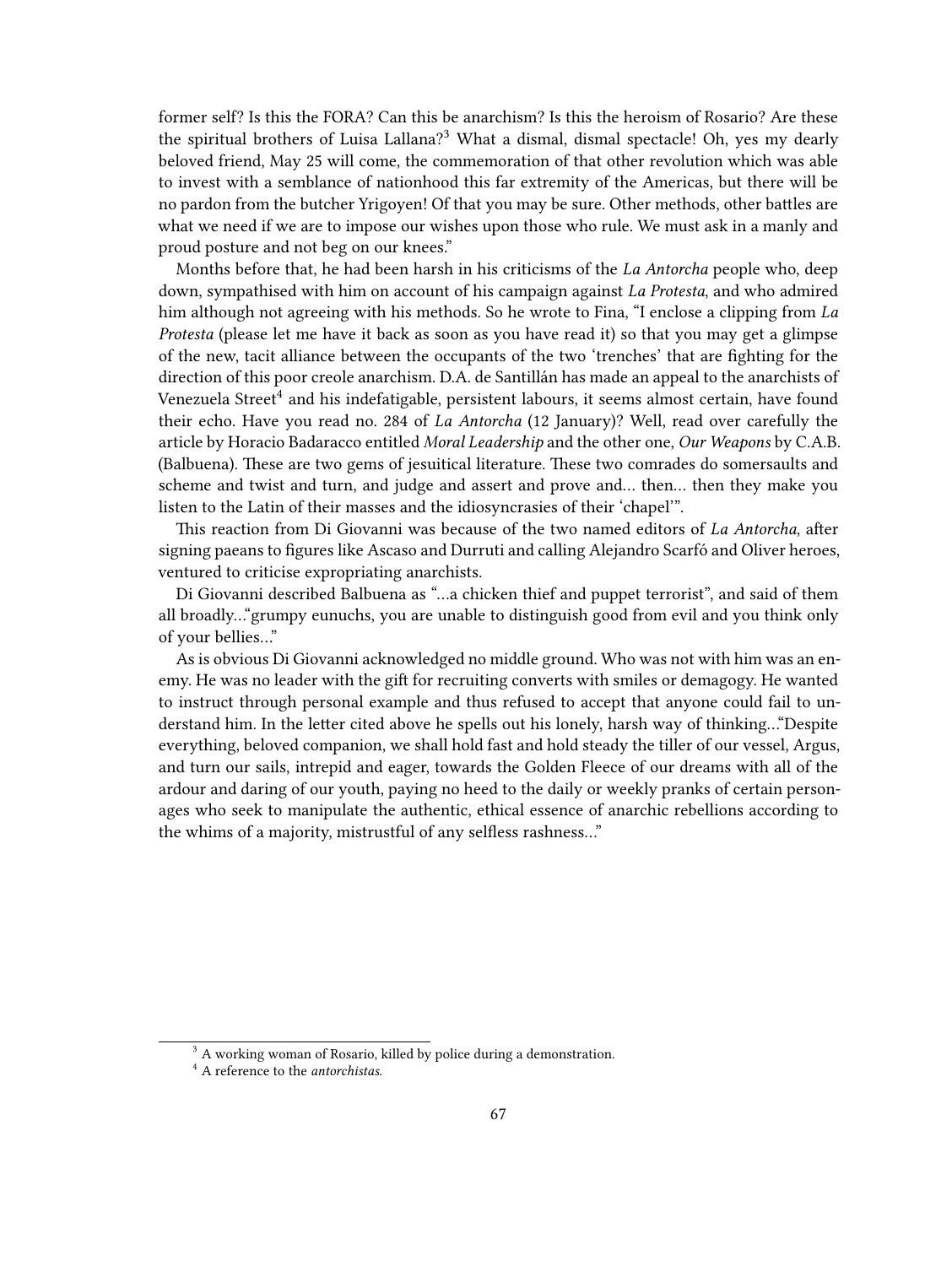former self? Is this the FORA? Can this be anarchism? Is this the heroism of Rosario? Are these the spiritual brothers of Luisa Lallana?[3] What a dismal, dismal spectacle! Oh, yes my dearly beloved friend, May 25 will come, the commemoration of that other revolution which was able to invest with a semblance of nationhood this far extremity of the Americas, but there will be no pardon from the butcher Yrigoyen! Of that you may be sure. Other methods, other battles are what we need if we are to impose our wishes upon those who rule. We must ask in a manly and proud posture and not beg on our knees."

Months before that, he had been harsh in his criticisms of the *La Antorcha* people who, deep down, sympathised with him on account of his campaign against *La Protesta*, and who admired him although not agreeing with his methods. So he wrote to Fina, "I enclose a clipping from *La Protesta* (please let me have it back as soon as you have read it) so that you may get a glimpse of the new, tacit alliance between the occupants of the two 'trenches' that are fighting for the direction of this poor creole anarchism. D.A. de Santillán has made an appeal to the anarchists of Venezuela Street[4] and his indefatigable, persistent labours, it seems almost certain, have found their echo. Have you read no. 284 of *La Antorcha* (12 January)? Well, read over carefully the article by Horacio Badaracco entitled *Moral Leadership* and the other one, *Our Weapons* by C.A.B. (Balbuena). These are two gems of jesuitical literature. These two comrades do somersaults and scheme and twist and turn, and judge and assert and prove and… then… then they make you listen to the Latin of their masses and the idiosyncrasies of their 'chapel'".

This reaction from Di Giovanni was because of the two named editors of *La Antorcha*, after signing paeans to figures like Ascaso and Durruti and calling Alejandro Scarfó and Oliver heroes, ventured to criticise expropriating anarchists.

Di Giovanni described Balbuena as "…a chicken thief and puppet terrorist", and said of them all broadly…"grumpy eunuchs, you are unable to distinguish good from evil and you think only of your bellies…"

As is obvious Di Giovanni acknowledged no middle ground. Who was not with him was an enemy. He was no leader with the gift for recruiting converts with smiles or demagogy. He wanted to instruct through personal example and thus refused to accept that anyone could fail to understand him. In the letter cited above he spells out his lonely, harsh way of thinking…"Despite everything, beloved companion, we shall hold fast and hold steady the tiller of our vessel, Argus, and turn our sails, intrepid and eager, towards the Golden Fleece of our dreams with all of the ardour and daring of our youth, paying no heed to the daily or weekly pranks of certain personages who seek to manipulate the authentic, ethical essence of anarchic rebellions according to the whims of a majority, mistrustful of any selfless rashness…"

---

[3] A working woman of Rosario, killed by police during a demonstration.

[4] A reference to the *antorchistas*.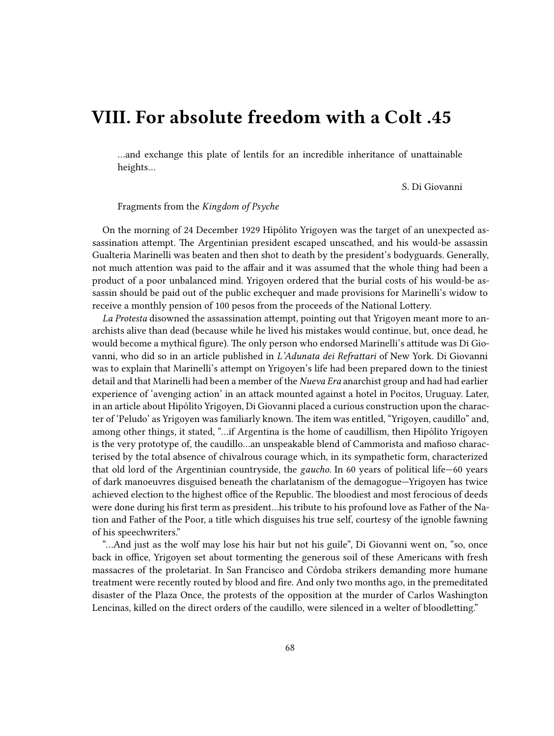## VIII. For absolute freedom with a Colt .45

> …and exchange this plate of lentils for an incredible inheritance of unattainable heights…
>
> S. Di Giovanni

Fragments from the *Kingdom of Psyche*

On the morning of 24 December 1929 Hipólito Yrigoyen was the target of an unexpected assassination attempt. The Argentinian president escaped unscathed, and his would-be assassin Gualteria Marinelli was beaten and then shot to death by the president's bodyguards. Generally, not much attention was paid to the affair and it was assumed that the whole thing had been a product of a poor unbalanced mind. Yrigoyen ordered that the burial costs of his would-be assassin should be paid out of the public exchequer and made provisions for Marinelli's widow to receive a monthly pension of 100 pesos from the proceeds of the National Lottery.

*La Protesta* disowned the assassination attempt, pointing out that Yrigoyen meant more to anarchists alive than dead (because while he lived his mistakes would continue, but, once dead, he would become a mythical figure). The only person who endorsed Marinelli's attitude was Di Giovanni, who did so in an article published in *L'Adunata dei Refrattari* of New York. Di Giovanni was to explain that Marinelli's attempt on Yrigoyen's life had been prepared down to the tiniest detail and that Marinelli had been a member of the *Nueva Era* anarchist group and had had earlier experience of 'avenging action' in an attack mounted against a hotel in Pocitos, Uruguay. Later, in an article about Hipólito Yrigoyen, Di Giovanni placed a curious construction upon the character of 'Peludo' as Yrigoyen was familiarly known. The item was entitled, "Yrigoyen, caudillo" and, among other things, it stated, "…if Argentina is the home of caudillism, then Hipólito Yrigoyen is the very prototype of, the caudillo…an unspeakable blend of Cammorista and mafioso characterised by the total absence of chivalrous courage which, in its sympathetic form, characterized that old lord of the Argentinian countryside, the *gaucho*. In 60 years of political life—60 years of dark manoeuvres disguised beneath the charlatanism of the demagogue—Yrigoyen has twice achieved election to the highest office of the Republic. The bloodiest and most ferocious of deeds were done during his first term as president…his tribute to his profound love as Father of the Nation and Father of the Poor, a title which disguises his true self, courtesy of the ignoble fawning of his speechwriters."

"…And just as the wolf may lose his hair but not his guile", Di Giovanni went on, "so, once back in office, Yrigoyen set about tormenting the generous soil of these Americans with fresh massacres of the proletariat. In San Francisco and Córdoba strikers demanding more humane treatment were recently routed by blood and fire. And only two months ago, in the premeditated disaster of the Plaza Once, the protests of the opposition at the murder of Carlos Washington Lencinas, killed on the direct orders of the caudillo, were silenced in a welter of bloodletting."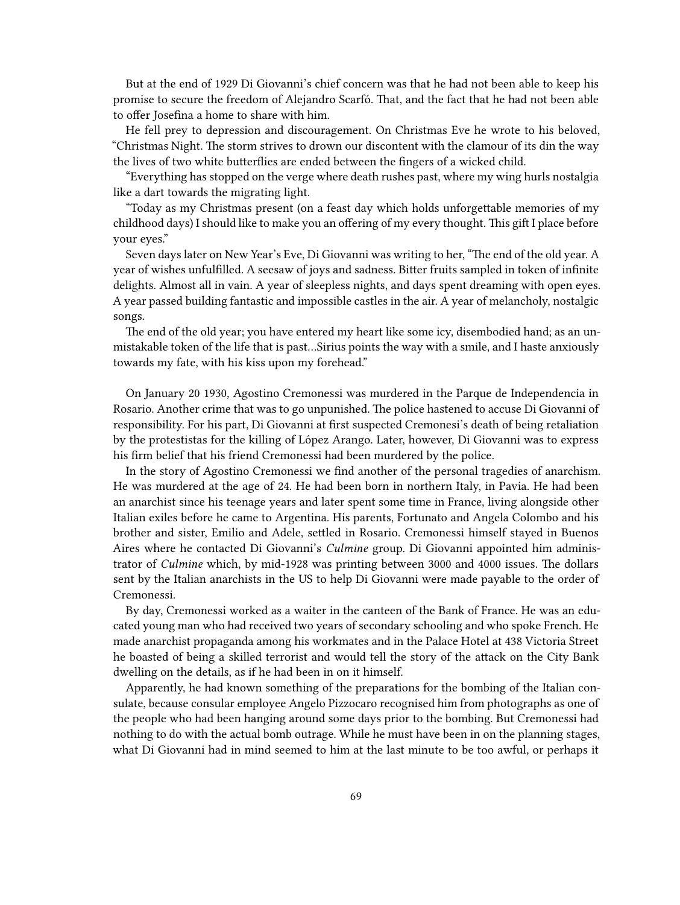But at the end of 1929 Di Giovanni's chief concern was that he had not been able to keep his promise to secure the freedom of Alejandro Scarfó. That, and the fact that he had not been able to offer Josefina a home to share with him.

He fell prey to depression and discouragement. On Christmas Eve he wrote to his beloved, "Christmas Night. The storm strives to drown our discontent with the clamour of its din the way the lives of two white butterflies are ended between the fingers of a wicked child.

"Everything has stopped on the verge where death rushes past, where my wing hurls nostalgia like a dart towards the migrating light.

"Today as my Christmas present (on a feast day which holds unforgettable memories of my childhood days) I should like to make you an offering of my every thought. This gift I place before your eyes."

Seven days later on New Year's Eve, Di Giovanni was writing to her, "The end of the old year. A year of wishes unfulfilled. A seesaw of joys and sadness. Bitter fruits sampled in token of infinite delights. Almost all in vain. A year of sleepless nights, and days spent dreaming with open eyes. A year passed building fantastic and impossible castles in the air. A year of melancholy, nostalgic songs.

The end of the old year; you have entered my heart like some icy, disembodied hand; as an unmistakable token of the life that is past…Sirius points the way with a smile, and I haste anxiously towards my fate, with his kiss upon my forehead."

On January 20 1930, Agostino Cremonessi was murdered in the Parque de Independencia in Rosario. Another crime that was to go unpunished. The police hastened to accuse Di Giovanni of responsibility. For his part, Di Giovanni at first suspected Cremonesi's death of being retaliation by the protestistas for the killing of López Arango. Later, however, Di Giovanni was to express his firm belief that his friend Cremonessi had been murdered by the police.

In the story of Agostino Cremonessi we find another of the personal tragedies of anarchism. He was murdered at the age of 24. He had been born in northern Italy, in Pavia. He had been an anarchist since his teenage years and later spent some time in France, living alongside other Italian exiles before he came to Argentina. His parents, Fortunato and Angela Colombo and his brother and sister, Emilio and Adele, settled in Rosario. Cremonessi himself stayed in Buenos Aires where he contacted Di Giovanni's *Culmine* group. Di Giovanni appointed him administrator of *Culmine* which, by mid-1928 was printing between 3000 and 4000 issues. The dollars sent by the Italian anarchists in the US to help Di Giovanni were made payable to the order of Cremonessi.

By day, Cremonessi worked as a waiter in the canteen of the Bank of France. He was an educated young man who had received two years of secondary schooling and who spoke French. He made anarchist propaganda among his workmates and in the Palace Hotel at 438 Victoria Street he boasted of being a skilled terrorist and would tell the story of the attack on the City Bank dwelling on the details, as if he had been in on it himself.

Apparently, he had known something of the preparations for the bombing of the Italian consulate, because consular employee Angelo Pizzocaro recognised him from photographs as one of the people who had been hanging around some days prior to the bombing. But Cremonessi had nothing to do with the actual bomb outrage. While he must have been in on the planning stages, what Di Giovanni had in mind seemed to him at the last minute to be too awful, or perhaps it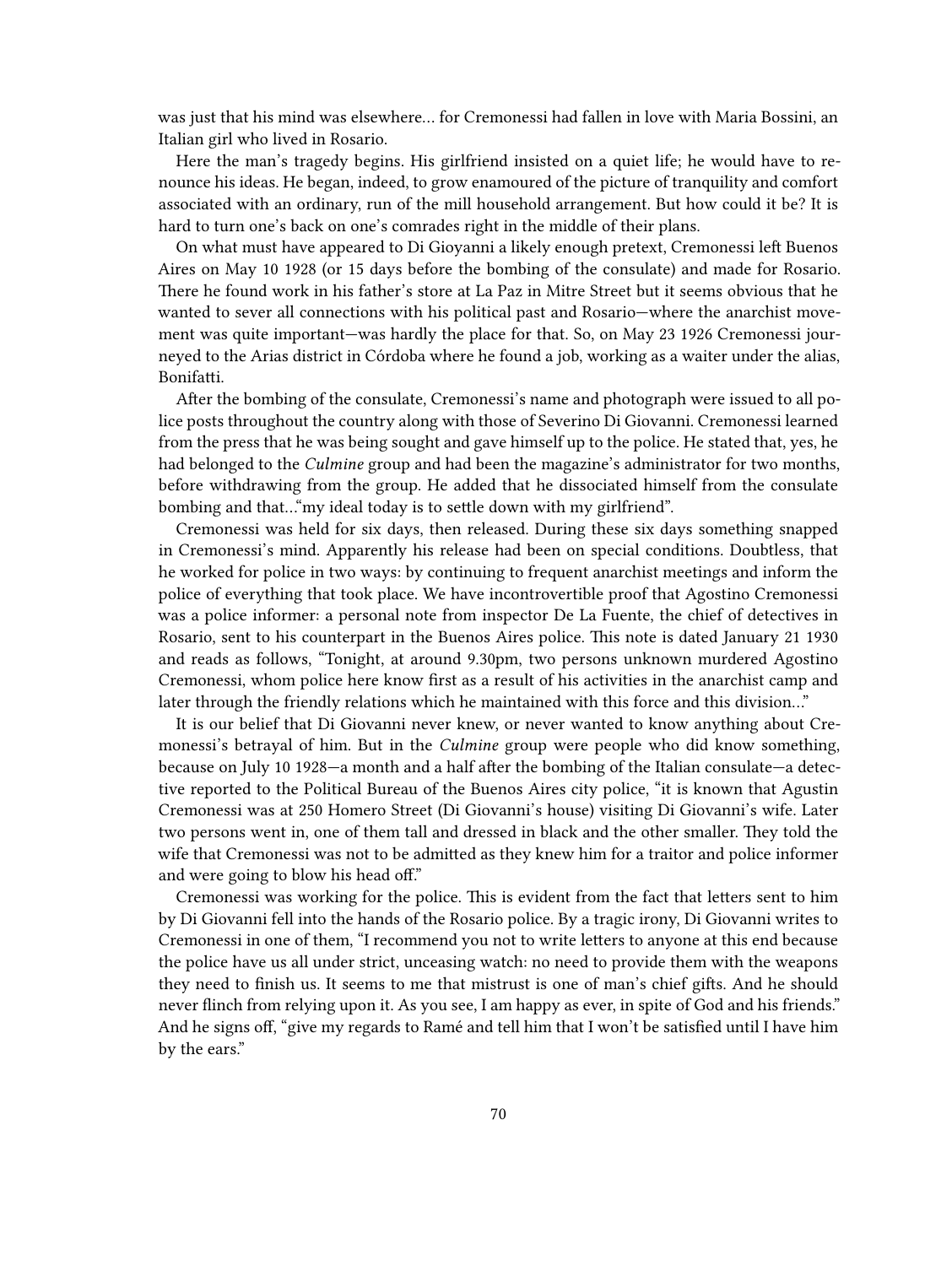was just that his mind was elsewhere… for Cremonessi had fallen in love with Maria Bossini, an Italian girl who lived in Rosario.

Here the man's tragedy begins. His girlfriend insisted on a quiet life; he would have to renounce his ideas. He began, indeed, to grow enamoured of the picture of tranquility and comfort associated with an ordinary, run of the mill household arrangement. But how could it be? It is hard to turn one's back on one's comrades right in the middle of their plans.

On what must have appeared to Di Gioyanni a likely enough pretext, Cremonessi left Buenos Aires on May 10 1928 (or 15 days before the bombing of the consulate) and made for Rosario. There he found work in his father's store at La Paz in Mitre Street but it seems obvious that he wanted to sever all connections with his political past and Rosario—where the anarchist movement was quite important—was hardly the place for that. So, on May 23 1926 Cremonessi journeyed to the Arias district in Córdoba where he found a job, working as a waiter under the alias, Bonifatti.

After the bombing of the consulate, Cremonessi's name and photograph were issued to all police posts throughout the country along with those of Severino Di Giovanni. Cremonessi learned from the press that he was being sought and gave himself up to the police. He stated that, yes, he had belonged to the *Culmine* group and had been the magazine's administrator for two months, before withdrawing from the group. He added that he dissociated himself from the consulate bombing and that…"my ideal today is to settle down with my girlfriend".

Cremonessi was held for six days, then released. During these six days something snapped in Cremonessi's mind. Apparently his release had been on special conditions. Doubtless, that he worked for police in two ways: by continuing to frequent anarchist meetings and inform the police of everything that took place. We have incontrovertible proof that Agostino Cremonessi was a police informer: a personal note from inspector De La Fuente, the chief of detectives in Rosario, sent to his counterpart in the Buenos Aires police. This note is dated January 21 1930 and reads as follows, "Tonight, at around 9.30pm, two persons unknown murdered Agostino Cremonessi, whom police here know first as a result of his activities in the anarchist camp and later through the friendly relations which he maintained with this force and this division…"

It is our belief that Di Giovanni never knew, or never wanted to know anything about Cremonessi's betrayal of him. But in the *Culmine* group were people who did know something, because on July 10 1928—a month and a half after the bombing of the Italian consulate—a detective reported to the Political Bureau of the Buenos Aires city police, "it is known that Agustin Cremonessi was at 250 Homero Street (Di Giovanni's house) visiting Di Giovanni's wife. Later two persons went in, one of them tall and dressed in black and the other smaller. They told the wife that Cremonessi was not to be admitted as they knew him for a traitor and police informer and were going to blow his head off."

Cremonessi was working for the police. This is evident from the fact that letters sent to him by Di Giovanni fell into the hands of the Rosario police. By a tragic irony, Di Giovanni writes to Cremonessi in one of them, "I recommend you not to write letters to anyone at this end because the police have us all under strict, unceasing watch: no need to provide them with the weapons they need to finish us. It seems to me that mistrust is one of man's chief gifts. And he should never flinch from relying upon it. As you see, I am happy as ever, in spite of God and his friends." And he signs off, "give my regards to Ramé and tell him that I won't be satisfied until I have him by the ears."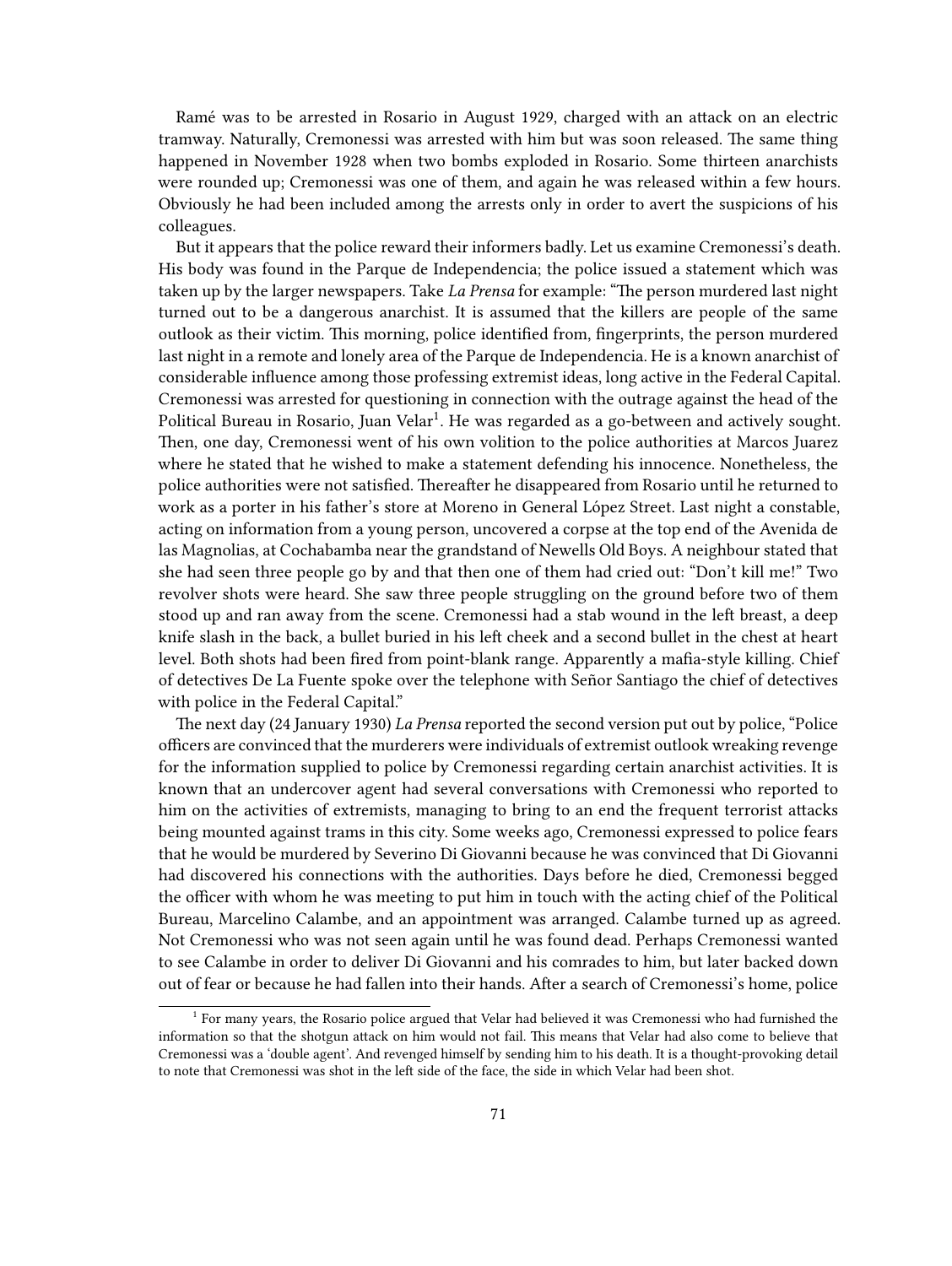Ramé was to be arrested in Rosario in August 1929, charged with an attack on an electric tramway. Naturally, Cremonessi was arrested with him but was soon released. The same thing happened in November 1928 when two bombs exploded in Rosario. Some thirteen anarchists were rounded up; Cremonessi was one of them, and again he was released within a few hours. Obviously he had been included among the arrests only in order to avert the suspicions of his colleagues.

But it appears that the police reward their informers badly. Let us examine Cremonessi's death. His body was found in the Parque de Independencia; the police issued a statement which was taken up by the larger newspapers. Take *La Prensa* for example: "The person murdered last night turned out to be a dangerous anarchist. It is assumed that the killers are people of the same outlook as their victim. This morning, police identified from, fingerprints, the person murdered last night in a remote and lonely area of the Parque de Independencia. He is a known anarchist of considerable influence among those professing extremist ideas, long active in the Federal Capital. Cremonessi was arrested for questioning in connection with the outrage against the head of the Political Bureau in Rosario, Juan Velar[1]. He was regarded as a go-between and actively sought. Then, one day, Cremonessi went of his own volition to the police authorities at Marcos Juarez where he stated that he wished to make a statement defending his innocence. Nonetheless, the police authorities were not satisfied. Thereafter he disappeared from Rosario until he returned to work as a porter in his father's store at Moreno in General López Street. Last night a constable, acting on information from a young person, uncovered a corpse at the top end of the Avenida de las Magnolias, at Cochabamba near the grandstand of Newells Old Boys. A neighbour stated that she had seen three people go by and that then one of them had cried out: "Don't kill me!" Two revolver shots were heard. She saw three people struggling on the ground before two of them stood up and ran away from the scene. Cremonessi had a stab wound in the left breast, a deep knife slash in the back, a bullet buried in his left cheek and a second bullet in the chest at heart level. Both shots had been fired from point-blank range. Apparently a mafia-style killing. Chief of detectives De La Fuente spoke over the telephone with Señor Santiago the chief of detectives with police in the Federal Capital."

The next day (24 January 1930) *La Prensa* reported the second version put out by police, "Police officers are convinced that the murderers were individuals of extremist outlook wreaking revenge for the information supplied to police by Cremonessi regarding certain anarchist activities. It is known that an undercover agent had several conversations with Cremonessi who reported to him on the activities of extremists, managing to bring to an end the frequent terrorist attacks being mounted against trams in this city. Some weeks ago, Cremonessi expressed to police fears that he would be murdered by Severino Di Giovanni because he was convinced that Di Giovanni had discovered his connections with the authorities. Days before he died, Cremonessi begged the officer with whom he was meeting to put him in touch with the acting chief of the Political Bureau, Marcelino Calambe, and an appointment was arranged. Calambe turned up as agreed. Not Cremonessi who was not seen again until he was found dead. Perhaps Cremonessi wanted to see Calambe in order to deliver Di Giovanni and his comrades to him, but later backed down out of fear or because he had fallen into their hands. After a search of Cremonessi's home, police

[1] For many years, the Rosario police argued that Velar had believed it was Cremonessi who had furnished the information so that the shotgun attack on him would not fail. This means that Velar had also come to believe that Cremonessi was a 'double agent'. And revenged himself by sending him to his death. It is a thought-provoking detail to note that Cremonessi was shot in the left side of the face, the side in which Velar had been shot.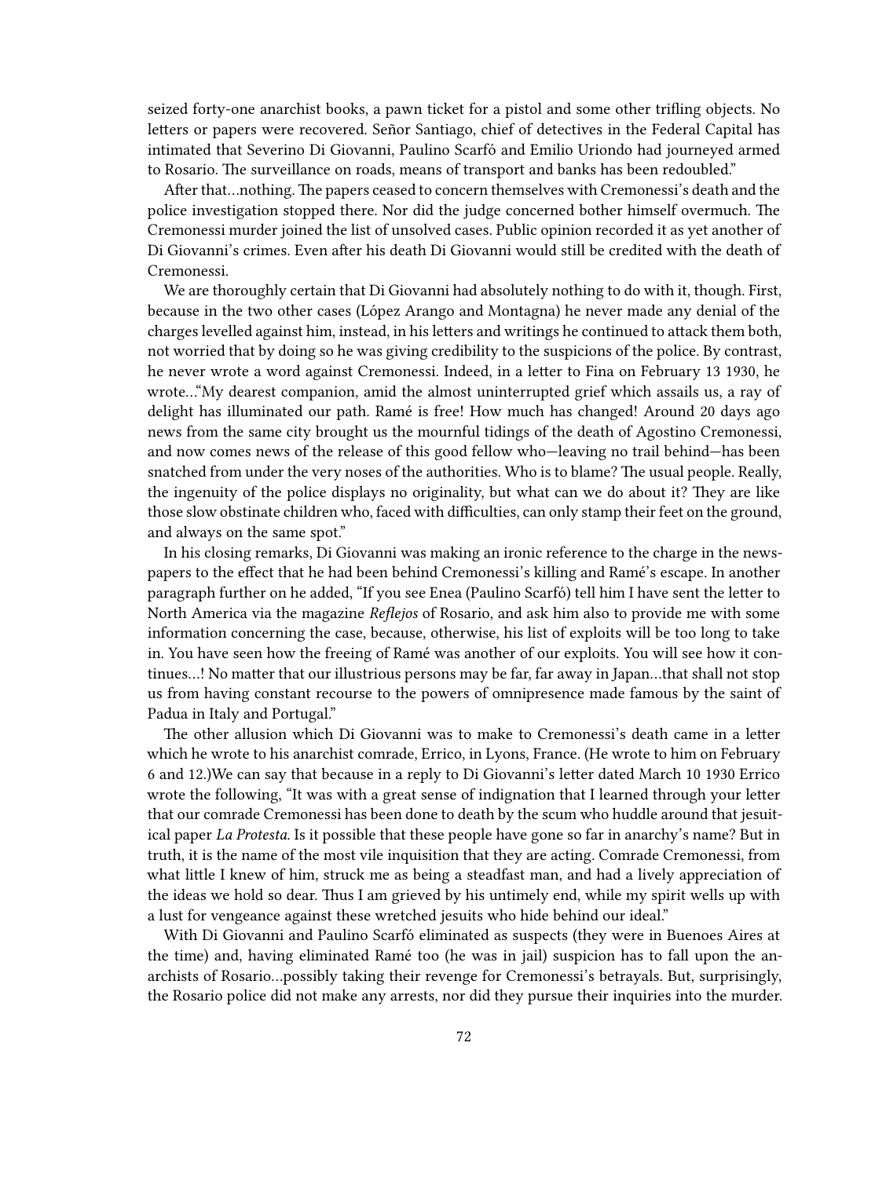seized forty-one anarchist books, a pawn ticket for a pistol and some other trifling objects. No letters or papers were recovered. Señor Santiago, chief of detectives in the Federal Capital has intimated that Severino Di Giovanni, Paulino Scarfó and Emilio Uriondo had journeyed armed to Rosario. The surveillance on roads, means of transport and banks has been redoubled."

After that…nothing. The papers ceased to concern themselves with Cremonessi's death and the police investigation stopped there. Nor did the judge concerned bother himself overmuch. The Cremonessi murder joined the list of unsolved cases. Public opinion recorded it as yet another of Di Giovanni's crimes. Even after his death Di Giovanni would still be credited with the death of Cremonessi.

We are thoroughly certain that Di Giovanni had absolutely nothing to do with it, though. First, because in the two other cases (López Arango and Montagna) he never made any denial of the charges levelled against him, instead, in his letters and writings he continued to attack them both, not worried that by doing so he was giving credibility to the suspicions of the police. By contrast, he never wrote a word against Cremonessi. Indeed, in a letter to Fina on February 13 1930, he wrote…"My dearest companion, amid the almost uninterrupted grief which assails us, a ray of delight has illuminated our path. Ramé is free! How much has changed! Around 20 days ago news from the same city brought us the mournful tidings of the death of Agostino Cremonessi, and now comes news of the release of this good fellow who—leaving no trail behind—has been snatched from under the very noses of the authorities. Who is to blame? The usual people. Really, the ingenuity of the police displays no originality, but what can we do about it? They are like those slow obstinate children who, faced with difficulties, can only stamp their feet on the ground, and always on the same spot."

In his closing remarks, Di Giovanni was making an ironic reference to the charge in the newspapers to the effect that he had been behind Cremonessi's killing and Ramé's escape. In another paragraph further on he added, "If you see Enea (Paulino Scarfó) tell him I have sent the letter to North America via the magazine *Reflejos* of Rosario, and ask him also to provide me with some information concerning the case, because, otherwise, his list of exploits will be too long to take in. You have seen how the freeing of Ramé was another of our exploits. You will see how it continues…! No matter that our illustrious persons may be far, far away in Japan…that shall not stop us from having constant recourse to the powers of omnipresence made famous by the saint of Padua in Italy and Portugal."

The other allusion which Di Giovanni was to make to Cremonessi's death came in a letter which he wrote to his anarchist comrade, Errico, in Lyons, France. (He wrote to him on February 6 and 12.)We can say that because in a reply to Di Giovanni's letter dated March 10 1930 Errico wrote the following, "It was with a great sense of indignation that I learned through your letter that our comrade Cremonessi has been done to death by the scum who huddle around that jesuitical paper *La Protesta*. Is it possible that these people have gone so far in anarchy's name? But in truth, it is the name of the most vile inquisition that they are acting. Comrade Cremonessi, from what little I knew of him, struck me as being a steadfast man, and had a lively appreciation of the ideas we hold so dear. Thus I am grieved by his untimely end, while my spirit wells up with a lust for vengeance against these wretched jesuits who hide behind our ideal."

With Di Giovanni and Paulino Scarfó eliminated as suspects (they were in Buenoes Aires at the time) and, having eliminated Ramé too (he was in jail) suspicion has to fall upon the anarchists of Rosario…possibly taking their revenge for Cremonessi's betrayals. But, surprisingly, the Rosario police did not make any arrests, nor did they pursue their inquiries into the murder.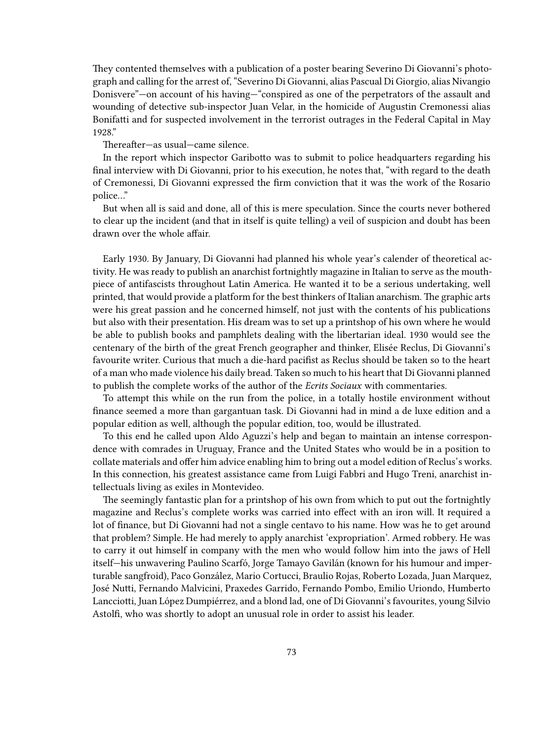They contented themselves with a publication of a poster bearing Severino Di Giovanni's photograph and calling for the arrest of, "Severino Di Giovanni, alias Pascual Di Giorgio, alias Nivangio Donisvere"—on account of his having—"conspired as one of the perpetrators of the assault and wounding of detective sub-inspector Juan Velar, in the homicide of Augustin Cremonessi alias Bonifatti and for suspected involvement in the terrorist outrages in the Federal Capital in May 1928."

Thereafter—as usual—came silence.

In the report which inspector Garibotto was to submit to police headquarters regarding his final interview with Di Giovanni, prior to his execution, he notes that, "with regard to the death of Cremonessi, Di Giovanni expressed the firm conviction that it was the work of the Rosario police…"

But when all is said and done, all of this is mere speculation. Since the courts never bothered to clear up the incident (and that in itself is quite telling) a veil of suspicion and doubt has been drawn over the whole affair.

Early 1930. By January, Di Giovanni had planned his whole year's calender of theoretical activity. He was ready to publish an anarchist fortnightly magazine in Italian to serve as the mouthpiece of antifascists throughout Latin America. He wanted it to be a serious undertaking, well printed, that would provide a platform for the best thinkers of Italian anarchism. The graphic arts were his great passion and he concerned himself, not just with the contents of his publications but also with their presentation. His dream was to set up a printshop of his own where he would be able to publish books and pamphlets dealing with the libertarian ideal. 1930 would see the centenary of the birth of the great French geographer and thinker, Elisée Reclus, Di Giovanni's favourite writer. Curious that much a die-hard pacifist as Reclus should be taken so to the heart of a man who made violence his daily bread. Taken so much to his heart that Di Giovanni planned to publish the complete works of the author of the *Ecrits Sociaux* with commentaries.

To attempt this while on the run from the police, in a totally hostile environment without finance seemed a more than gargantuan task. Di Giovanni had in mind a de luxe edition and a popular edition as well, although the popular edition, too, would be illustrated.

To this end he called upon Aldo Aguzzi's help and began to maintain an intense correspondence with comrades in Uruguay, France and the United States who would be in a position to collate materials and offer him advice enabling him to bring out a model edition of Reclus's works. In this connection, his greatest assistance came from Luigi Fabbri and Hugo Treni, anarchist intellectuals living as exiles in Montevideo.

The seemingly fantastic plan for a printshop of his own from which to put out the fortnightly magazine and Reclus's complete works was carried into effect with an iron will. It required a lot of finance, but Di Giovanni had not a single centavo to his name. How was he to get around that problem? Simple. He had merely to apply anarchist 'expropriation'. Armed robbery. He was to carry it out himself in company with the men who would follow him into the jaws of Hell itself—his unwavering Paulino Scarfó, Jorge Tamayo Gavilán (known for his humour and imperturable sangfroid), Paco González, Mario Cortucci, Braulio Rojas, Roberto Lozada, Juan Marquez, José Nutti, Fernando Malvicini, Praxedes Garrido, Fernando Pombo, Emilio Uriondo, Humberto Lancciotti, Juan López Dumpiérrez, and a blond lad, one of Di Giovanni's favourites, young Silvio Astolfi, who was shortly to adopt an unusual role in order to assist his leader.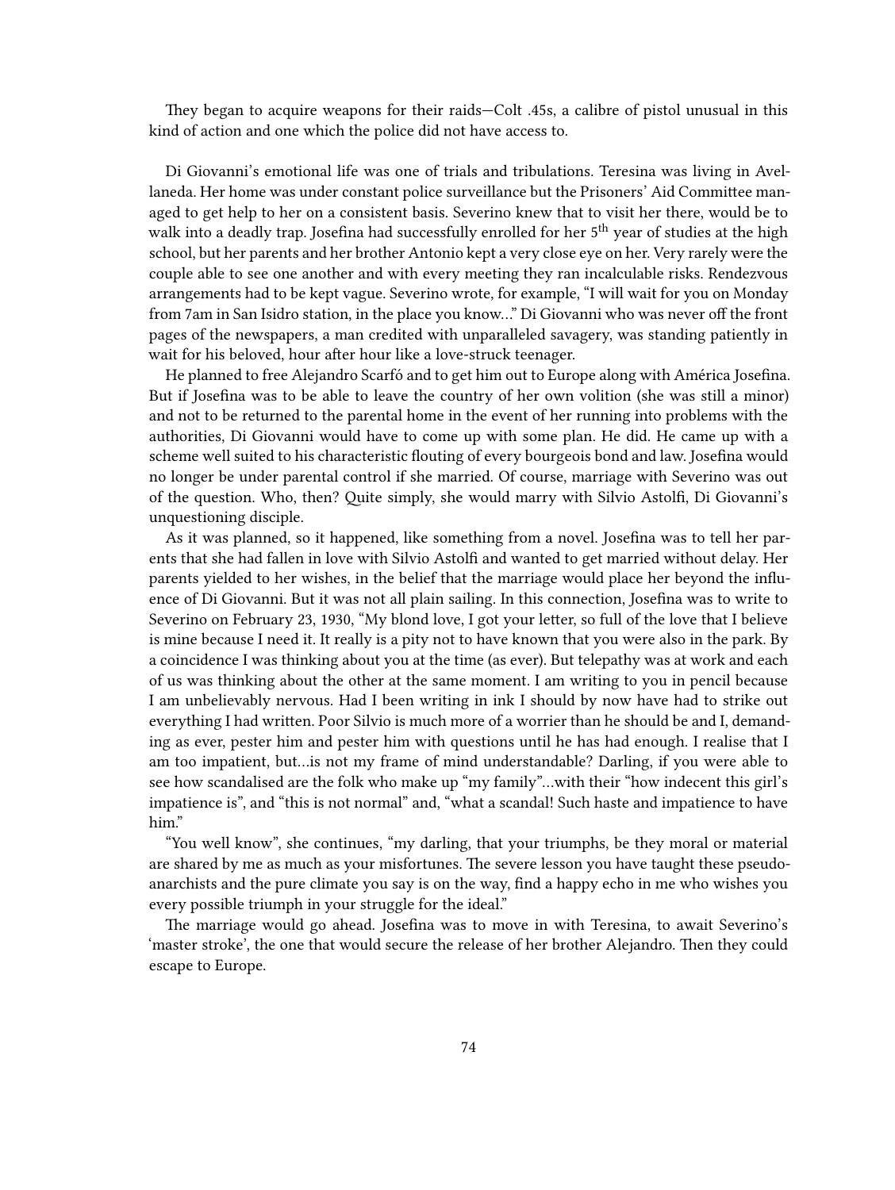They began to acquire weapons for their raids—Colt .45s, a calibre of pistol unusual in this kind of action and one which the police did not have access to.

Di Giovanni's emotional life was one of trials and tribulations. Teresina was living in Avellaneda. Her home was under constant police surveillance but the Prisoners' Aid Committee managed to get help to her on a consistent basis. Severino knew that to visit her there, would be to walk into a deadly trap. Josefina had successfully enrolled for her 5th year of studies at the high school, but her parents and her brother Antonio kept a very close eye on her. Very rarely were the couple able to see one another and with every meeting they ran incalculable risks. Rendezvous arrangements had to be kept vague. Severino wrote, for example, "I will wait for you on Monday from 7am in San Isidro station, in the place you know…" Di Giovanni who was never off the front pages of the newspapers, a man credited with unparalleled savagery, was standing patiently in wait for his beloved, hour after hour like a love-struck teenager.

He planned to free Alejandro Scarfó and to get him out to Europe along with América Josefina. But if Josefina was to be able to leave the country of her own volition (she was still a minor) and not to be returned to the parental home in the event of her running into problems with the authorities, Di Giovanni would have to come up with some plan. He did. He came up with a scheme well suited to his characteristic flouting of every bourgeois bond and law. Josefina would no longer be under parental control if she married. Of course, marriage with Severino was out of the question. Who, then? Quite simply, she would marry with Silvio Astolfi, Di Giovanni's unquestioning disciple.

As it was planned, so it happened, like something from a novel. Josefina was to tell her parents that she had fallen in love with Silvio Astolfi and wanted to get married without delay. Her parents yielded to her wishes, in the belief that the marriage would place her beyond the influence of Di Giovanni. But it was not all plain sailing. In this connection, Josefina was to write to Severino on February 23, 1930, "My blond love, I got your letter, so full of the love that I believe is mine because I need it. It really is a pity not to have known that you were also in the park. By a coincidence I was thinking about you at the time (as ever). But telepathy was at work and each of us was thinking about the other at the same moment. I am writing to you in pencil because I am unbelievably nervous. Had I been writing in ink I should by now have had to strike out everything I had written. Poor Silvio is much more of a worrier than he should be and I, demanding as ever, pester him and pester him with questions until he has had enough. I realise that I am too impatient, but…is not my frame of mind understandable? Darling, if you were able to see how scandalised are the folk who make up "my family"…with their "how indecent this girl's impatience is", and "this is not normal" and, "what a scandal! Such haste and impatience to have him."

"You well know", she continues, "my darling, that your triumphs, be they moral or material are shared by me as much as your misfortunes. The severe lesson you have taught these pseudo-anarchists and the pure climate you say is on the way, find a happy echo in me who wishes you every possible triumph in your struggle for the ideal."

The marriage would go ahead. Josefina was to move in with Teresina, to await Severino's 'master stroke', the one that would secure the release of her brother Alejandro. Then they could escape to Europe.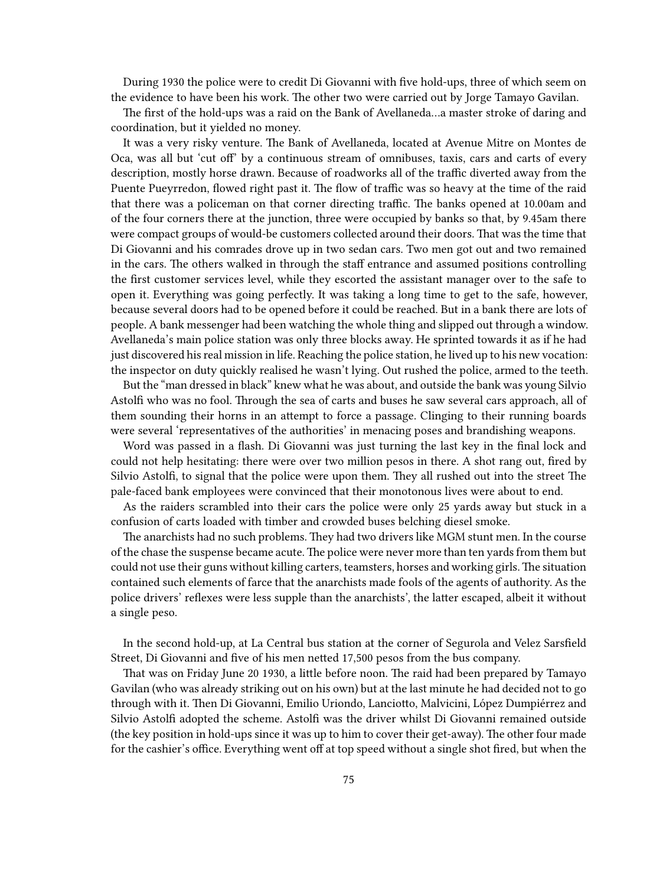During 1930 the police were to credit Di Giovanni with five hold-ups, three of which seem on the evidence to have been his work. The other two were carried out by Jorge Tamayo Gavilan.

The first of the hold-ups was a raid on the Bank of Avellaneda…a master stroke of daring and coordination, but it yielded no money.

It was a very risky venture. The Bank of Avellaneda, located at Avenue Mitre on Montes de Oca, was all but 'cut off' by a continuous stream of omnibuses, taxis, cars and carts of every description, mostly horse drawn. Because of roadworks all of the traffic diverted away from the Puente Pueyrredon, flowed right past it. The flow of traffic was so heavy at the time of the raid that there was a policeman on that corner directing traffic. The banks opened at 10.00am and of the four corners there at the junction, three were occupied by banks so that, by 9.45am there were compact groups of would-be customers collected around their doors. That was the time that Di Giovanni and his comrades drove up in two sedan cars. Two men got out and two remained in the cars. The others walked in through the staff entrance and assumed positions controlling the first customer services level, while they escorted the assistant manager over to the safe to open it. Everything was going perfectly. It was taking a long time to get to the safe, however, because several doors had to be opened before it could be reached. But in a bank there are lots of people. A bank messenger had been watching the whole thing and slipped out through a window. Avellaneda's main police station was only three blocks away. He sprinted towards it as if he had just discovered his real mission in life. Reaching the police station, he lived up to his new vocation: the inspector on duty quickly realised he wasn't lying. Out rushed the police, armed to the teeth.

But the "man dressed in black" knew what he was about, and outside the bank was young Silvio Astolfi who was no fool. Through the sea of carts and buses he saw several cars approach, all of them sounding their horns in an attempt to force a passage. Clinging to their running boards were several 'representatives of the authorities' in menacing poses and brandishing weapons.

Word was passed in a flash. Di Giovanni was just turning the last key in the final lock and could not help hesitating: there were over two million pesos in there. A shot rang out, fired by Silvio Astolfi, to signal that the police were upon them. They all rushed out into the street The pale-faced bank employees were convinced that their monotonous lives were about to end.

As the raiders scrambled into their cars the police were only 25 yards away but stuck in a confusion of carts loaded with timber and crowded buses belching diesel smoke.

The anarchists had no such problems. They had two drivers like MGM stunt men. In the course of the chase the suspense became acute. The police were never more than ten yards from them but could not use their guns without killing carters, teamsters, horses and working girls. The situation contained such elements of farce that the anarchists made fools of the agents of authority. As the police drivers' reflexes were less supple than the anarchists', the latter escaped, albeit it without a single peso.

In the second hold-up, at La Central bus station at the corner of Segurola and Velez Sarsfield Street, Di Giovanni and five of his men netted 17,500 pesos from the bus company.

That was on Friday June 20 1930, a little before noon. The raid had been prepared by Tamayo Gavilan (who was already striking out on his own) but at the last minute he had decided not to go through with it. Then Di Giovanni, Emilio Uriondo, Lanciotto, Malvicini, López Dumpiérrez and Silvio Astolfi adopted the scheme. Astolfi was the driver whilst Di Giovanni remained outside (the key position in hold-ups since it was up to him to cover their get-away). The other four made for the cashier's office. Everything went off at top speed without a single shot fired, but when the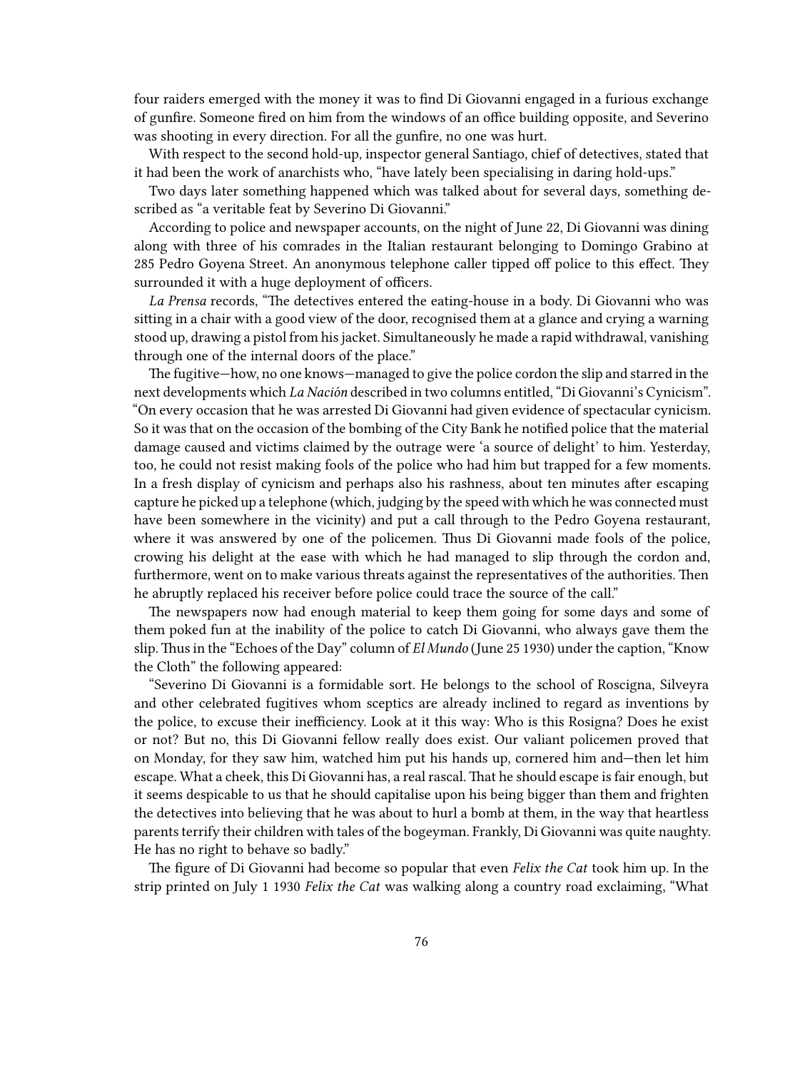four raiders emerged with the money it was to find Di Giovanni engaged in a furious exchange of gunfire. Someone fired on him from the windows of an office building opposite, and Severino was shooting in every direction. For all the gunfire, no one was hurt.

With respect to the second hold-up, inspector general Santiago, chief of detectives, stated that it had been the work of anarchists who, "have lately been specialising in daring hold-ups."

Two days later something happened which was talked about for several days, something described as "a veritable feat by Severino Di Giovanni."

According to police and newspaper accounts, on the night of June 22, Di Giovanni was dining along with three of his comrades in the Italian restaurant belonging to Domingo Grabino at 285 Pedro Goyena Street. An anonymous telephone caller tipped off police to this effect. They surrounded it with a huge deployment of officers.

*La Prensa* records, "The detectives entered the eating-house in a body. Di Giovanni who was sitting in a chair with a good view of the door, recognised them at a glance and crying a warning stood up, drawing a pistol from his jacket. Simultaneously he made a rapid withdrawal, vanishing through one of the internal doors of the place."

The fugitive—how, no one knows—managed to give the police cordon the slip and starred in the next developments which *La Nación* described in two columns entitled, "Di Giovanni's Cynicism". "On every occasion that he was arrested Di Giovanni had given evidence of spectacular cynicism. So it was that on the occasion of the bombing of the City Bank he notified police that the material damage caused and victims claimed by the outrage were 'a source of delight' to him. Yesterday, too, he could not resist making fools of the police who had him but trapped for a few moments. In a fresh display of cynicism and perhaps also his rashness, about ten minutes after escaping capture he picked up a telephone (which, judging by the speed with which he was connected must have been somewhere in the vicinity) and put a call through to the Pedro Goyena restaurant, where it was answered by one of the policemen. Thus Di Giovanni made fools of the police, crowing his delight at the ease with which he had managed to slip through the cordon and, furthermore, went on to make various threats against the representatives of the authorities. Then he abruptly replaced his receiver before police could trace the source of the call."

The newspapers now had enough material to keep them going for some days and some of them poked fun at the inability of the police to catch Di Giovanni, who always gave them the slip. Thus in the "Echoes of the Day" column of *El Mundo* (June 25 1930) under the caption, "Know the Cloth" the following appeared:

"Severino Di Giovanni is a formidable sort. He belongs to the school of Roscigna, Silveyra and other celebrated fugitives whom sceptics are already inclined to regard as inventions by the police, to excuse their inefficiency. Look at it this way: Who is this Rosigna? Does he exist or not? But no, this Di Giovanni fellow really does exist. Our valiant policemen proved that on Monday, for they saw him, watched him put his hands up, cornered him and—then let him escape. What a cheek, this Di Giovanni has, a real rascal. That he should escape is fair enough, but it seems despicable to us that he should capitalise upon his being bigger than them and frighten the detectives into believing that he was about to hurl a bomb at them, in the way that heartless parents terrify their children with tales of the bogeyman. Frankly, Di Giovanni was quite naughty. He has no right to behave so badly."

The figure of Di Giovanni had become so popular that even *Felix the Cat* took him up. In the strip printed on July 1 1930 *Felix the Cat* was walking along a country road exclaiming, "What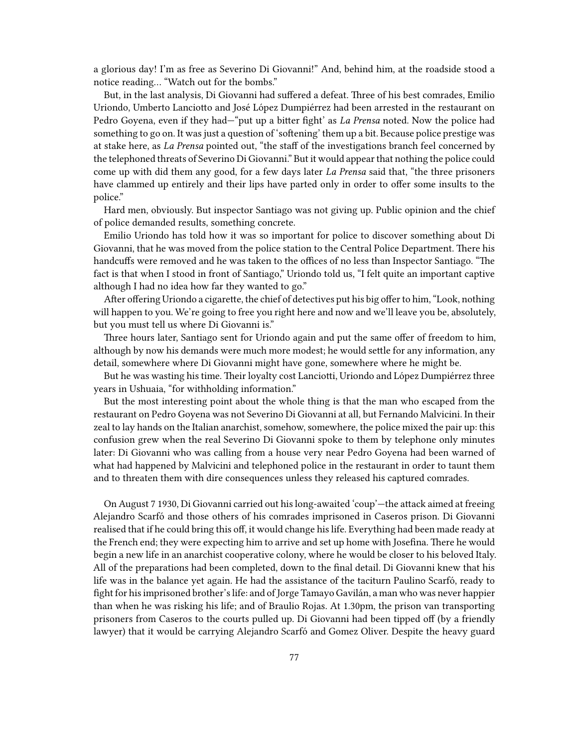a glorious day! I'm as free as Severino Di Giovanni!" And, behind him, at the roadside stood a notice reading… "Watch out for the bombs."

But, in the last analysis, Di Giovanni had suffered a defeat. Three of his best comrades, Emilio Uriondo, Umberto Lanciotto and José López Dumpiérrez had been arrested in the restaurant on Pedro Goyena, even if they had—"put up a bitter fight' as *La Prensa* noted. Now the police had something to go on. It was just a question of 'softening' them up a bit. Because police prestige was at stake here, as *La Prensa* pointed out, "the staff of the investigations branch feel concerned by the telephoned threats of Severino Di Giovanni." But it would appear that nothing the police could come up with did them any good, for a few days later *La Prensa* said that, "the three prisoners have clammed up entirely and their lips have parted only in order to offer some insults to the police."

Hard men, obviously. But inspector Santiago was not giving up. Public opinion and the chief of police demanded results, something concrete.

Emilio Uriondo has told how it was so important for police to discover something about Di Giovanni, that he was moved from the police station to the Central Police Department. There his handcuffs were removed and he was taken to the offices of no less than Inspector Santiago. "The fact is that when I stood in front of Santiago," Uriondo told us, "I felt quite an important captive although I had no idea how far they wanted to go."

After offering Uriondo a cigarette, the chief of detectives put his big offer to him, "Look, nothing will happen to you. We're going to free you right here and now and we'll leave you be, absolutely, but you must tell us where Di Giovanni is."

Three hours later, Santiago sent for Uriondo again and put the same offer of freedom to him, although by now his demands were much more modest; he would settle for any information, any detail, somewhere where Di Giovanni might have gone, somewhere where he might be.

But he was wasting his time. Their loyalty cost Lanciotti, Uriondo and López Dumpiérrez three years in Ushuaia, "for withholding information."

But the most interesting point about the whole thing is that the man who escaped from the restaurant on Pedro Goyena was not Severino Di Giovanni at all, but Fernando Malvicini. In their zeal to lay hands on the Italian anarchist, somehow, somewhere, the police mixed the pair up: this confusion grew when the real Severino Di Giovanni spoke to them by telephone only minutes later: Di Giovanni who was calling from a house very near Pedro Goyena had been warned of what had happened by Malvicini and telephoned police in the restaurant in order to taunt them and to threaten them with dire consequences unless they released his captured comrades.

On August 7 1930, Di Giovanni carried out his long-awaited 'coup'—the attack aimed at freeing Alejandro Scarfó and those others of his comrades imprisoned in Caseros prison. Di Giovanni realised that if he could bring this off, it would change his life. Everything had been made ready at the French end; they were expecting him to arrive and set up home with Josefina. There he would begin a new life in an anarchist cooperative colony, where he would be closer to his beloved Italy. All of the preparations had been completed, down to the final detail. Di Giovanni knew that his life was in the balance yet again. He had the assistance of the taciturn Paulino Scarfó, ready to fight for his imprisoned brother's life: and of Jorge Tamayo Gavilán, a man who was never happier than when he was risking his life; and of Braulio Rojas. At 1.30pm, the prison van transporting prisoners from Caseros to the courts pulled up. Di Giovanni had been tipped off (by a friendly lawyer) that it would be carrying Alejandro Scarfó and Gomez Oliver. Despite the heavy guard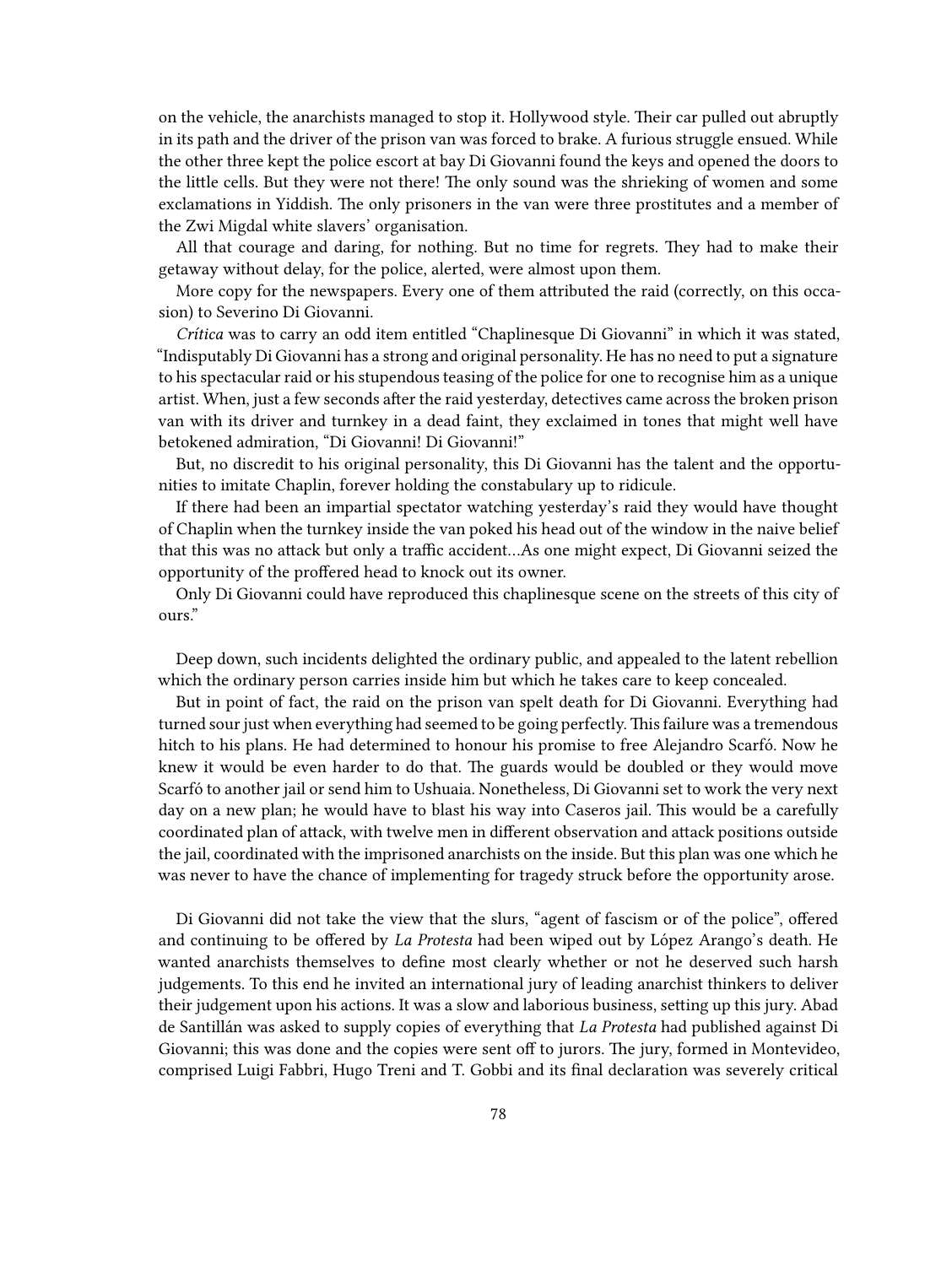on the vehicle, the anarchists managed to stop it. Hollywood style. Their car pulled out abruptly in its path and the driver of the prison van was forced to brake. A furious struggle ensued. While the other three kept the police escort at bay Di Giovanni found the keys and opened the doors to the little cells. But they were not there! The only sound was the shrieking of women and some exclamations in Yiddish. The only prisoners in the van were three prostitutes and a member of the Zwi Migdal white slavers' organisation.

All that courage and daring, for nothing. But no time for regrets. They had to make their getaway without delay, for the police, alerted, were almost upon them.

More copy for the newspapers. Every one of them attributed the raid (correctly, on this occasion) to Severino Di Giovanni.

*Crítica* was to carry an odd item entitled "Chaplinesque Di Giovanni" in which it was stated, "Indisputably Di Giovanni has a strong and original personality. He has no need to put a signature to his spectacular raid or his stupendous teasing of the police for one to recognise him as a unique artist. When, just a few seconds after the raid yesterday, detectives came across the broken prison van with its driver and turnkey in a dead faint, they exclaimed in tones that might well have betokened admiration, "Di Giovanni! Di Giovanni!"

But, no discredit to his original personality, this Di Giovanni has the talent and the opportunities to imitate Chaplin, forever holding the constabulary up to ridicule.

If there had been an impartial spectator watching yesterday's raid they would have thought of Chaplin when the turnkey inside the van poked his head out of the window in the naive belief that this was no attack but only a traffic accident…As one might expect, Di Giovanni seized the opportunity of the proffered head to knock out its owner.

Only Di Giovanni could have reproduced this chaplinesque scene on the streets of this city of ours."

Deep down, such incidents delighted the ordinary public, and appealed to the latent rebellion which the ordinary person carries inside him but which he takes care to keep concealed.

But in point of fact, the raid on the prison van spelt death for Di Giovanni. Everything had turned sour just when everything had seemed to be going perfectly. This failure was a tremendous hitch to his plans. He had determined to honour his promise to free Alejandro Scarfó. Now he knew it would be even harder to do that. The guards would be doubled or they would move Scarfó to another jail or send him to Ushuaia. Nonetheless, Di Giovanni set to work the very next day on a new plan; he would have to blast his way into Caseros jail. This would be a carefully coordinated plan of attack, with twelve men in different observation and attack positions outside the jail, coordinated with the imprisoned anarchists on the inside. But this plan was one which he was never to have the chance of implementing for tragedy struck before the opportunity arose.

Di Giovanni did not take the view that the slurs, "agent of fascism or of the police", offered and continuing to be offered by *La Protesta* had been wiped out by López Arango's death. He wanted anarchists themselves to define most clearly whether or not he deserved such harsh judgements. To this end he invited an international jury of leading anarchist thinkers to deliver their judgement upon his actions. It was a slow and laborious business, setting up this jury. Abad de Santillán was asked to supply copies of everything that *La Protesta* had published against Di Giovanni; this was done and the copies were sent off to jurors. The jury, formed in Montevideo, comprised Luigi Fabbri, Hugo Treni and T. Gobbi and its final declaration was severely critical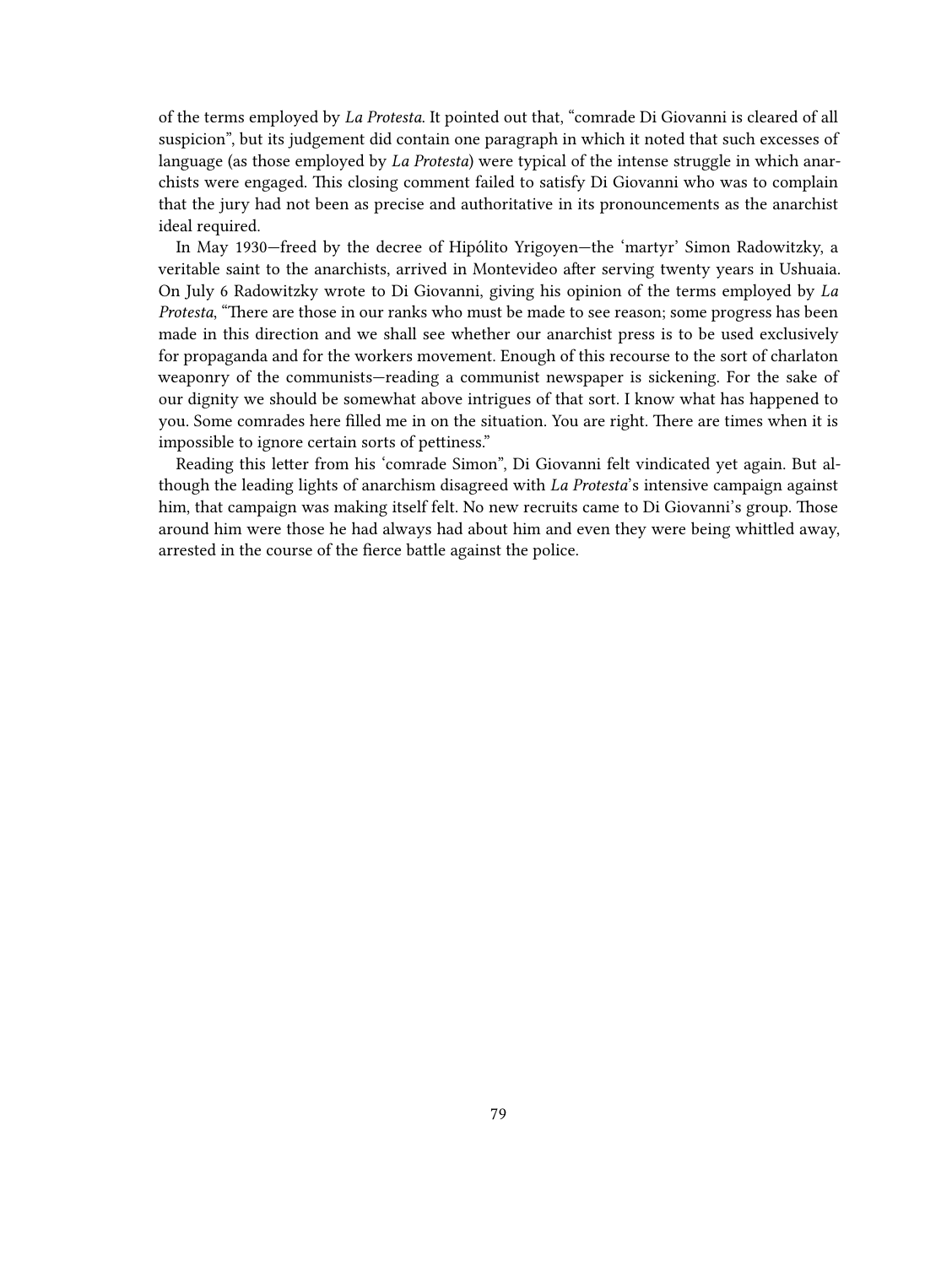of the terms employed by *La Protesta*. It pointed out that, "comrade Di Giovanni is cleared of all suspicion", but its judgement did contain one paragraph in which it noted that such excesses of language (as those employed by *La Protesta*) were typical of the intense struggle in which anarchists were engaged. This closing comment failed to satisfy Di Giovanni who was to complain that the jury had not been as precise and authoritative in its pronouncements as the anarchist ideal required.

In May 1930—freed by the decree of Hipólito Yrigoyen—the 'martyr' Simon Radowitzky, a veritable saint to the anarchists, arrived in Montevideo after serving twenty years in Ushuaia. On July 6 Radowitzky wrote to Di Giovanni, giving his opinion of the terms employed by *La Protesta*, "There are those in our ranks who must be made to see reason; some progress has been made in this direction and we shall see whether our anarchist press is to be used exclusively for propaganda and for the workers movement. Enough of this recourse to the sort of charlaton weaponry of the communists—reading a communist newspaper is sickening. For the sake of our dignity we should be somewhat above intrigues of that sort. I know what has happened to you. Some comrades here filled me in on the situation. You are right. There are times when it is impossible to ignore certain sorts of pettiness."

Reading this letter from his 'comrade Simon", Di Giovanni felt vindicated yet again. But although the leading lights of anarchism disagreed with *La Protesta*'s intensive campaign against him, that campaign was making itself felt. No new recruits came to Di Giovanni's group. Those around him were those he had always had about him and even they were being whittled away, arrested in the course of the fierce battle against the police.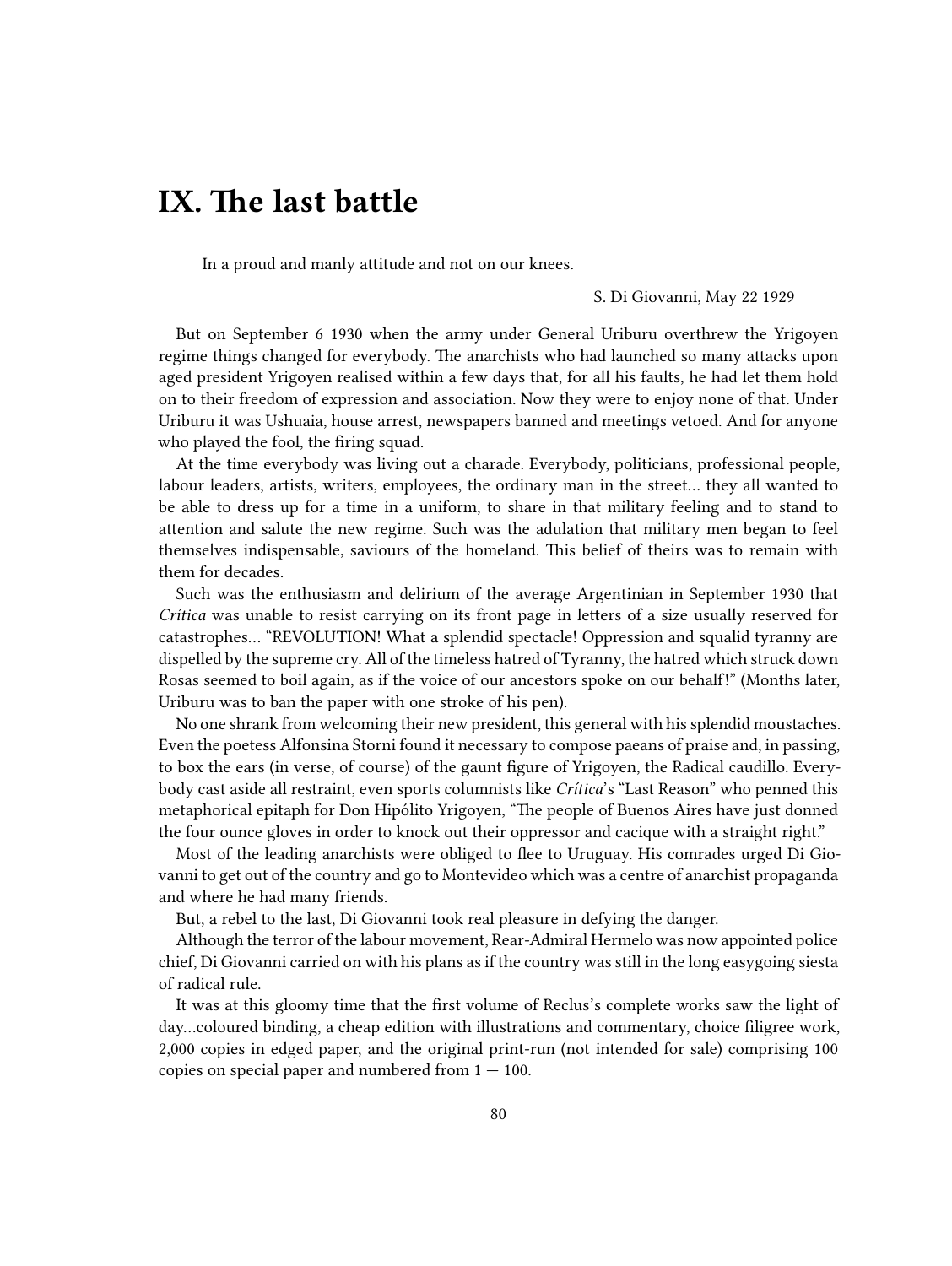# IX. The last battle

In a proud and manly attitude and not on our knees.

S. Di Giovanni, May 22 1929

But on September 6 1930 when the army under General Uriburu overthrew the Yrigoyen regime things changed for everybody. The anarchists who had launched so many attacks upon aged president Yrigoyen realised within a few days that, for all his faults, he had let them hold on to their freedom of expression and association. Now they were to enjoy none of that. Under Uriburu it was Ushuaia, house arrest, newspapers banned and meetings vetoed. And for anyone who played the fool, the firing squad.

At the time everybody was living out a charade. Everybody, politicians, professional people, labour leaders, artists, writers, employees, the ordinary man in the street… they all wanted to be able to dress up for a time in a uniform, to share in that military feeling and to stand to attention and salute the new regime. Such was the adulation that military men began to feel themselves indispensable, saviours of the homeland. This belief of theirs was to remain with them for decades.

Such was the enthusiasm and delirium of the average Argentinian in September 1930 that *Crítica* was unable to resist carrying on its front page in letters of a size usually reserved for catastrophes… "REVOLUTION! What a splendid spectacle! Oppression and squalid tyranny are dispelled by the supreme cry. All of the timeless hatred of Tyranny, the hatred which struck down Rosas seemed to boil again, as if the voice of our ancestors spoke on our behalf!" (Months later, Uriburu was to ban the paper with one stroke of his pen).

No one shrank from welcoming their new president, this general with his splendid moustaches. Even the poetess Alfonsina Storni found it necessary to compose paeans of praise and, in passing, to box the ears (in verse, of course) of the gaunt figure of Yrigoyen, the Radical caudillo. Everybody cast aside all restraint, even sports columnists like *Crítica*'s "Last Reason" who penned this metaphorical epitaph for Don Hipólito Yrigoyen, "The people of Buenos Aires have just donned the four ounce gloves in order to knock out their oppressor and cacique with a straight right."

Most of the leading anarchists were obliged to flee to Uruguay. His comrades urged Di Giovanni to get out of the country and go to Montevideo which was a centre of anarchist propaganda and where he had many friends.

But, a rebel to the last, Di Giovanni took real pleasure in defying the danger.

Although the terror of the labour movement, Rear-Admiral Hermelo was now appointed police chief, Di Giovanni carried on with his plans as if the country was still in the long easygoing siesta of radical rule.

It was at this gloomy time that the first volume of Reclus's complete works saw the light of day…coloured binding, a cheap edition with illustrations and commentary, choice filigree work, 2,000 copies in edged paper, and the original print-run (not intended for sale) comprising 100 copies on special paper and numbered from 1 — 100.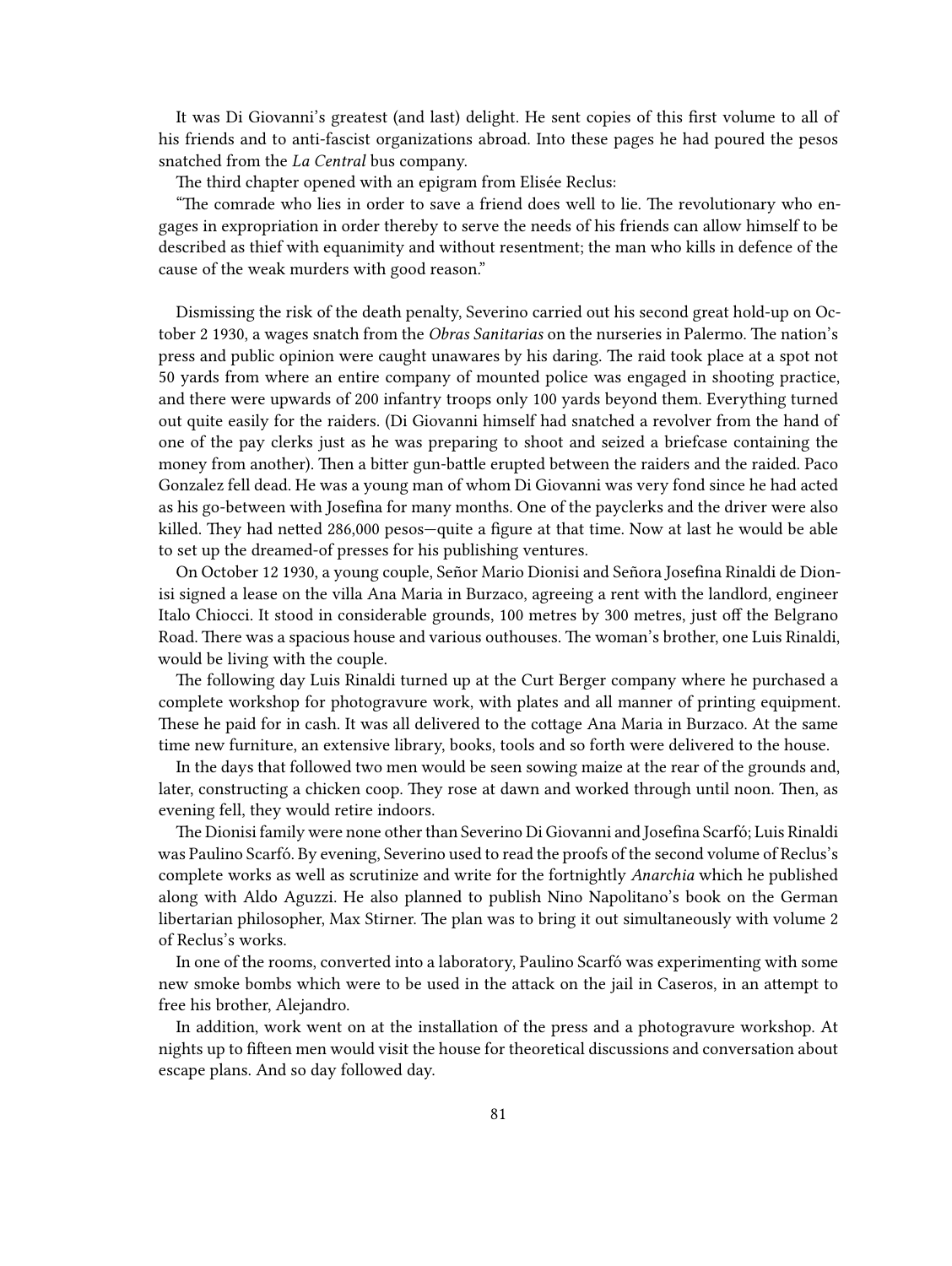It was Di Giovanni's greatest (and last) delight. He sent copies of this first volume to all of his friends and to anti-fascist organizations abroad. Into these pages he had poured the pesos snatched from the *La Central* bus company.

The third chapter opened with an epigram from Elisée Reclus:

"The comrade who lies in order to save a friend does well to lie. The revolutionary who engages in expropriation in order thereby to serve the needs of his friends can allow himself to be described as thief with equanimity and without resentment; the man who kills in defence of the cause of the weak murders with good reason."

Dismissing the risk of the death penalty, Severino carried out his second great hold-up on October 2 1930, a wages snatch from the *Obras Sanitarias* on the nurseries in Palermo. The nation's press and public opinion were caught unawares by his daring. The raid took place at a spot not 50 yards from where an entire company of mounted police was engaged in shooting practice, and there were upwards of 200 infantry troops only 100 yards beyond them. Everything turned out quite easily for the raiders. (Di Giovanni himself had snatched a revolver from the hand of one of the pay clerks just as he was preparing to shoot and seized a briefcase containing the money from another). Then a bitter gun-battle erupted between the raiders and the raided. Paco Gonzalez fell dead. He was a young man of whom Di Giovanni was very fond since he had acted as his go-between with Josefina for many months. One of the payclerks and the driver were also killed. They had netted 286,000 pesos—quite a figure at that time. Now at last he would be able to set up the dreamed-of presses for his publishing ventures.

On October 12 1930, a young couple, Señor Mario Dionisi and Señora Josefina Rinaldi de Dionisi signed a lease on the villa Ana Maria in Burzaco, agreeing a rent with the landlord, engineer Italo Chiocci. It stood in considerable grounds, 100 metres by 300 metres, just off the Belgrano Road. There was a spacious house and various outhouses. The woman's brother, one Luis Rinaldi, would be living with the couple.

The following day Luis Rinaldi turned up at the Curt Berger company where he purchased a complete workshop for photogravure work, with plates and all manner of printing equipment. These he paid for in cash. It was all delivered to the cottage Ana Maria in Burzaco. At the same time new furniture, an extensive library, books, tools and so forth were delivered to the house.

In the days that followed two men would be seen sowing maize at the rear of the grounds and, later, constructing a chicken coop. They rose at dawn and worked through until noon. Then, as evening fell, they would retire indoors.

The Dionisi family were none other than Severino Di Giovanni and Josefina Scarfó; Luis Rinaldi was Paulino Scarfó. By evening, Severino used to read the proofs of the second volume of Reclus's complete works as well as scrutinize and write for the fortnightly *Anarchia* which he published along with Aldo Aguzzi. He also planned to publish Nino Napolitano's book on the German libertarian philosopher, Max Stirner. The plan was to bring it out simultaneously with volume 2 of Reclus's works.

In one of the rooms, converted into a laboratory, Paulino Scarfó was experimenting with some new smoke bombs which were to be used in the attack on the jail in Caseros, in an attempt to free his brother, Alejandro.

In addition, work went on at the installation of the press and a photogravure workshop. At nights up to fifteen men would visit the house for theoretical discussions and conversation about escape plans. And so day followed day.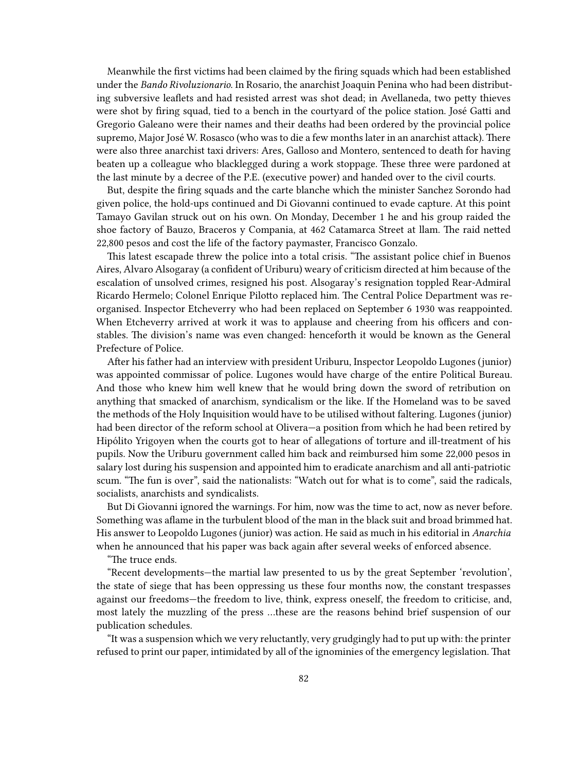Meanwhile the first victims had been claimed by the firing squads which had been established under the *Bando Rivoluzionario*. In Rosario, the anarchist Joaquin Penina who had been distributing subversive leaflets and had resisted arrest was shot dead; in Avellaneda, two petty thieves were shot by firing squad, tied to a bench in the courtyard of the police station. José Gatti and Gregorio Galeano were their names and their deaths had been ordered by the provincial police supremo, Major José W. Rosasco (who was to die a few months later in an anarchist attack). There were also three anarchist taxi drivers: Ares, Galloso and Montero, sentenced to death for having beaten up a colleague who blacklegged during a work stoppage. These three were pardoned at the last minute by a decree of the P.E. (executive power) and handed over to the civil courts.

But, despite the firing squads and the carte blanche which the minister Sanchez Sorondo had given police, the hold-ups continued and Di Giovanni continued to evade capture. At this point Tamayo Gavilan struck out on his own. On Monday, December 1 he and his group raided the shoe factory of Bauzo, Braceros y Compania, at 462 Catamarca Street at llam. The raid netted 22,800 pesos and cost the life of the factory paymaster, Francisco Gonzalo.

This latest escapade threw the police into a total crisis. "The assistant police chief in Buenos Aires, Alvaro Alsogaray (a confident of Uriburu) weary of criticism directed at him because of the escalation of unsolved crimes, resigned his post. Alsogaray's resignation toppled Rear-Admiral Ricardo Hermelo; Colonel Enrique Pilotto replaced him. The Central Police Department was reorganised. Inspector Etcheverry who had been replaced on September 6 1930 was reappointed. When Etcheverry arrived at work it was to applause and cheering from his officers and constables. The division's name was even changed: henceforth it would be known as the General Prefecture of Police.

After his father had an interview with president Uriburu, Inspector Leopoldo Lugones (junior) was appointed commissar of police. Lugones would have charge of the entire Political Bureau. And those who knew him well knew that he would bring down the sword of retribution on anything that smacked of anarchism, syndicalism or the like. If the Homeland was to be saved the methods of the Holy Inquisition would have to be utilised without faltering. Lugones (junior) had been director of the reform school at Olivera—a position from which he had been retired by Hipólito Yrigoyen when the courts got to hear of allegations of torture and ill-treatment of his pupils. Now the Uriburu government called him back and reimbursed him some 22,000 pesos in salary lost during his suspension and appointed him to eradicate anarchism and all anti-patriotic scum. "The fun is over", said the nationalists: "Watch out for what is to come", said the radicals, socialists, anarchists and syndicalists.

But Di Giovanni ignored the warnings. For him, now was the time to act, now as never before. Something was aflame in the turbulent blood of the man in the black suit and broad brimmed hat. His answer to Leopoldo Lugones (junior) was action. He said as much in his editorial in *Anarchia* when he announced that his paper was back again after several weeks of enforced absence.

"The truce ends.

"Recent developments—the martial law presented to us by the great September 'revolution', the state of siege that has been oppressing us these four months now, the constant trespasses against our freedoms—the freedom to live, think, express oneself, the freedom to criticise, and, most lately the muzzling of the press …these are the reasons behind brief suspension of our publication schedules.

"It was a suspension which we very reluctantly, very grudgingly had to put up with: the printer refused to print our paper, intimidated by all of the ignominies of the emergency legislation. That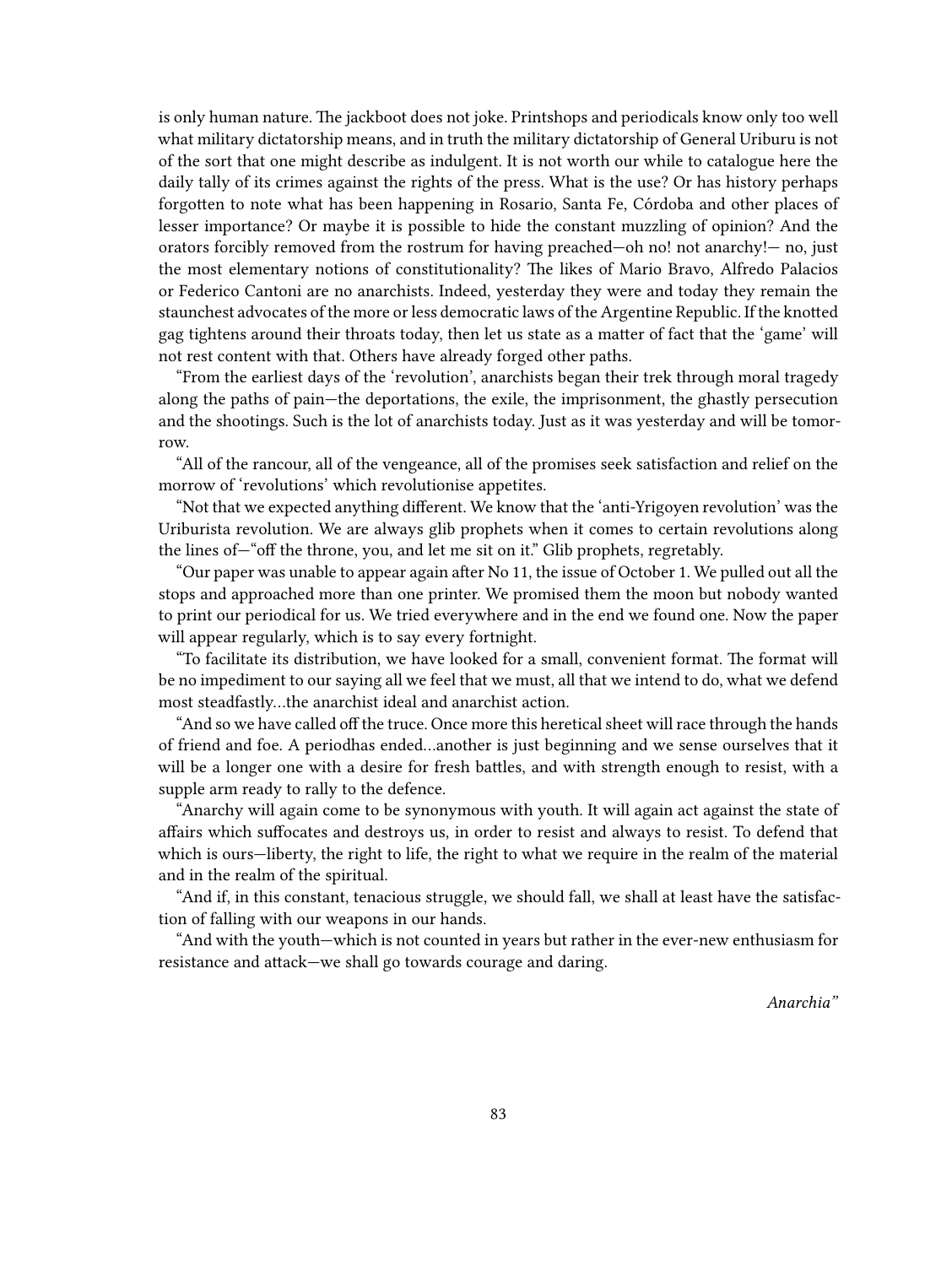is only human nature. The jackboot does not joke. Printshops and periodicals know only too well what military dictatorship means, and in truth the military dictatorship of General Uriburu is not of the sort that one might describe as indulgent. It is not worth our while to catalogue here the daily tally of its crimes against the rights of the press. What is the use? Or has history perhaps forgotten to note what has been happening in Rosario, Santa Fe, Córdoba and other places of lesser importance? Or maybe it is possible to hide the constant muzzling of opinion? And the orators forcibly removed from the rostrum for having preached—oh no! not anarchy!— no, just the most elementary notions of constitutionality? The likes of Mario Bravo, Alfredo Palacios or Federico Cantoni are no anarchists. Indeed, yesterday they were and today they remain the staunchest advocates of the more or less democratic laws of the Argentine Republic. If the knotted gag tightens around their throats today, then let us state as a matter of fact that the 'game' will not rest content with that. Others have already forged other paths.

"From the earliest days of the 'revolution', anarchists began their trek through moral tragedy along the paths of pain—the deportations, the exile, the imprisonment, the ghastly persecution and the shootings. Such is the lot of anarchists today. Just as it was yesterday and will be tomorrow.

"All of the rancour, all of the vengeance, all of the promises seek satisfaction and relief on the morrow of 'revolutions' which revolutionise appetites.

"Not that we expected anything different. We know that the 'anti-Yrigoyen revolution' was the Uriburista revolution. We are always glib prophets when it comes to certain revolutions along the lines of—"off the throne, you, and let me sit on it." Glib prophets, regretably.

"Our paper was unable to appear again after No 11, the issue of October 1. We pulled out all the stops and approached more than one printer. We promised them the moon but nobody wanted to print our periodical for us. We tried everywhere and in the end we found one. Now the paper will appear regularly, which is to say every fortnight.

"To facilitate its distribution, we have looked for a small, convenient format. The format will be no impediment to our saying all we feel that we must, all that we intend to do, what we defend most steadfastly…the anarchist ideal and anarchist action.

"And so we have called off the truce. Once more this heretical sheet will race through the hands of friend and foe. A periodhas ended…another is just beginning and we sense ourselves that it will be a longer one with a desire for fresh battles, and with strength enough to resist, with a supple arm ready to rally to the defence.

"Anarchy will again come to be synonymous with youth. It will again act against the state of affairs which suffocates and destroys us, in order to resist and always to resist. To defend that which is ours—liberty, the right to life, the right to what we require in the realm of the material and in the realm of the spiritual.

"And if, in this constant, tenacious struggle, we should fall, we shall at least have the satisfaction of falling with our weapons in our hands.

"And with the youth—which is not counted in years but rather in the ever-new enthusiasm for resistance and attack—we shall go towards courage and daring.

*Anarchia"*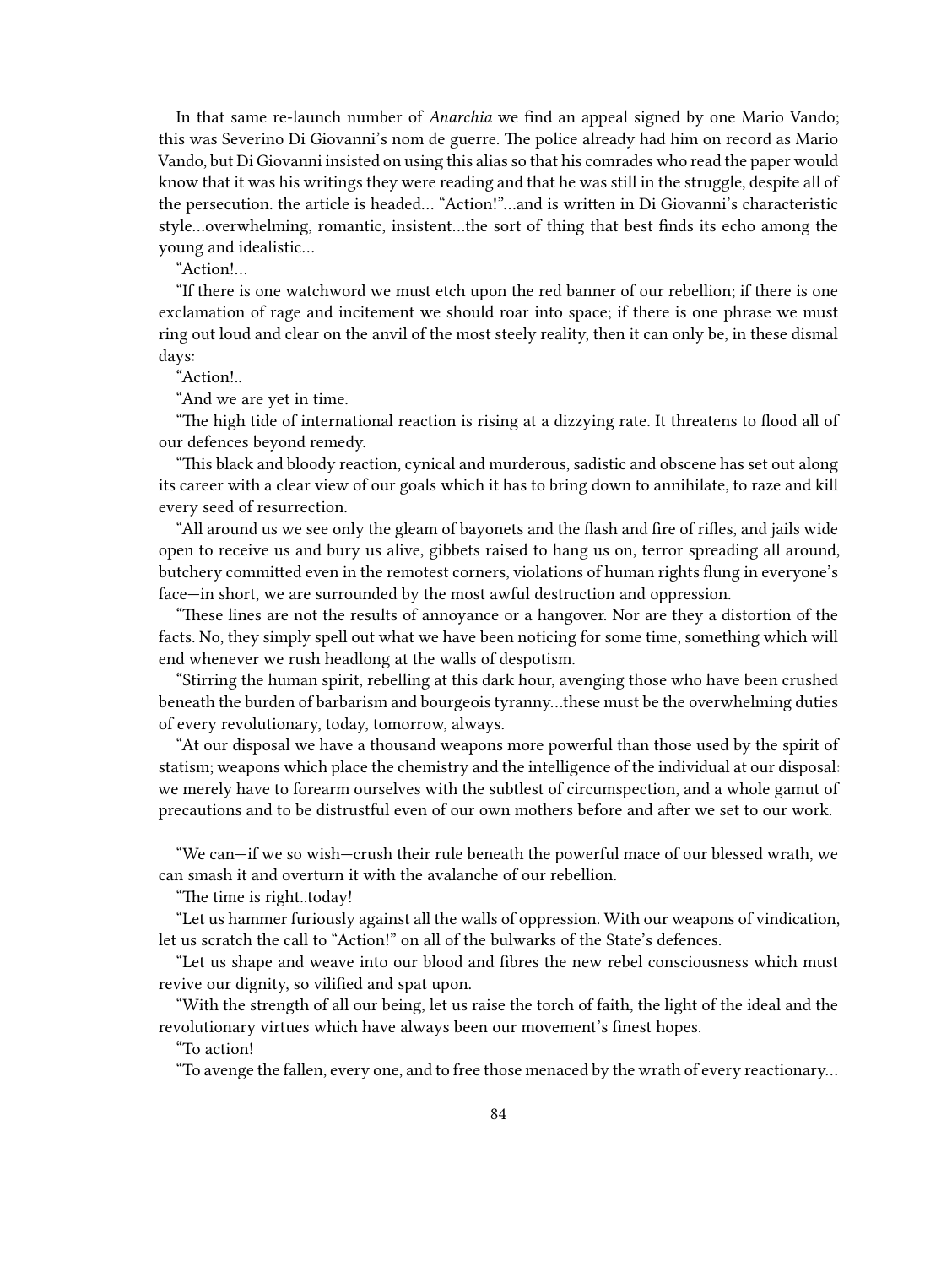In that same re-launch number of *Anarchia* we find an appeal signed by one Mario Vando; this was Severino Di Giovanni's nom de guerre. The police already had him on record as Mario Vando, but Di Giovanni insisted on using this alias so that his comrades who read the paper would know that it was his writings they were reading and that he was still in the struggle, despite all of the persecution. the article is headed… "Action!"…and is written in Di Giovanni's characteristic style…overwhelming, romantic, insistent…the sort of thing that best finds its echo among the young and idealistic…

"Action!…

"If there is one watchword we must etch upon the red banner of our rebellion; if there is one exclamation of rage and incitement we should roar into space; if there is one phrase we must ring out loud and clear on the anvil of the most steely reality, then it can only be, in these dismal days:

"Action!..

"And we are yet in time.

"The high tide of international reaction is rising at a dizzying rate. It threatens to flood all of our defences beyond remedy.

"This black and bloody reaction, cynical and murderous, sadistic and obscene has set out along its career with a clear view of our goals which it has to bring down to annihilate, to raze and kill every seed of resurrection.

"All around us we see only the gleam of bayonets and the flash and fire of rifles, and jails wide open to receive us and bury us alive, gibbets raised to hang us on, terror spreading all around, butchery committed even in the remotest corners, violations of human rights flung in everyone's face—in short, we are surrounded by the most awful destruction and oppression.

"These lines are not the results of annoyance or a hangover. Nor are they a distortion of the facts. No, they simply spell out what we have been noticing for some time, something which will end whenever we rush headlong at the walls of despotism.

"Stirring the human spirit, rebelling at this dark hour, avenging those who have been crushed beneath the burden of barbarism and bourgeois tyranny…these must be the overwhelming duties of every revolutionary, today, tomorrow, always.

"At our disposal we have a thousand weapons more powerful than those used by the spirit of statism; weapons which place the chemistry and the intelligence of the individual at our disposal: we merely have to forearm ourselves with the subtlest of circumspection, and a whole gamut of precautions and to be distrustful even of our own mothers before and after we set to our work.

"We can—if we so wish—crush their rule beneath the powerful mace of our blessed wrath, we can smash it and overturn it with the avalanche of our rebellion.

"The time is right..today!

"Let us hammer furiously against all the walls of oppression. With our weapons of vindication, let us scratch the call to "Action!" on all of the bulwarks of the State's defences.

"Let us shape and weave into our blood and fibres the new rebel consciousness which must revive our dignity, so vilified and spat upon.

"With the strength of all our being, let us raise the torch of faith, the light of the ideal and the revolutionary virtues which have always been our movement's finest hopes.

"To action!

"To avenge the fallen, every one, and to free those menaced by the wrath of every reactionary…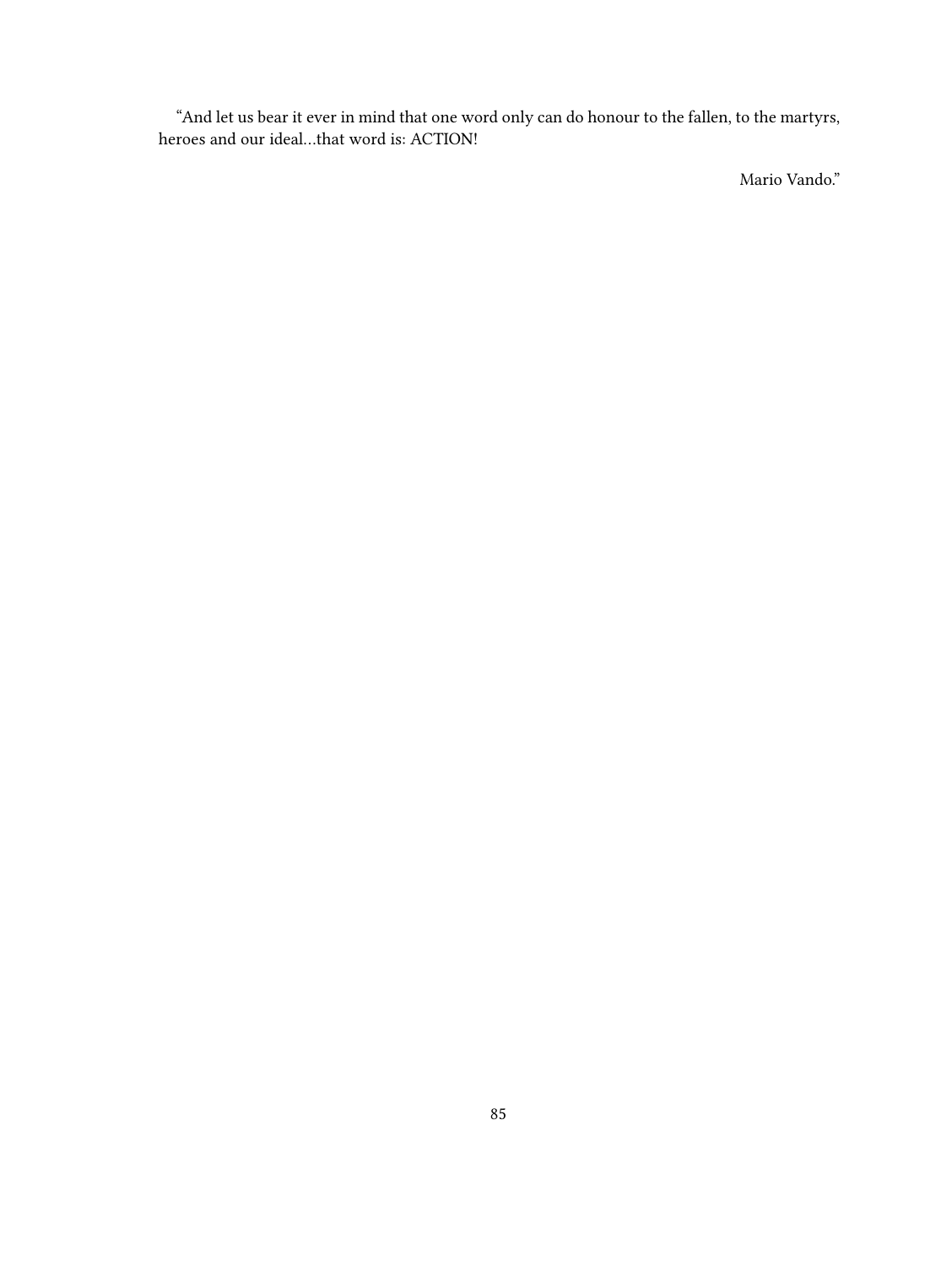"And let us bear it ever in mind that one word only can do honour to the fallen, to the martyrs, heroes and our ideal…that word is: ACTION!

Mario Vando."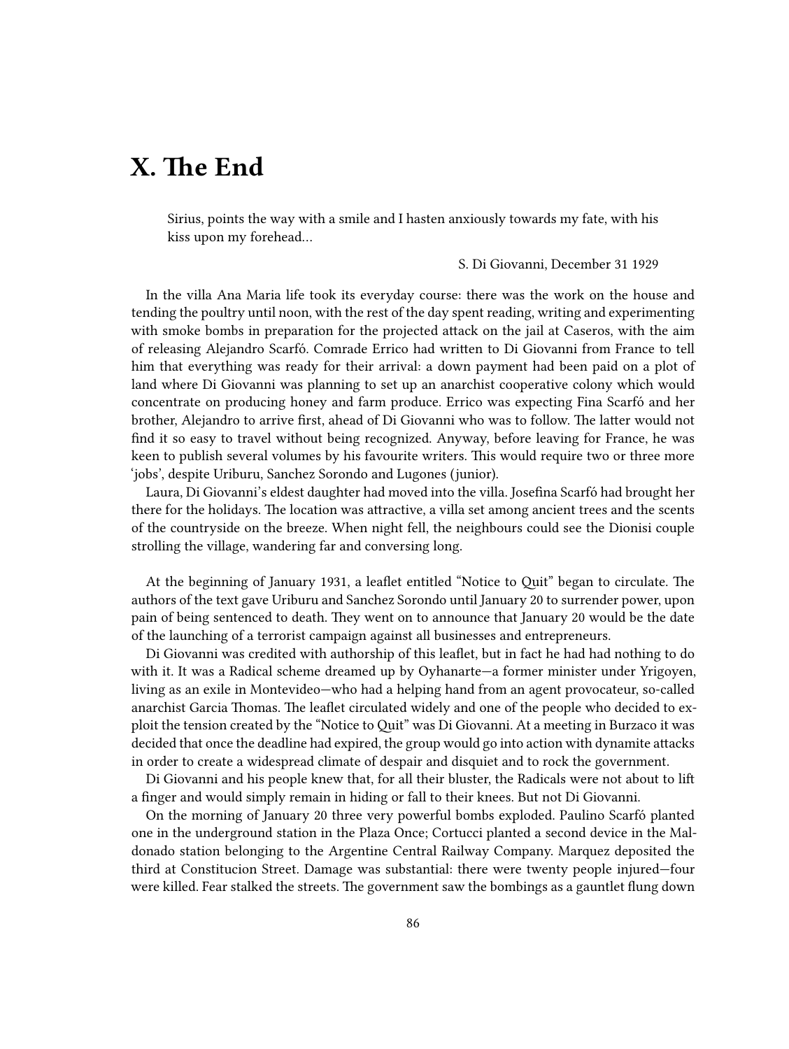# X. The End

> Sirius, points the way with a smile and I hasten anxiously towards my fate, with his kiss upon my forehead…
>
> S. Di Giovanni, December 31 1929

In the villa Ana Maria life took its everyday course: there was the work on the house and tending the poultry until noon, with the rest of the day spent reading, writing and experimenting with smoke bombs in preparation for the projected attack on the jail at Caseros, with the aim of releasing Alejandro Scarfó. Comrade Errico had written to Di Giovanni from France to tell him that everything was ready for their arrival: a down payment had been paid on a plot of land where Di Giovanni was planning to set up an anarchist cooperative colony which would concentrate on producing honey and farm produce. Errico was expecting Fina Scarfó and her brother, Alejandro to arrive first, ahead of Di Giovanni who was to follow. The latter would not find it so easy to travel without being recognized. Anyway, before leaving for France, he was keen to publish several volumes by his favourite writers. This would require two or three more 'jobs', despite Uriburu, Sanchez Sorondo and Lugones (junior).

Laura, Di Giovanni's eldest daughter had moved into the villa. Josefina Scarfó had brought her there for the holidays. The location was attractive, a villa set among ancient trees and the scents of the countryside on the breeze. When night fell, the neighbours could see the Dionisi couple strolling the village, wandering far and conversing long.

At the beginning of January 1931, a leaflet entitled "Notice to Quit" began to circulate. The authors of the text gave Uriburu and Sanchez Sorondo until January 20 to surrender power, upon pain of being sentenced to death. They went on to announce that January 20 would be the date of the launching of a terrorist campaign against all businesses and entrepreneurs.

Di Giovanni was credited with authorship of this leaflet, but in fact he had had nothing to do with it. It was a Radical scheme dreamed up by Oyhanarte—a former minister under Yrigoyen, living as an exile in Montevideo—who had a helping hand from an agent provocateur, so-called anarchist Garcia Thomas. The leaflet circulated widely and one of the people who decided to exploit the tension created by the "Notice to Quit" was Di Giovanni. At a meeting in Burzaco it was decided that once the deadline had expired, the group would go into action with dynamite attacks in order to create a widespread climate of despair and disquiet and to rock the government.

Di Giovanni and his people knew that, for all their bluster, the Radicals were not about to lift a finger and would simply remain in hiding or fall to their knees. But not Di Giovanni.

On the morning of January 20 three very powerful bombs exploded. Paulino Scarfó planted one in the underground station in the Plaza Once; Cortucci planted a second device in the Maldonado station belonging to the Argentine Central Railway Company. Marquez deposited the third at Constitucion Street. Damage was substantial: there were twenty people injured—four were killed. Fear stalked the streets. The government saw the bombings as a gauntlet flung down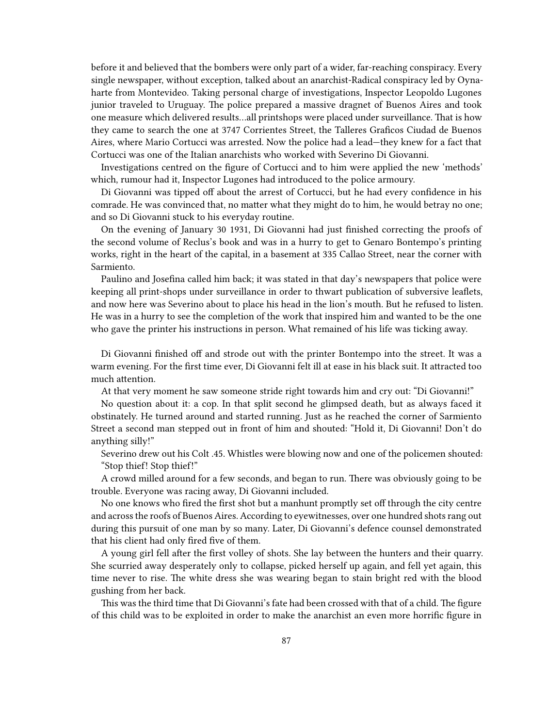before it and believed that the bombers were only part of a wider, far-reaching conspiracy. Every single newspaper, without exception, talked about an anarchist-Radical conspiracy led by Oynaharte from Montevideo. Taking personal charge of investigations, Inspector Leopoldo Lugones junior traveled to Uruguay. The police prepared a massive dragnet of Buenos Aires and took one measure which delivered results…all printshops were placed under surveillance. That is how they came to search the one at 3747 Corrientes Street, the Talleres Graficos Ciudad de Buenos Aires, where Mario Cortucci was arrested. Now the police had a lead—they knew for a fact that Cortucci was one of the Italian anarchists who worked with Severino Di Giovanni.

Investigations centred on the figure of Cortucci and to him were applied the new 'methods' which, rumour had it, Inspector Lugones had introduced to the police armoury.

Di Giovanni was tipped off about the arrest of Cortucci, but he had every confidence in his comrade. He was convinced that, no matter what they might do to him, he would betray no one; and so Di Giovanni stuck to his everyday routine.

On the evening of January 30 1931, Di Giovanni had just finished correcting the proofs of the second volume of Reclus's book and was in a hurry to get to Genaro Bontempo's printing works, right in the heart of the capital, in a basement at 335 Callao Street, near the corner with Sarmiento.

Paulino and Josefina called him back; it was stated in that day's newspapers that police were keeping all print-shops under surveillance in order to thwart publication of subversive leaflets, and now here was Severino about to place his head in the lion's mouth. But he refused to listen. He was in a hurry to see the completion of the work that inspired him and wanted to be the one who gave the printer his instructions in person. What remained of his life was ticking away.

Di Giovanni finished off and strode out with the printer Bontempo into the street. It was a warm evening. For the first time ever, Di Giovanni felt ill at ease in his black suit. It attracted too much attention.

At that very moment he saw someone stride right towards him and cry out: "Di Giovanni!"

No question about it: a cop. In that split second he glimpsed death, but as always faced it obstinately. He turned around and started running. Just as he reached the corner of Sarmiento Street a second man stepped out in front of him and shouted: "Hold it, Di Giovanni! Don't do anything silly!"

Severino drew out his Colt .45. Whistles were blowing now and one of the policemen shouted: "Stop thief! Stop thief!"

A crowd milled around for a few seconds, and began to run. There was obviously going to be trouble. Everyone was racing away, Di Giovanni included.

No one knows who fired the first shot but a manhunt promptly set off through the city centre and across the roofs of Buenos Aires. According to eyewitnesses, over one hundred shots rang out during this pursuit of one man by so many. Later, Di Giovanni's defence counsel demonstrated that his client had only fired five of them.

A young girl fell after the first volley of shots. She lay between the hunters and their quarry. She scurried away desperately only to collapse, picked herself up again, and fell yet again, this time never to rise. The white dress she was wearing began to stain bright red with the blood gushing from her back.

This was the third time that Di Giovanni's fate had been crossed with that of a child. The figure of this child was to be exploited in order to make the anarchist an even more horrific figure in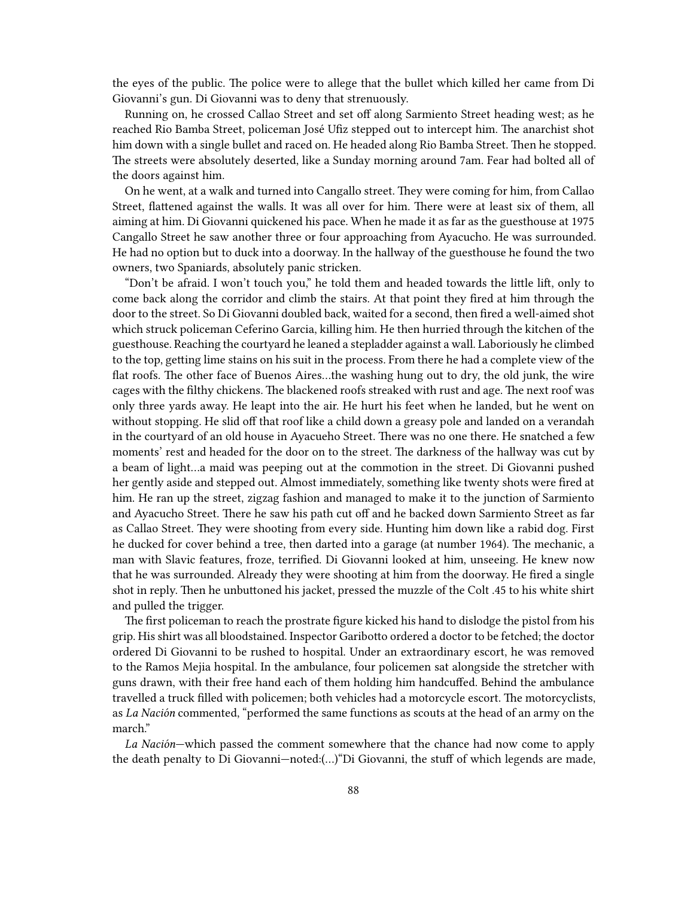the eyes of the public. The police were to allege that the bullet which killed her came from Di Giovanni's gun. Di Giovanni was to deny that strenuously.

Running on, he crossed Callao Street and set off along Sarmiento Street heading west; as he reached Rio Bamba Street, policeman José Ufiz stepped out to intercept him. The anarchist shot him down with a single bullet and raced on. He headed along Rio Bamba Street. Then he stopped. The streets were absolutely deserted, like a Sunday morning around 7am. Fear had bolted all of the doors against him.

On he went, at a walk and turned into Cangallo street. They were coming for him, from Callao Street, flattened against the walls. It was all over for him. There were at least six of them, all aiming at him. Di Giovanni quickened his pace. When he made it as far as the guesthouse at 1975 Cangallo Street he saw another three or four approaching from Ayacucho. He was surrounded. He had no option but to duck into a doorway. In the hallway of the guesthouse he found the two owners, two Spaniards, absolutely panic stricken.

"Don't be afraid. I won't touch you," he told them and headed towards the little lift, only to come back along the corridor and climb the stairs. At that point they fired at him through the door to the street. So Di Giovanni doubled back, waited for a second, then fired a well-aimed shot which struck policeman Ceferino Garcia, killing him. He then hurried through the kitchen of the guesthouse. Reaching the courtyard he leaned a stepladder against a wall. Laboriously he climbed to the top, getting lime stains on his suit in the process. From there he had a complete view of the flat roofs. The other face of Buenos Aires…the washing hung out to dry, the old junk, the wire cages with the filthy chickens. The blackened roofs streaked with rust and age. The next roof was only three yards away. He leapt into the air. He hurt his feet when he landed, but he went on without stopping. He slid off that roof like a child down a greasy pole and landed on a verandah in the courtyard of an old house in Ayacueho Street. There was no one there. He snatched a few moments' rest and headed for the door on to the street. The darkness of the hallway was cut by a beam of light…a maid was peeping out at the commotion in the street. Di Giovanni pushed her gently aside and stepped out. Almost immediately, something like twenty shots were fired at him. He ran up the street, zigzag fashion and managed to make it to the junction of Sarmiento and Ayacucho Street. There he saw his path cut off and he backed down Sarmiento Street as far as Callao Street. They were shooting from every side. Hunting him down like a rabid dog. First he ducked for cover behind a tree, then darted into a garage (at number 1964). The mechanic, a man with Slavic features, froze, terrified. Di Giovanni looked at him, unseeing. He knew now that he was surrounded. Already they were shooting at him from the doorway. He fired a single shot in reply. Then he unbuttoned his jacket, pressed the muzzle of the Colt .45 to his white shirt and pulled the trigger.

The first policeman to reach the prostrate figure kicked his hand to dislodge the pistol from his grip. His shirt was all bloodstained. Inspector Garibotto ordered a doctor to be fetched; the doctor ordered Di Giovanni to be rushed to hospital. Under an extraordinary escort, he was removed to the Ramos Mejia hospital. In the ambulance, four policemen sat alongside the stretcher with guns drawn, with their free hand each of them holding him handcuffed. Behind the ambulance travelled a truck filled with policemen; both vehicles had a motorcycle escort. The motorcyclists, as *La Nación* commented, "performed the same functions as scouts at the head of an army on the march."

*La Nación*—which passed the comment somewhere that the chance had now come to apply the death penalty to Di Giovanni—noted:(…)"Di Giovanni, the stuff of which legends are made,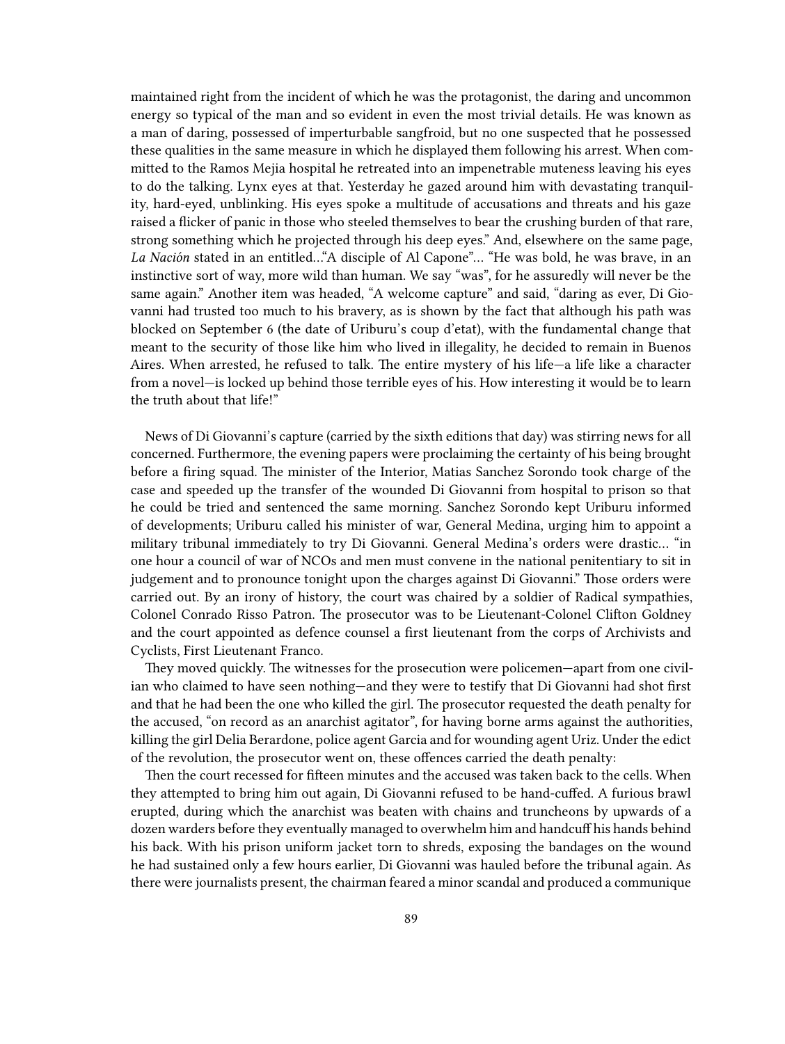maintained right from the incident of which he was the protagonist, the daring and uncommon energy so typical of the man and so evident in even the most trivial details. He was known as a man of daring, possessed of imperturbable sangfroid, but no one suspected that he possessed these qualities in the same measure in which he displayed them following his arrest. When committed to the Ramos Mejia hospital he retreated into an impenetrable muteness leaving his eyes to do the talking. Lynx eyes at that. Yesterday he gazed around him with devastating tranquility, hard-eyed, unblinking. His eyes spoke a multitude of accusations and threats and his gaze raised a flicker of panic in those who steeled themselves to bear the crushing burden of that rare, strong something which he projected through his deep eyes." And, elsewhere on the same page, *La Nación* stated in an entitled…"A disciple of Al Capone"… "He was bold, he was brave, in an instinctive sort of way, more wild than human. We say "was", for he assuredly will never be the same again." Another item was headed, "A welcome capture" and said, "daring as ever, Di Giovanni had trusted too much to his bravery, as is shown by the fact that although his path was blocked on September 6 (the date of Uriburu's coup d'etat), with the fundamental change that meant to the security of those like him who lived in illegality, he decided to remain in Buenos Aires. When arrested, he refused to talk. The entire mystery of his life—a life like a character from a novel—is locked up behind those terrible eyes of his. How interesting it would be to learn the truth about that life!"

News of Di Giovanni's capture (carried by the sixth editions that day) was stirring news for all concerned. Furthermore, the evening papers were proclaiming the certainty of his being brought before a firing squad. The minister of the Interior, Matias Sanchez Sorondo took charge of the case and speeded up the transfer of the wounded Di Giovanni from hospital to prison so that he could be tried and sentenced the same morning. Sanchez Sorondo kept Uriburu informed of developments; Uriburu called his minister of war, General Medina, urging him to appoint a military tribunal immediately to try Di Giovanni. General Medina's orders were drastic… "in one hour a council of war of NCOs and men must convene in the national penitentiary to sit in judgement and to pronounce tonight upon the charges against Di Giovanni." Those orders were carried out. By an irony of history, the court was chaired by a soldier of Radical sympathies, Colonel Conrado Risso Patron. The prosecutor was to be Lieutenant-Colonel Clifton Goldney and the court appointed as defence counsel a first lieutenant from the corps of Archivists and Cyclists, First Lieutenant Franco.

They moved quickly. The witnesses for the prosecution were policemen—apart from one civilian who claimed to have seen nothing—and they were to testify that Di Giovanni had shot first and that he had been the one who killed the girl. The prosecutor requested the death penalty for the accused, "on record as an anarchist agitator", for having borne arms against the authorities, killing the girl Delia Berardone, police agent Garcia and for wounding agent Uriz. Under the edict of the revolution, the prosecutor went on, these offences carried the death penalty:

Then the court recessed for fifteen minutes and the accused was taken back to the cells. When they attempted to bring him out again, Di Giovanni refused to be hand-cuffed. A furious brawl erupted, during which the anarchist was beaten with chains and truncheons by upwards of a dozen warders before they eventually managed to overwhelm him and handcuff his hands behind his back. With his prison uniform jacket torn to shreds, exposing the bandages on the wound he had sustained only a few hours earlier, Di Giovanni was hauled before the tribunal again. As there were journalists present, the chairman feared a minor scandal and produced a communique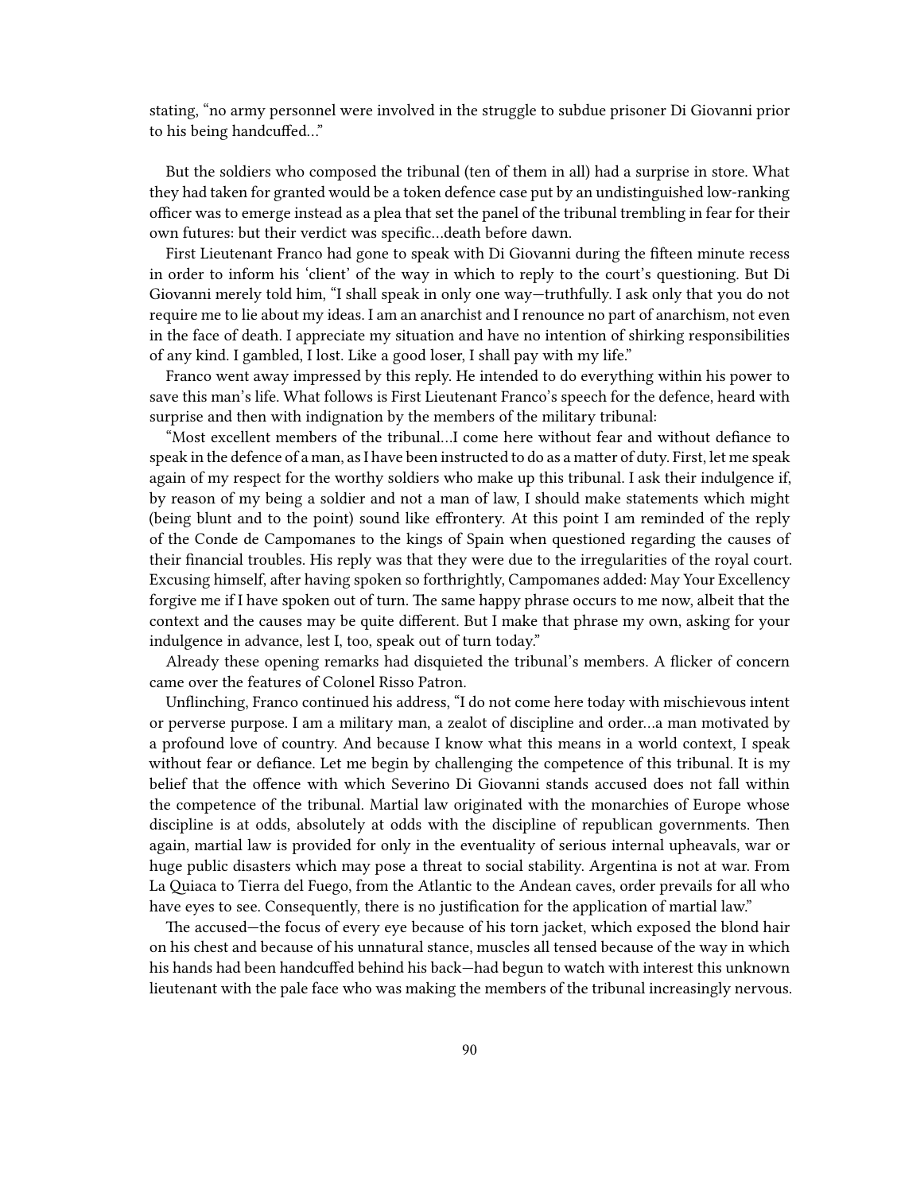stating, "no army personnel were involved in the struggle to subdue prisoner Di Giovanni prior to his being handcuffed…"

But the soldiers who composed the tribunal (ten of them in all) had a surprise in store. What they had taken for granted would be a token defence case put by an undistinguished low-ranking officer was to emerge instead as a plea that set the panel of the tribunal trembling in fear for their own futures: but their verdict was specific…death before dawn.

First Lieutenant Franco had gone to speak with Di Giovanni during the fifteen minute recess in order to inform his 'client' of the way in which to reply to the court's questioning. But Di Giovanni merely told him, "I shall speak in only one way—truthfully. I ask only that you do not require me to lie about my ideas. I am an anarchist and I renounce no part of anarchism, not even in the face of death. I appreciate my situation and have no intention of shirking responsibilities of any kind. I gambled, I lost. Like a good loser, I shall pay with my life."

Franco went away impressed by this reply. He intended to do everything within his power to save this man's life. What follows is First Lieutenant Franco's speech for the defence, heard with surprise and then with indignation by the members of the military tribunal:

"Most excellent members of the tribunal…I come here without fear and without defiance to speak in the defence of a man, as I have been instructed to do as a matter of duty. First, let me speak again of my respect for the worthy soldiers who make up this tribunal. I ask their indulgence if, by reason of my being a soldier and not a man of law, I should make statements which might (being blunt and to the point) sound like effrontery. At this point I am reminded of the reply of the Conde de Campomanes to the kings of Spain when questioned regarding the causes of their financial troubles. His reply was that they were due to the irregularities of the royal court. Excusing himself, after having spoken so forthrightly, Campomanes added: May Your Excellency forgive me if I have spoken out of turn. The same happy phrase occurs to me now, albeit that the context and the causes may be quite different. But I make that phrase my own, asking for your indulgence in advance, lest I, too, speak out of turn today."

Already these opening remarks had disquieted the tribunal's members. A flicker of concern came over the features of Colonel Risso Patron.

Unflinching, Franco continued his address, "I do not come here today with mischievous intent or perverse purpose. I am a military man, a zealot of discipline and order…a man motivated by a profound love of country. And because I know what this means in a world context, I speak without fear or defiance. Let me begin by challenging the competence of this tribunal. It is my belief that the offence with which Severino Di Giovanni stands accused does not fall within the competence of the tribunal. Martial law originated with the monarchies of Europe whose discipline is at odds, absolutely at odds with the discipline of republican governments. Then again, martial law is provided for only in the eventuality of serious internal upheavals, war or huge public disasters which may pose a threat to social stability. Argentina is not at war. From La Quiaca to Tierra del Fuego, from the Atlantic to the Andean caves, order prevails for all who have eyes to see. Consequently, there is no justification for the application of martial law."

The accused—the focus of every eye because of his torn jacket, which exposed the blond hair on his chest and because of his unnatural stance, muscles all tensed because of the way in which his hands had been handcuffed behind his back—had begun to watch with interest this unknown lieutenant with the pale face who was making the members of the tribunal increasingly nervous.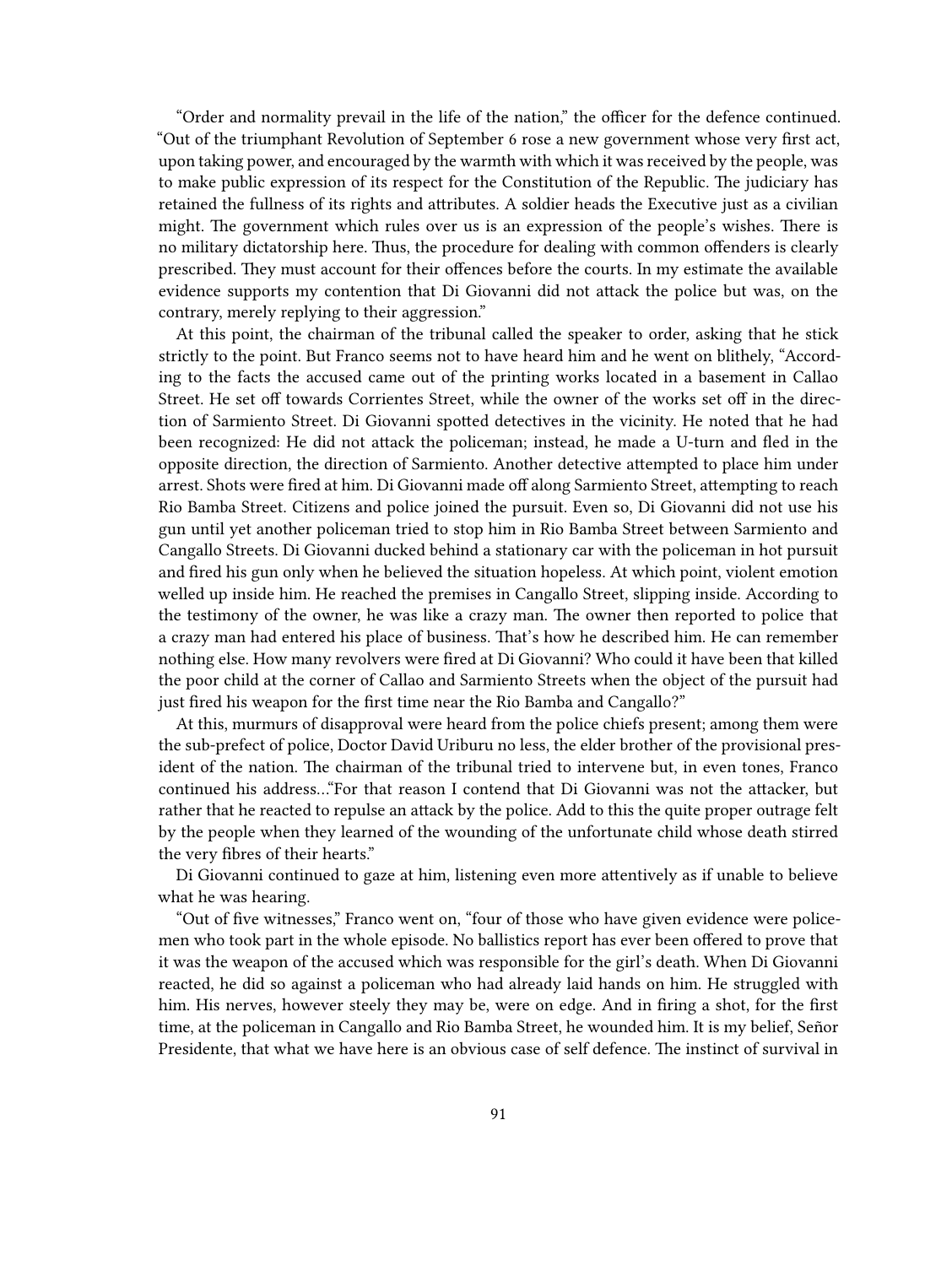"Order and normality prevail in the life of the nation," the officer for the defence continued. "Out of the triumphant Revolution of September 6 rose a new government whose very first act, upon taking power, and encouraged by the warmth with which it was received by the people, was to make public expression of its respect for the Constitution of the Republic. The judiciary has retained the fullness of its rights and attributes. A soldier heads the Executive just as a civilian might. The government which rules over us is an expression of the people's wishes. There is no military dictatorship here. Thus, the procedure for dealing with common offenders is clearly prescribed. They must account for their offences before the courts. In my estimate the available evidence supports my contention that Di Giovanni did not attack the police but was, on the contrary, merely replying to their aggression."

At this point, the chairman of the tribunal called the speaker to order, asking that he stick strictly to the point. But Franco seems not to have heard him and he went on blithely, "According to the facts the accused came out of the printing works located in a basement in Callao Street. He set off towards Corrientes Street, while the owner of the works set off in the direction of Sarmiento Street. Di Giovanni spotted detectives in the vicinity. He noted that he had been recognized: He did not attack the policeman; instead, he made a U-turn and fled in the opposite direction, the direction of Sarmiento. Another detective attempted to place him under arrest. Shots were fired at him. Di Giovanni made off along Sarmiento Street, attempting to reach Rio Bamba Street. Citizens and police joined the pursuit. Even so, Di Giovanni did not use his gun until yet another policeman tried to stop him in Rio Bamba Street between Sarmiento and Cangallo Streets. Di Giovanni ducked behind a stationary car with the policeman in hot pursuit and fired his gun only when he believed the situation hopeless. At which point, violent emotion welled up inside him. He reached the premises in Cangallo Street, slipping inside. According to the testimony of the owner, he was like a crazy man. The owner then reported to police that a crazy man had entered his place of business. That's how he described him. He can remember nothing else. How many revolvers were fired at Di Giovanni? Who could it have been that killed the poor child at the corner of Callao and Sarmiento Streets when the object of the pursuit had just fired his weapon for the first time near the Rio Bamba and Cangallo?"

At this, murmurs of disapproval were heard from the police chiefs present; among them were the sub-prefect of police, Doctor David Uriburu no less, the elder brother of the provisional president of the nation. The chairman of the tribunal tried to intervene but, in even tones, Franco continued his address…"For that reason I contend that Di Giovanni was not the attacker, but rather that he reacted to repulse an attack by the police. Add to this the quite proper outrage felt by the people when they learned of the wounding of the unfortunate child whose death stirred the very fibres of their hearts."

Di Giovanni continued to gaze at him, listening even more attentively as if unable to believe what he was hearing.

"Out of five witnesses," Franco went on, "four of those who have given evidence were policemen who took part in the whole episode. No ballistics report has ever been offered to prove that it was the weapon of the accused which was responsible for the girl's death. When Di Giovanni reacted, he did so against a policeman who had already laid hands on him. He struggled with him. His nerves, however steely they may be, were on edge. And in firing a shot, for the first time, at the policeman in Cangallo and Rio Bamba Street, he wounded him. It is my belief, Señor Presidente, that what we have here is an obvious case of self defence. The instinct of survival in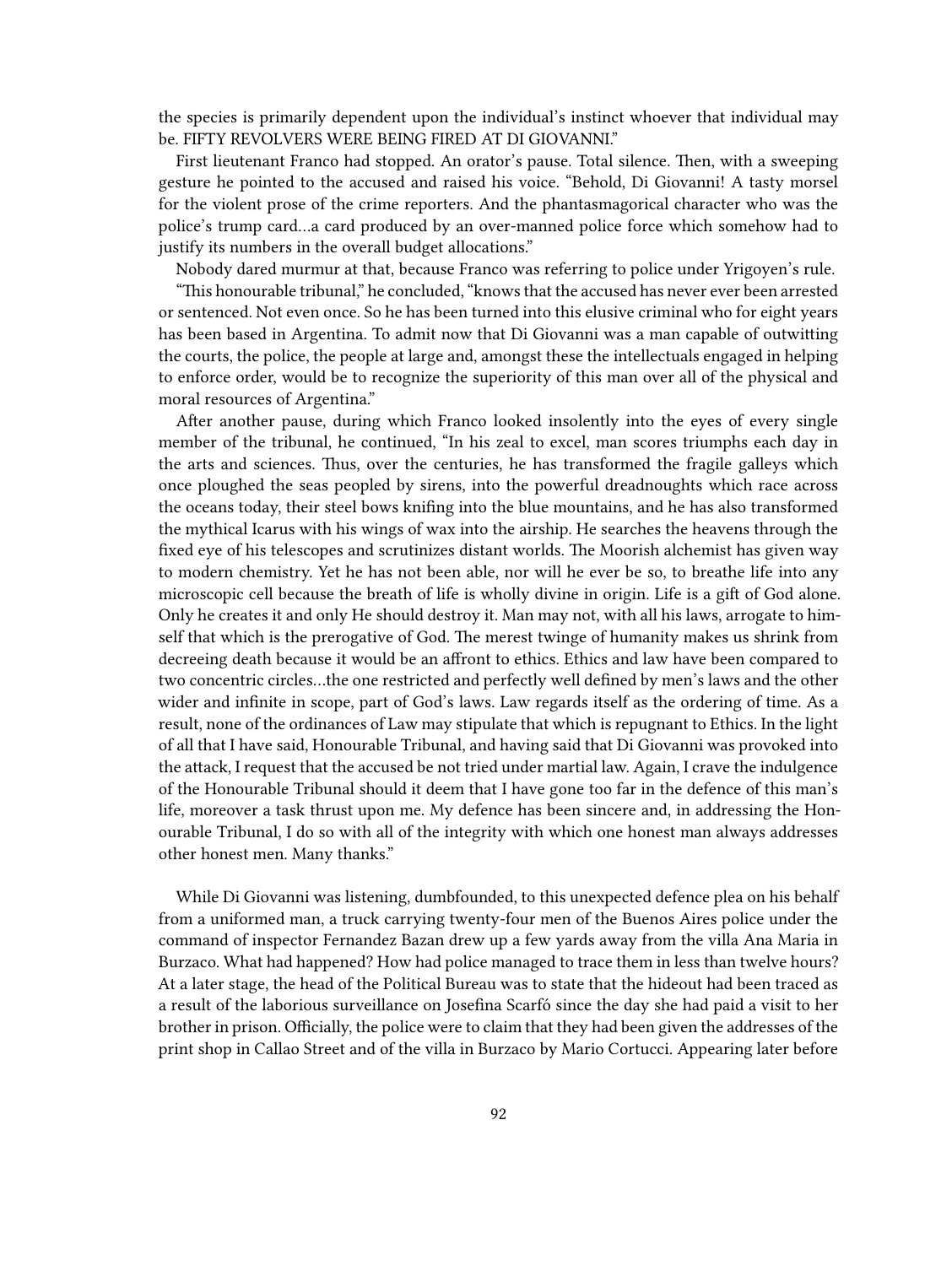the species is primarily dependent upon the individual's instinct whoever that individual may be. FIFTY REVOLVERS WERE BEING FIRED AT DI GIOVANNI."

First lieutenant Franco had stopped. An orator's pause. Total silence. Then, with a sweeping gesture he pointed to the accused and raised his voice. "Behold, Di Giovanni! A tasty morsel for the violent prose of the crime reporters. And the phantasmagorical character who was the police's trump card…a card produced by an over-manned police force which somehow had to justify its numbers in the overall budget allocations."

Nobody dared murmur at that, because Franco was referring to police under Yrigoyen's rule.

"This honourable tribunal," he concluded, "knows that the accused has never ever been arrested or sentenced. Not even once. So he has been turned into this elusive criminal who for eight years has been based in Argentina. To admit now that Di Giovanni was a man capable of outwitting the courts, the police, the people at large and, amongst these the intellectuals engaged in helping to enforce order, would be to recognize the superiority of this man over all of the physical and moral resources of Argentina."

After another pause, during which Franco looked insolently into the eyes of every single member of the tribunal, he continued, "In his zeal to excel, man scores triumphs each day in the arts and sciences. Thus, over the centuries, he has transformed the fragile galleys which once ploughed the seas peopled by sirens, into the powerful dreadnoughts which race across the oceans today, their steel bows knifing into the blue mountains, and he has also transformed the mythical Icarus with his wings of wax into the airship. He searches the heavens through the fixed eye of his telescopes and scrutinizes distant worlds. The Moorish alchemist has given way to modern chemistry. Yet he has not been able, nor will he ever be so, to breathe life into any microscopic cell because the breath of life is wholly divine in origin. Life is a gift of God alone. Only he creates it and only He should destroy it. Man may not, with all his laws, arrogate to himself that which is the prerogative of God. The merest twinge of humanity makes us shrink from decreeing death because it would be an affront to ethics. Ethics and law have been compared to two concentric circles…the one restricted and perfectly well defined by men's laws and the other wider and infinite in scope, part of God's laws. Law regards itself as the ordering of time. As a result, none of the ordinances of Law may stipulate that which is repugnant to Ethics. In the light of all that I have said, Honourable Tribunal, and having said that Di Giovanni was provoked into the attack, I request that the accused be not tried under martial law. Again, I crave the indulgence of the Honourable Tribunal should it deem that I have gone too far in the defence of this man's life, moreover a task thrust upon me. My defence has been sincere and, in addressing the Honourable Tribunal, I do so with all of the integrity with which one honest man always addresses other honest men. Many thanks."

While Di Giovanni was listening, dumbfounded, to this unexpected defence plea on his behalf from a uniformed man, a truck carrying twenty-four men of the Buenos Aires police under the command of inspector Fernandez Bazan drew up a few yards away from the villa Ana Maria in Burzaco. What had happened? How had police managed to trace them in less than twelve hours? At a later stage, the head of the Political Bureau was to state that the hideout had been traced as a result of the laborious surveillance on Josefina Scarfó since the day she had paid a visit to her brother in prison. Officially, the police were to claim that they had been given the addresses of the print shop in Callao Street and of the villa in Burzaco by Mario Cortucci. Appearing later before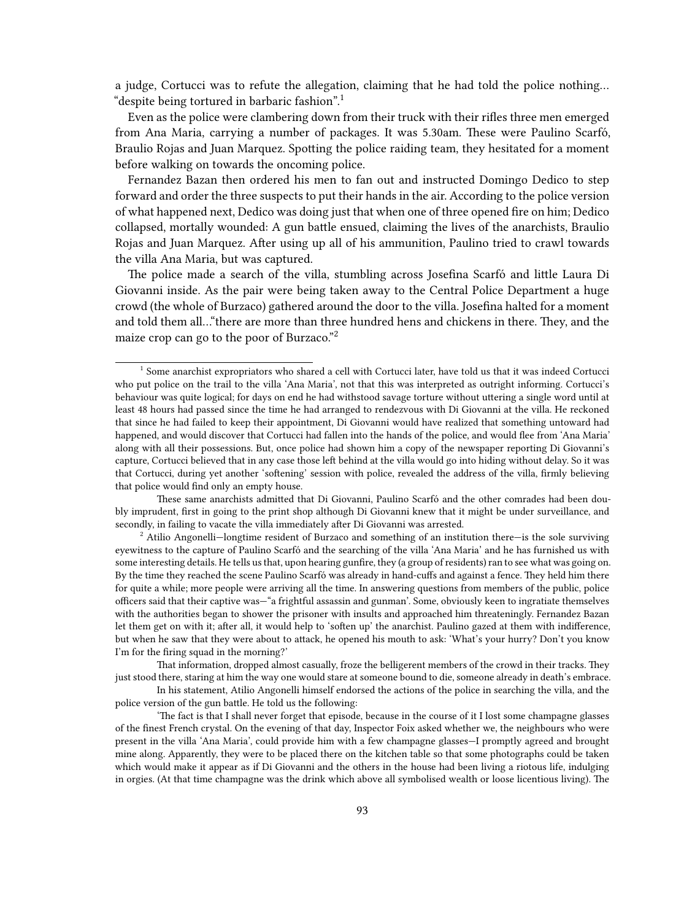a judge, Cortucci was to refute the allegation, claiming that he had told the police nothing… "despite being tortured in barbaric fashion".[1]

Even as the police were clambering down from their truck with their rifles three men emerged from Ana Maria, carrying a number of packages. It was 5.30am. These were Paulino Scarfó, Braulio Rojas and Juan Marquez. Spotting the police raiding team, they hesitated for a moment before walking on towards the oncoming police.

Fernandez Bazan then ordered his men to fan out and instructed Domingo Dedico to step forward and order the three suspects to put their hands in the air. According to the police version of what happened next, Dedico was doing just that when one of three opened fire on him; Dedico collapsed, mortally wounded: A gun battle ensued, claiming the lives of the anarchists, Braulio Rojas and Juan Marquez. After using up all of his ammunition, Paulino tried to crawl towards the villa Ana Maria, but was captured.

The police made a search of the villa, stumbling across Josefina Scarfó and little Laura Di Giovanni inside. As the pair were being taken away to the Central Police Department a huge crowd (the whole of Burzaco) gathered around the door to the villa. Josefina halted for a moment and told them all…"there are more than three hundred hens and chickens in there. They, and the maize crop can go to the poor of Burzaco."[2]

---

[1] Some anarchist expropriators who shared a cell with Cortucci later, have told us that it was indeed Cortucci who put police on the trail to the villa 'Ana Maria', not that this was interpreted as outright informing. Cortucci's behaviour was quite logical; for days on end he had withstood savage torture without uttering a single word until at least 48 hours had passed since the time he had arranged to rendezvous with Di Giovanni at the villa. He reckoned that since he had failed to keep their appointment, Di Giovanni would have realized that something untoward had happened, and would discover that Cortucci had fallen into the hands of the police, and would flee from 'Ana Maria' along with all their possessions. But, once police had shown him a copy of the newspaper reporting Di Giovanni's capture, Cortucci believed that in any case those left behind at the villa would go into hiding without delay. So it was that Cortucci, during yet another 'softening' session with police, revealed the address of the villa, firmly believing that police would find only an empty house.

These same anarchists admitted that Di Giovanni, Paulino Scarfó and the other comrades had been doubly imprudent, first in going to the print shop although Di Giovanni knew that it might be under surveillance, and secondly, in failing to vacate the villa immediately after Di Giovanni was arrested.

[2] Atilio Angonelli—longtime resident of Burzaco and something of an institution there—is the sole surviving eyewitness to the capture of Paulino Scarfó and the searching of the villa 'Ana Maria' and he has furnished us with some interesting details. He tells us that, upon hearing gunfire, they (a group of residents) ran to see what was going on. By the time they reached the scene Paulino Scarfó was already in hand-cuffs and against a fence. They held him there for quite a while; more people were arriving all the time. In answering questions from members of the public, police officers said that their captive was—"a frightful assassin and gunman'. Some, obviously keen to ingratiate themselves with the authorities began to shower the prisoner with insults and approached him threateningly. Fernandez Bazan let them get on with it; after all, it would help to 'soften up' the anarchist. Paulino gazed at them with indifference, but when he saw that they were about to attack, he opened his mouth to ask: 'What's your hurry? Don't you know I'm for the firing squad in the morning?'

That information, dropped almost casually, froze the belligerent members of the crowd in their tracks. They just stood there, staring at him the way one would stare at someone bound to die, someone already in death's embrace.

In his statement, Atilio Angonelli himself endorsed the actions of the police in searching the villa, and the police version of the gun battle. He told us the following:

'The fact is that I shall never forget that episode, because in the course of it I lost some champagne glasses of the finest French crystal. On the evening of that day, Inspector Foix asked whether we, the neighbours who were present in the villa 'Ana Maria', could provide him with a few champagne glasses—I promptly agreed and brought mine along. Apparently, they were to be placed there on the kitchen table so that some photographs could be taken which would make it appear as if Di Giovanni and the others in the house had been living a riotous life, indulging in orgies. (At that time champagne was the drink which above all symbolised wealth or loose licentious living). The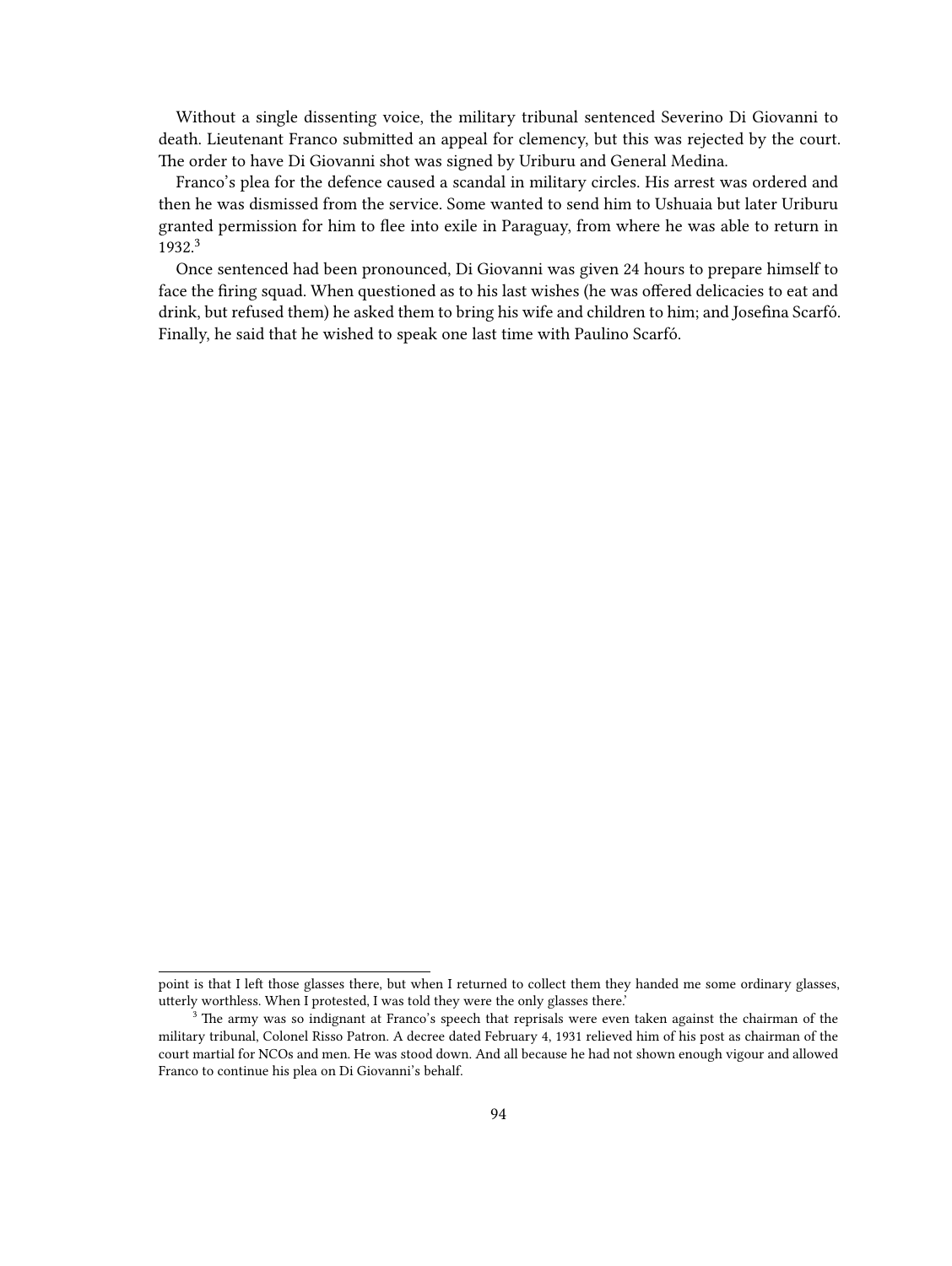Without a single dissenting voice, the military tribunal sentenced Severino Di Giovanni to death. Lieutenant Franco submitted an appeal for clemency, but this was rejected by the court. The order to have Di Giovanni shot was signed by Uriburu and General Medina.

Franco's plea for the defence caused a scandal in military circles. His arrest was ordered and then he was dismissed from the service. Some wanted to send him to Ushuaia but later Uriburu granted permission for him to flee into exile in Paraguay, from where he was able to return in 1932.[3]

Once sentenced had been pronounced, Di Giovanni was given 24 hours to prepare himself to face the firing squad. When questioned as to his last wishes (he was offered delicacies to eat and drink, but refused them) he asked them to bring his wife and children to him; and Josefina Scarfó. Finally, he said that he wished to speak one last time with Paulino Scarfó.

---

point is that I left those glasses there, but when I returned to collect them they handed me some ordinary glasses, utterly worthless. When I protested, I was told they were the only glasses there.'

[3] The army was so indignant at Franco's speech that reprisals were even taken against the chairman of the military tribunal, Colonel Risso Patron. A decree dated February 4, 1931 relieved him of his post as chairman of the court martial for NCOs and men. He was stood down. And all because he had not shown enough vigour and allowed Franco to continue his plea on Di Giovanni's behalf.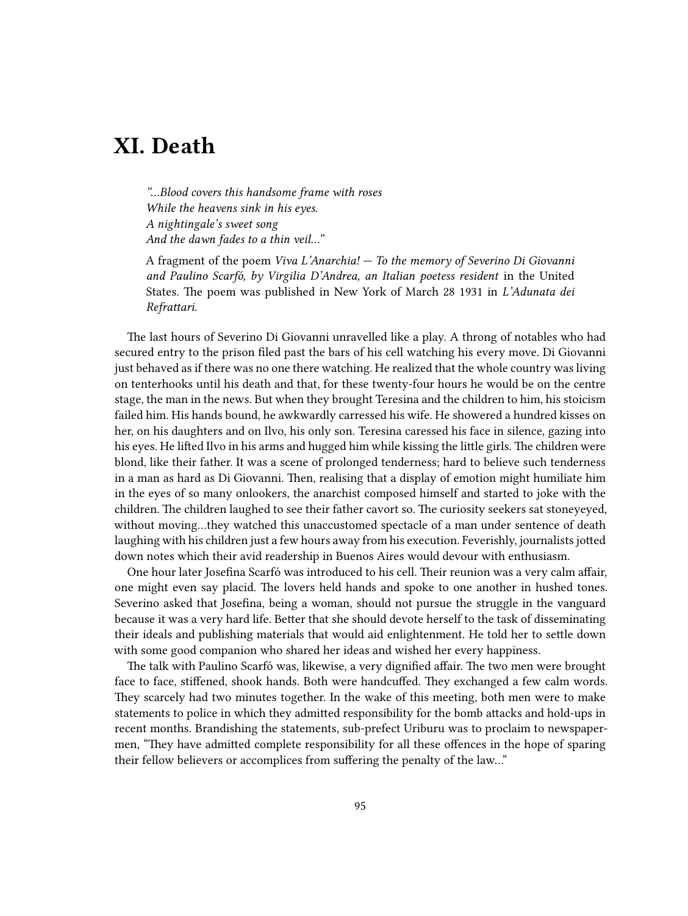# XI. Death

> *"...Blood covers this handsome frame with roses*
> *While the heavens sink in his eyes.*
> *A nightingale's sweet song*
> *And the dawn fades to a thin veil..."*
>
> A fragment of the poem *Viva L'Anarchia! — To the memory of Severino Di Giovanni and Paulino Scarfó, by Virgilia D'Andrea, an Italian poetess resident* in the United States. The poem was published in New York of March 28 1931 in *L'Adunata dei Refrattari.*

The last hours of Severino Di Giovanni unravelled like a play. A throng of notables who had secured entry to the prison filed past the bars of his cell watching his every move. Di Giovanni just behaved as if there was no one there watching. He realized that the whole country was living on tenterhooks until his death and that, for these twenty-four hours he would be on the centre stage, the man in the news. But when they brought Teresina and the children to him, his stoicism failed him. His hands bound, he awkwardly carressed his wife. He showered a hundred kisses on her, on his daughters and on Ilvo, his only son. Teresina caressed his face in silence, gazing into his eyes. He lifted Ilvo in his arms and hugged him while kissing the little girls. The children were blond, like their father. It was a scene of prolonged tenderness; hard to believe such tenderness in a man as hard as Di Giovanni. Then, realising that a display of emotion might humiliate him in the eyes of so many onlookers, the anarchist composed himself and started to joke with the children. The children laughed to see their father cavort so. The curiosity seekers sat stoneyeyed, without moving...they watched this unaccustomed spectacle of a man under sentence of death laughing with his children just a few hours away from his execution. Feverishly, journalists jotted down notes which their avid readership in Buenos Aires would devour with enthusiasm.

One hour later Josefina Scarfó was introduced to his cell. Their reunion was a very calm affair, one might even say placid. The lovers held hands and spoke to one another in hushed tones. Severino asked that Josefina, being a woman, should not pursue the struggle in the vanguard because it was a very hard life. Better that she should devote herself to the task of disseminating their ideals and publishing materials that would aid enlightenment. He told her to settle down with some good companion who shared her ideas and wished her every happiness.

The talk with Paulino Scarfó was, likewise, a very dignified affair. The two men were brought face to face, stiffened, shook hands. Both were handcuffed. They exchanged a few calm words. They scarcely had two minutes together. In the wake of this meeting, both men were to make statements to police in which they admitted responsibility for the bomb attacks and hold-ups in recent months. Brandishing the statements, sub-prefect Uriburu was to proclaim to newspapermen, "They have admitted complete responsibility for all these offences in the hope of sparing their fellow believers or accomplices from suffering the penalty of the law..."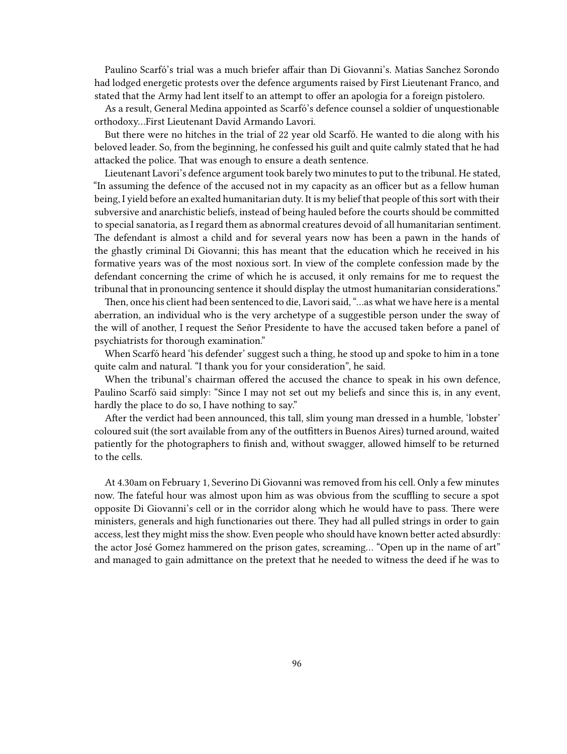Paulino Scarfó's trial was a much briefer affair than Di Giovanni's. Matias Sanchez Sorondo had lodged energetic protests over the defence arguments raised by First Lieutenant Franco, and stated that the Army had lent itself to an attempt to offer an apologia for a foreign pistolero.

As a result, General Medina appointed as Scarfó's defence counsel a soldier of unquestionable orthodoxy…First Lieutenant David Armando Lavori.

But there were no hitches in the trial of 22 year old Scarfó. He wanted to die along with his beloved leader. So, from the beginning, he confessed his guilt and quite calmly stated that he had attacked the police. That was enough to ensure a death sentence.

Lieutenant Lavori's defence argument took barely two minutes to put to the tribunal. He stated, "In assuming the defence of the accused not in my capacity as an officer but as a fellow human being, I yield before an exalted humanitarian duty. It is my belief that people of this sort with their subversive and anarchistic beliefs, instead of being hauled before the courts should be committed to special sanatoria, as I regard them as abnormal creatures devoid of all humanitarian sentiment. The defendant is almost a child and for several years now has been a pawn in the hands of the ghastly criminal Di Giovanni; this has meant that the education which he received in his formative years was of the most noxious sort. In view of the complete confession made by the defendant concerning the crime of which he is accused, it only remains for me to request the tribunal that in pronouncing sentence it should display the utmost humanitarian considerations."

Then, once his client had been sentenced to die, Lavori said, "…as what we have here is a mental aberration, an individual who is the very archetype of a suggestible person under the sway of the will of another, I request the Señor Presidente to have the accused taken before a panel of psychiatrists for thorough examination."

When Scarfó heard 'his defender' suggest such a thing, he stood up and spoke to him in a tone quite calm and natural. "I thank you for your consideration", he said.

When the tribunal's chairman offered the accused the chance to speak in his own defence, Paulino Scarfó said simply: "Since I may not set out my beliefs and since this is, in any event, hardly the place to do so, I have nothing to say."

After the verdict had been announced, this tall, slim young man dressed in a humble, 'lobster' coloured suit (the sort available from any of the outfitters in Buenos Aires) turned around, waited patiently for the photographers to finish and, without swagger, allowed himself to be returned to the cells.

At 4.30am on February 1, Severino Di Giovanni was removed from his cell. Only a few minutes now. The fateful hour was almost upon him as was obvious from the scuffling to secure a spot opposite Di Giovanni's cell or in the corridor along which he would have to pass. There were ministers, generals and high functionaries out there. They had all pulled strings in order to gain access, lest they might miss the show. Even people who should have known better acted absurdly: the actor José Gomez hammered on the prison gates, screaming… "Open up in the name of art" and managed to gain admittance on the pretext that he needed to witness the deed if he was to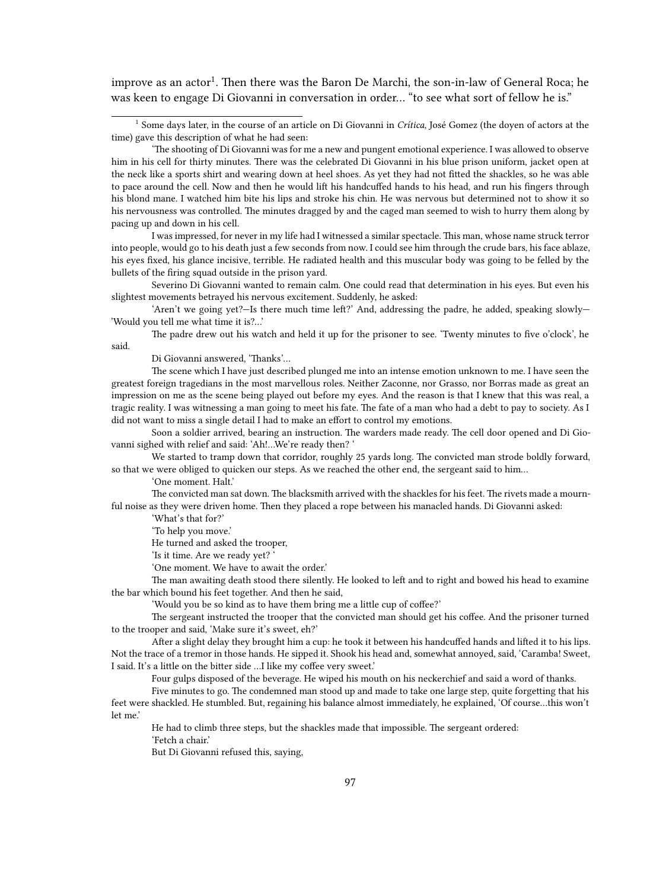improve as an actor[1]. Then there was the Baron De Marchi, the son-in-law of General Roca; he was keen to engage Di Giovanni in conversation in order… "to see what sort of fellow he is."

[1] Some days later, in the course of an article on Di Giovanni in *Crítica*, José Gomez (the doyen of actors at the time) gave this description of what he had seen:

'The shooting of Di Giovanni was for me a new and pungent emotional experience. I was allowed to observe him in his cell for thirty minutes. There was the celebrated Di Giovanni in his blue prison uniform, jacket open at the neck like a sports shirt and wearing down at heel shoes. As yet they had not fitted the shackles, so he was able to pace around the cell. Now and then he would lift his handcuffed hands to his head, and run his fingers through his blond mane. I watched him bite his lips and stroke his chin. He was nervous but determined not to show it so his nervousness was controlled. The minutes dragged by and the caged man seemed to wish to hurry them along by pacing up and down in his cell.

I was impressed, for never in my life had I witnessed a similar spectacle. This man, whose name struck terror into people, would go to his death just a few seconds from now. I could see him through the crude bars, his face ablaze, his eyes fixed, his glance incisive, terrible. He radiated health and this muscular body was going to be felled by the bullets of the firing squad outside in the prison yard.

Severino Di Giovanni wanted to remain calm. One could read that determination in his eyes. But even his slightest movements betrayed his nervous excitement. Suddenly, he asked:

'Aren't we going yet?—Is there much time left?' And, addressing the padre, he added, speaking slowly—'Would you tell me what time it is?…'

The padre drew out his watch and held it up for the prisoner to see. 'Twenty minutes to five o'clock', he said.

Di Giovanni answered, 'Thanks'…

The scene which I have just described plunged me into an intense emotion unknown to me. I have seen the greatest foreign tragedians in the most marvellous roles. Neither Zaconne, nor Grasso, nor Borras made as great an impression on me as the scene being played out before my eyes. And the reason is that I knew that this was real, a tragic reality. I was witnessing a man going to meet his fate. The fate of a man who had a debt to pay to society. As I did not want to miss a single detail I had to make an effort to control my emotions.

Soon a soldier arrived, bearing an instruction. The warders made ready. The cell door opened and Di Giovanni sighed with relief and said: 'Ah!…We're ready then? '

We started to tramp down that corridor, roughly 25 yards long. The convicted man strode boldly forward, so that we were obliged to quicken our steps. As we reached the other end, the sergeant said to him…

'One moment. Halt.'

The convicted man sat down. The blacksmith arrived with the shackles for his feet. The rivets made a mournful noise as they were driven home. Then they placed a rope between his manacled hands. Di Giovanni asked:

'What's that for?'

'To help you move.'

He turned and asked the trooper,

'Is it time. Are we ready yet? '

'One moment. We have to await the order.'

The man awaiting death stood there silently. He looked to left and to right and bowed his head to examine the bar which bound his feet together. And then he said,

'Would you be so kind as to have them bring me a little cup of coffee?'

The sergeant instructed the trooper that the convicted man should get his coffee. And the prisoner turned to the trooper and said, 'Make sure it's sweet, eh?'

After a slight delay they brought him a cup: he took it between his handcuffed hands and lifted it to his lips. Not the trace of a tremor in those hands. He sipped it. Shook his head and, somewhat annoyed, said, 'Caramba! Sweet, I said. It's a little on the bitter side …I like my coffee very sweet.'

Four gulps disposed of the beverage. He wiped his mouth on his neckerchief and said a word of thanks.

Five minutes to go. The condemned man stood up and made to take one large step, quite forgetting that his feet were shackled. He stumbled. But, regaining his balance almost immediately, he explained, 'Of course…this won't let me.'

He had to climb three steps, but the shackles made that impossible. The sergeant ordered:

'Fetch a chair.'

But Di Giovanni refused this, saying,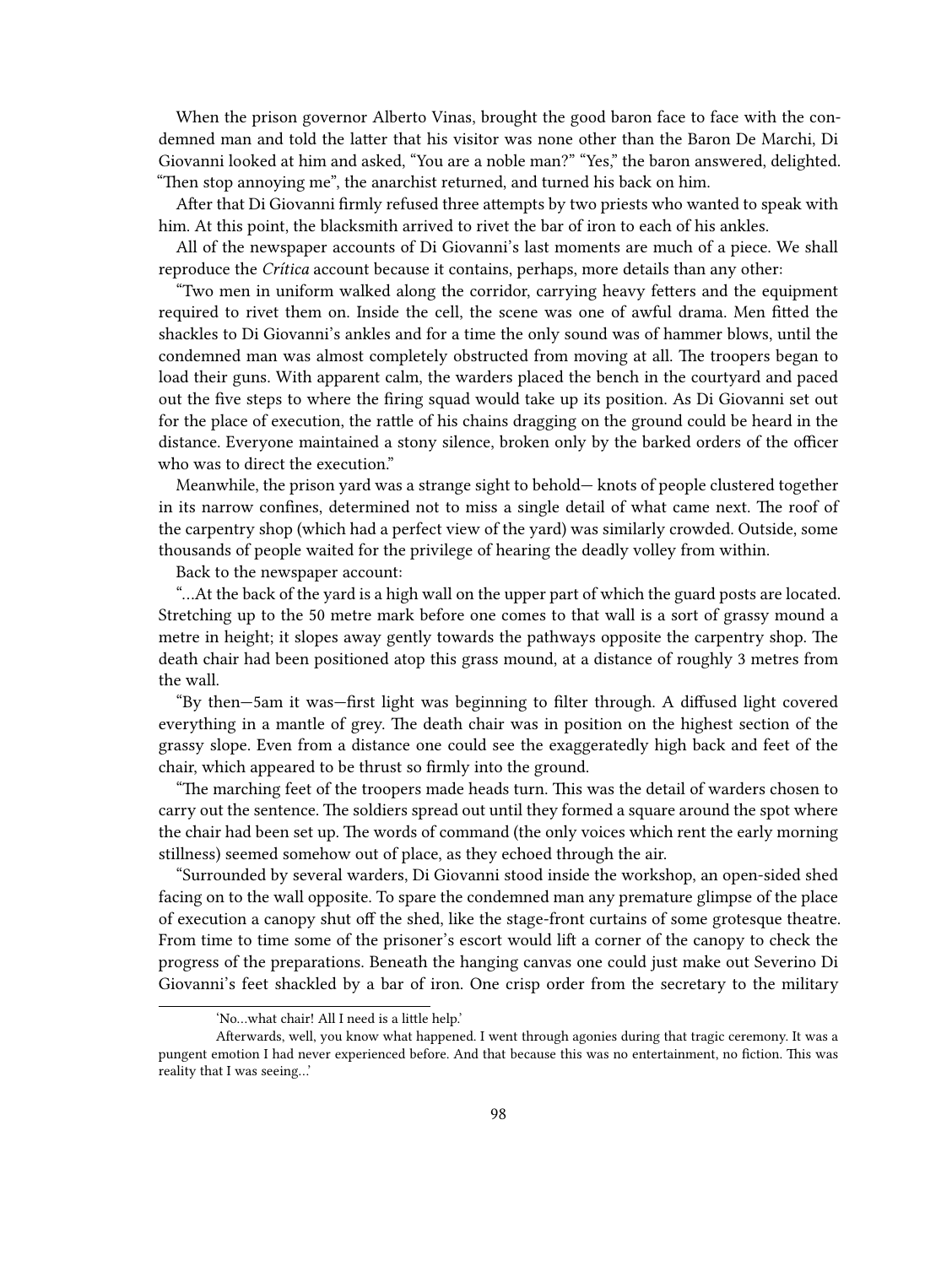When the prison governor Alberto Vinas, brought the good baron face to face with the condemned man and told the latter that his visitor was none other than the Baron De Marchi, Di Giovanni looked at him and asked, "You are a noble man?" "Yes," the baron answered, delighted. "Then stop annoying me", the anarchist returned, and turned his back on him.

After that Di Giovanni firmly refused three attempts by two priests who wanted to speak with him. At this point, the blacksmith arrived to rivet the bar of iron to each of his ankles.

All of the newspaper accounts of Di Giovanni's last moments are much of a piece. We shall reproduce the *Crítica* account because it contains, perhaps, more details than any other:

"Two men in uniform walked along the corridor, carrying heavy fetters and the equipment required to rivet them on. Inside the cell, the scene was one of awful drama. Men fitted the shackles to Di Giovanni's ankles and for a time the only sound was of hammer blows, until the condemned man was almost completely obstructed from moving at all. The troopers began to load their guns. With apparent calm, the warders placed the bench in the courtyard and paced out the five steps to where the firing squad would take up its position. As Di Giovanni set out for the place of execution, the rattle of his chains dragging on the ground could be heard in the distance. Everyone maintained a stony silence, broken only by the barked orders of the officer who was to direct the execution."

Meanwhile, the prison yard was a strange sight to behold— knots of people clustered together in its narrow confines, determined not to miss a single detail of what came next. The roof of the carpentry shop (which had a perfect view of the yard) was similarly crowded. Outside, some thousands of people waited for the privilege of hearing the deadly volley from within.

Back to the newspaper account:

"…At the back of the yard is a high wall on the upper part of which the guard posts are located. Stretching up to the 50 metre mark before one comes to that wall is a sort of grassy mound a metre in height; it slopes away gently towards the pathways opposite the carpentry shop. The death chair had been positioned atop this grass mound, at a distance of roughly 3 metres from the wall.

"By then—5am it was—first light was beginning to filter through. A diffused light covered everything in a mantle of grey. The death chair was in position on the highest section of the grassy slope. Even from a distance one could see the exaggeratedly high back and feet of the chair, which appeared to be thrust so firmly into the ground.

"The marching feet of the troopers made heads turn. This was the detail of warders chosen to carry out the sentence. The soldiers spread out until they formed a square around the spot where the chair had been set up. The words of command (the only voices which rent the early morning stillness) seemed somehow out of place, as they echoed through the air.

"Surrounded by several warders, Di Giovanni stood inside the workshop, an open-sided shed facing on to the wall opposite. To spare the condemned man any premature glimpse of the place of execution a canopy shut off the shed, like the stage-front curtains of some grotesque theatre. From time to time some of the prisoner's escort would lift a corner of the canopy to check the progress of the preparations. Beneath the hanging canvas one could just make out Severino Di Giovanni's feet shackled by a bar of iron. One crisp order from the secretary to the military

---

'No…what chair! All I need is a little help.'

Afterwards, well, you know what happened. I went through agonies during that tragic ceremony. It was a pungent emotion I had never experienced before. And that because this was no entertainment, no fiction. This was reality that I was seeing…'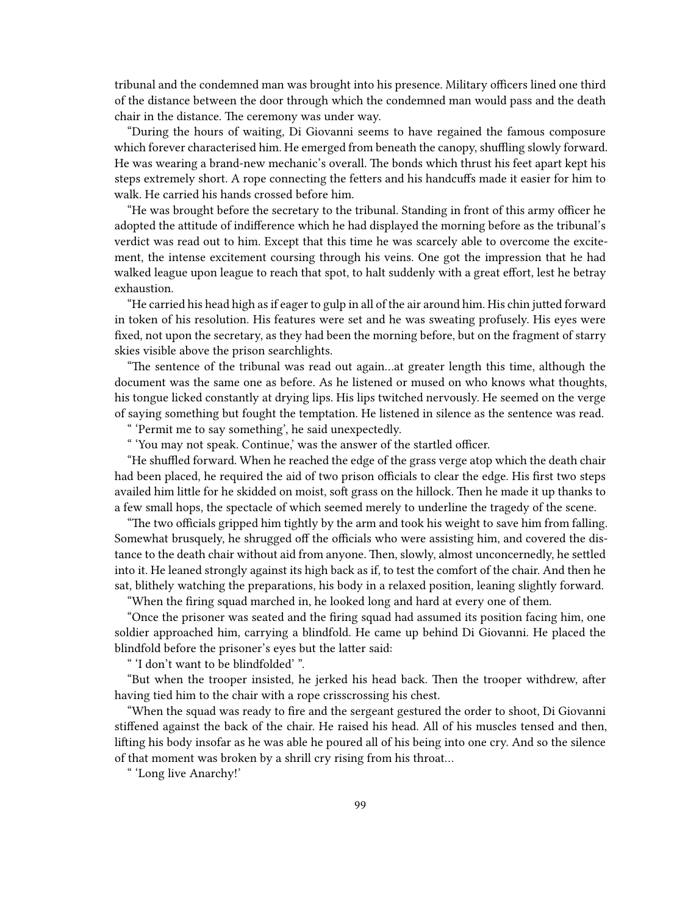tribunal and the condemned man was brought into his presence. Military officers lined one third of the distance between the door through which the condemned man would pass and the death chair in the distance. The ceremony was under way.

"During the hours of waiting, Di Giovanni seems to have regained the famous composure which forever characterised him. He emerged from beneath the canopy, shuffling slowly forward. He was wearing a brand-new mechanic's overall. The bonds which thrust his feet apart kept his steps extremely short. A rope connecting the fetters and his handcuffs made it easier for him to walk. He carried his hands crossed before him.

"He was brought before the secretary to the tribunal. Standing in front of this army officer he adopted the attitude of indifference which he had displayed the morning before as the tribunal's verdict was read out to him. Except that this time he was scarcely able to overcome the excitement, the intense excitement coursing through his veins. One got the impression that he had walked league upon league to reach that spot, to halt suddenly with a great effort, lest he betray exhaustion.

"He carried his head high as if eager to gulp in all of the air around him. His chin jutted forward in token of his resolution. His features were set and he was sweating profusely. His eyes were fixed, not upon the secretary, as they had been the morning before, but on the fragment of starry skies visible above the prison searchlights.

"The sentence of the tribunal was read out again…at greater length this time, although the document was the same one as before. As he listened or mused on who knows what thoughts, his tongue licked constantly at drying lips. His lips twitched nervously. He seemed on the verge of saying something but fought the temptation. He listened in silence as the sentence was read.

" 'Permit me to say something', he said unexpectedly.

" 'You may not speak. Continue,' was the answer of the startled officer.

"He shuffled forward. When he reached the edge of the grass verge atop which the death chair had been placed, he required the aid of two prison officials to clear the edge. His first two steps availed him little for he skidded on moist, soft grass on the hillock. Then he made it up thanks to a few small hops, the spectacle of which seemed merely to underline the tragedy of the scene.

"The two officials gripped him tightly by the arm and took his weight to save him from falling. Somewhat brusquely, he shrugged off the officials who were assisting him, and covered the distance to the death chair without aid from anyone. Then, slowly, almost unconcernedly, he settled into it. He leaned strongly against its high back as if, to test the comfort of the chair. And then he sat, blithely watching the preparations, his body in a relaxed position, leaning slightly forward.

"When the firing squad marched in, he looked long and hard at every one of them.

"Once the prisoner was seated and the firing squad had assumed its position facing him, one soldier approached him, carrying a blindfold. He came up behind Di Giovanni. He placed the blindfold before the prisoner's eyes but the latter said:

" 'I don't want to be blindfolded' ".

"But when the trooper insisted, he jerked his head back. Then the trooper withdrew, after having tied him to the chair with a rope crisscrossing his chest.

"When the squad was ready to fire and the sergeant gestured the order to shoot, Di Giovanni stiffened against the back of the chair. He raised his head. All of his muscles tensed and then, lifting his body insofar as he was able he poured all of his being into one cry. And so the silence of that moment was broken by a shrill cry rising from his throat…

" 'Long live Anarchy!'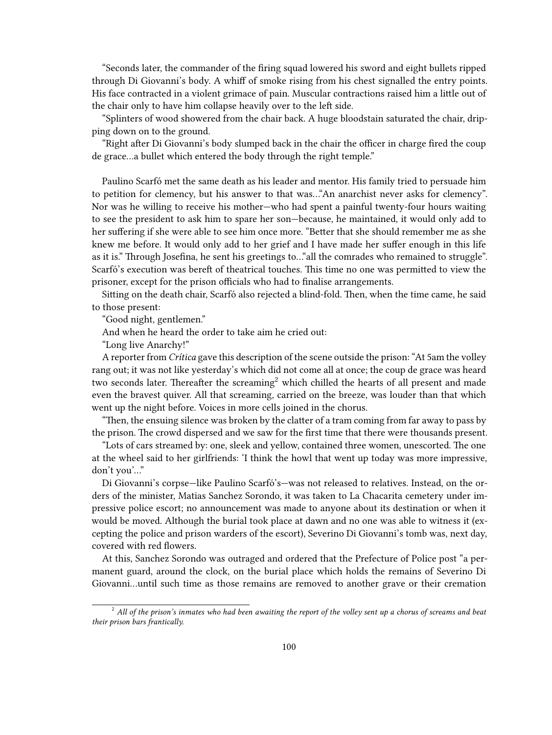"Seconds later, the commander of the firing squad lowered his sword and eight bullets ripped through Di Giovanni's body. A whiff of smoke rising from his chest signalled the entry points. His face contracted in a violent grimace of pain. Muscular contractions raised him a little out of the chair only to have him collapse heavily over to the left side.

"Splinters of wood showered from the chair back. A huge bloodstain saturated the chair, dripping down on to the ground.

"Right after Di Giovanni's body slumped back in the chair the officer in charge fired the coup de grace…a bullet which entered the body through the right temple."

Paulino Scarfó met the same death as his leader and mentor. His family tried to persuade him to petition for clemency, but his answer to that was…"An anarchist never asks for clemency". Nor was he willing to receive his mother—who had spent a painful twenty-four hours waiting to see the president to ask him to spare her son—because, he maintained, it would only add to her suffering if she were able to see him once more. "Better that she should remember me as she knew me before. It would only add to her grief and I have made her suffer enough in this life as it is." Through Josefina, he sent his greetings to…"all the comrades who remained to struggle". Scarfó's execution was bereft of theatrical touches. This time no one was permitted to view the prisoner, except for the prison officials who had to finalise arrangements.

Sitting on the death chair, Scarfó also rejected a blind-fold. Then, when the time came, he said to those present:

"Good night, gentlemen."

And when he heard the order to take aim he cried out:

"Long live Anarchy!"

A reporter from *Crítica* gave this description of the scene outside the prison: "At 5am the volley rang out; it was not like yesterday's which did not come all at once; the coup de grace was heard two seconds later. Thereafter the screaming[2] which chilled the hearts of all present and made even the bravest quiver. All that screaming, carried on the breeze, was louder than that which went up the night before. Voices in more cells joined in the chorus.

"Then, the ensuing silence was broken by the clatter of a tram coming from far away to pass by the prison. The crowd dispersed and we saw for the first time that there were thousands present.

"Lots of cars streamed by: one, sleek and yellow, contained three women, unescorted. The one at the wheel said to her girlfriends: 'I think the howl that went up today was more impressive, don't you'…"

Di Giovanni's corpse—like Paulino Scarfó's—was not released to relatives. Instead, on the orders of the minister, Matias Sanchez Sorondo, it was taken to La Chacarita cemetery under impressive police escort; no announcement was made to anyone about its destination or when it would be moved. Although the burial took place at dawn and no one was able to witness it (excepting the police and prison warders of the escort), Severino Di Giovanni's tomb was, next day, covered with red flowers.

At this, Sanchez Sorondo was outraged and ordered that the Prefecture of Police post "a permanent guard, around the clock, on the burial place which holds the remains of Severino Di Giovanni…until such time as those remains are removed to another grave or their cremation

---

[2] *All of the prison's inmates who had been awaiting the report of the volley sent up a chorus of screams and beat their prison bars frantically.*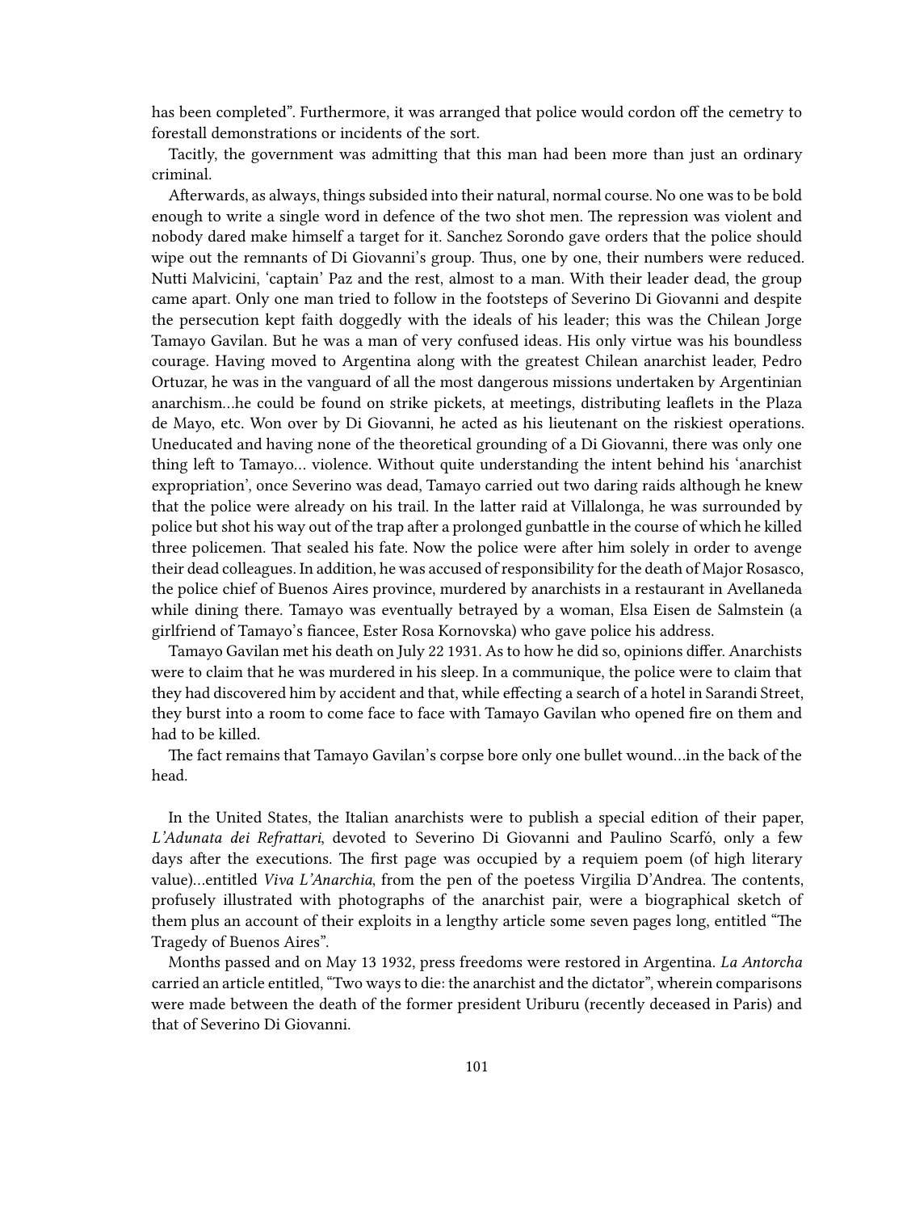has been completed". Furthermore, it was arranged that police would cordon off the cemetry to forestall demonstrations or incidents of the sort.

Tacitly, the government was admitting that this man had been more than just an ordinary criminal.

Afterwards, as always, things subsided into their natural, normal course. No one was to be bold enough to write a single word in defence of the two shot men. The repression was violent and nobody dared make himself a target for it. Sanchez Sorondo gave orders that the police should wipe out the remnants of Di Giovanni's group. Thus, one by one, their numbers were reduced. Nutti Malvicini, 'captain' Paz and the rest, almost to a man. With their leader dead, the group came apart. Only one man tried to follow in the footsteps of Severino Di Giovanni and despite the persecution kept faith doggedly with the ideals of his leader; this was the Chilean Jorge Tamayo Gavilan. But he was a man of very confused ideas. His only virtue was his boundless courage. Having moved to Argentina along with the greatest Chilean anarchist leader, Pedro Ortuzar, he was in the vanguard of all the most dangerous missions undertaken by Argentinian anarchism…he could be found on strike pickets, at meetings, distributing leaflets in the Plaza de Mayo, etc. Won over by Di Giovanni, he acted as his lieutenant on the riskiest operations. Uneducated and having none of the theoretical grounding of a Di Giovanni, there was only one thing left to Tamayo… violence. Without quite understanding the intent behind his 'anarchist expropriation', once Severino was dead, Tamayo carried out two daring raids although he knew that the police were already on his trail. In the latter raid at Villalonga, he was surrounded by police but shot his way out of the trap after a prolonged gunbattle in the course of which he killed three policemen. That sealed his fate. Now the police were after him solely in order to avenge their dead colleagues. In addition, he was accused of responsibility for the death of Major Rosasco, the police chief of Buenos Aires province, murdered by anarchists in a restaurant in Avellaneda while dining there. Tamayo was eventually betrayed by a woman, Elsa Eisen de Salmstein (a girlfriend of Tamayo's fiancee, Ester Rosa Kornovska) who gave police his address.

Tamayo Gavilan met his death on July 22 1931. As to how he did so, opinions differ. Anarchists were to claim that he was murdered in his sleep. In a communique, the police were to claim that they had discovered him by accident and that, while effecting a search of a hotel in Sarandi Street, they burst into a room to come face to face with Tamayo Gavilan who opened fire on them and had to be killed.

The fact remains that Tamayo Gavilan's corpse bore only one bullet wound…in the back of the head.

In the United States, the Italian anarchists were to publish a special edition of their paper, *L'Adunata dei Refrattari*, devoted to Severino Di Giovanni and Paulino Scarfó, only a few days after the executions. The first page was occupied by a requiem poem (of high literary value)…entitled *Viva L'Anarchia*, from the pen of the poetess Virgilia D'Andrea. The contents, profusely illustrated with photographs of the anarchist pair, were a biographical sketch of them plus an account of their exploits in a lengthy article some seven pages long, entitled "The Tragedy of Buenos Aires".

Months passed and on May 13 1932, press freedoms were restored in Argentina. *La Antorcha* carried an article entitled, "Two ways to die: the anarchist and the dictator", wherein comparisons were made between the death of the former president Uriburu (recently deceased in Paris) and that of Severino Di Giovanni.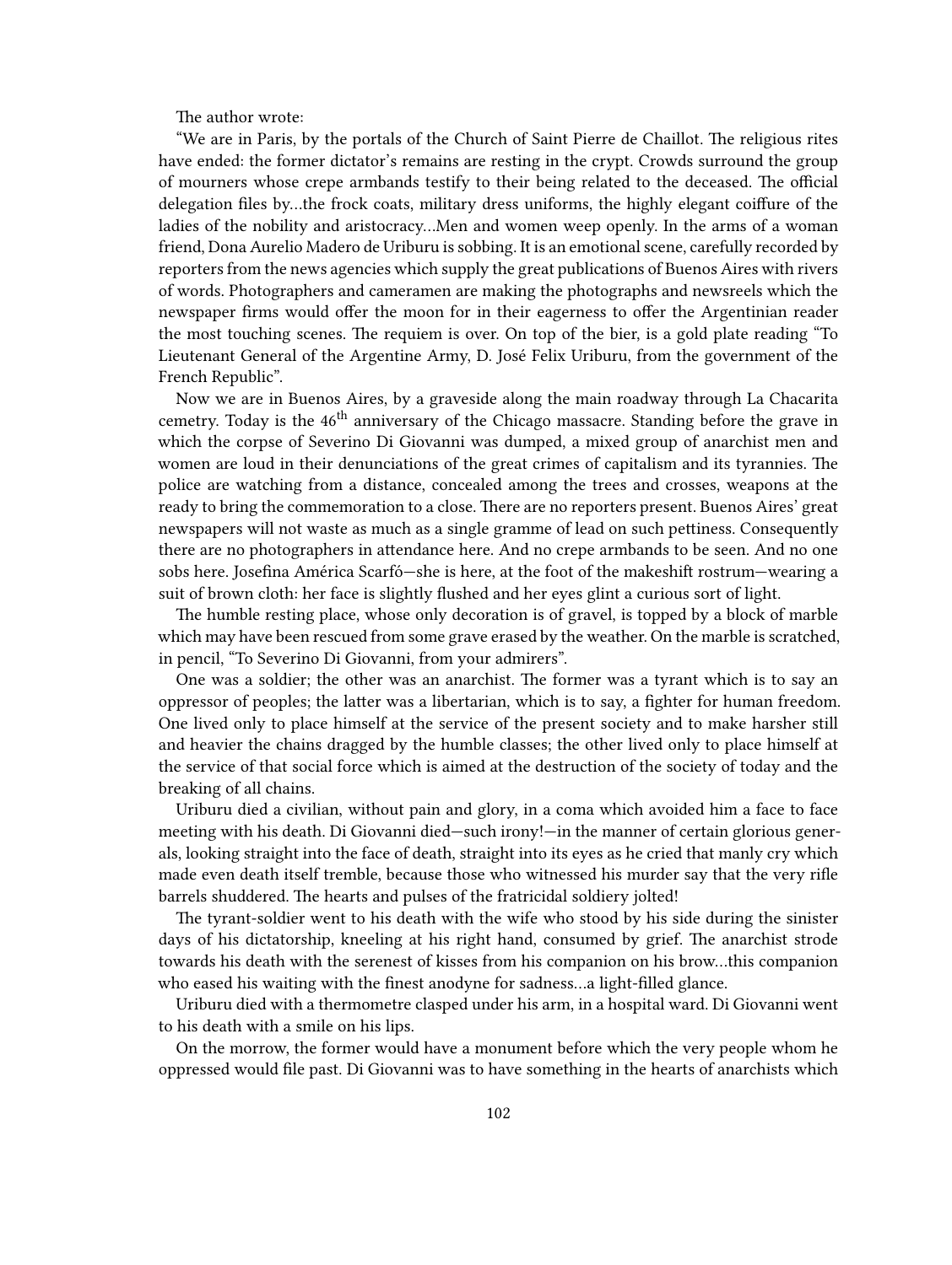The author wrote:

"We are in Paris, by the portals of the Church of Saint Pierre de Chaillot. The religious rites have ended: the former dictator's remains are resting in the crypt. Crowds surround the group of mourners whose crepe armbands testify to their being related to the deceased. The official delegation files by…the frock coats, military dress uniforms, the highly elegant coiffure of the ladies of the nobility and aristocracy…Men and women weep openly. In the arms of a woman friend, Dona Aurelio Madero de Uriburu is sobbing. It is an emotional scene, carefully recorded by reporters from the news agencies which supply the great publications of Buenos Aires with rivers of words. Photographers and cameramen are making the photographs and newsreels which the newspaper firms would offer the moon for in their eagerness to offer the Argentinian reader the most touching scenes. The requiem is over. On top of the bier, is a gold plate reading "To Lieutenant General of the Argentine Army, D. José Felix Uriburu, from the government of the French Republic".

Now we are in Buenos Aires, by a graveside along the main roadway through La Chacarita cemetry. Today is the 46th anniversary of the Chicago massacre. Standing before the grave in which the corpse of Severino Di Giovanni was dumped, a mixed group of anarchist men and women are loud in their denunciations of the great crimes of capitalism and its tyrannies. The police are watching from a distance, concealed among the trees and crosses, weapons at the ready to bring the commemoration to a close. There are no reporters present. Buenos Aires' great newspapers will not waste as much as a single gramme of lead on such pettiness. Consequently there are no photographers in attendance here. And no crepe armbands to be seen. And no one sobs here. Josefina América Scarfó—she is here, at the foot of the makeshift rostrum—wearing a suit of brown cloth: her face is slightly flushed and her eyes glint a curious sort of light.

The humble resting place, whose only decoration is of gravel, is topped by a block of marble which may have been rescued from some grave erased by the weather. On the marble is scratched, in pencil, "To Severino Di Giovanni, from your admirers".

One was a soldier; the other was an anarchist. The former was a tyrant which is to say an oppressor of peoples; the latter was a libertarian, which is to say, a fighter for human freedom. One lived only to place himself at the service of the present society and to make harsher still and heavier the chains dragged by the humble classes; the other lived only to place himself at the service of that social force which is aimed at the destruction of the society of today and the breaking of all chains.

Uriburu died a civilian, without pain and glory, in a coma which avoided him a face to face meeting with his death. Di Giovanni died—such irony!—in the manner of certain glorious generals, looking straight into the face of death, straight into its eyes as he cried that manly cry which made even death itself tremble, because those who witnessed his murder say that the very rifle barrels shuddered. The hearts and pulses of the fratricidal soldiery jolted!

The tyrant-soldier went to his death with the wife who stood by his side during the sinister days of his dictatorship, kneeling at his right hand, consumed by grief. The anarchist strode towards his death with the serenest of kisses from his companion on his brow…this companion who eased his waiting with the finest anodyne for sadness…a light-filled glance.

Uriburu died with a thermometre clasped under his arm, in a hospital ward. Di Giovanni went to his death with a smile on his lips.

On the morrow, the former would have a monument before which the very people whom he oppressed would file past. Di Giovanni was to have something in the hearts of anarchists which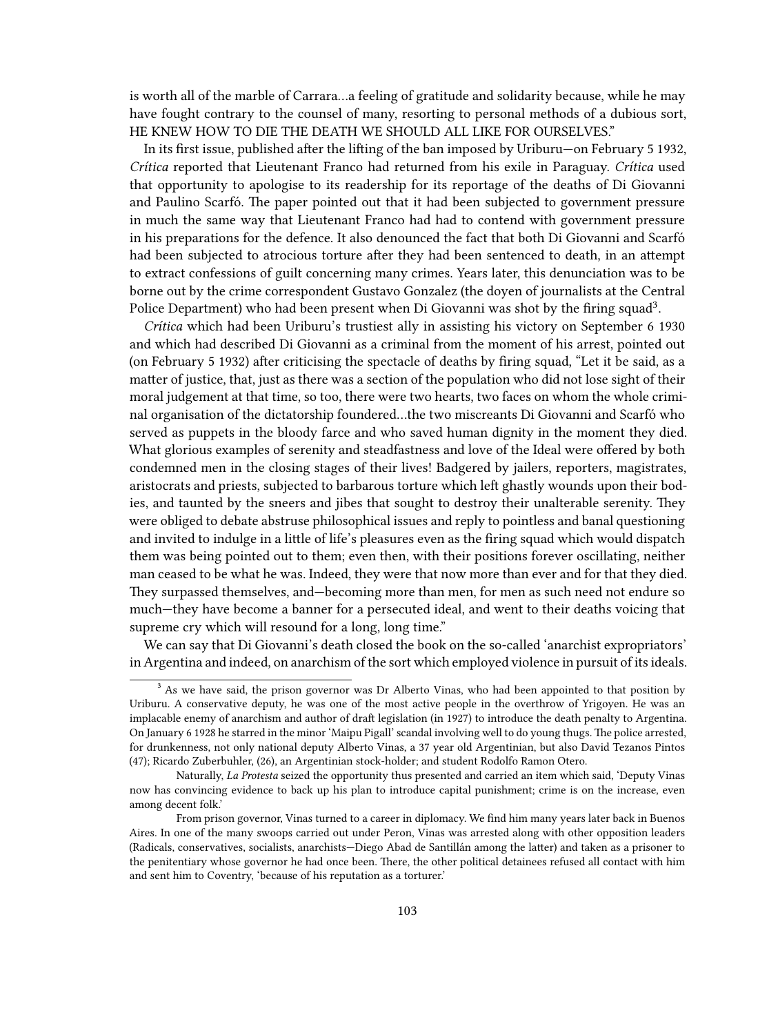is worth all of the marble of Carrara…a feeling of gratitude and solidarity because, while he may have fought contrary to the counsel of many, resorting to personal methods of a dubious sort, HE KNEW HOW TO DIE THE DEATH WE SHOULD ALL LIKE FOR OURSELVES."

In its first issue, published after the lifting of the ban imposed by Uriburu—on February 5 1932, *Crítica* reported that Lieutenant Franco had returned from his exile in Paraguay. *Crítica* used that opportunity to apologise to its readership for its reportage of the deaths of Di Giovanni and Paulino Scarfó. The paper pointed out that it had been subjected to government pressure in much the same way that Lieutenant Franco had had to contend with government pressure in his preparations for the defence. It also denounced the fact that both Di Giovanni and Scarfó had been subjected to atrocious torture after they had been sentenced to death, in an attempt to extract confessions of guilt concerning many crimes. Years later, this denunciation was to be borne out by the crime correspondent Gustavo Gonzalez (the doyen of journalists at the Central Police Department) who had been present when Di Giovanni was shot by the firing squad[3].

*Crítica* which had been Uriburu's trustiest ally in assisting his victory on September 6 1930 and which had described Di Giovanni as a criminal from the moment of his arrest, pointed out (on February 5 1932) after criticising the spectacle of deaths by firing squad, "Let it be said, as a matter of justice, that, just as there was a section of the population who did not lose sight of their moral judgement at that time, so too, there were two hearts, two faces on whom the whole criminal organisation of the dictatorship foundered…the two miscreants Di Giovanni and Scarfó who served as puppets in the bloody farce and who saved human dignity in the moment they died. What glorious examples of serenity and steadfastness and love of the Ideal were offered by both condemned men in the closing stages of their lives! Badgered by jailers, reporters, magistrates, aristocrats and priests, subjected to barbarous torture which left ghastly wounds upon their bodies, and taunted by the sneers and jibes that sought to destroy their unalterable serenity. They were obliged to debate abstruse philosophical issues and reply to pointless and banal questioning and invited to indulge in a little of life's pleasures even as the firing squad which would dispatch them was being pointed out to them; even then, with their positions forever oscillating, neither man ceased to be what he was. Indeed, they were that now more than ever and for that they died. They surpassed themselves, and—becoming more than men, for men as such need not endure so much—they have become a banner for a persecuted ideal, and went to their deaths voicing that supreme cry which will resound for a long, long time."

We can say that Di Giovanni's death closed the book on the so-called 'anarchist expropriators' in Argentina and indeed, on anarchism of the sort which employed violence in pursuit of its ideals.

---

[3] As we have said, the prison governor was Dr Alberto Vinas, who had been appointed to that position by Uriburu. A conservative deputy, he was one of the most active people in the overthrow of Yrigoyen. He was an implacable enemy of anarchism and author of draft legislation (in 1927) to introduce the death penalty to Argentina. On January 6 1928 he starred in the minor 'Maipu Pigall' scandal involving well to do young thugs. The police arrested, for drunkenness, not only national deputy Alberto Vinas, a 37 year old Argentinian, but also David Tezanos Pintos (47); Ricardo Zuberbuhler, (26), an Argentinian stock-holder; and student Rodolfo Ramon Otero.

Naturally, *La Protesta* seized the opportunity thus presented and carried an item which said, 'Deputy Vinas now has convincing evidence to back up his plan to introduce capital punishment; crime is on the increase, even among decent folk.'

From prison governor, Vinas turned to a career in diplomacy. We find him many years later back in Buenos Aires. In one of the many swoops carried out under Peron, Vinas was arrested along with other opposition leaders (Radicals, conservatives, socialists, anarchists—Diego Abad de Santillán among the latter) and taken as a prisoner to the penitentiary whose governor he had once been. There, the other political detainees refused all contact with him and sent him to Coventry, 'because of his reputation as a torturer.'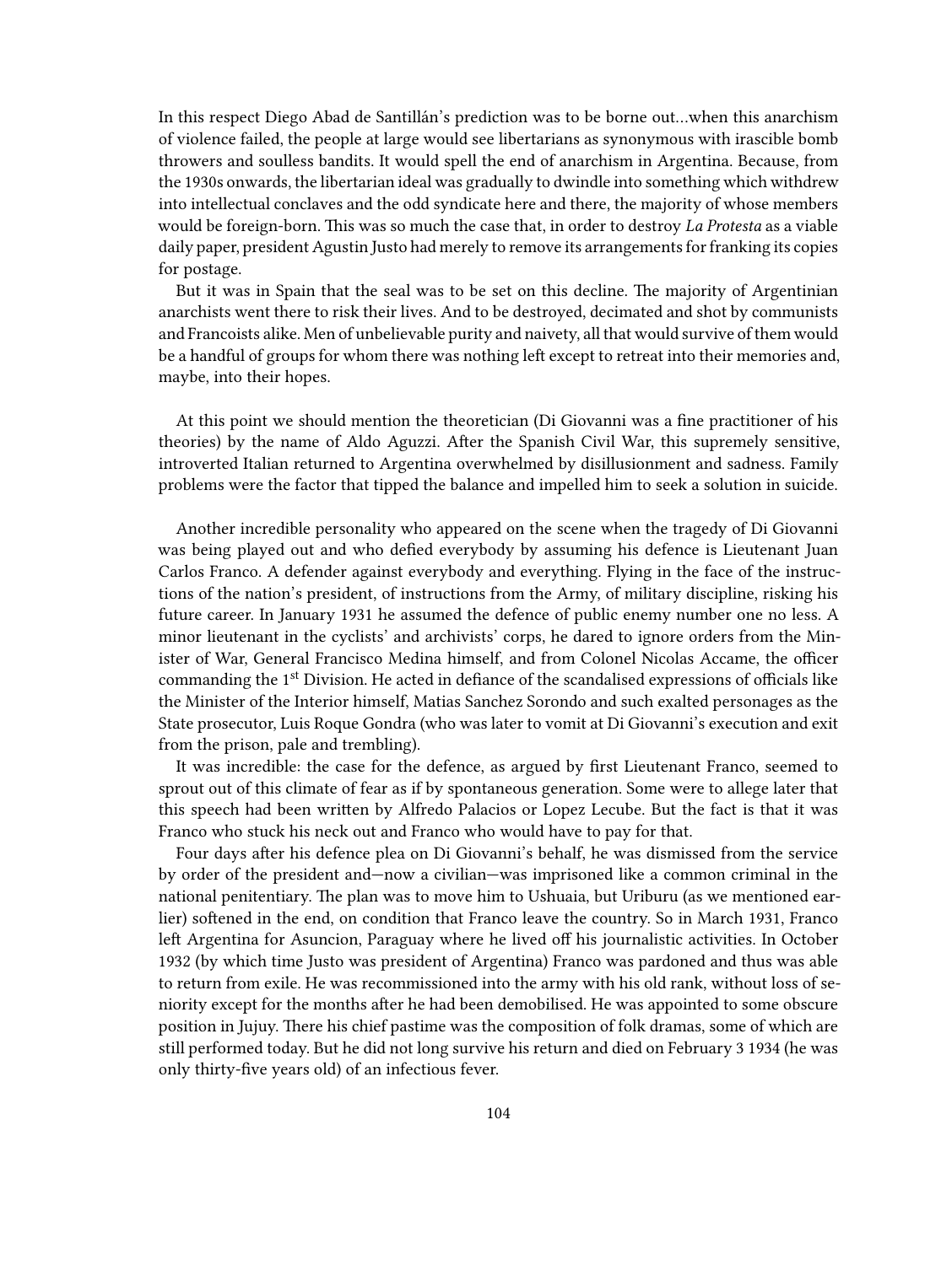In this respect Diego Abad de Santillán's prediction was to be borne out…when this anarchism of violence failed, the people at large would see libertarians as synonymous with irascible bomb throwers and soulless bandits. It would spell the end of anarchism in Argentina. Because, from the 1930s onwards, the libertarian ideal was gradually to dwindle into something which withdrew into intellectual conclaves and the odd syndicate here and there, the majority of whose members would be foreign-born. This was so much the case that, in order to destroy *La Protesta* as a viable daily paper, president Agustin Justo had merely to remove its arrangements for franking its copies for postage.

But it was in Spain that the seal was to be set on this decline. The majority of Argentinian anarchists went there to risk their lives. And to be destroyed, decimated and shot by communists and Francoists alike. Men of unbelievable purity and naivety, all that would survive of them would be a handful of groups for whom there was nothing left except to retreat into their memories and, maybe, into their hopes.

At this point we should mention the theoretician (Di Giovanni was a fine practitioner of his theories) by the name of Aldo Aguzzi. After the Spanish Civil War, this supremely sensitive, introverted Italian returned to Argentina overwhelmed by disillusionment and sadness. Family problems were the factor that tipped the balance and impelled him to seek a solution in suicide.

Another incredible personality who appeared on the scene when the tragedy of Di Giovanni was being played out and who defied everybody by assuming his defence is Lieutenant Juan Carlos Franco. A defender against everybody and everything. Flying in the face of the instructions of the nation's president, of instructions from the Army, of military discipline, risking his future career. In January 1931 he assumed the defence of public enemy number one no less. A minor lieutenant in the cyclists' and archivists' corps, he dared to ignore orders from the Minister of War, General Francisco Medina himself, and from Colonel Nicolas Accame, the officer commanding the 1st Division. He acted in defiance of the scandalised expressions of officials like the Minister of the Interior himself, Matias Sanchez Sorondo and such exalted personages as the State prosecutor, Luis Roque Gondra (who was later to vomit at Di Giovanni's execution and exit from the prison, pale and trembling).

It was incredible: the case for the defence, as argued by first Lieutenant Franco, seemed to sprout out of this climate of fear as if by spontaneous generation. Some were to allege later that this speech had been written by Alfredo Palacios or Lopez Lecube. But the fact is that it was Franco who stuck his neck out and Franco who would have to pay for that.

Four days after his defence plea on Di Giovanni's behalf, he was dismissed from the service by order of the president and—now a civilian—was imprisoned like a common criminal in the national penitentiary. The plan was to move him to Ushuaia, but Uriburu (as we mentioned earlier) softened in the end, on condition that Franco leave the country. So in March 1931, Franco left Argentina for Asuncion, Paraguay where he lived off his journalistic activities. In October 1932 (by which time Justo was president of Argentina) Franco was pardoned and thus was able to return from exile. He was recommissioned into the army with his old rank, without loss of seniority except for the months after he had been demobilised. He was appointed to some obscure position in Jujuy. There his chief pastime was the composition of folk dramas, some of which are still performed today. But he did not long survive his return and died on February 3 1934 (he was only thirty-five years old) of an infectious fever.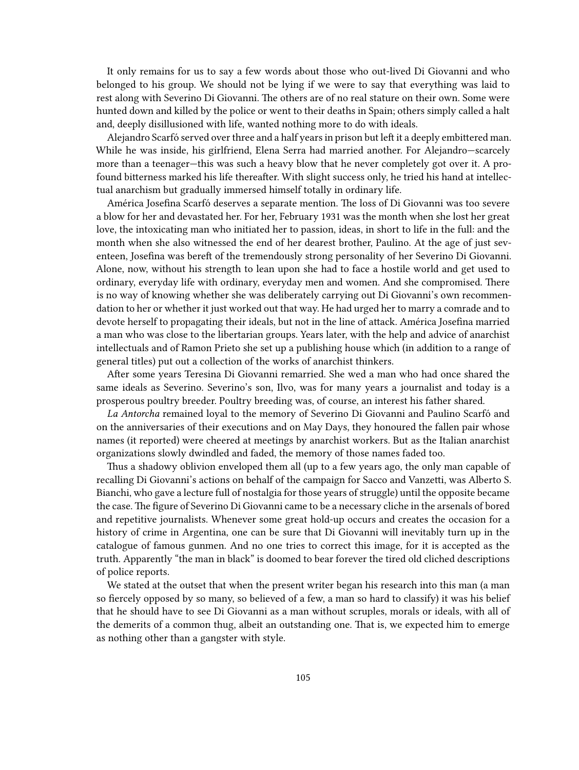It only remains for us to say a few words about those who out-lived Di Giovanni and who belonged to his group. We should not be lying if we were to say that everything was laid to rest along with Severino Di Giovanni. The others are of no real stature on their own. Some were hunted down and killed by the police or went to their deaths in Spain; others simply called a halt and, deeply disillusioned with life, wanted nothing more to do with ideals.

Alejandro Scarfó served over three and a half years in prison but left it a deeply embittered man. While he was inside, his girlfriend, Elena Serra had married another. For Alejandro—scarcely more than a teenager—this was such a heavy blow that he never completely got over it. A profound bitterness marked his life thereafter. With slight success only, he tried his hand at intellectual anarchism but gradually immersed himself totally in ordinary life.

América Josefina Scarfó deserves a separate mention. The loss of Di Giovanni was too severe a blow for her and devastated her. For her, February 1931 was the month when she lost her great love, the intoxicating man who initiated her to passion, ideas, in short to life in the full: and the month when she also witnessed the end of her dearest brother, Paulino. At the age of just seventeen, Josefina was bereft of the tremendously strong personality of her Severino Di Giovanni. Alone, now, without his strength to lean upon she had to face a hostile world and get used to ordinary, everyday life with ordinary, everyday men and women. And she compromised. There is no way of knowing whether she was deliberately carrying out Di Giovanni's own recommendation to her or whether it just worked out that way. He had urged her to marry a comrade and to devote herself to propagating their ideals, but not in the line of attack. América Josefina married a man who was close to the libertarian groups. Years later, with the help and advice of anarchist intellectuals and of Ramon Prieto she set up a publishing house which (in addition to a range of general titles) put out a collection of the works of anarchist thinkers.

After some years Teresina Di Giovanni remarried. She wed a man who had once shared the same ideals as Severino. Severino's son, Ilvo, was for many years a journalist and today is a prosperous poultry breeder. Poultry breeding was, of course, an interest his father shared.

*La Antorcha* remained loyal to the memory of Severino Di Giovanni and Paulino Scarfó and on the anniversaries of their executions and on May Days, they honoured the fallen pair whose names (it reported) were cheered at meetings by anarchist workers. But as the Italian anarchist organizations slowly dwindled and faded, the memory of those names faded too.

Thus a shadowy oblivion enveloped them all (up to a few years ago, the only man capable of recalling Di Giovanni's actions on behalf of the campaign for Sacco and Vanzetti, was Alberto S. Bianchi, who gave a lecture full of nostalgia for those years of struggle) until the opposite became the case. The figure of Severino Di Giovanni came to be a necessary cliche in the arsenals of bored and repetitive journalists. Whenever some great hold-up occurs and creates the occasion for a history of crime in Argentina, one can be sure that Di Giovanni will inevitably turn up in the catalogue of famous gunmen. And no one tries to correct this image, for it is accepted as the truth. Apparently "the man in black" is doomed to bear forever the tired old cliched descriptions of police reports.

We stated at the outset that when the present writer began his research into this man (a man so fiercely opposed by so many, so believed of a few, a man so hard to classify) it was his belief that he should have to see Di Giovanni as a man without scruples, morals or ideals, with all of the demerits of a common thug, albeit an outstanding one. That is, we expected him to emerge as nothing other than a gangster with style.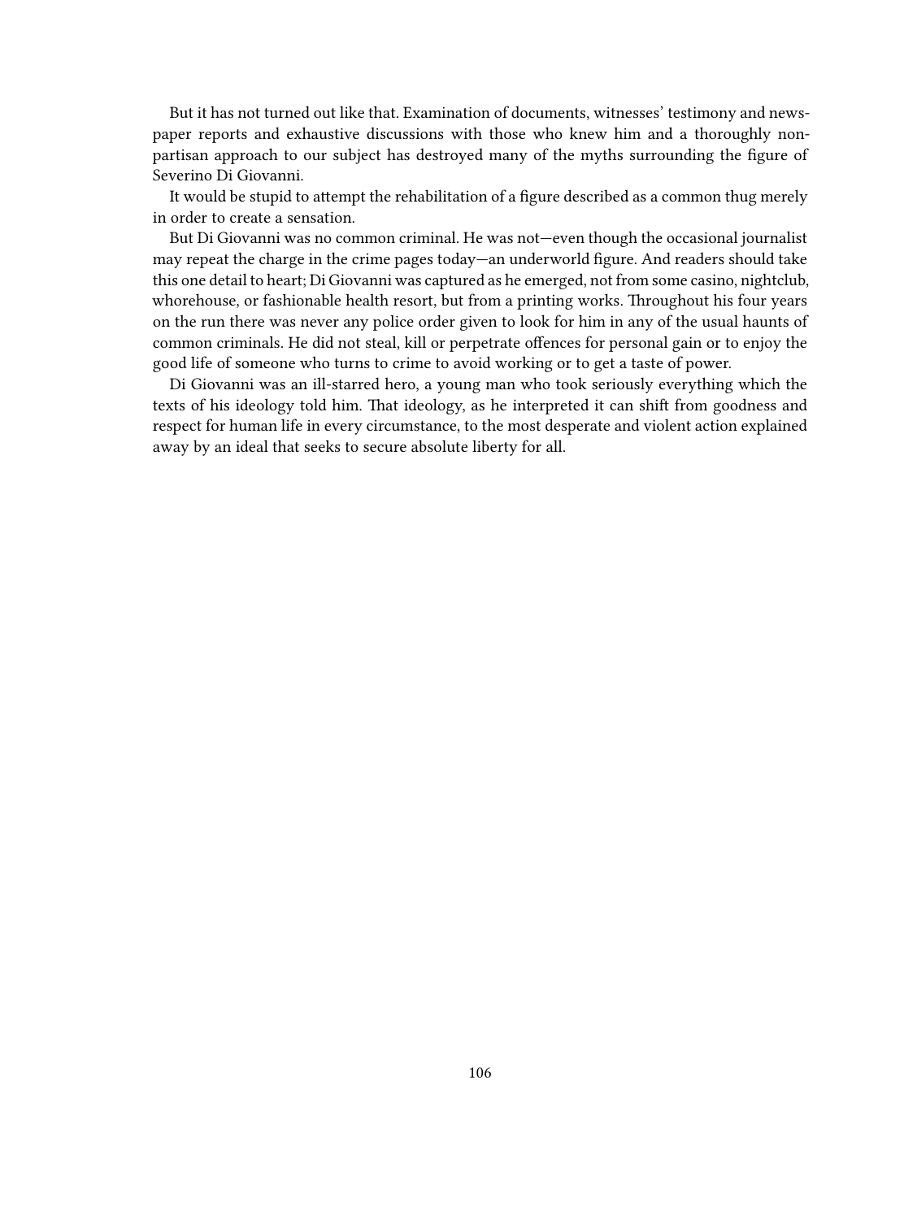But it has not turned out like that. Examination of documents, witnesses' testimony and newspaper reports and exhaustive discussions with those who knew him and a thoroughly non-partisan approach to our subject has destroyed many of the myths surrounding the figure of Severino Di Giovanni.

It would be stupid to attempt the rehabilitation of a figure described as a common thug merely in order to create a sensation.

But Di Giovanni was no common criminal. He was not—even though the occasional journalist may repeat the charge in the crime pages today—an underworld figure. And readers should take this one detail to heart; Di Giovanni was captured as he emerged, not from some casino, nightclub, whorehouse, or fashionable health resort, but from a printing works. Throughout his four years on the run there was never any police order given to look for him in any of the usual haunts of common criminals. He did not steal, kill or perpetrate offences for personal gain or to enjoy the good life of someone who turns to crime to avoid working or to get a taste of power.

Di Giovanni was an ill-starred hero, a young man who took seriously everything which the texts of his ideology told him. That ideology, as he interpreted it can shift from goodness and respect for human life in every circumstance, to the most desperate and violent action explained away by an ideal that seeks to secure absolute liberty for all.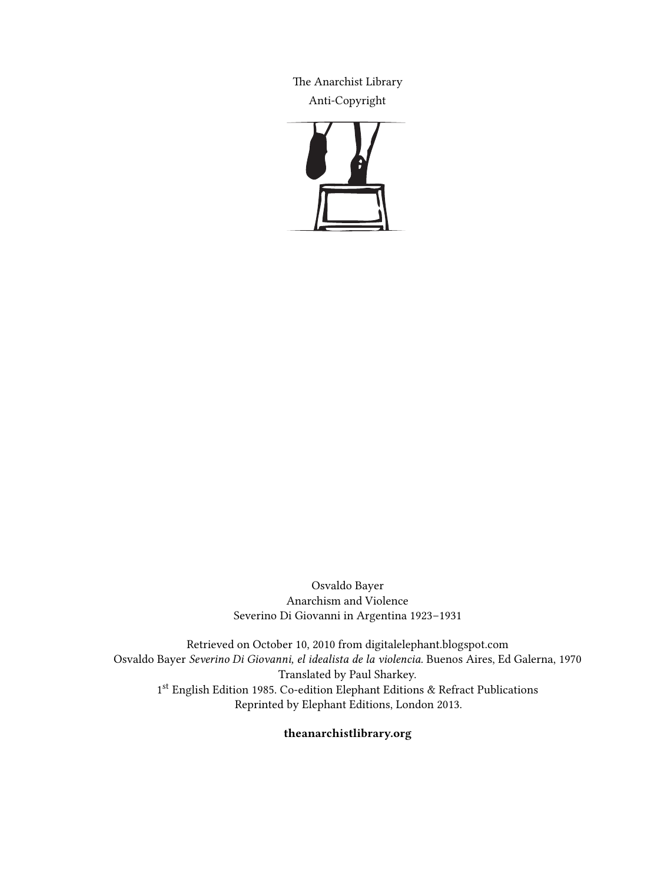The Anarchist Library
Anti-Copyright

Osvaldo Bayer
Anarchism and Violence
Severino Di Giovanni in Argentina 1923–1931

Retrieved on October 10, 2010 from digitalelephant.blogspot.com
Osvaldo Bayer *Severino Di Giovanni, el idealista de la violencia.* Buenos Aires, Ed Galerna, 1970
Translated by Paul Sharkey.
1st English Edition 1985. Co-edition Elephant Editions & Refract Publications
Reprinted by Elephant Editions, London 2013.

**theanarchistlibrary.org**